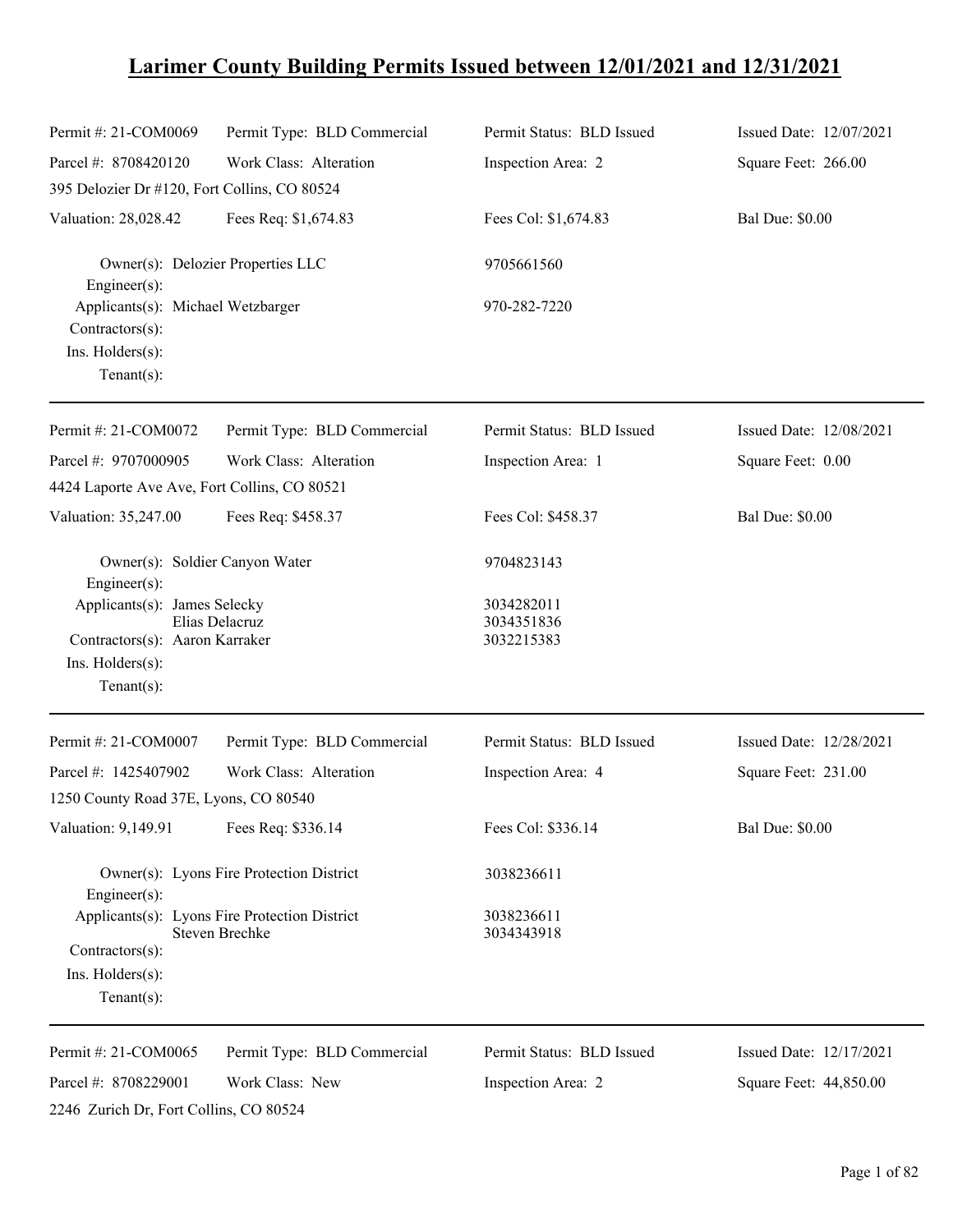# Larimer County Building Permits Issued between 12/01/2021 and 12/31/2021

| | | | |
|---|---|---|---|
| Permit #: 21-COM0069 | Permit Type: BLD Commercial | Permit Status: BLD Issued | Issued Date: 12/07/2021 |
| Parcel #: 8708420120 | Work Class: Alteration | Inspection Area: 2 | Square Feet: 266.00 |
| 395 Delozier Dr #120, Fort Collins, CO 80524 | | | |
| Valuation: 28,028.42 | Fees Req: $1,674.83 | Fees Col: $1,674.83 | Bal Due: $0.00 |

Owner(s): Delozier Properties LLC — 9705661560
Engineer(s):
Applicants(s): Michael Wetzbarger — 970-282-7220
Contractors(s):
Ins. Holders(s):
Tenant(s):

---

| | | | |
|---|---|---|---|
| Permit #: 21-COM0072 | Permit Type: BLD Commercial | Permit Status: BLD Issued | Issued Date: 12/08/2021 |
| Parcel #: 9707000905 | Work Class: Alteration | Inspection Area: 1 | Square Feet: 0.00 |
| 4424 Laporte Ave Ave, Fort Collins, CO 80521 | | | |
| Valuation: 35,247.00 | Fees Req: $458.37 | Fees Col: $458.37 | Bal Due: $0.00 |

Owner(s): Soldier Canyon Water — 9704823143
Engineer(s):
Applicants(s): James Selecky — 3034282011
Elias Delacruz — 3034351836
Contractors(s): Aaron Karraker — 3032215383
Ins. Holders(s):
Tenant(s):

---

| | | | |
|---|---|---|---|
| Permit #: 21-COM0007 | Permit Type: BLD Commercial | Permit Status: BLD Issued | Issued Date: 12/28/2021 |
| Parcel #: 1425407902 | Work Class: Alteration | Inspection Area: 4 | Square Feet: 231.00 |
| 1250 County Road 37E, Lyons, CO 80540 | | | |
| Valuation: 9,149.91 | Fees Req: $336.14 | Fees Col: $336.14 | Bal Due: $0.00 |

Owner(s): Lyons Fire Protection District — 3038236611
Engineer(s):
Applicants(s): Lyons Fire Protection District — 3038236611
Steven Brechke — 3034343918
Contractors(s):
Ins. Holders(s):
Tenant(s):

---

| | | | |
|---|---|---|---|
| Permit #: 21-COM0065 | Permit Type: BLD Commercial | Permit Status: BLD Issued | Issued Date: 12/17/2021 |
| Parcel #: 8708229001 | Work Class: New | Inspection Area: 2 | Square Feet: 44,850.00 |
| 2246 Zurich Dr, Fort Collins, CO 80524 | | | |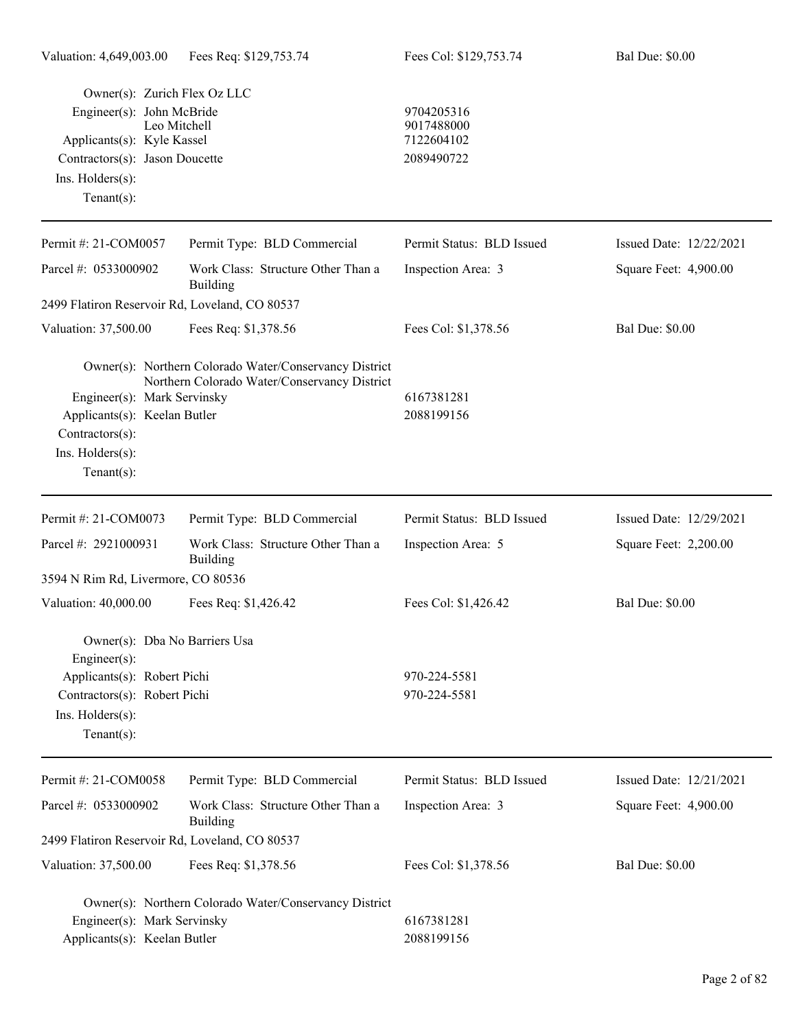| Valuation: 4,649,003.00 | Fees Req: $129,753.74 | Fees Col: $129,753.74 | Bal Due: $0.00 |
|---|---|---|---|

Owner(s): Zurich Flex Oz LLC
Engineer(s): John McBride 9704205316
Leo Mitchell 9017488000
Applicants(s): Kyle Kassel 7122604102
Contractors(s): Jason Doucette 2089490722
Ins. Holders(s):
Tenant(s):

---

| Permit #: 21-COM0057 | Permit Type: BLD Commercial | Permit Status: BLD Issued | Issued Date: 12/22/2021 |
|---|---|---|---|
| Parcel #: 0533000902 | Work Class: Structure Other Than a Building | Inspection Area: 3 | Square Feet: 4,900.00 |
| 2499 Flatiron Reservoir Rd, Loveland, CO 80537 | | | |
| Valuation: 37,500.00 | Fees Req: $1,378.56 | Fees Col: $1,378.56 | Bal Due: $0.00 |

Owner(s): Northern Colorado Water/Conservancy District
Northern Colorado Water/Conservancy District
Engineer(s): Mark Servinsky 6167381281
Applicants(s): Keelan Butler 2088199156
Contractors(s):
Ins. Holders(s):
Tenant(s):

---

| Permit #: 21-COM0073 | Permit Type: BLD Commercial | Permit Status: BLD Issued | Issued Date: 12/29/2021 |
|---|---|---|---|
| Parcel #: 2921000931 | Work Class: Structure Other Than a Building | Inspection Area: 5 | Square Feet: 2,200.00 |
| 3594 N Rim Rd, Livermore, CO 80536 | | | |
| Valuation: 40,000.00 | Fees Req: $1,426.42 | Fees Col: $1,426.42 | Bal Due: $0.00 |

Owner(s): Dba No Barriers Usa
Engineer(s):
Applicants(s): Robert Pichi 970-224-5581
Contractors(s): Robert Pichi 970-224-5581
Ins. Holders(s):
Tenant(s):

---

| Permit #: 21-COM0058 | Permit Type: BLD Commercial | Permit Status: BLD Issued | Issued Date: 12/21/2021 |
|---|---|---|---|
| Parcel #: 0533000902 | Work Class: Structure Other Than a Building | Inspection Area: 3 | Square Feet: 4,900.00 |
| 2499 Flatiron Reservoir Rd, Loveland, CO 80537 | | | |
| Valuation: 37,500.00 | Fees Req: $1,378.56 | Fees Col: $1,378.56 | Bal Due: $0.00 |

Owner(s): Northern Colorado Water/Conservancy District
Engineer(s): Mark Servinsky 6167381281
Applicants(s): Keelan Butler 2088199156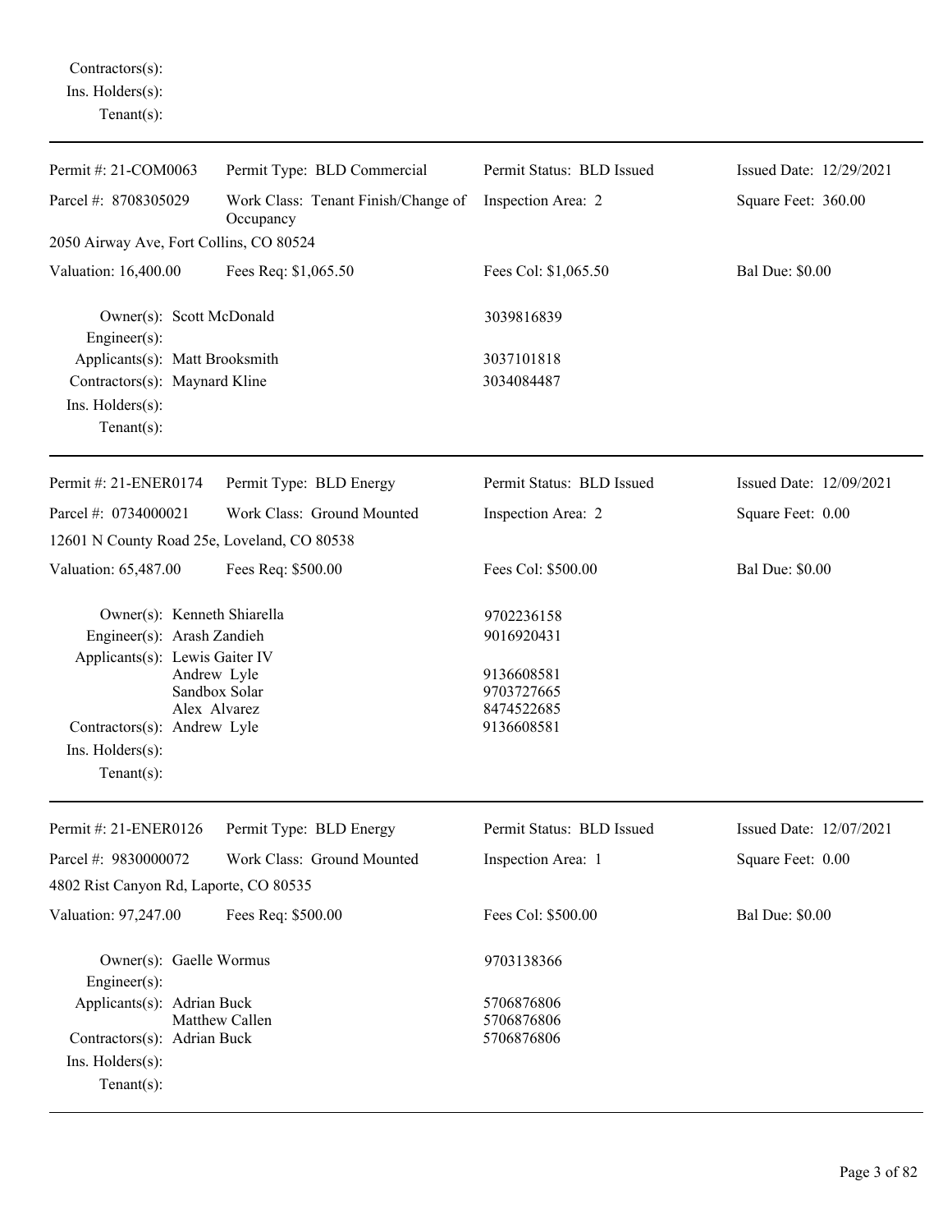Contractors(s):
Ins. Holders(s):
Tenant(s):

---

| Permit #: 21-COM0063 | Permit Type: BLD Commercial | Permit Status: BLD Issued | Issued Date: 12/29/2021 |
|---|---|---|---|
| Parcel #: 8708305029 | Work Class: Tenant Finish/Change of Occupancy | Inspection Area: 2 | Square Feet: 360.00 |
| 2050 Airway Ave, Fort Collins, CO 80524 | | | |
| Valuation: 16,400.00 | Fees Req: $1,065.50 | Fees Col: $1,065.50 | Bal Due: $0.00 |

Owner(s): Scott McDonald — 3039816839
Engineer(s):
Applicants(s): Matt Brooksmith — 3037101818
Contractors(s): Maynard Kline — 3034084487
Ins. Holders(s):
Tenant(s):

---

| Permit #: 21-ENER0174 | Permit Type: BLD Energy | Permit Status: BLD Issued | Issued Date: 12/09/2021 |
|---|---|---|---|
| Parcel #: 0734000021 | Work Class: Ground Mounted | Inspection Area: 2 | Square Feet: 0.00 |
| 12601 N County Road 25e, Loveland, CO 80538 | | | |
| Valuation: 65,487.00 | Fees Req: $500.00 | Fees Col: $500.00 | Bal Due: $0.00 |

Owner(s): Kenneth Shiarella — 9702236158
Engineer(s): Arash Zandieh — 9016920431
Applicants(s): Lewis Gaiter IV
Andrew Lyle — 9136608581
Sandbox Solar — 9703727665
Alex Alvarez — 8474522685
Contractors(s): Andrew Lyle — 9136608581
Ins. Holders(s):
Tenant(s):

---

| Permit #: 21-ENER0126 | Permit Type: BLD Energy | Permit Status: BLD Issued | Issued Date: 12/07/2021 |
|---|---|---|---|
| Parcel #: 9830000072 | Work Class: Ground Mounted | Inspection Area: 1 | Square Feet: 0.00 |
| 4802 Rist Canyon Rd, Laporte, CO 80535 | | | |
| Valuation: 97,247.00 | Fees Req: $500.00 | Fees Col: $500.00 | Bal Due: $0.00 |

Owner(s): Gaelle Wormus — 9703138366
Engineer(s):
Applicants(s): Adrian Buck — 5706876806
Matthew Callen — 5706876806
Contractors(s): Adrian Buck — 5706876806
Ins. Holders(s):
Tenant(s):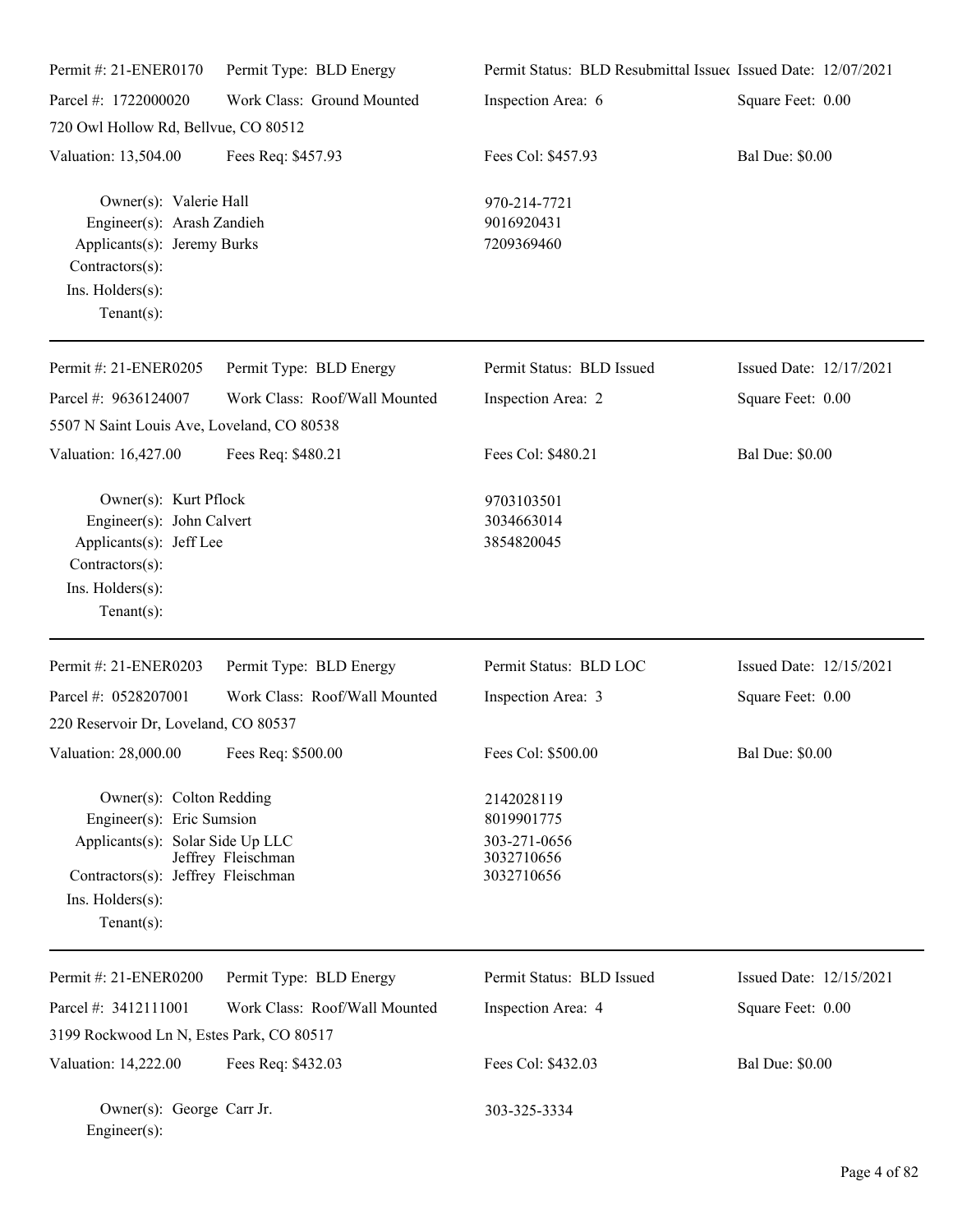Permit #: 21-ENER0170 | Permit Type: BLD Energy | Permit Status: BLD Resubmittal Issued | Issued Date: 12/07/2021

Parcel #: 1722000020 | Work Class: Ground Mounted | Inspection Area: 6 | Square Feet: 0.00

720 Owl Hollow Rd, Bellvue, CO 80512

Valuation: 13,504.00 | Fees Req: $457.93 | Fees Col: $457.93 | Bal Due: $0.00

Owner(s): Valerie Hall 970-214-7721
Engineer(s): Arash Zandieh 9016920431
Applicants(s): Jeremy Burks 7209369460
Contractors(s):
Ins. Holders(s):
Tenant(s):

---

Permit #: 21-ENER0205 | Permit Type: BLD Energy | Permit Status: BLD Issued | Issued Date: 12/17/2021

Parcel #: 9636124007 | Work Class: Roof/Wall Mounted | Inspection Area: 2 | Square Feet: 0.00

5507 N Saint Louis Ave, Loveland, CO 80538

Valuation: 16,427.00 | Fees Req: $480.21 | Fees Col: $480.21 | Bal Due: $0.00

Owner(s): Kurt Pflock 9703103501
Engineer(s): John Calvert 3034663014
Applicants(s): Jeff Lee 3854820045
Contractors(s):
Ins. Holders(s):
Tenant(s):

---

Permit #: 21-ENER0203 | Permit Type: BLD Energy | Permit Status: BLD LOC | Issued Date: 12/15/2021

Parcel #: 0528207001 | Work Class: Roof/Wall Mounted | Inspection Area: 3 | Square Feet: 0.00

220 Reservoir Dr, Loveland, CO 80537

Valuation: 28,000.00 | Fees Req: $500.00 | Fees Col: $500.00 | Bal Due: $0.00

Owner(s): Colton Redding 2142028119
Engineer(s): Eric Sumsion 8019901775
Applicants(s): Solar Side Up LLC 303-271-0656
Jeffrey Fleischman 3032710656
Contractors(s): Jeffrey Fleischman 3032710656
Ins. Holders(s):
Tenant(s):

---

Permit #: 21-ENER0200 | Permit Type: BLD Energy | Permit Status: BLD Issued | Issued Date: 12/15/2021

Parcel #: 3412111001 | Work Class: Roof/Wall Mounted | Inspection Area: 4 | Square Feet: 0.00

3199 Rockwood Ln N, Estes Park, CO 80517

Valuation: 14,222.00 | Fees Req: $432.03 | Fees Col: $432.03 | Bal Due: $0.00

Owner(s): George Carr Jr. 303-325-3334
Engineer(s):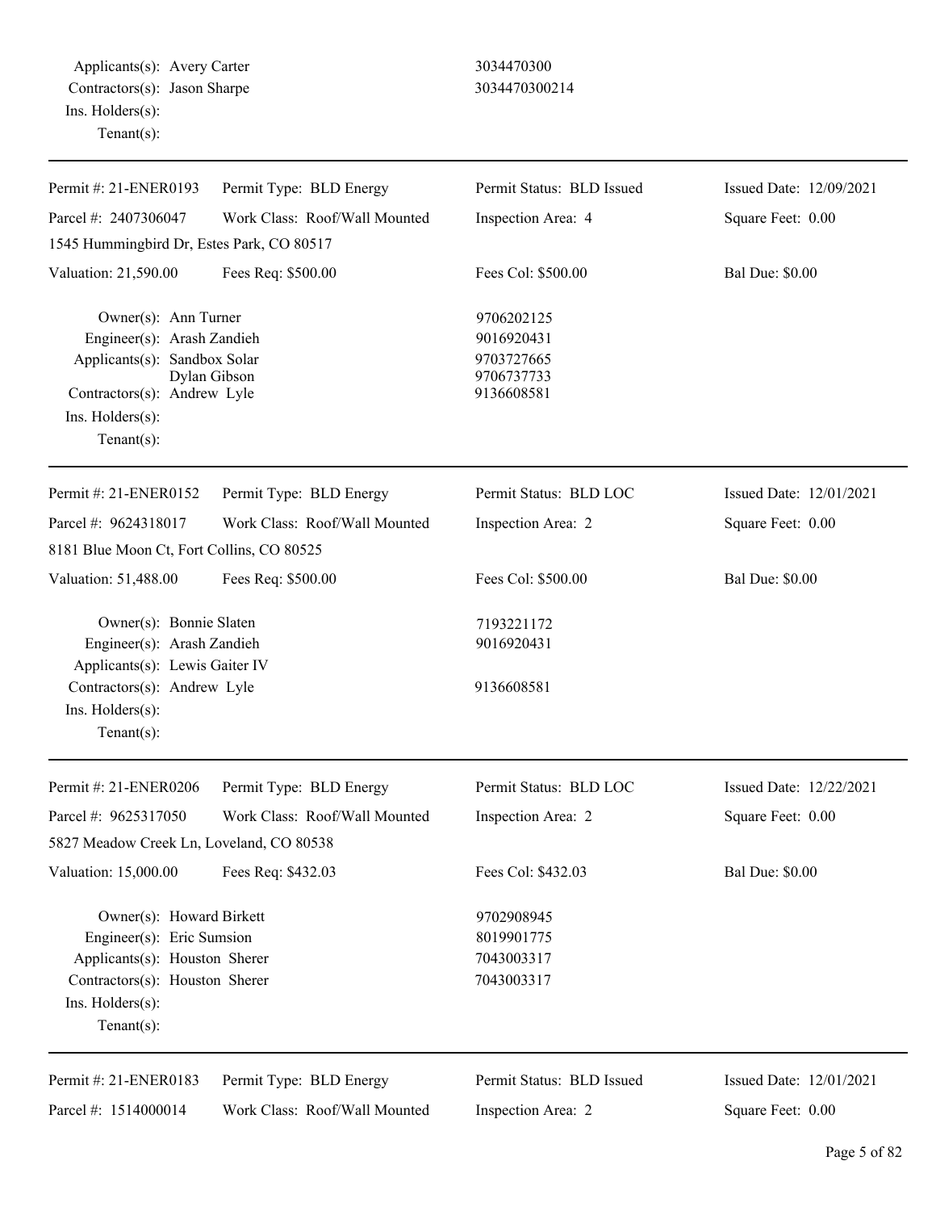Applicants(s): Avery Carter 3034470300
Contractors(s): Jason Sharpe 3034470300214
Ins. Holders(s):
Tenant(s):

---

| Permit #: 21-ENER0193 | Permit Type: BLD Energy | Permit Status: BLD Issued | Issued Date: 12/09/2021 |
|---|---|---|---|
| Parcel #: 2407306047 | Work Class: Roof/Wall Mounted | Inspection Area: 4 | Square Feet: 0.00 |
| 1545 Hummingbird Dr, Estes Park, CO 80517 | | | |
| Valuation: 21,590.00 | Fees Req: $500.00 | Fees Col: $500.00 | Bal Due: $0.00 |

Owner(s): Ann Turner 9706202125
Engineer(s): Arash Zandieh 9016920431
Applicants(s): Sandbox Solar 9703727665
Dylan Gibson 9706737733
Contractors(s): Andrew Lyle 9136608581
Ins. Holders(s):
Tenant(s):

---

| Permit #: 21-ENER0152 | Permit Type: BLD Energy | Permit Status: BLD LOC | Issued Date: 12/01/2021 |
|---|---|---|---|
| Parcel #: 9624318017 | Work Class: Roof/Wall Mounted | Inspection Area: 2 | Square Feet: 0.00 |
| 8181 Blue Moon Ct, Fort Collins, CO 80525 | | | |
| Valuation: 51,488.00 | Fees Req: $500.00 | Fees Col: $500.00 | Bal Due: $0.00 |

Owner(s): Bonnie Slaten 7193221172
Engineer(s): Arash Zandieh 9016920431
Applicants(s): Lewis Gaiter IV
Contractors(s): Andrew Lyle 9136608581
Ins. Holders(s):
Tenant(s):

---

| Permit #: 21-ENER0206 | Permit Type: BLD Energy | Permit Status: BLD LOC | Issued Date: 12/22/2021 |
|---|---|---|---|
| Parcel #: 9625317050 | Work Class: Roof/Wall Mounted | Inspection Area: 2 | Square Feet: 0.00 |
| 5827 Meadow Creek Ln, Loveland, CO 80538 | | | |
| Valuation: 15,000.00 | Fees Req: $432.03 | Fees Col: $432.03 | Bal Due: $0.00 |

Owner(s): Howard Birkett 9702908945
Engineer(s): Eric Sumsion 8019901775
Applicants(s): Houston Sherer 7043003317
Contractors(s): Houston Sherer 7043003317
Ins. Holders(s):
Tenant(s):

---

| Permit #: 21-ENER0183 | Permit Type: BLD Energy | Permit Status: BLD Issued | Issued Date: 12/01/2021 |
|---|---|---|---|
| Parcel #: 1514000014 | Work Class: Roof/Wall Mounted | Inspection Area: 2 | Square Feet: 0.00 |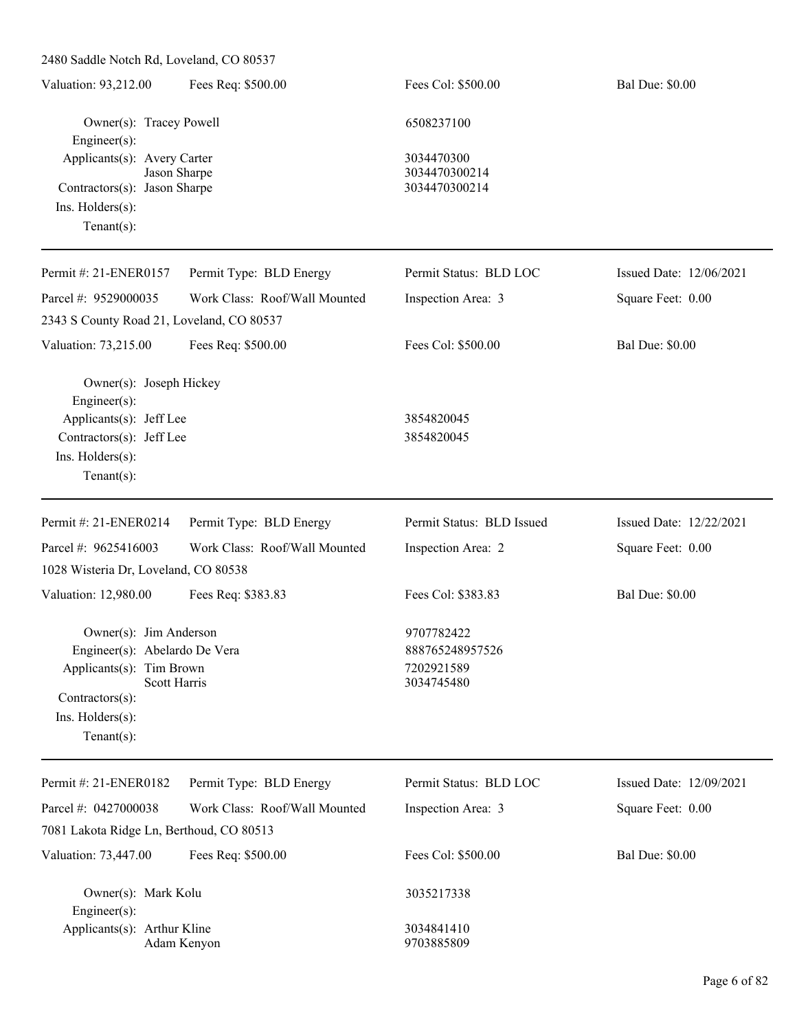2480 Saddle Notch Rd, Loveland, CO 80537

Valuation: 93,212.00 | Fees Req: $500.00 | Fees Col: $500.00 | Bal Due: $0.00

Owner(s): Tracey Powell — 6508237100
Engineer(s):
Applicants(s): Avery Carter — 3034470300
Jason Sharpe — 3034470300214
Contractors(s): Jason Sharpe — 3034470300214
Ins. Holders(s):
Tenant(s):

---

Permit #: 21-ENER0157 | Permit Type: BLD Energy | Permit Status: BLD LOC | Issued Date: 12/06/2021
Parcel #: 9529000035 | Work Class: Roof/Wall Mounted | Inspection Area: 3 | Square Feet: 0.00

2343 S County Road 21, Loveland, CO 80537

Valuation: 73,215.00 | Fees Req: $500.00 | Fees Col: $500.00 | Bal Due: $0.00

Owner(s): Joseph Hickey
Engineer(s):
Applicants(s): Jeff Lee — 3854820045
Contractors(s): Jeff Lee — 3854820045
Ins. Holders(s):
Tenant(s):

---

Permit #: 21-ENER0214 | Permit Type: BLD Energy | Permit Status: BLD Issued | Issued Date: 12/22/2021
Parcel #: 9625416003 | Work Class: Roof/Wall Mounted | Inspection Area: 2 | Square Feet: 0.00

1028 Wisteria Dr, Loveland, CO 80538

Valuation: 12,980.00 | Fees Req: $383.83 | Fees Col: $383.83 | Bal Due: $0.00

Owner(s): Jim Anderson — 9707782422
Engineer(s): Abelardo De Vera — 888765248957526
Applicants(s): Tim Brown — 7202921589
Scott Harris — 3034745480
Contractors(s):
Ins. Holders(s):
Tenant(s):

---

Permit #: 21-ENER0182 | Permit Type: BLD Energy | Permit Status: BLD LOC | Issued Date: 12/09/2021
Parcel #: 0427000038 | Work Class: Roof/Wall Mounted | Inspection Area: 3 | Square Feet: 0.00

7081 Lakota Ridge Ln, Berthoud, CO 80513

Valuation: 73,447.00 | Fees Req: $500.00 | Fees Col: $500.00 | Bal Due: $0.00

Owner(s): Mark Kolu — 3035217338
Engineer(s):
Applicants(s): Arthur Kline — 3034841410
Adam Kenyon — 9703885809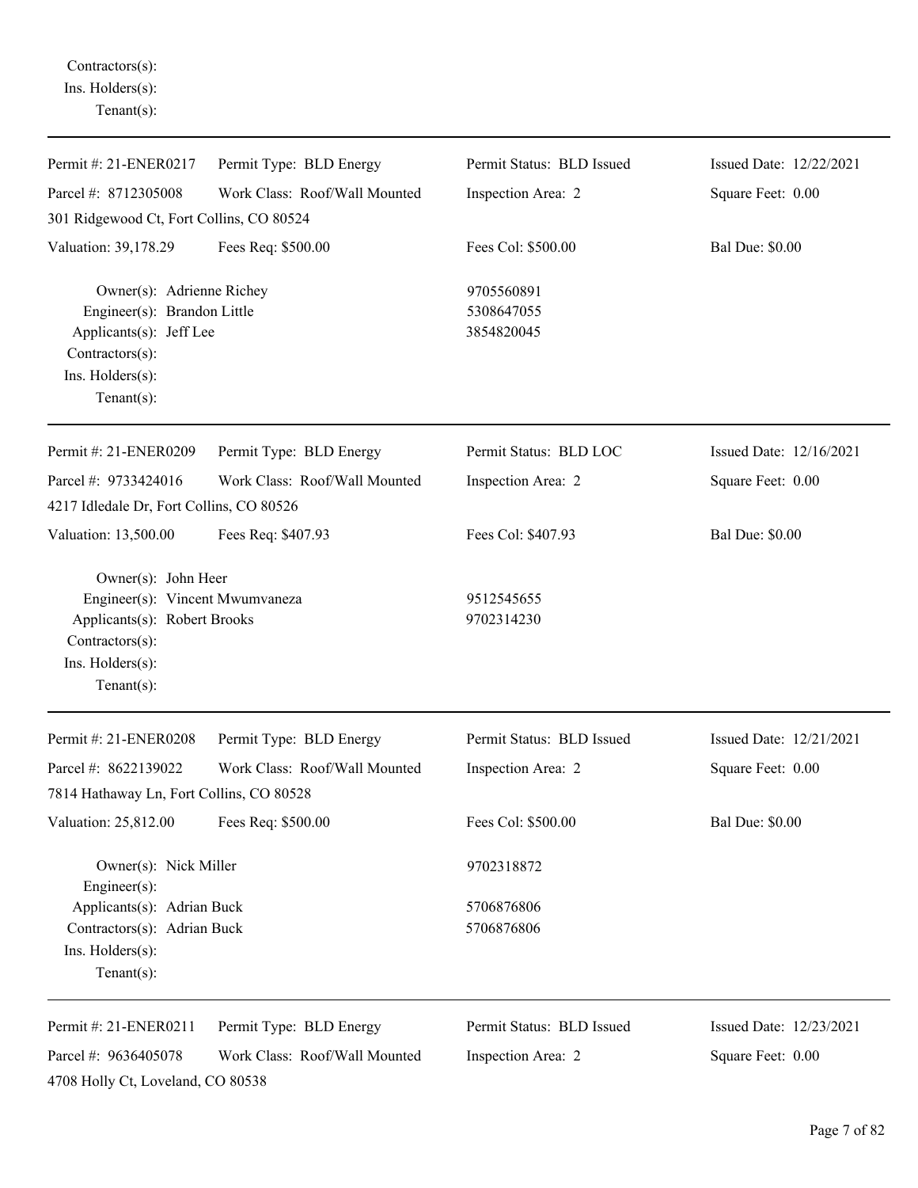Contractors(s):
Ins. Holders(s):
Tenant(s):

---

| Permit #: 21-ENER0217 | Permit Type: BLD Energy | Permit Status: BLD Issued | Issued Date: 12/22/2021 |
|---|---|---|---|
| Parcel #: 8712305008 | Work Class: Roof/Wall Mounted | Inspection Area: 2 | Square Feet: 0.00 |
| 301 Ridgewood Ct, Fort Collins, CO 80524 | | | |
| Valuation: 39,178.29 | Fees Req: $500.00 | Fees Col: $500.00 | Bal Due: $0.00 |

Owner(s): Adrienne Richey — 9705560891
Engineer(s): Brandon Little — 5308647055
Applicants(s): Jeff Lee — 3854820045
Contractors(s):
Ins. Holders(s):
Tenant(s):

---

| Permit #: 21-ENER0209 | Permit Type: BLD Energy | Permit Status: BLD LOC | Issued Date: 12/16/2021 |
|---|---|---|---|
| Parcel #: 9733424016 | Work Class: Roof/Wall Mounted | Inspection Area: 2 | Square Feet: 0.00 |
| 4217 Idledale Dr, Fort Collins, CO 80526 | | | |
| Valuation: 13,500.00 | Fees Req: $407.93 | Fees Col: $407.93 | Bal Due: $0.00 |

Owner(s): John Heer
Engineer(s): Vincent Mwumvaneza — 9512545655
Applicants(s): Robert Brooks — 9702314230
Contractors(s):
Ins. Holders(s):
Tenant(s):

---

| Permit #: 21-ENER0208 | Permit Type: BLD Energy | Permit Status: BLD Issued | Issued Date: 12/21/2021 |
|---|---|---|---|
| Parcel #: 8622139022 | Work Class: Roof/Wall Mounted | Inspection Area: 2 | Square Feet: 0.00 |
| 7814 Hathaway Ln, Fort Collins, CO 80528 | | | |
| Valuation: 25,812.00 | Fees Req: $500.00 | Fees Col: $500.00 | Bal Due: $0.00 |

Owner(s): Nick Miller — 9702318872
Engineer(s):
Applicants(s): Adrian Buck — 5706876806
Contractors(s): Adrian Buck — 5706876806
Ins. Holders(s):
Tenant(s):

---

| Permit #: 21-ENER0211 | Permit Type: BLD Energy | Permit Status: BLD Issued | Issued Date: 12/23/2021 |
|---|---|---|---|
| Parcel #: 9636405078 | Work Class: Roof/Wall Mounted | Inspection Area: 2 | Square Feet: 0.00 |
| 4708 Holly Ct, Loveland, CO 80538 | | | |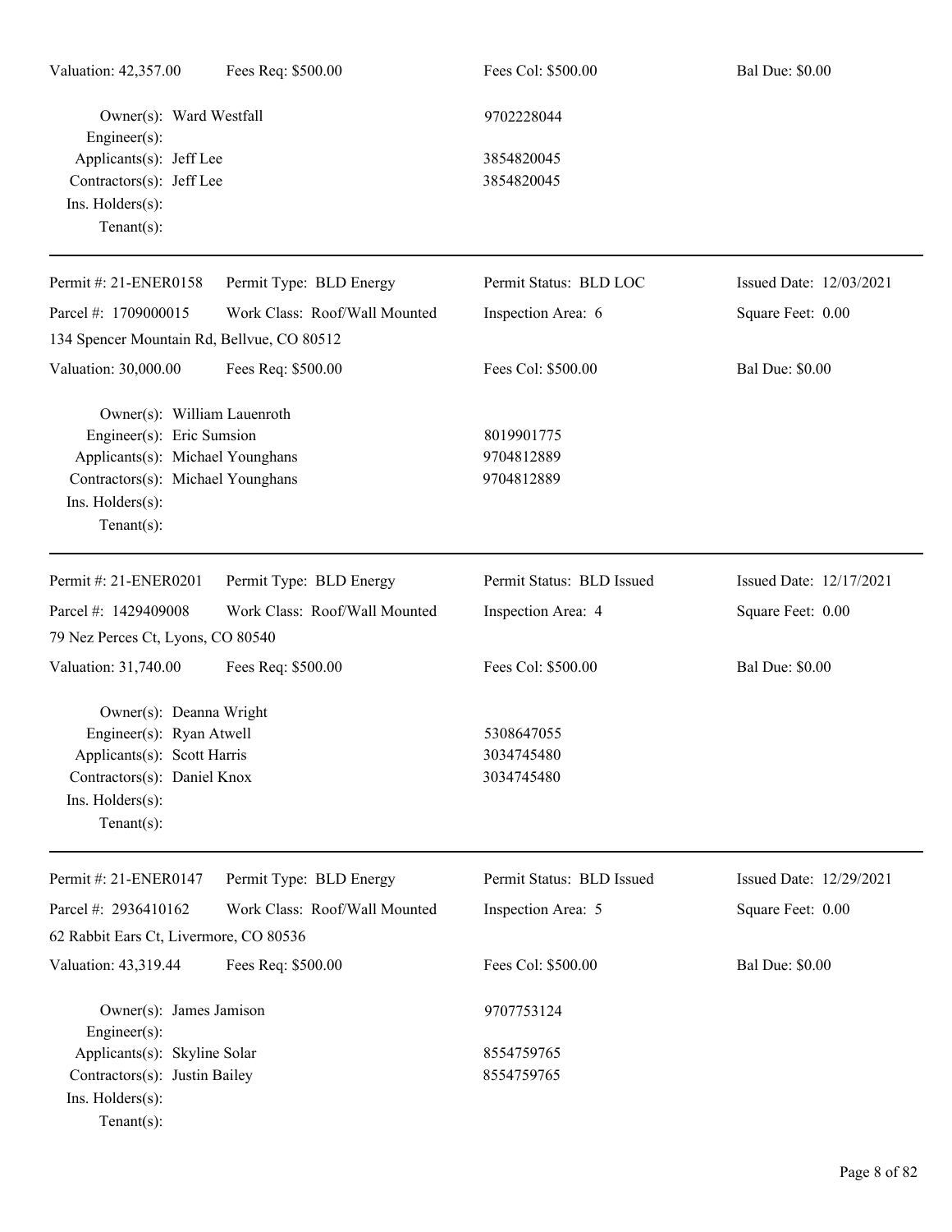Valuation: 42,357.00 | Fees Req: $500.00 | Fees Col: $500.00 | Bal Due: $0.00

Owner(s): Ward Westfall 9702228044
Engineer(s):
Applicants(s): Jeff Lee 3854820045
Contractors(s): Jeff Lee 3854820045
Ins. Holders(s):
Tenant(s):

---

Permit #: 21-ENER0158 | Permit Type: BLD Energy | Permit Status: BLD LOC | Issued Date: 12/03/2021
Parcel #: 1709000015 | Work Class: Roof/Wall Mounted | Inspection Area: 6 | Square Feet: 0.00
134 Spencer Mountain Rd, Bellvue, CO 80512
Valuation: 30,000.00 | Fees Req: $500.00 | Fees Col: $500.00 | Bal Due: $0.00

Owner(s): William Lauenroth
Engineer(s): Eric Sumsion 8019901775
Applicants(s): Michael Younghans 9704812889
Contractors(s): Michael Younghans 9704812889
Ins. Holders(s):
Tenant(s):

---

Permit #: 21-ENER0201 | Permit Type: BLD Energy | Permit Status: BLD Issued | Issued Date: 12/17/2021
Parcel #: 1429409008 | Work Class: Roof/Wall Mounted | Inspection Area: 4 | Square Feet: 0.00
79 Nez Perces Ct, Lyons, CO 80540
Valuation: 31,740.00 | Fees Req: $500.00 | Fees Col: $500.00 | Bal Due: $0.00

Owner(s): Deanna Wright
Engineer(s): Ryan Atwell 5308647055
Applicants(s): Scott Harris 3034745480
Contractors(s): Daniel Knox 3034745480
Ins. Holders(s):
Tenant(s):

---

Permit #: 21-ENER0147 | Permit Type: BLD Energy | Permit Status: BLD Issued | Issued Date: 12/29/2021
Parcel #: 2936410162 | Work Class: Roof/Wall Mounted | Inspection Area: 5 | Square Feet: 0.00
62 Rabbit Ears Ct, Livermore, CO 80536
Valuation: 43,319.44 | Fees Req: $500.00 | Fees Col: $500.00 | Bal Due: $0.00

Owner(s): James Jamison 9707753124
Engineer(s):
Applicants(s): Skyline Solar 8554759765
Contractors(s): Justin Bailey 8554759765
Ins. Holders(s):
Tenant(s):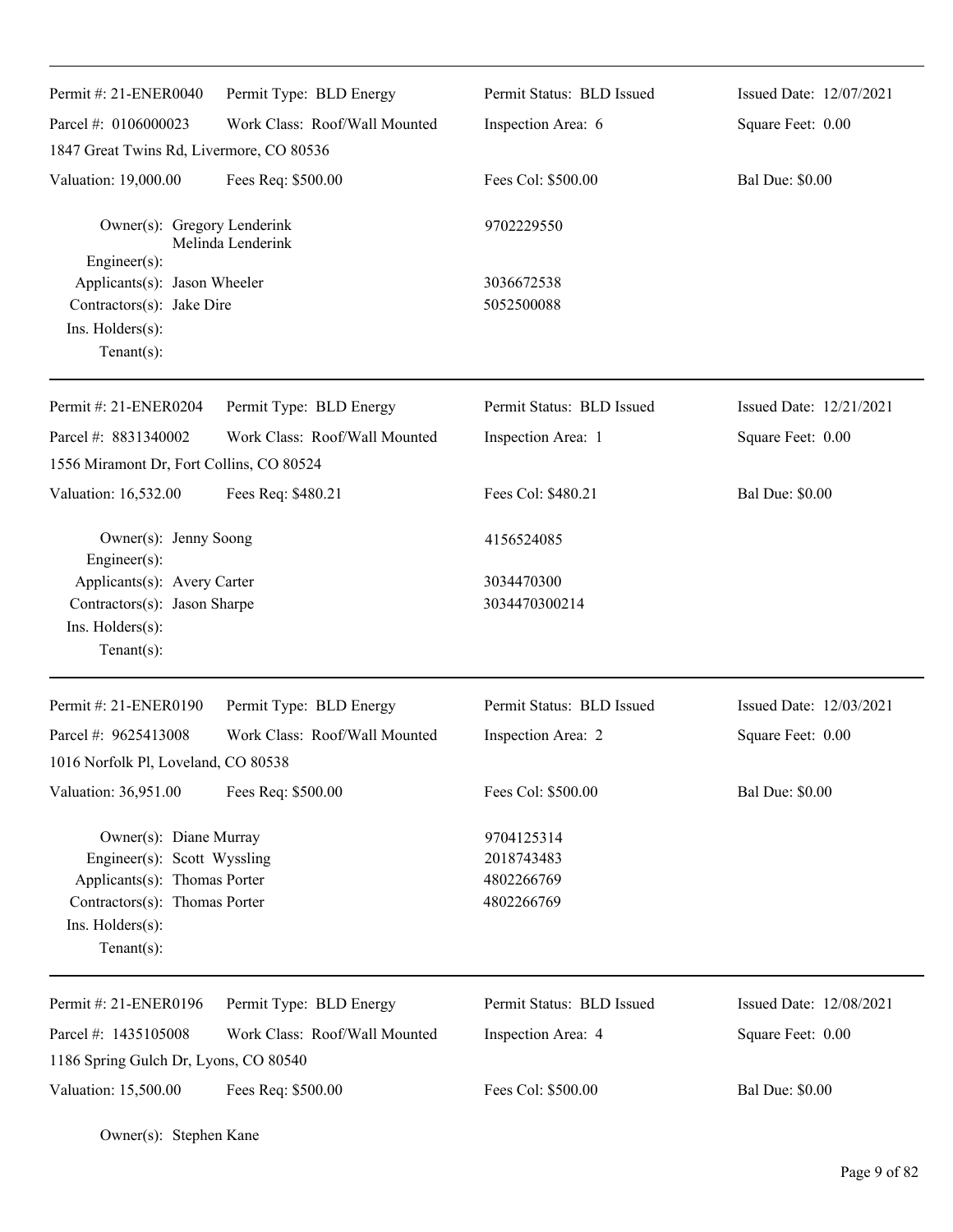| Permit #: 21-ENER0040 | Permit Type: BLD Energy | Permit Status: BLD Issued | Issued Date: 12/07/2021 |
|---|---|---|---|
| Parcel #: 0106000023 | Work Class: Roof/Wall Mounted | Inspection Area: 6 | Square Feet: 0.00 |
| 1847 Great Twins Rd, Livermore, CO 80536 | | | |
| Valuation: 19,000.00 | Fees Req: $500.00 | Fees Col: $500.00 | Bal Due: $0.00 |

Owner(s): Gregory Lenderink, Melinda Lenderink — 9702229550
Engineer(s):
Applicants(s): Jason Wheeler — 3036672538
Contractors(s): Jake Dire — 5052500088
Ins. Holders(s):
Tenant(s):

| Permit #: 21-ENER0204 | Permit Type: BLD Energy | Permit Status: BLD Issued | Issued Date: 12/21/2021 |
|---|---|---|---|
| Parcel #: 8831340002 | Work Class: Roof/Wall Mounted | Inspection Area: 1 | Square Feet: 0.00 |
| 1556 Miramont Dr, Fort Collins, CO 80524 | | | |
| Valuation: 16,532.00 | Fees Req: $480.21 | Fees Col: $480.21 | Bal Due: $0.00 |

Owner(s): Jenny Soong — 4156524085
Engineer(s):
Applicants(s): Avery Carter — 3034470300
Contractors(s): Jason Sharpe — 3034470300214
Ins. Holders(s):
Tenant(s):

| Permit #: 21-ENER0190 | Permit Type: BLD Energy | Permit Status: BLD Issued | Issued Date: 12/03/2021 |
|---|---|---|---|
| Parcel #: 9625413008 | Work Class: Roof/Wall Mounted | Inspection Area: 2 | Square Feet: 0.00 |
| 1016 Norfolk Pl, Loveland, CO 80538 | | | |
| Valuation: 36,951.00 | Fees Req: $500.00 | Fees Col: $500.00 | Bal Due: $0.00 |

Owner(s): Diane Murray — 9704125314
Engineer(s): Scott Wyssling — 2018743483
Applicants(s): Thomas Porter — 4802266769
Contractors(s): Thomas Porter — 4802266769
Ins. Holders(s):
Tenant(s):

| Permit #: 21-ENER0196 | Permit Type: BLD Energy | Permit Status: BLD Issued | Issued Date: 12/08/2021 |
|---|---|---|---|
| Parcel #: 1435105008 | Work Class: Roof/Wall Mounted | Inspection Area: 4 | Square Feet: 0.00 |
| 1186 Spring Gulch Dr, Lyons, CO 80540 | | | |
| Valuation: 15,500.00 | Fees Req: $500.00 | Fees Col: $500.00 | Bal Due: $0.00 |

Owner(s): Stephen Kane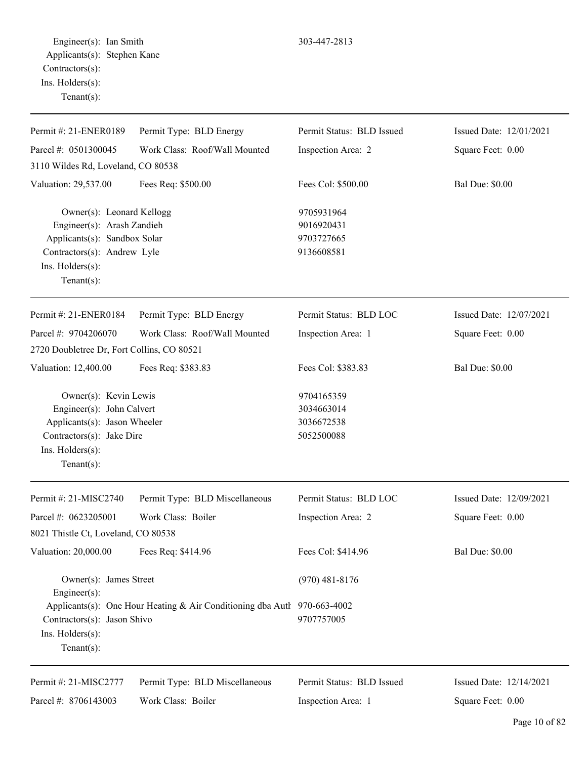Engineer(s): Ian Smith 303-447-2813
Applicants(s): Stephen Kane
Contractors(s):
Ins. Holders(s):
Tenant(s):

---

| Permit #: 21-ENER0189 | Permit Type: BLD Energy | Permit Status: BLD Issued | Issued Date: 12/01/2021 |
|---|---|---|---|
| Parcel #: 0501300045 | Work Class: Roof/Wall Mounted | Inspection Area: 2 | Square Feet: 0.00 |
| 3110 Wildes Rd, Loveland, CO 80538 | | | |
| Valuation: 29,537.00 | Fees Req: $500.00 | Fees Col: $500.00 | Bal Due: $0.00 |

Owner(s): Leonard Kellogg 9705931964
Engineer(s): Arash Zandieh 9016920431
Applicants(s): Sandbox Solar 9703727665
Contractors(s): Andrew Lyle 9136608581
Ins. Holders(s):
Tenant(s):

---

| Permit #: 21-ENER0184 | Permit Type: BLD Energy | Permit Status: BLD LOC | Issued Date: 12/07/2021 |
|---|---|---|---|
| Parcel #: 9704206070 | Work Class: Roof/Wall Mounted | Inspection Area: 1 | Square Feet: 0.00 |
| 2720 Doubletree Dr, Fort Collins, CO 80521 | | | |
| Valuation: 12,400.00 | Fees Req: $383.83 | Fees Col: $383.83 | Bal Due: $0.00 |

Owner(s): Kevin Lewis 9704165359
Engineer(s): John Calvert 3034663014
Applicants(s): Jason Wheeler 3036672538
Contractors(s): Jake Dire 5052500088
Ins. Holders(s):
Tenant(s):

---

| Permit #: 21-MISC2740 | Permit Type: BLD Miscellaneous | Permit Status: BLD LOC | Issued Date: 12/09/2021 |
|---|---|---|---|
| Parcel #: 0623205001 | Work Class: Boiler | Inspection Area: 2 | Square Feet: 0.00 |
| 8021 Thistle Ct, Loveland, CO 80538 | | | |
| Valuation: 20,000.00 | Fees Req: $414.96 | Fees Col: $414.96 | Bal Due: $0.00 |

Owner(s): James Street (970) 481-8176
Engineer(s):
Applicants(s): One Hour Heating & Air Conditioning dba Auth 970-663-4002
Contractors(s): Jason Shivo 9707757005
Ins. Holders(s):
Tenant(s):

---

| Permit #: 21-MISC2777 | Permit Type: BLD Miscellaneous | Permit Status: BLD Issued | Issued Date: 12/14/2021 |
|---|---|---|---|
| Parcel #: 8706143003 | Work Class: Boiler | Inspection Area: 1 | Square Feet: 0.00 |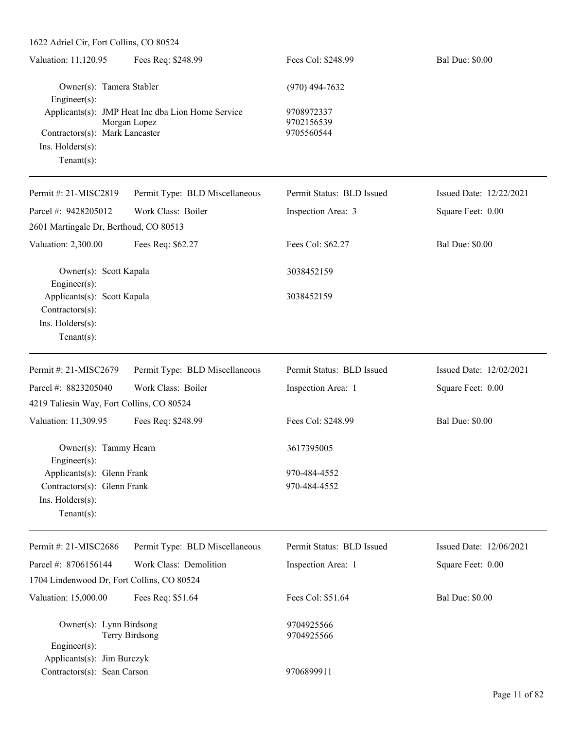1622 Adriel Cir, Fort Collins, CO 80524

| Valuation: 11,120.95 | Fees Req: $248.99 | Fees Col: $248.99 | Bal Due: $0.00 |
|---|---|---|---|

Owner(s): Tamera Stabler — (970) 494-7632
Engineer(s):
Applicants(s): JMP Heat Inc dba Lion Home Service — 9708972337
Morgan Lopez — 9702156539
Contractors(s): Mark Lancaster — 9705560544
Ins. Holders(s):
Tenant(s):

---

| Permit #: 21-MISC2819 | Permit Type: BLD Miscellaneous | Permit Status: BLD Issued | Issued Date: 12/22/2021 |
|---|---|---|---|
| Parcel #: 9428205012 | Work Class: Boiler | Inspection Area: 3 | Square Feet: 0.00 |

2601 Martingale Dr, Berthoud, CO 80513

| Valuation: 2,300.00 | Fees Req: $62.27 | Fees Col: $62.27 | Bal Due: $0.00 |
|---|---|---|---|

Owner(s): Scott Kapala — 3038452159
Engineer(s):
Applicants(s): Scott Kapala — 3038452159
Contractors(s):
Ins. Holders(s):
Tenant(s):

---

| Permit #: 21-MISC2679 | Permit Type: BLD Miscellaneous | Permit Status: BLD Issued | Issued Date: 12/02/2021 |
|---|---|---|---|
| Parcel #: 8823205040 | Work Class: Boiler | Inspection Area: 1 | Square Feet: 0.00 |

4219 Taliesin Way, Fort Collins, CO 80524

| Valuation: 11,309.95 | Fees Req: $248.99 | Fees Col: $248.99 | Bal Due: $0.00 |
|---|---|---|---|

Owner(s): Tammy Hearn — 3617395005
Engineer(s):
Applicants(s): Glenn Frank — 970-484-4552
Contractors(s): Glenn Frank — 970-484-4552
Ins. Holders(s):
Tenant(s):

---

| Permit #: 21-MISC2686 | Permit Type: BLD Miscellaneous | Permit Status: BLD Issued | Issued Date: 12/06/2021 |
|---|---|---|---|
| Parcel #: 8706156144 | Work Class: Demolition | Inspection Area: 1 | Square Feet: 0.00 |

1704 Lindenwood Dr, Fort Collins, CO 80524

| Valuation: 15,000.00 | Fees Req: $51.64 | Fees Col: $51.64 | Bal Due: $0.00 |
|---|---|---|---|

Owner(s): Lynn Birdsong — 9704925566
Terry Birdsong — 9704925566
Engineer(s):
Applicants(s): Jim Burczyk
Contractors(s): Sean Carson — 9706899911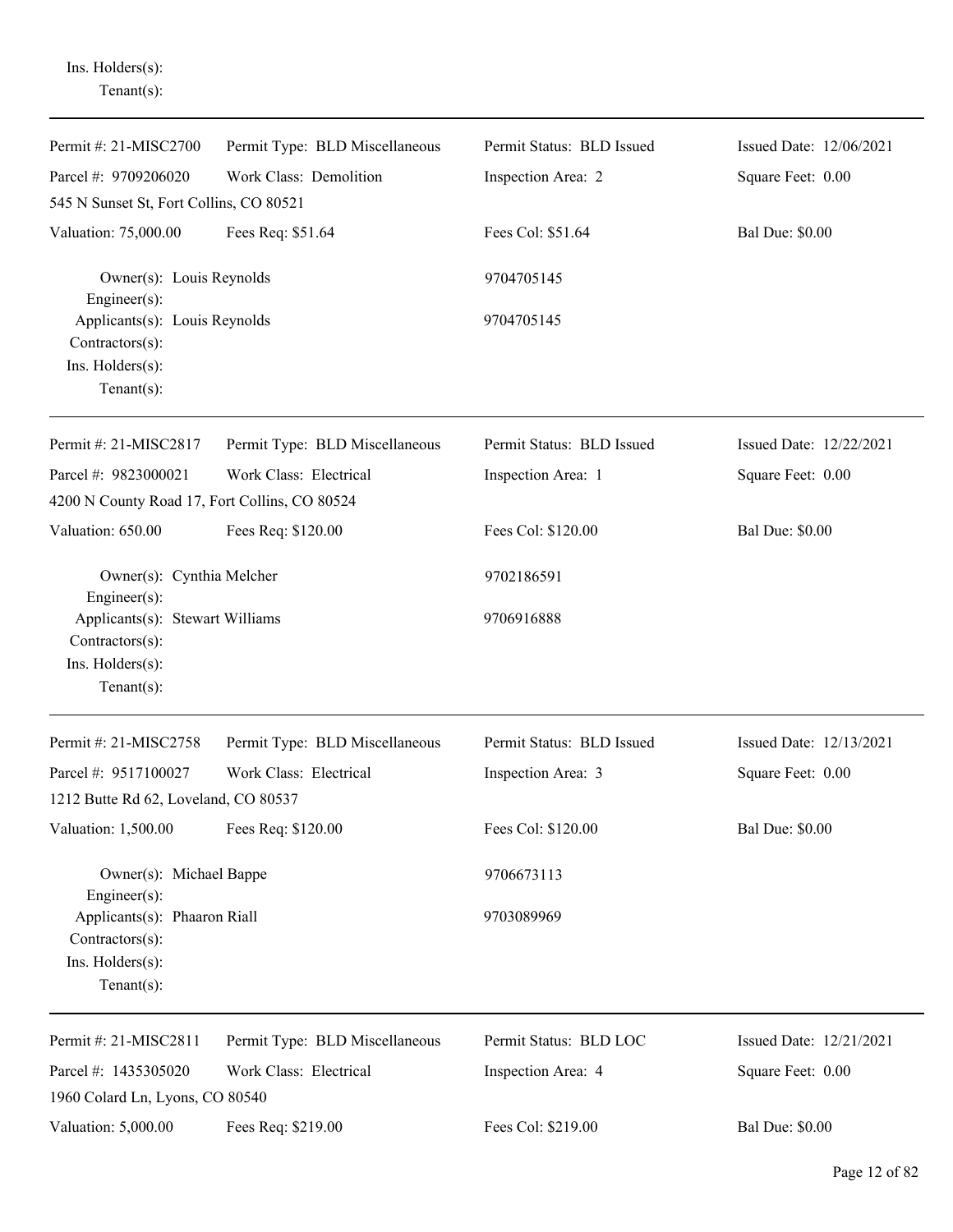Ins. Holders(s):
Tenant(s):

---

| Permit #: 21-MISC2700 | Permit Type: BLD Miscellaneous | Permit Status: BLD Issued | Issued Date: 12/06/2021 |
|---|---|---|---|
| Parcel #: 9709206020 | Work Class: Demolition | Inspection Area: 2 | Square Feet: 0.00 |
| 545 N Sunset St, Fort Collins, CO 80521 | | | |
| Valuation: 75,000.00 | Fees Req: $51.64 | Fees Col: $51.64 | Bal Due: $0.00 |

Owner(s): Louis Reynolds — 9704705145
Engineer(s):
Applicants(s): Louis Reynolds — 9704705145
Contractors(s):
Ins. Holders(s):
Tenant(s):

---

| Permit #: 21-MISC2817 | Permit Type: BLD Miscellaneous | Permit Status: BLD Issued | Issued Date: 12/22/2021 |
|---|---|---|---|
| Parcel #: 9823000021 | Work Class: Electrical | Inspection Area: 1 | Square Feet: 0.00 |
| 4200 N County Road 17, Fort Collins, CO 80524 | | | |
| Valuation: 650.00 | Fees Req: $120.00 | Fees Col: $120.00 | Bal Due: $0.00 |

Owner(s): Cynthia Melcher — 9702186591
Engineer(s):
Applicants(s): Stewart Williams — 9706916888
Contractors(s):
Ins. Holders(s):
Tenant(s):

---

| Permit #: 21-MISC2758 | Permit Type: BLD Miscellaneous | Permit Status: BLD Issued | Issued Date: 12/13/2021 |
|---|---|---|---|
| Parcel #: 9517100027 | Work Class: Electrical | Inspection Area: 3 | Square Feet: 0.00 |
| 1212 Butte Rd 62, Loveland, CO 80537 | | | |
| Valuation: 1,500.00 | Fees Req: $120.00 | Fees Col: $120.00 | Bal Due: $0.00 |

Owner(s): Michael Bappe — 9706673113
Engineer(s):
Applicants(s): Phaaron Riall — 9703089969
Contractors(s):
Ins. Holders(s):
Tenant(s):

---

| Permit #: 21-MISC2811 | Permit Type: BLD Miscellaneous | Permit Status: BLD LOC | Issued Date: 12/21/2021 |
|---|---|---|---|
| Parcel #: 1435305020 | Work Class: Electrical | Inspection Area: 4 | Square Feet: 0.00 |
| 1960 Colard Ln, Lyons, CO 80540 | | | |
| Valuation: 5,000.00 | Fees Req: $219.00 | Fees Col: $219.00 | Bal Due: $0.00 |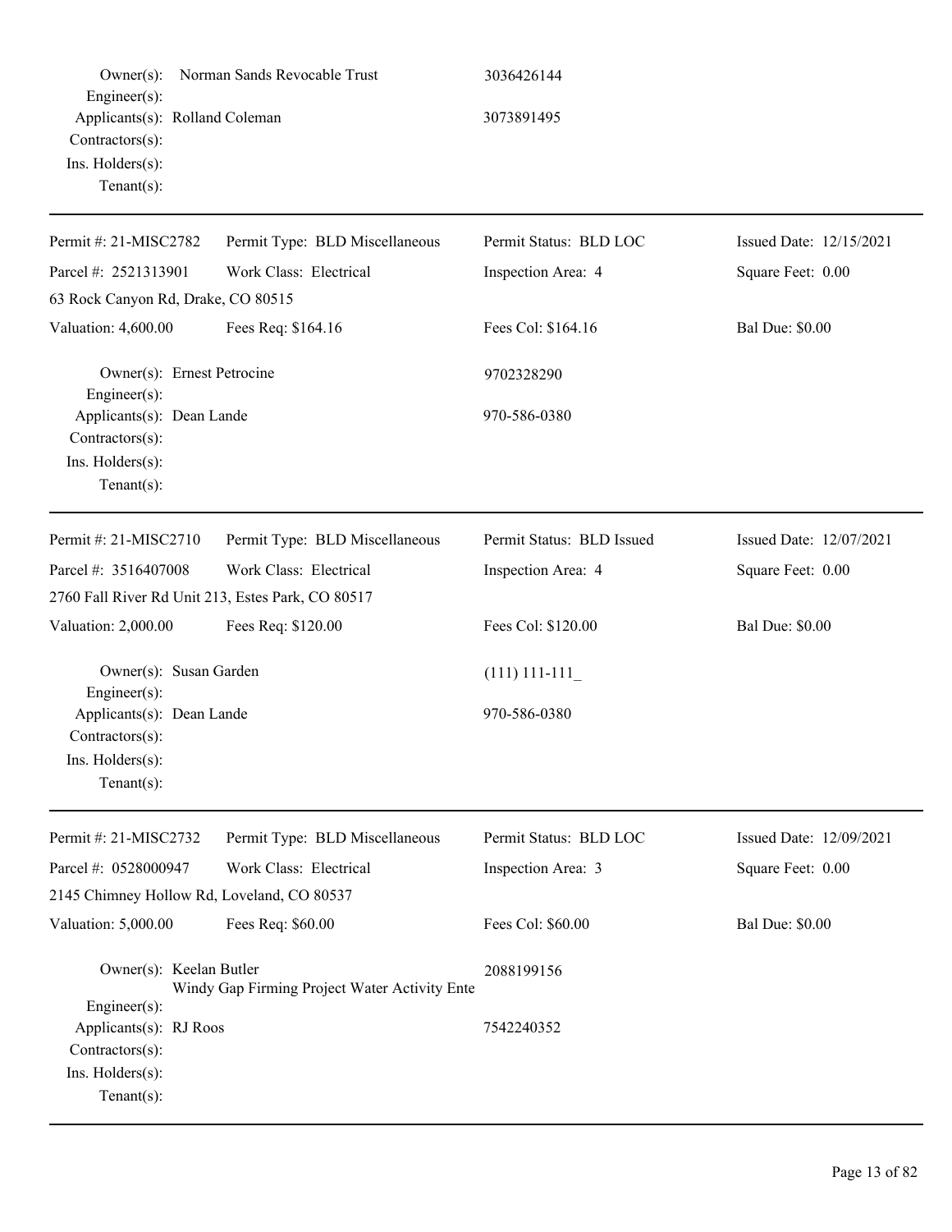Owner(s): Norman Sands Revocable Trust 3036426144
Engineer(s):
Applicants(s): Rolland Coleman 3073891495
Contractors(s):
Ins. Holders(s):
Tenant(s):

---

| Permit #: 21-MISC2782 | Permit Type: BLD Miscellaneous | Permit Status: BLD LOC | Issued Date: 12/15/2021 |
|---|---|---|---|
| Parcel #: 2521313901 | Work Class: Electrical | Inspection Area: 4 | Square Feet: 0.00 |
| 63 Rock Canyon Rd, Drake, CO 80515 | | | |
| Valuation: 4,600.00 | Fees Req: $164.16 | Fees Col: $164.16 | Bal Due: $0.00 |

Owner(s): Ernest Petrocine 9702328290
Engineer(s):
Applicants(s): Dean Lande 970-586-0380
Contractors(s):
Ins. Holders(s):
Tenant(s):

---

| Permit #: 21-MISC2710 | Permit Type: BLD Miscellaneous | Permit Status: BLD Issued | Issued Date: 12/07/2021 |
|---|---|---|---|
| Parcel #: 3516407008 | Work Class: Electrical | Inspection Area: 4 | Square Feet: 0.00 |
| 2760 Fall River Rd Unit 213, Estes Park, CO 80517 | | | |
| Valuation: 2,000.00 | Fees Req: $120.00 | Fees Col: $120.00 | Bal Due: $0.00 |

Owner(s): Susan Garden (111) 111-111_
Engineer(s):
Applicants(s): Dean Lande 970-586-0380
Contractors(s):
Ins. Holders(s):
Tenant(s):

---

| Permit #: 21-MISC2732 | Permit Type: BLD Miscellaneous | Permit Status: BLD LOC | Issued Date: 12/09/2021 |
|---|---|---|---|
| Parcel #: 0528000947 | Work Class: Electrical | Inspection Area: 3 | Square Feet: 0.00 |
| 2145 Chimney Hollow Rd, Loveland, CO 80537 | | | |
| Valuation: 5,000.00 | Fees Req: $60.00 | Fees Col: $60.00 | Bal Due: $0.00 |

Owner(s): Keelan Butler 2088199156
Windy Gap Firming Project Water Activity Ente
Engineer(s):
Applicants(s): RJ Roos 7542240352
Contractors(s):
Ins. Holders(s):
Tenant(s):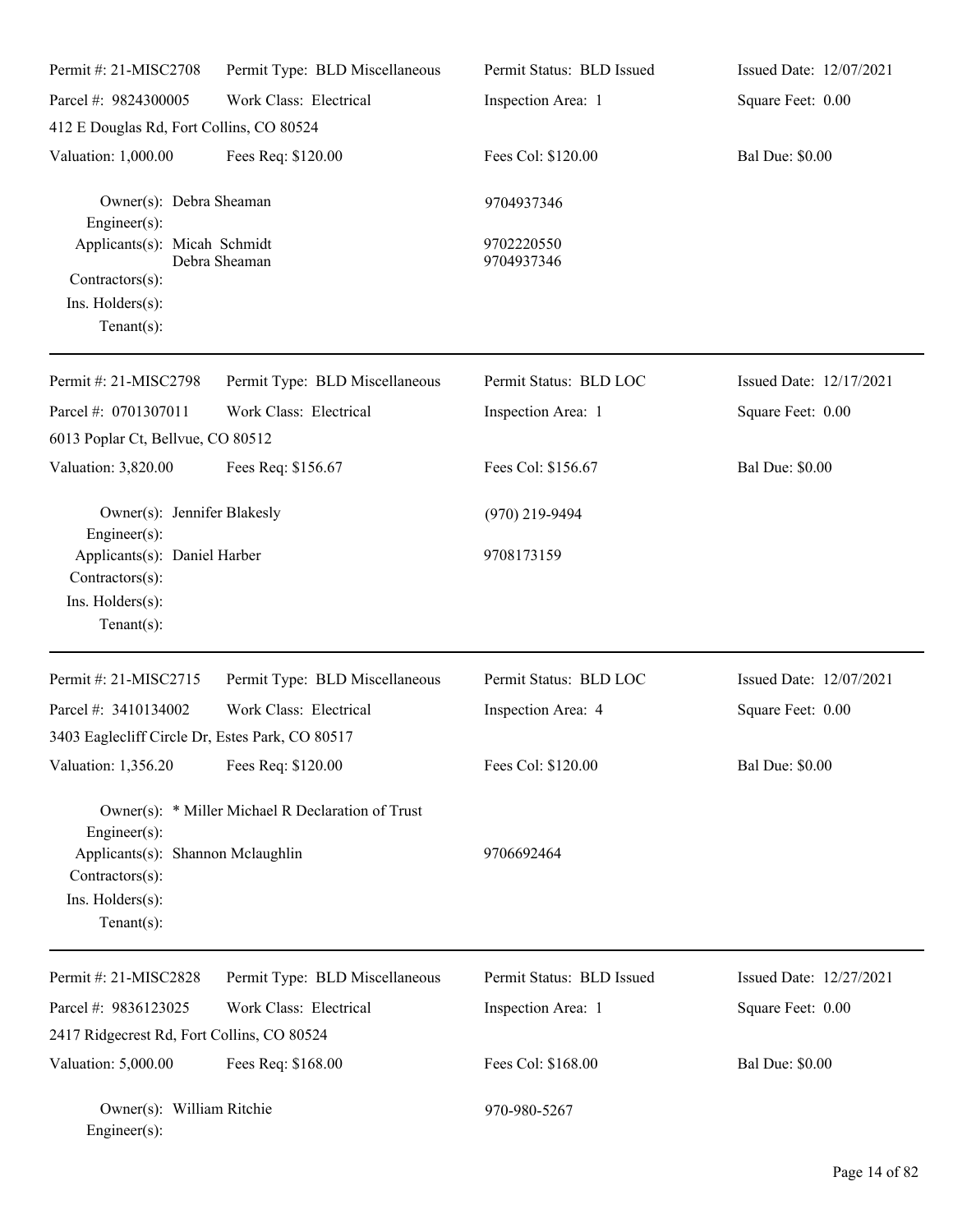| Permit #: 21-MISC2708 | Permit Type: BLD Miscellaneous | Permit Status: BLD Issued | Issued Date: 12/07/2021 |
|---|---|---|---|
| Parcel #: 9824300005 | Work Class: Electrical | Inspection Area: 1 | Square Feet: 0.00 |
| 412 E Douglas Rd, Fort Collins, CO 80524 | | | |
| Valuation: 1,000.00 | Fees Req: $120.00 | Fees Col: $120.00 | Bal Due: $0.00 |

Owner(s): Debra Sheaman — 9704937346
Engineer(s):
Applicants(s): Micah Schmidt — 9702220550
Debra Sheaman — 9704937346
Contractors(s):
Ins. Holders(s):
Tenant(s):

---

| Permit #: 21-MISC2798 | Permit Type: BLD Miscellaneous | Permit Status: BLD LOC | Issued Date: 12/17/2021 |
|---|---|---|---|
| Parcel #: 0701307011 | Work Class: Electrical | Inspection Area: 1 | Square Feet: 0.00 |
| 6013 Poplar Ct, Bellvue, CO 80512 | | | |
| Valuation: 3,820.00 | Fees Req: $156.67 | Fees Col: $156.67 | Bal Due: $0.00 |

Owner(s): Jennifer Blakesly — (970) 219-9494
Engineer(s):
Applicants(s): Daniel Harber — 9708173159
Contractors(s):
Ins. Holders(s):
Tenant(s):

---

| Permit #: 21-MISC2715 | Permit Type: BLD Miscellaneous | Permit Status: BLD LOC | Issued Date: 12/07/2021 |
|---|---|---|---|
| Parcel #: 3410134002 | Work Class: Electrical | Inspection Area: 4 | Square Feet: 0.00 |
| 3403 Eaglecliff Circle Dr, Estes Park, CO 80517 | | | |
| Valuation: 1,356.20 | Fees Req: $120.00 | Fees Col: $120.00 | Bal Due: $0.00 |

Owner(s): * Miller Michael R Declaration of Trust
Engineer(s):
Applicants(s): Shannon Mclaughlin — 9706692464
Contractors(s):
Ins. Holders(s):
Tenant(s):

---

| Permit #: 21-MISC2828 | Permit Type: BLD Miscellaneous | Permit Status: BLD Issued | Issued Date: 12/27/2021 |
|---|---|---|---|
| Parcel #: 9836123025 | Work Class: Electrical | Inspection Area: 1 | Square Feet: 0.00 |
| 2417 Ridgecrest Rd, Fort Collins, CO 80524 | | | |
| Valuation: 5,000.00 | Fees Req: $168.00 | Fees Col: $168.00 | Bal Due: $0.00 |

Owner(s): William Ritchie — 970-980-5267
Engineer(s):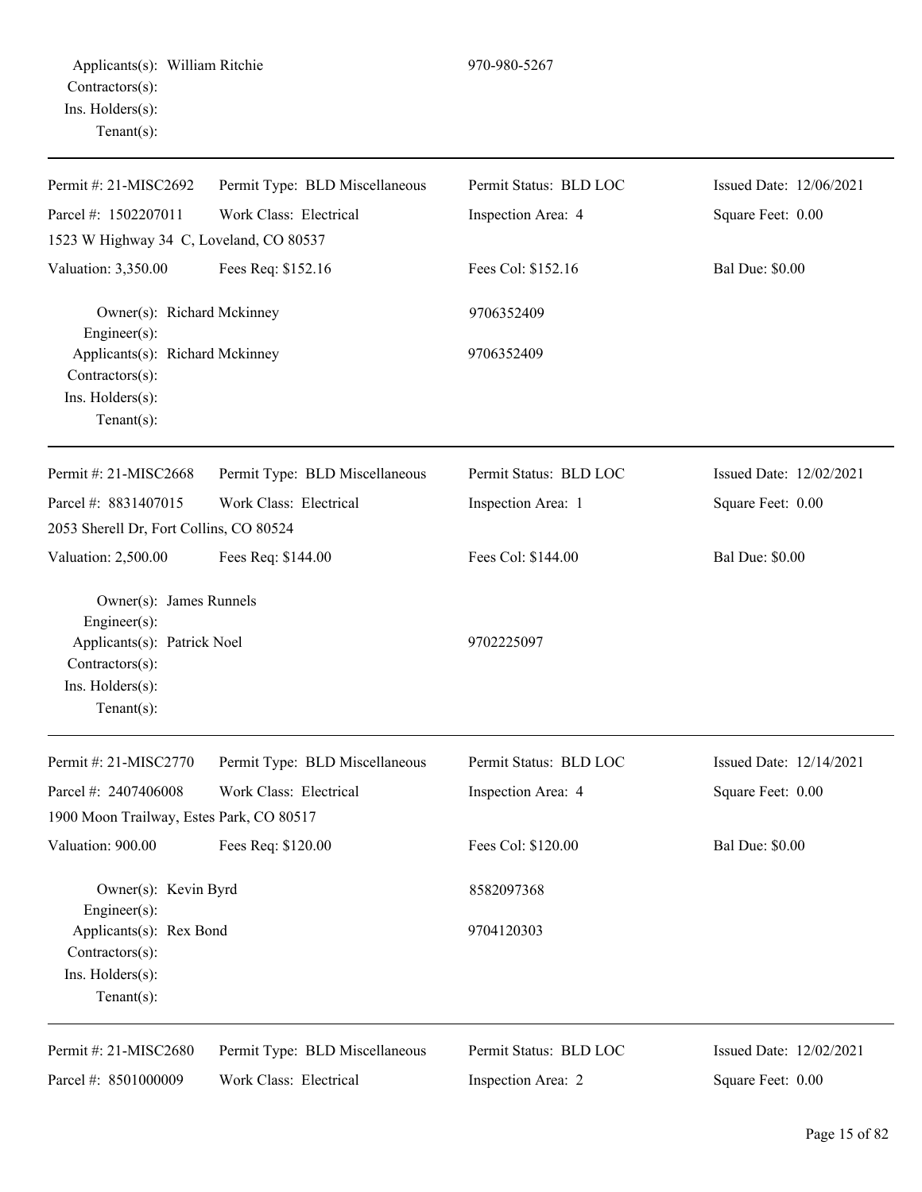Applicants(s): William Ritchie 970-980-5267
Contractors(s):
Ins. Holders(s):
Tenant(s):

---

| Permit #: 21-MISC2692 | Permit Type: BLD Miscellaneous | Permit Status: BLD LOC | Issued Date: 12/06/2021 |
|---|---|---|---|
| Parcel #: 1502207011 | Work Class: Electrical | Inspection Area: 4 | Square Feet: 0.00 |
| 1523 W Highway 34 C, Loveland, CO 80537 | | | |
| Valuation: 3,350.00 | Fees Req: $152.16 | Fees Col: $152.16 | Bal Due: $0.00 |

Owner(s): Richard Mckinney 9706352409
Engineer(s):
Applicants(s): Richard Mckinney 9706352409
Contractors(s):
Ins. Holders(s):
Tenant(s):

---

| Permit #: 21-MISC2668 | Permit Type: BLD Miscellaneous | Permit Status: BLD LOC | Issued Date: 12/02/2021 |
|---|---|---|---|
| Parcel #: 8831407015 | Work Class: Electrical | Inspection Area: 1 | Square Feet: 0.00 |
| 2053 Sherell Dr, Fort Collins, CO 80524 | | | |
| Valuation: 2,500.00 | Fees Req: $144.00 | Fees Col: $144.00 | Bal Due: $0.00 |

Owner(s): James Runnels
Engineer(s):
Applicants(s): Patrick Noel 9702225097
Contractors(s):
Ins. Holders(s):
Tenant(s):

---

| Permit #: 21-MISC2770 | Permit Type: BLD Miscellaneous | Permit Status: BLD LOC | Issued Date: 12/14/2021 |
|---|---|---|---|
| Parcel #: 2407406008 | Work Class: Electrical | Inspection Area: 4 | Square Feet: 0.00 |
| 1900 Moon Trailway, Estes Park, CO 80517 | | | |
| Valuation: 900.00 | Fees Req: $120.00 | Fees Col: $120.00 | Bal Due: $0.00 |

Owner(s): Kevin Byrd 8582097368
Engineer(s):
Applicants(s): Rex Bond 9704120303
Contractors(s):
Ins. Holders(s):
Tenant(s):

---

| Permit #: 21-MISC2680 | Permit Type: BLD Miscellaneous | Permit Status: BLD LOC | Issued Date: 12/02/2021 |
|---|---|---|---|
| Parcel #: 8501000009 | Work Class: Electrical | Inspection Area: 2 | Square Feet: 0.00 |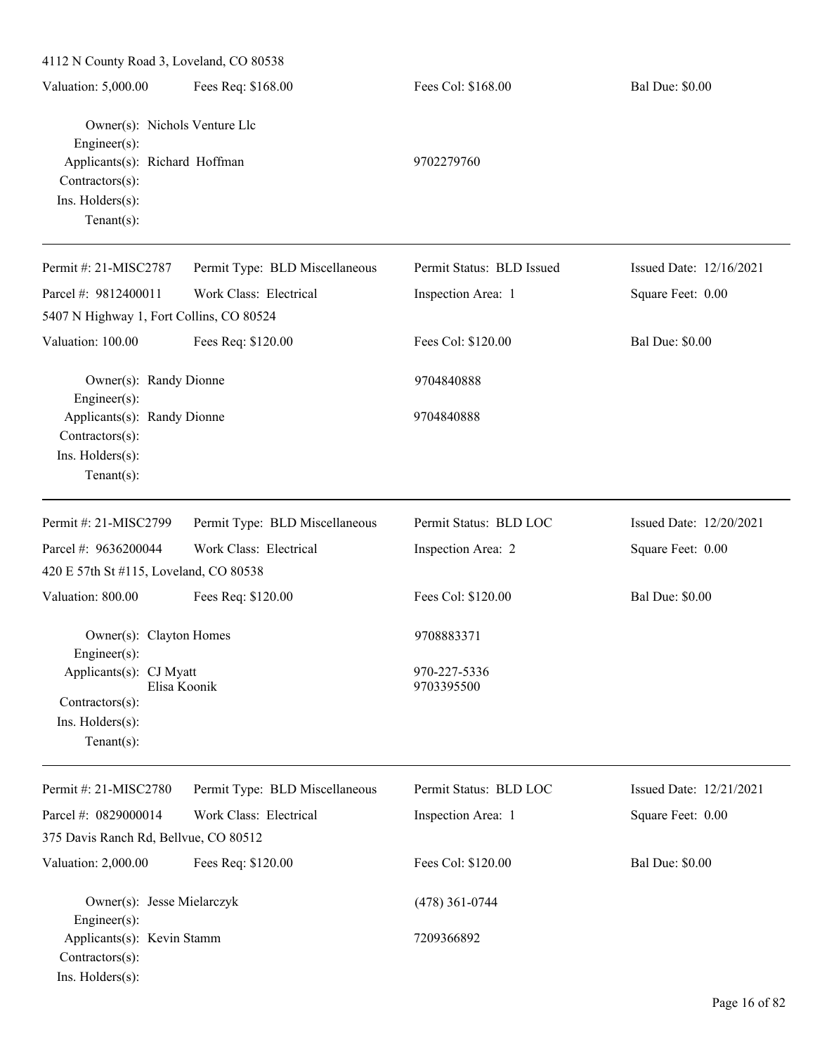4112 N County Road 3, Loveland, CO 80538

| Valuation: 5,000.00 | Fees Req: $168.00 | Fees Col: $168.00 | Bal Due: $0.00 |
|---|---|---|---|

Owner(s): Nichols Venture Llc
Engineer(s):
Applicants(s): Richard Hoffman — 9702279760
Contractors(s):
Ins. Holders(s):
Tenant(s):

---

| Permit #: 21-MISC2787 | Permit Type: BLD Miscellaneous | Permit Status: BLD Issued | Issued Date: 12/16/2021 |
|---|---|---|---|
| Parcel #: 9812400011 | Work Class: Electrical | Inspection Area: 1 | Square Feet: 0.00 |
| 5407 N Highway 1, Fort Collins, CO 80524 | | | |
| Valuation: 100.00 | Fees Req: $120.00 | Fees Col: $120.00 | Bal Due: $0.00 |

Owner(s): Randy Dionne — 9704840888
Engineer(s):
Applicants(s): Randy Dionne — 9704840888
Contractors(s):
Ins. Holders(s):
Tenant(s):

---

| Permit #: 21-MISC2799 | Permit Type: BLD Miscellaneous | Permit Status: BLD LOC | Issued Date: 12/20/2021 |
|---|---|---|---|
| Parcel #: 9636200044 | Work Class: Electrical | Inspection Area: 2 | Square Feet: 0.00 |
| 420 E 57th St #115, Loveland, CO 80538 | | | |
| Valuation: 800.00 | Fees Req: $120.00 | Fees Col: $120.00 | Bal Due: $0.00 |

Owner(s): Clayton Homes — 9708883371
Engineer(s):
Applicants(s): CJ Myatt — 970-227-5336
Elisa Koonik — 9703395500
Contractors(s):
Ins. Holders(s):
Tenant(s):

---

| Permit #: 21-MISC2780 | Permit Type: BLD Miscellaneous | Permit Status: BLD LOC | Issued Date: 12/21/2021 |
|---|---|---|---|
| Parcel #: 0829000014 | Work Class: Electrical | Inspection Area: 1 | Square Feet: 0.00 |
| 375 Davis Ranch Rd, Bellvue, CO 80512 | | | |
| Valuation: 2,000.00 | Fees Req: $120.00 | Fees Col: $120.00 | Bal Due: $0.00 |

Owner(s): Jesse Mielarczyk — (478) 361-0744
Engineer(s):
Applicants(s): Kevin Stamm — 7209366892
Contractors(s):
Ins. Holders(s):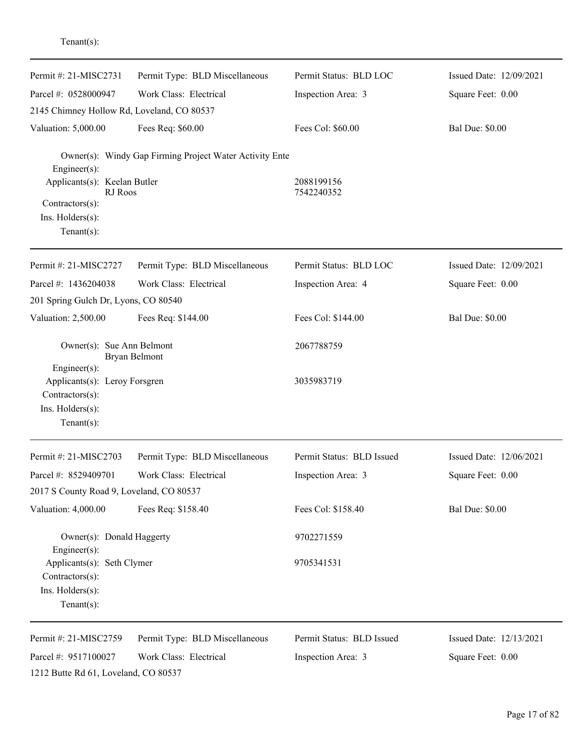Tenant(s):

---

| Permit #: 21-MISC2731 | Permit Type: BLD Miscellaneous | Permit Status: BLD LOC | Issued Date: 12/09/2021 |
|---|---|---|---|
| Parcel #: 0528000947 | Work Class: Electrical | Inspection Area: 3 | Square Feet: 0.00 |
| 2145 Chimney Hollow Rd, Loveland, CO 80537 | | | |
| Valuation: 5,000.00 | Fees Req: $60.00 | Fees Col: $60.00 | Bal Due: $0.00 |

Owner(s): Windy Gap Firming Project Water Activity Ente
Engineer(s):
Applicants(s): Keelan Butler — 2088199156
RJ Roos — 7542240352
Contractors(s):
Ins. Holders(s):
Tenant(s):

---

| Permit #: 21-MISC2727 | Permit Type: BLD Miscellaneous | Permit Status: BLD LOC | Issued Date: 12/09/2021 |
|---|---|---|---|
| Parcel #: 1436204038 | Work Class: Electrical | Inspection Area: 4 | Square Feet: 0.00 |
| 201 Spring Gulch Dr, Lyons, CO 80540 | | | |
| Valuation: 2,500.00 | Fees Req: $144.00 | Fees Col: $144.00 | Bal Due: $0.00 |

Owner(s): Sue Ann Belmont — 2067788759
Bryan Belmont
Engineer(s):
Applicants(s): Leroy Forsgren — 3035983719
Contractors(s):
Ins. Holders(s):
Tenant(s):

---

| Permit #: 21-MISC2703 | Permit Type: BLD Miscellaneous | Permit Status: BLD Issued | Issued Date: 12/06/2021 |
|---|---|---|---|
| Parcel #: 8529409701 | Work Class: Electrical | Inspection Area: 3 | Square Feet: 0.00 |
| 2017 S County Road 9, Loveland, CO 80537 | | | |
| Valuation: 4,000.00 | Fees Req: $158.40 | Fees Col: $158.40 | Bal Due: $0.00 |

Owner(s): Donald Haggerty — 9702271559
Engineer(s):
Applicants(s): Seth Clymer — 9705341531
Contractors(s):
Ins. Holders(s):
Tenant(s):

---

| Permit #: 21-MISC2759 | Permit Type: BLD Miscellaneous | Permit Status: BLD Issued | Issued Date: 12/13/2021 |
|---|---|---|---|
| Parcel #: 9517100027 | Work Class: Electrical | Inspection Area: 3 | Square Feet: 0.00 |
| 1212 Butte Rd 61, Loveland, CO 80537 | | | |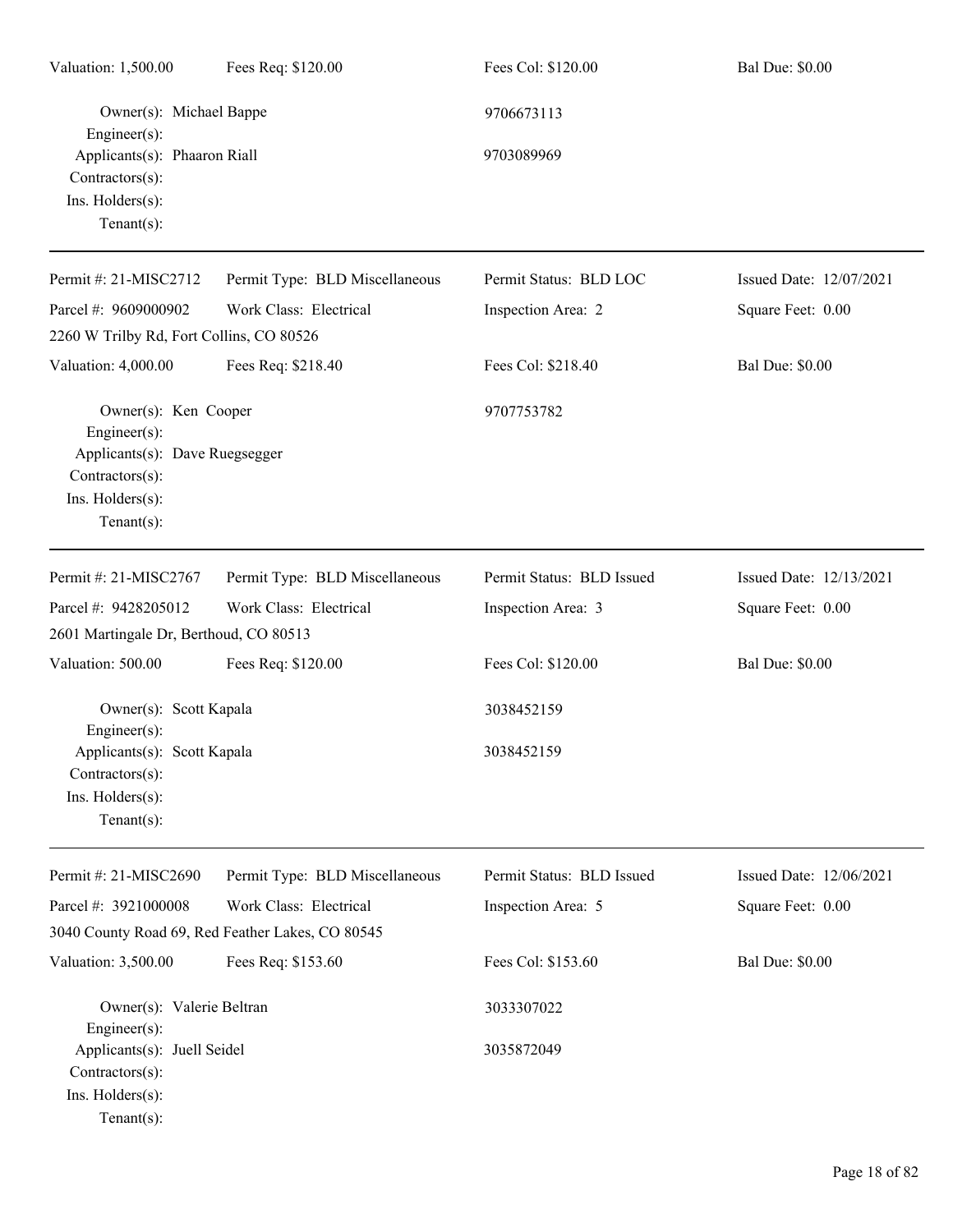Valuation: 1,500.00 Fees Req: $120.00 Fees Col: $120.00 Bal Due: $0.00

Owner(s): Michael Bappe 9706673113
Engineer(s):
Applicants(s): Phaaron Riall 9703089969
Contractors(s):
Ins. Holders(s):
Tenant(s):

---

Permit #: 21-MISC2712 Permit Type: BLD Miscellaneous Permit Status: BLD LOC Issued Date: 12/07/2021
Parcel #: 9609000902 Work Class: Electrical Inspection Area: 2 Square Feet: 0.00
2260 W Trilby Rd, Fort Collins, CO 80526
Valuation: 4,000.00 Fees Req: $218.40 Fees Col: $218.40 Bal Due: $0.00

Owner(s): Ken Cooper 9707753782
Engineer(s):
Applicants(s): Dave Ruegsegger
Contractors(s):
Ins. Holders(s):
Tenant(s):

---

Permit #: 21-MISC2767 Permit Type: BLD Miscellaneous Permit Status: BLD Issued Issued Date: 12/13/2021
Parcel #: 9428205012 Work Class: Electrical Inspection Area: 3 Square Feet: 0.00
2601 Martingale Dr, Berthoud, CO 80513
Valuation: 500.00 Fees Req: $120.00 Fees Col: $120.00 Bal Due: $0.00

Owner(s): Scott Kapala 3038452159
Engineer(s):
Applicants(s): Scott Kapala 3038452159
Contractors(s):
Ins. Holders(s):
Tenant(s):

---

Permit #: 21-MISC2690 Permit Type: BLD Miscellaneous Permit Status: BLD Issued Issued Date: 12/06/2021
Parcel #: 3921000008 Work Class: Electrical Inspection Area: 5 Square Feet: 0.00
3040 County Road 69, Red Feather Lakes, CO 80545
Valuation: 3,500.00 Fees Req: $153.60 Fees Col: $153.60 Bal Due: $0.00

Owner(s): Valerie Beltran 3033307022
Engineer(s):
Applicants(s): Juell Seidel 3035872049
Contractors(s):
Ins. Holders(s):
Tenant(s):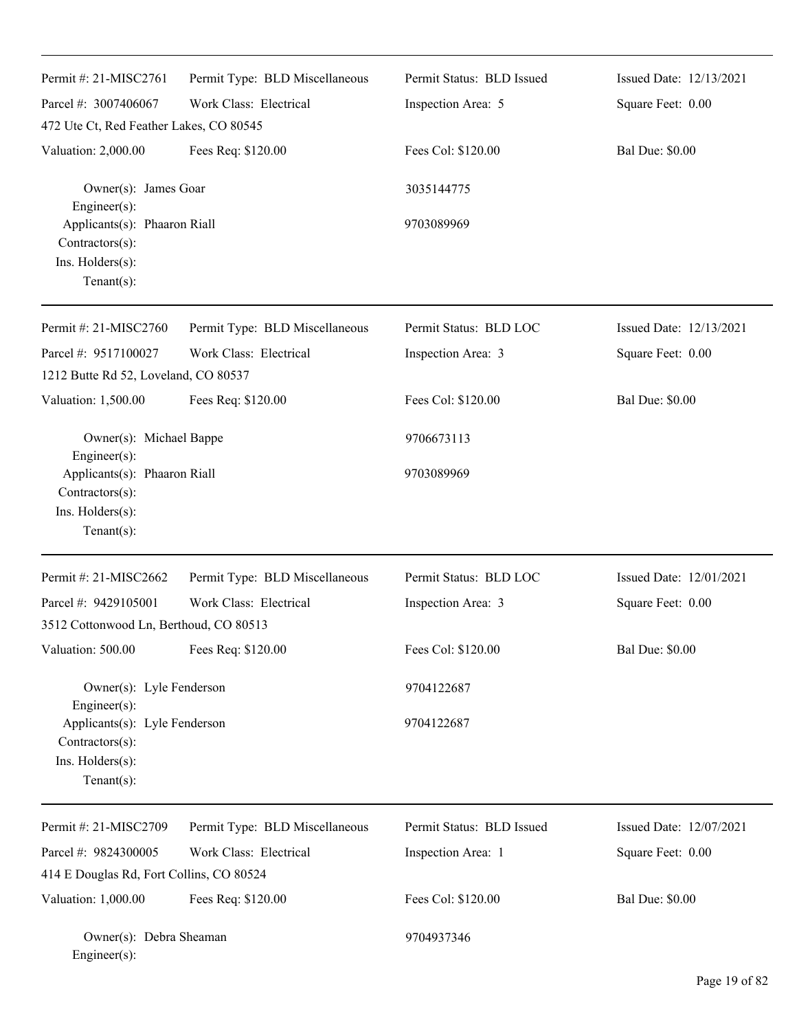| Permit #: 21-MISC2761 | Permit Type: BLD Miscellaneous | Permit Status: BLD Issued | Issued Date: 12/13/2021 |
|---|---|---|---|
| Parcel #: 3007406067 | Work Class: Electrical | Inspection Area: 5 | Square Feet: 0.00 |
| 472 Ute Ct, Red Feather Lakes, CO 80545 | | | |
| Valuation: 2,000.00 | Fees Req: $120.00 | Fees Col: $120.00 | Bal Due: $0.00 |

Owner(s): James Goar — 3035144775
Engineer(s):
Applicants(s): Phaaron Riall — 9703089969
Contractors(s):
Ins. Holders(s):
Tenant(s):

---

| Permit #: 21-MISC2760 | Permit Type: BLD Miscellaneous | Permit Status: BLD LOC | Issued Date: 12/13/2021 |
|---|---|---|---|
| Parcel #: 9517100027 | Work Class: Electrical | Inspection Area: 3 | Square Feet: 0.00 |
| 1212 Butte Rd 52, Loveland, CO 80537 | | | |
| Valuation: 1,500.00 | Fees Req: $120.00 | Fees Col: $120.00 | Bal Due: $0.00 |

Owner(s): Michael Bappe — 9706673113
Engineer(s):
Applicants(s): Phaaron Riall — 9703089969
Contractors(s):
Ins. Holders(s):
Tenant(s):

---

| Permit #: 21-MISC2662 | Permit Type: BLD Miscellaneous | Permit Status: BLD LOC | Issued Date: 12/01/2021 |
|---|---|---|---|
| Parcel #: 9429105001 | Work Class: Electrical | Inspection Area: 3 | Square Feet: 0.00 |
| 3512 Cottonwood Ln, Berthoud, CO 80513 | | | |
| Valuation: 500.00 | Fees Req: $120.00 | Fees Col: $120.00 | Bal Due: $0.00 |

Owner(s): Lyle Fenderson — 9704122687
Engineer(s):
Applicants(s): Lyle Fenderson — 9704122687
Contractors(s):
Ins. Holders(s):
Tenant(s):

---

| Permit #: 21-MISC2709 | Permit Type: BLD Miscellaneous | Permit Status: BLD Issued | Issued Date: 12/07/2021 |
|---|---|---|---|
| Parcel #: 9824300005 | Work Class: Electrical | Inspection Area: 1 | Square Feet: 0.00 |
| 414 E Douglas Rd, Fort Collins, CO 80524 | | | |
| Valuation: 1,000.00 | Fees Req: $120.00 | Fees Col: $120.00 | Bal Due: $0.00 |

Owner(s): Debra Sheaman — 9704937346
Engineer(s):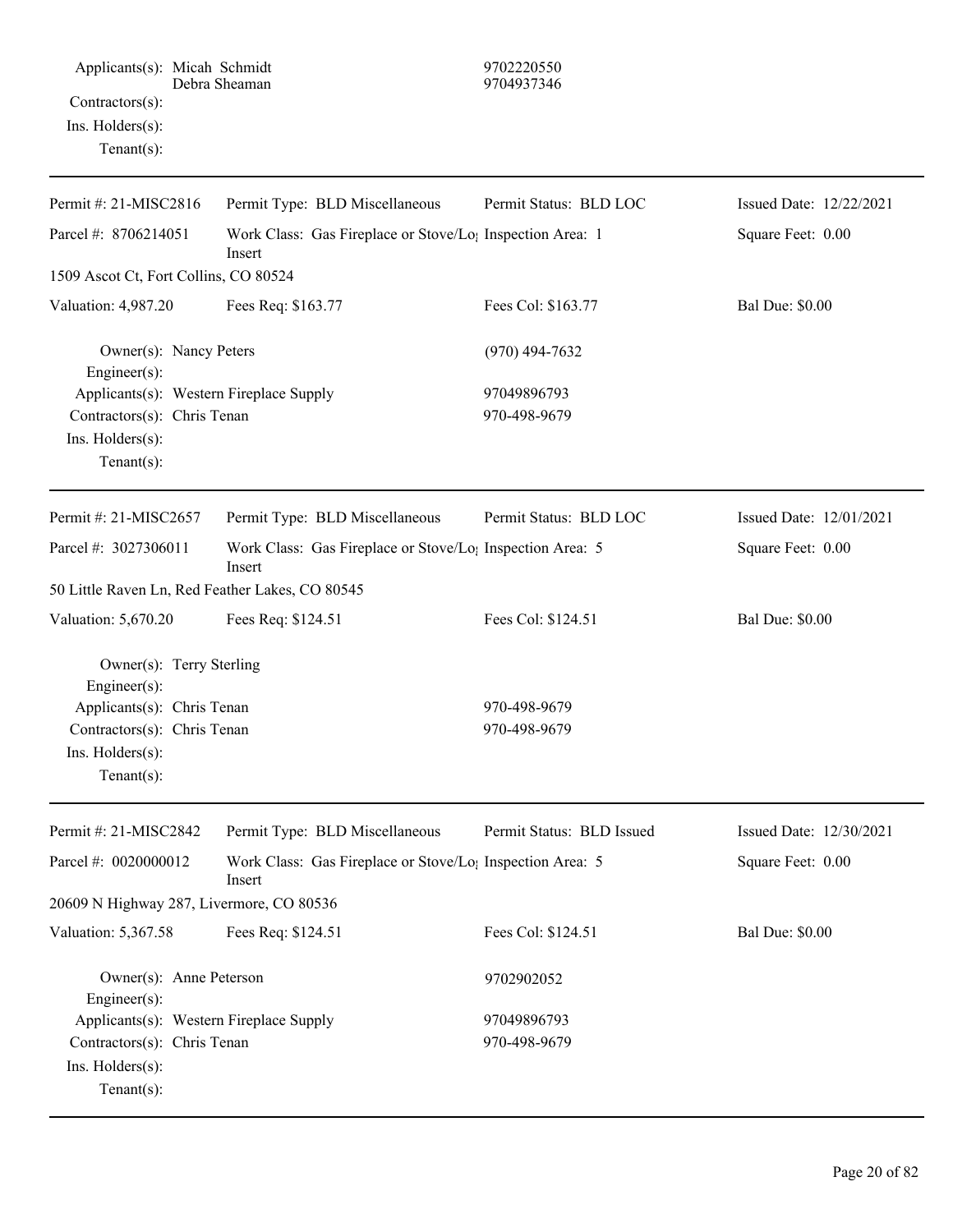Applicants(s): Micah Schmidt 9702220550
Debra Sheaman 9704937346
Contractors(s):
Ins. Holders(s):
Tenant(s):

---

| Permit #: 21-MISC2816 | Permit Type: BLD Miscellaneous | Permit Status: BLD LOC | Issued Date: 12/22/2021 |
|---|---|---|---|
| Parcel #: 8706214051 | Work Class: Gas Fireplace or Stove/Log Insert | Inspection Area: 1 | Square Feet: 0.00 |
| 1509 Ascot Ct, Fort Collins, CO 80524 | | | |
| Valuation: 4,987.20 | Fees Req: $163.77 | Fees Col: $163.77 | Bal Due: $0.00 |

Owner(s): Nancy Peters (970) 494-7632
Engineer(s):
Applicants(s): Western Fireplace Supply 97049896793
Contractors(s): Chris Tenan 970-498-9679
Ins. Holders(s):
Tenant(s):

---

| Permit #: 21-MISC2657 | Permit Type: BLD Miscellaneous | Permit Status: BLD LOC | Issued Date: 12/01/2021 |
|---|---|---|---|
| Parcel #: 3027306011 | Work Class: Gas Fireplace or Stove/Log Insert | Inspection Area: 5 | Square Feet: 0.00 |
| 50 Little Raven Ln, Red Feather Lakes, CO 80545 | | | |
| Valuation: 5,670.20 | Fees Req: $124.51 | Fees Col: $124.51 | Bal Due: $0.00 |

Owner(s): Terry Sterling
Engineer(s):
Applicants(s): Chris Tenan 970-498-9679
Contractors(s): Chris Tenan 970-498-9679
Ins. Holders(s):
Tenant(s):

---

| Permit #: 21-MISC2842 | Permit Type: BLD Miscellaneous | Permit Status: BLD Issued | Issued Date: 12/30/2021 |
|---|---|---|---|
| Parcel #: 0020000012 | Work Class: Gas Fireplace or Stove/Log Insert | Inspection Area: 5 | Square Feet: 0.00 |
| 20609 N Highway 287, Livermore, CO 80536 | | | |
| Valuation: 5,367.58 | Fees Req: $124.51 | Fees Col: $124.51 | Bal Due: $0.00 |

Owner(s): Anne Peterson 9702902052
Engineer(s):
Applicants(s): Western Fireplace Supply 97049896793
Contractors(s): Chris Tenan 970-498-9679
Ins. Holders(s):
Tenant(s):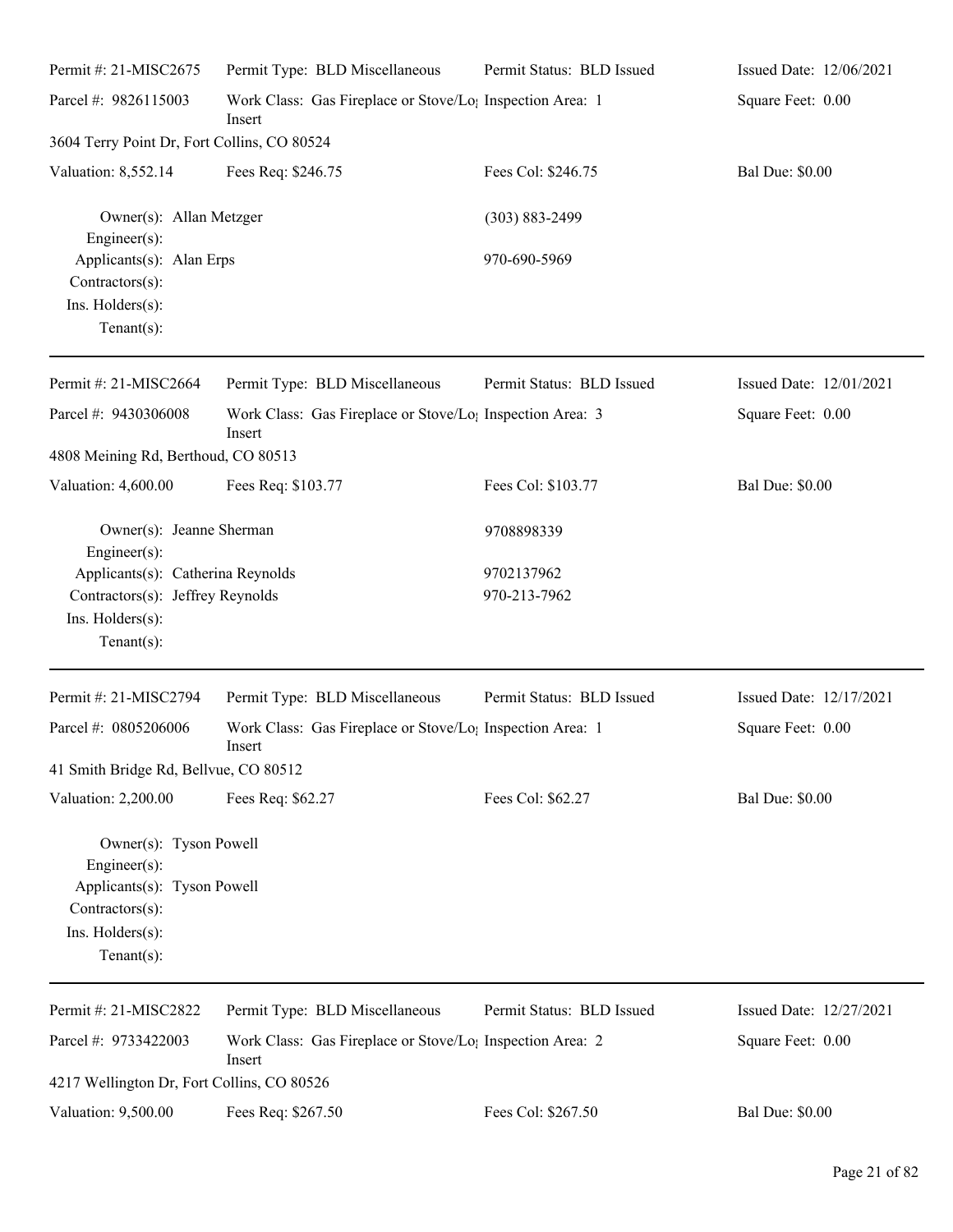| Permit #: 21-MISC2675 | Permit Type: BLD Miscellaneous | Permit Status: BLD Issued | Issued Date: 12/06/2021 |
|---|---|---|---|
| Parcel #: 9826115003 | Work Class: Gas Fireplace or Stove/Log Insert | Inspection Area: 1 | Square Feet: 0.00 |
| 3604 Terry Point Dr, Fort Collins, CO 80524 | | | |
| Valuation: 8,552.14 | Fees Req: $246.75 | Fees Col: $246.75 | Bal Due: $0.00 |
| Owner(s): Allan Metzger | | (303) 883-2499 | |
| Engineer(s): | | | |
| Applicants(s): Alan Erps | | 970-690-5969 | |
| Contractors(s): | | | |
| Ins. Holders(s): | | | |
| Tenant(s): | | | |

| Permit #: 21-MISC2664 | Permit Type: BLD Miscellaneous | Permit Status: BLD Issued | Issued Date: 12/01/2021 |
|---|---|---|---|
| Parcel #: 9430306008 | Work Class: Gas Fireplace or Stove/Log Insert | Inspection Area: 3 | Square Feet: 0.00 |
| 4808 Meining Rd, Berthoud, CO 80513 | | | |
| Valuation: 4,600.00 | Fees Req: $103.77 | Fees Col: $103.77 | Bal Due: $0.00 |
| Owner(s): Jeanne Sherman | | 9708898339 | |
| Engineer(s): | | | |
| Applicants(s): Catherina Reynolds | | 9702137962 | |
| Contractors(s): Jeffrey Reynolds | | 970-213-7962 | |
| Ins. Holders(s): | | | |
| Tenant(s): | | | |

| Permit #: 21-MISC2794 | Permit Type: BLD Miscellaneous | Permit Status: BLD Issued | Issued Date: 12/17/2021 |
|---|---|---|---|
| Parcel #: 0805206006 | Work Class: Gas Fireplace or Stove/Log Insert | Inspection Area: 1 | Square Feet: 0.00 |
| 41 Smith Bridge Rd, Bellvue, CO 80512 | | | |
| Valuation: 2,200.00 | Fees Req: $62.27 | Fees Col: $62.27 | Bal Due: $0.00 |
| Owner(s): Tyson Powell | | | |
| Engineer(s): | | | |
| Applicants(s): Tyson Powell | | | |
| Contractors(s): | | | |
| Ins. Holders(s): | | | |
| Tenant(s): | | | |

| Permit #: 21-MISC2822 | Permit Type: BLD Miscellaneous | Permit Status: BLD Issued | Issued Date: 12/27/2021 |
|---|---|---|---|
| Parcel #: 9733422003 | Work Class: Gas Fireplace or Stove/Log Insert | Inspection Area: 2 | Square Feet: 0.00 |
| 4217 Wellington Dr, Fort Collins, CO 80526 | | | |
| Valuation: 9,500.00 | Fees Req: $267.50 | Fees Col: $267.50 | Bal Due: $0.00 |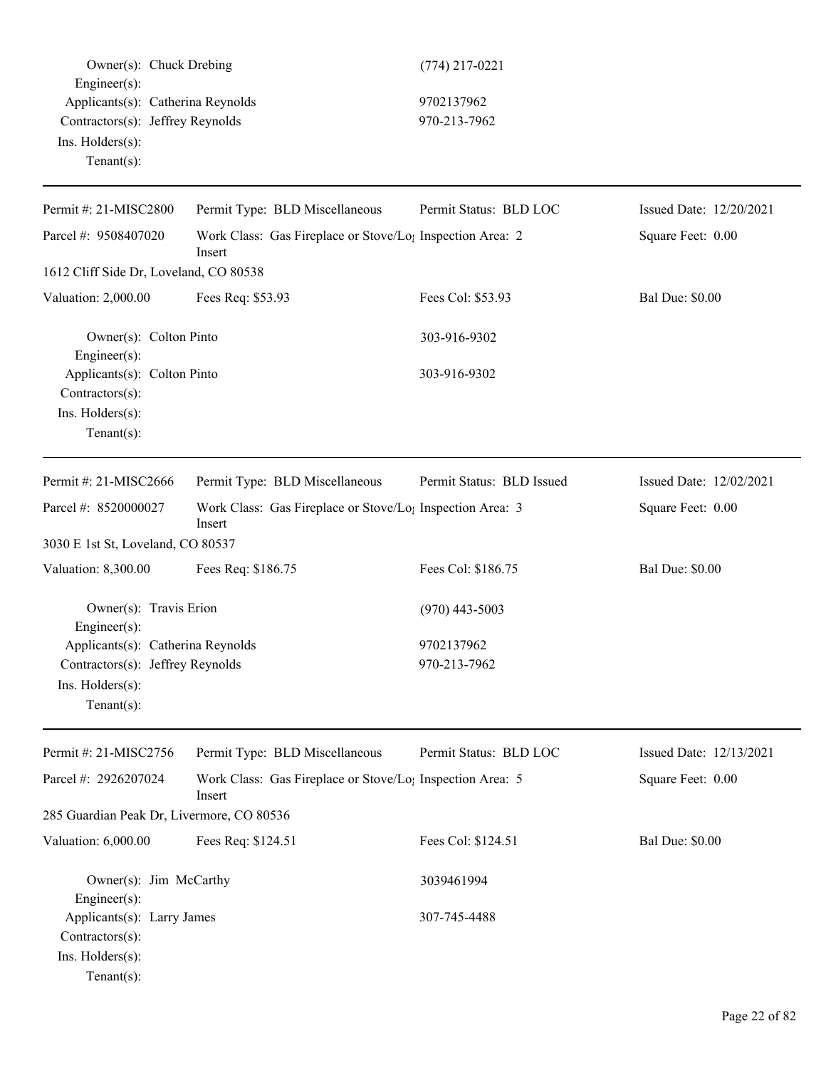Owner(s): Chuck Drebing (774) 217-0221
Engineer(s):
Applicants(s): Catherina Reynolds 9702137962
Contractors(s): Jeffrey Reynolds 970-213-7962
Ins. Holders(s):
Tenant(s):

---

| Permit #: 21-MISC2800 | Permit Type: BLD Miscellaneous | Permit Status: BLD LOC | Issued Date: 12/20/2021 |
|---|---|---|---|
| Parcel #: 9508407020 | Work Class: Gas Fireplace or Stove/Log Insert | Inspection Area: 2 | Square Feet: 0.00 |
| 1612 Cliff Side Dr, Loveland, CO 80538 | | | |
| Valuation: 2,000.00 | Fees Req: $53.93 | Fees Col: $53.93 | Bal Due: $0.00 |

Owner(s): Colton Pinto 303-916-9302
Engineer(s):
Applicants(s): Colton Pinto 303-916-9302
Contractors(s):
Ins. Holders(s):
Tenant(s):

---

| Permit #: 21-MISC2666 | Permit Type: BLD Miscellaneous | Permit Status: BLD Issued | Issued Date: 12/02/2021 |
|---|---|---|---|
| Parcel #: 8520000027 | Work Class: Gas Fireplace or Stove/Log Insert | Inspection Area: 3 | Square Feet: 0.00 |
| 3030 E 1st St, Loveland, CO 80537 | | | |
| Valuation: 8,300.00 | Fees Req: $186.75 | Fees Col: $186.75 | Bal Due: $0.00 |

Owner(s): Travis Erion (970) 443-5003
Engineer(s):
Applicants(s): Catherina Reynolds 9702137962
Contractors(s): Jeffrey Reynolds 970-213-7962
Ins. Holders(s):
Tenant(s):

---

| Permit #: 21-MISC2756 | Permit Type: BLD Miscellaneous | Permit Status: BLD LOC | Issued Date: 12/13/2021 |
|---|---|---|---|
| Parcel #: 2926207024 | Work Class: Gas Fireplace or Stove/Log Insert | Inspection Area: 5 | Square Feet: 0.00 |
| 285 Guardian Peak Dr, Livermore, CO 80536 | | | |
| Valuation: 6,000.00 | Fees Req: $124.51 | Fees Col: $124.51 | Bal Due: $0.00 |

Owner(s): Jim McCarthy 3039461994
Engineer(s):
Applicants(s): Larry James 307-745-4488
Contractors(s):
Ins. Holders(s):
Tenant(s):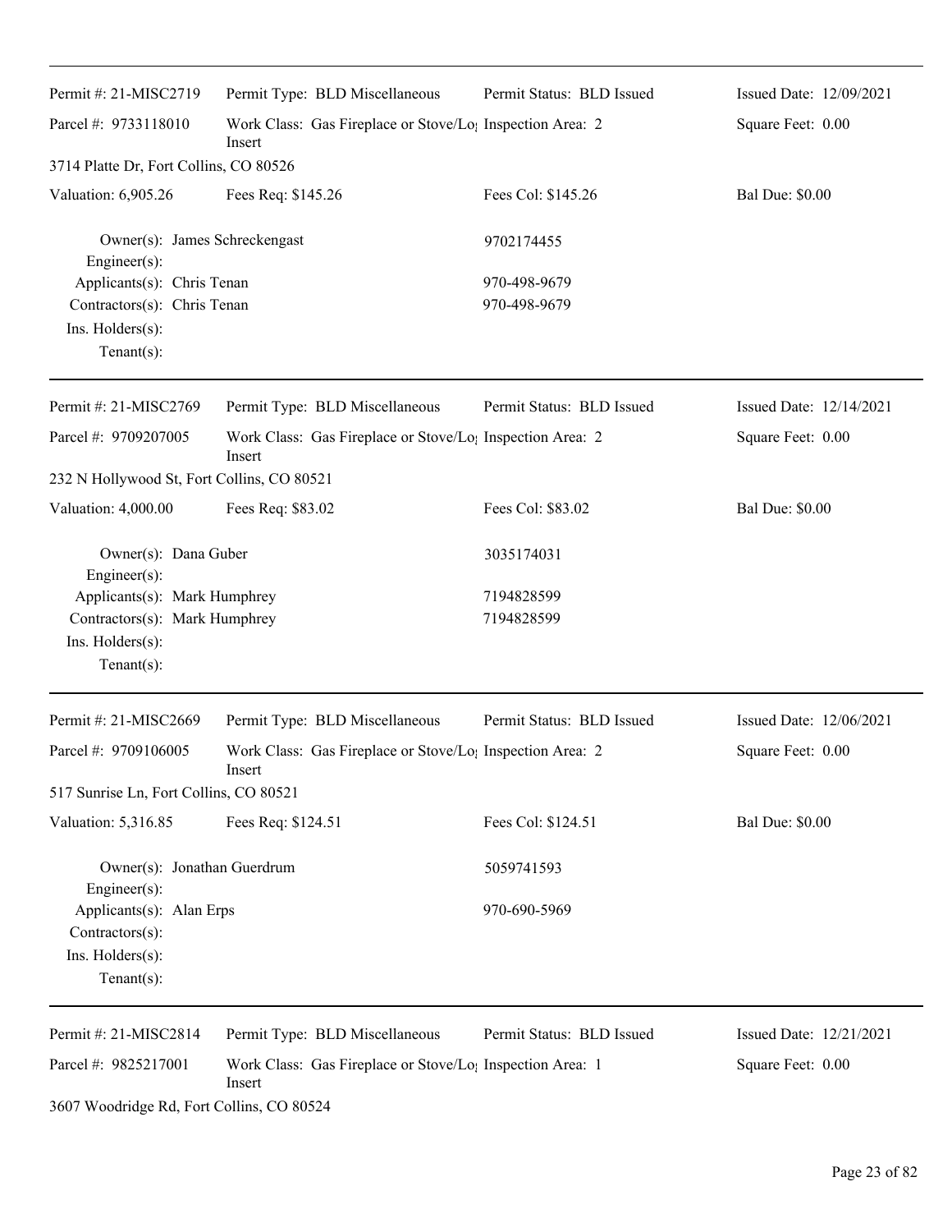| Permit #: 21-MISC2719 | Permit Type: BLD Miscellaneous | Permit Status: BLD Issued | Issued Date: 12/09/2021 |
|---|---|---|---|
| Parcel #: 9733118010 | Work Class: Gas Fireplace or Stove/Log Insert | Inspection Area: 2 | Square Feet: 0.00 |
| 3714 Platte Dr, Fort Collins, CO 80526 | | | |
| Valuation: 6,905.26 | Fees Req: $145.26 | Fees Col: $145.26 | Bal Due: $0.00 |

Owner(s): James Schreckengast — 9702174455
Engineer(s):
Applicants(s): Chris Tenan — 970-498-9679
Contractors(s): Chris Tenan — 970-498-9679
Ins. Holders(s):
Tenant(s):

---

| Permit #: 21-MISC2769 | Permit Type: BLD Miscellaneous | Permit Status: BLD Issued | Issued Date: 12/14/2021 |
|---|---|---|---|
| Parcel #: 9709207005 | Work Class: Gas Fireplace or Stove/Log Insert | Inspection Area: 2 | Square Feet: 0.00 |
| 232 N Hollywood St, Fort Collins, CO 80521 | | | |
| Valuation: 4,000.00 | Fees Req: $83.02 | Fees Col: $83.02 | Bal Due: $0.00 |

Owner(s): Dana Guber — 3035174031
Engineer(s):
Applicants(s): Mark Humphrey — 7194828599
Contractors(s): Mark Humphrey — 7194828599
Ins. Holders(s):
Tenant(s):

---

| Permit #: 21-MISC2669 | Permit Type: BLD Miscellaneous | Permit Status: BLD Issued | Issued Date: 12/06/2021 |
|---|---|---|---|
| Parcel #: 9709106005 | Work Class: Gas Fireplace or Stove/Log Insert | Inspection Area: 2 | Square Feet: 0.00 |
| 517 Sunrise Ln, Fort Collins, CO 80521 | | | |
| Valuation: 5,316.85 | Fees Req: $124.51 | Fees Col: $124.51 | Bal Due: $0.00 |

Owner(s): Jonathan Guerdrum — 5059741593
Engineer(s):
Applicants(s): Alan Erps — 970-690-5969
Contractors(s):
Ins. Holders(s):
Tenant(s):

---

| Permit #: 21-MISC2814 | Permit Type: BLD Miscellaneous | Permit Status: BLD Issued | Issued Date: 12/21/2021 |
|---|---|---|---|
| Parcel #: 9825217001 | Work Class: Gas Fireplace or Stove/Log Insert | Inspection Area: 1 | Square Feet: 0.00 |
| 3607 Woodridge Rd, Fort Collins, CO 80524 | | | |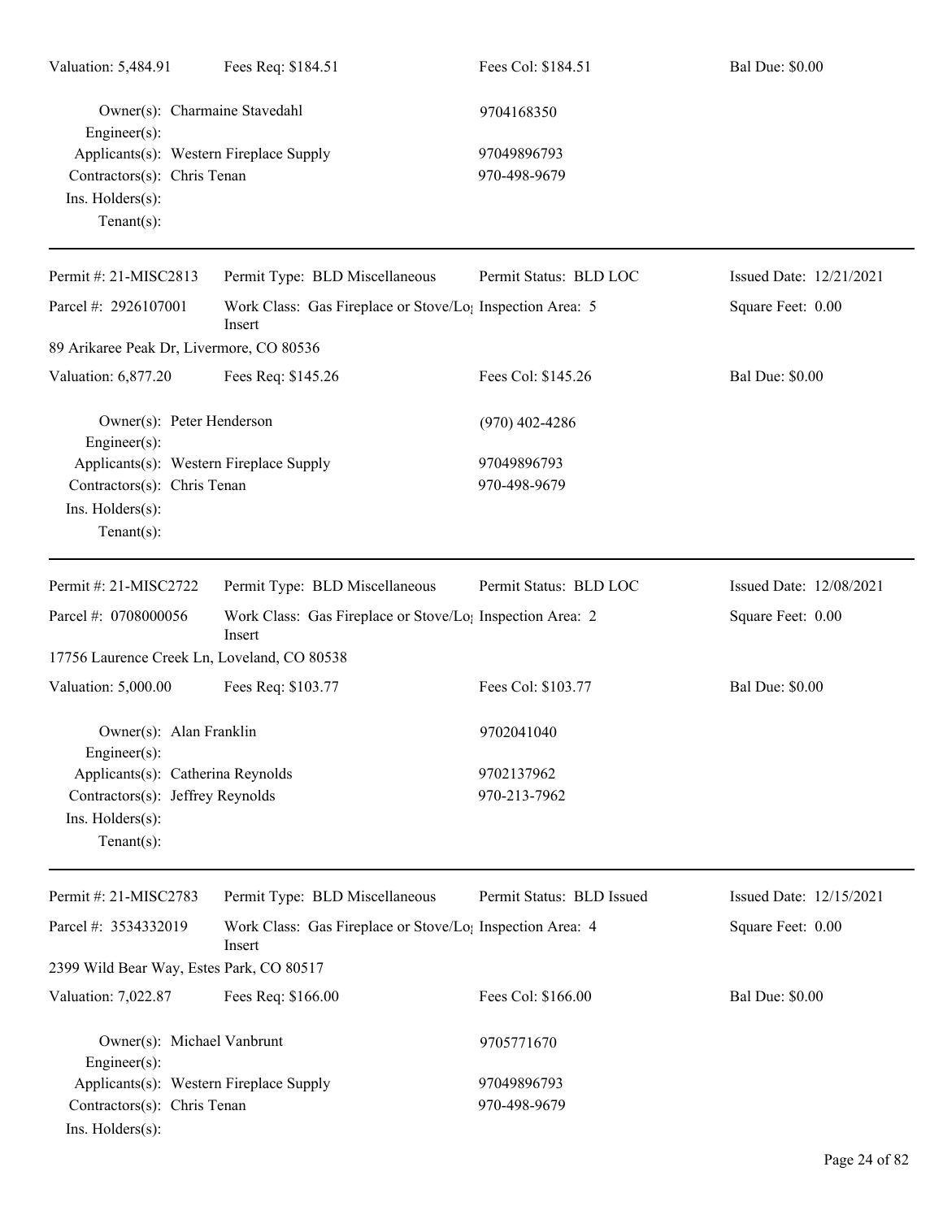| Valuation: 5,484.91 | Fees Req: $184.51 | Fees Col: $184.51 | Bal Due: $0.00 |
|---|---|---|---|

Owner(s): Charmaine Stavedahl — 9704168350
Engineer(s):
Applicants(s): Western Fireplace Supply — 97049896793
Contractors(s): Chris Tenan — 970-498-9679
Ins. Holders(s):
Tenant(s):

---

| Permit #: 21-MISC2813 | Permit Type: BLD Miscellaneous | Permit Status: BLD LOC | Issued Date: 12/21/2021 |
|---|---|---|---|
| Parcel #: 2926107001 | Work Class: Gas Fireplace or Stove/Log Insert | Inspection Area: 5 | Square Feet: 0.00 |
| 89 Arikaree Peak Dr, Livermore, CO 80536 | | | |
| Valuation: 6,877.20 | Fees Req: $145.26 | Fees Col: $145.26 | Bal Due: $0.00 |

Owner(s): Peter Henderson — (970) 402-4286
Engineer(s):
Applicants(s): Western Fireplace Supply — 97049896793
Contractors(s): Chris Tenan — 970-498-9679
Ins. Holders(s):
Tenant(s):

---

| Permit #: 21-MISC2722 | Permit Type: BLD Miscellaneous | Permit Status: BLD LOC | Issued Date: 12/08/2021 |
|---|---|---|---|
| Parcel #: 0708000056 | Work Class: Gas Fireplace or Stove/Log Insert | Inspection Area: 2 | Square Feet: 0.00 |
| 17756 Laurence Creek Ln, Loveland, CO 80538 | | | |
| Valuation: 5,000.00 | Fees Req: $103.77 | Fees Col: $103.77 | Bal Due: $0.00 |

Owner(s): Alan Franklin — 9702041040
Engineer(s):
Applicants(s): Catherina Reynolds — 9702137962
Contractors(s): Jeffrey Reynolds — 970-213-7962
Ins. Holders(s):
Tenant(s):

---

| Permit #: 21-MISC2783 | Permit Type: BLD Miscellaneous | Permit Status: BLD Issued | Issued Date: 12/15/2021 |
|---|---|---|---|
| Parcel #: 3534332019 | Work Class: Gas Fireplace or Stove/Log Insert | Inspection Area: 4 | Square Feet: 0.00 |
| 2399 Wild Bear Way, Estes Park, CO 80517 | | | |
| Valuation: 7,022.87 | Fees Req: $166.00 | Fees Col: $166.00 | Bal Due: $0.00 |

Owner(s): Michael Vanbrunt — 9705771670
Engineer(s):
Applicants(s): Western Fireplace Supply — 97049896793
Contractors(s): Chris Tenan — 970-498-9679
Ins. Holders(s):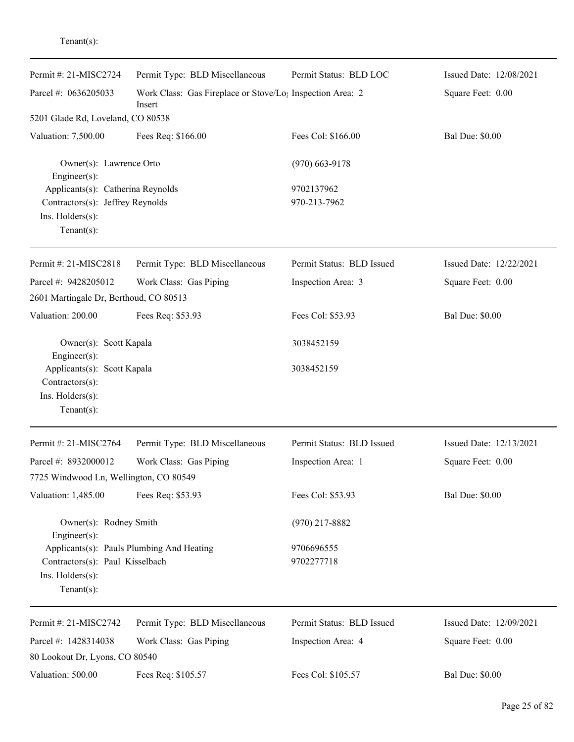Tenant(s):

---

| Permit #: 21-MISC2724 | Permit Type: BLD Miscellaneous | Permit Status: BLD LOC | Issued Date: 12/08/2021 |
|---|---|---|---|
| Parcel #: 0636205033 | Work Class: Gas Fireplace or Stove/Log Insert | Inspection Area: 2 | Square Feet: 0.00 |
| 5201 Glade Rd, Loveland, CO 80538 | | | |
| Valuation: 7,500.00 | Fees Req: $166.00 | Fees Col: $166.00 | Bal Due: $0.00 |

Owner(s): Lawrence Orto (970) 663-9178
Engineer(s):
Applicants(s): Catherina Reynolds 9702137962
Contractors(s): Jeffrey Reynolds 970-213-7962
Ins. Holders(s):
Tenant(s):

---

| Permit #: 21-MISC2818 | Permit Type: BLD Miscellaneous | Permit Status: BLD Issued | Issued Date: 12/22/2021 |
|---|---|---|---|
| Parcel #: 9428205012 | Work Class: Gas Piping | Inspection Area: 3 | Square Feet: 0.00 |
| 2601 Martingale Dr, Berthoud, CO 80513 | | | |
| Valuation: 200.00 | Fees Req: $53.93 | Fees Col: $53.93 | Bal Due: $0.00 |

Owner(s): Scott Kapala 3038452159
Engineer(s):
Applicants(s): Scott Kapala 3038452159
Contractors(s):
Ins. Holders(s):
Tenant(s):

---

| Permit #: 21-MISC2764 | Permit Type: BLD Miscellaneous | Permit Status: BLD Issued | Issued Date: 12/13/2021 |
|---|---|---|---|
| Parcel #: 8932000012 | Work Class: Gas Piping | Inspection Area: 1 | Square Feet: 0.00 |
| 7725 Windwood Ln, Wellington, CO 80549 | | | |
| Valuation: 1,485.00 | Fees Req: $53.93 | Fees Col: $53.93 | Bal Due: $0.00 |

Owner(s): Rodney Smith (970) 217-8882
Engineer(s):
Applicants(s): Pauls Plumbing And Heating 9706696555
Contractors(s): Paul Kisselbach 9702277718
Ins. Holders(s):
Tenant(s):

---

| Permit #: 21-MISC2742 | Permit Type: BLD Miscellaneous | Permit Status: BLD Issued | Issued Date: 12/09/2021 |
|---|---|---|---|
| Parcel #: 1428314038 | Work Class: Gas Piping | Inspection Area: 4 | Square Feet: 0.00 |
| 80 Lookout Dr, Lyons, CO 80540 | | | |
| Valuation: 500.00 | Fees Req: $105.57 | Fees Col: $105.57 | Bal Due: $0.00 |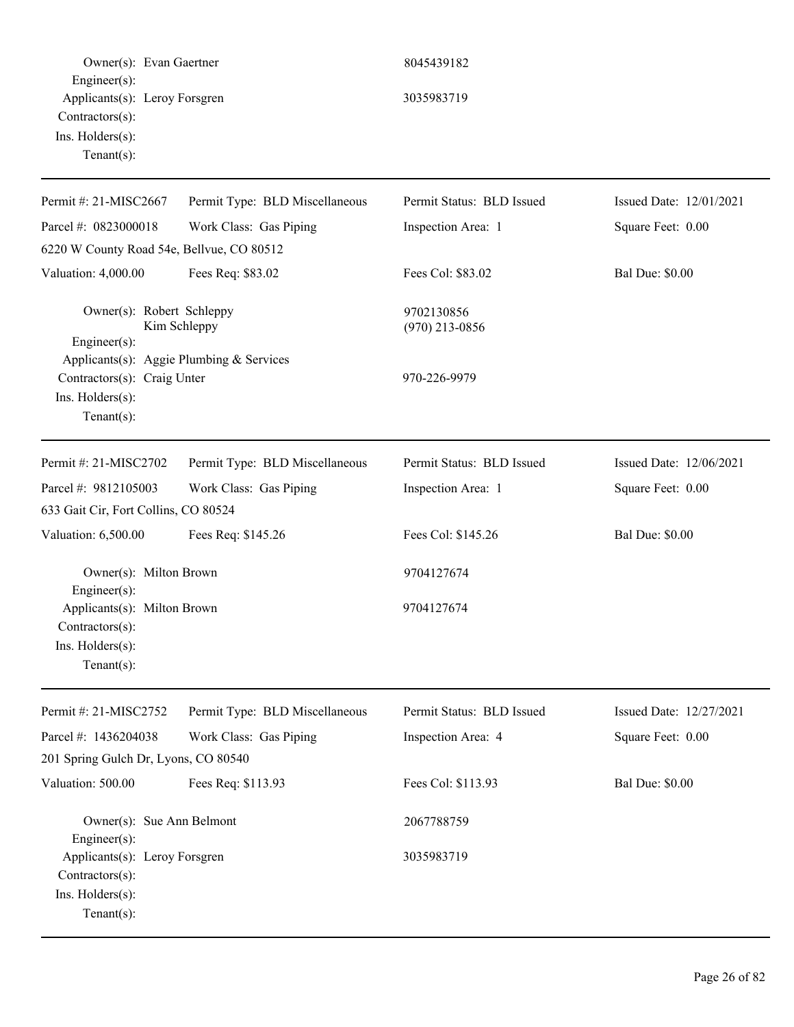Owner(s): Evan Gaertner 8045439182
Engineer(s):
Applicants(s): Leroy Forsgren 3035983719
Contractors(s):
Ins. Holders(s):
Tenant(s):

---

| Permit #: 21-MISC2667 | Permit Type: BLD Miscellaneous | Permit Status: BLD Issued | Issued Date: 12/01/2021 |
|---|---|---|---|
| Parcel #: 0823000018 | Work Class: Gas Piping | Inspection Area: 1 | Square Feet: 0.00 |
| 6220 W County Road 54e, Bellvue, CO 80512 | | | |
| Valuation: 4,000.00 | Fees Req: $83.02 | Fees Col: $83.02 | Bal Due: $0.00 |

Owner(s): Robert Schleppy 9702130856
Kim Schleppy (970) 213-0856
Engineer(s):
Applicants(s): Aggie Plumbing & Services
Contractors(s): Craig Unter 970-226-9979
Ins. Holders(s):
Tenant(s):

---

| Permit #: 21-MISC2702 | Permit Type: BLD Miscellaneous | Permit Status: BLD Issued | Issued Date: 12/06/2021 |
|---|---|---|---|
| Parcel #: 9812105003 | Work Class: Gas Piping | Inspection Area: 1 | Square Feet: 0.00 |
| 633 Gait Cir, Fort Collins, CO 80524 | | | |
| Valuation: 6,500.00 | Fees Req: $145.26 | Fees Col: $145.26 | Bal Due: $0.00 |

Owner(s): Milton Brown 9704127674
Engineer(s):
Applicants(s): Milton Brown 9704127674
Contractors(s):
Ins. Holders(s):
Tenant(s):

---

| Permit #: 21-MISC2752 | Permit Type: BLD Miscellaneous | Permit Status: BLD Issued | Issued Date: 12/27/2021 |
|---|---|---|---|
| Parcel #: 1436204038 | Work Class: Gas Piping | Inspection Area: 4 | Square Feet: 0.00 |
| 201 Spring Gulch Dr, Lyons, CO 80540 | | | |
| Valuation: 500.00 | Fees Req: $113.93 | Fees Col: $113.93 | Bal Due: $0.00 |

Owner(s): Sue Ann Belmont 2067788759
Engineer(s):
Applicants(s): Leroy Forsgren 3035983719
Contractors(s):
Ins. Holders(s):
Tenant(s):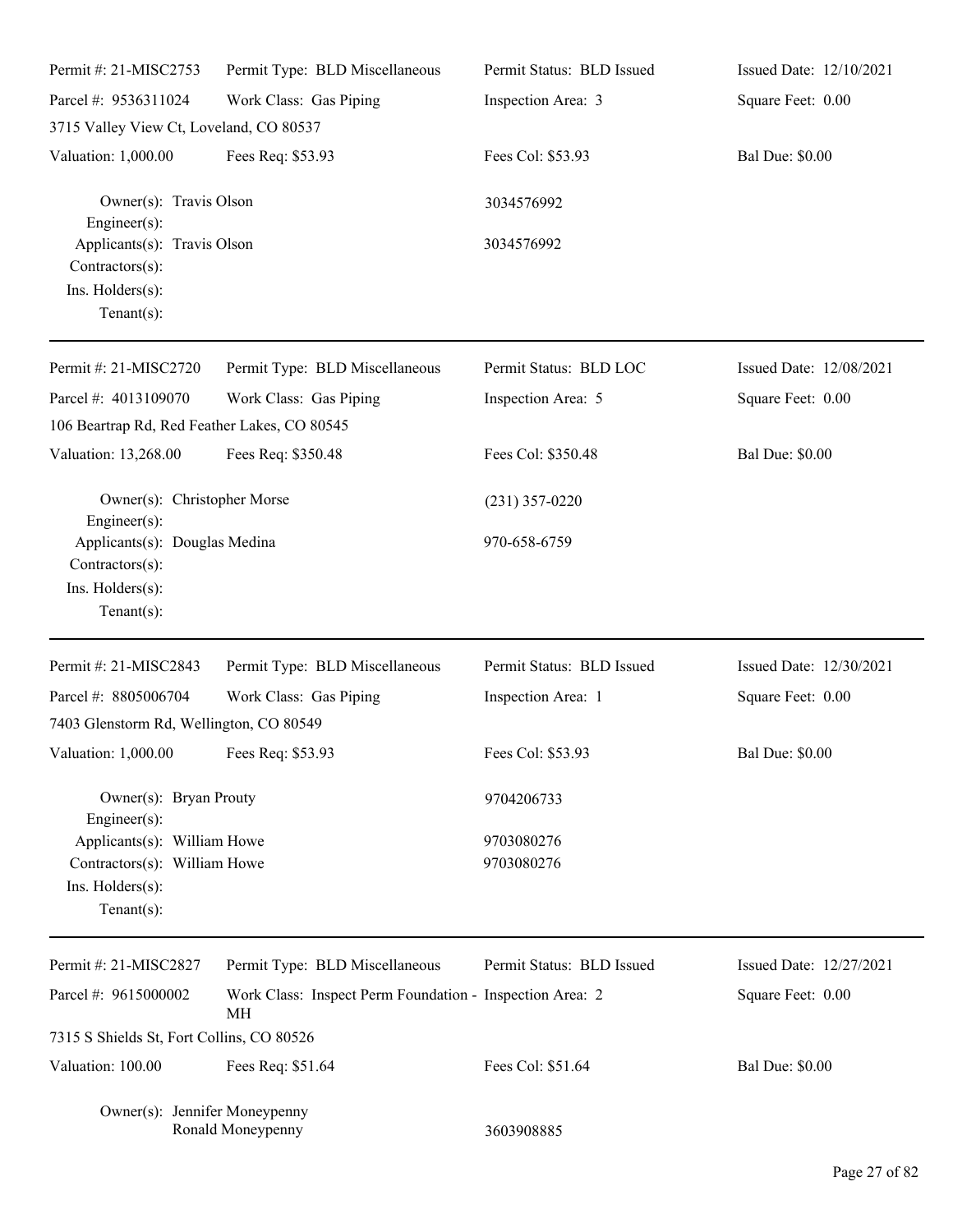| Permit #: 21-MISC2753 | Permit Type: BLD Miscellaneous | Permit Status: BLD Issued | Issued Date: 12/10/2021 |
|---|---|---|---|
| Parcel #: 9536311024 | Work Class: Gas Piping | Inspection Area: 3 | Square Feet: 0.00 |
| 3715 Valley View Ct, Loveland, CO 80537 | | | |
| Valuation: 1,000.00 | Fees Req: $53.93 | Fees Col: $53.93 | Bal Due: $0.00 |
| Owner(s): Travis Olson | | 3034576992 | |
| Engineer(s): | | | |
| Applicants(s): Travis Olson | | 3034576992 | |
| Contractors(s): | | | |
| Ins. Holders(s): | | | |
| Tenant(s): | | | |

| Permit #: 21-MISC2720 | Permit Type: BLD Miscellaneous | Permit Status: BLD LOC | Issued Date: 12/08/2021 |
|---|---|---|---|
| Parcel #: 4013109070 | Work Class: Gas Piping | Inspection Area: 5 | Square Feet: 0.00 |
| 106 Beartrap Rd, Red Feather Lakes, CO 80545 | | | |
| Valuation: 13,268.00 | Fees Req: $350.48 | Fees Col: $350.48 | Bal Due: $0.00 |
| Owner(s): Christopher Morse | | (231) 357-0220 | |
| Engineer(s): | | | |
| Applicants(s): Douglas Medina | | 970-658-6759 | |
| Contractors(s): | | | |
| Ins. Holders(s): | | | |
| Tenant(s): | | | |

| Permit #: 21-MISC2843 | Permit Type: BLD Miscellaneous | Permit Status: BLD Issued | Issued Date: 12/30/2021 |
|---|---|---|---|
| Parcel #: 8805006704 | Work Class: Gas Piping | Inspection Area: 1 | Square Feet: 0.00 |
| 7403 Glenstorm Rd, Wellington, CO 80549 | | | |
| Valuation: 1,000.00 | Fees Req: $53.93 | Fees Col: $53.93 | Bal Due: $0.00 |
| Owner(s): Bryan Prouty | | 9704206733 | |
| Engineer(s): | | | |
| Applicants(s): William Howe | | 9703080276 | |
| Contractors(s): William Howe | | 9703080276 | |
| Ins. Holders(s): | | | |
| Tenant(s): | | | |

| Permit #: 21-MISC2827 | Permit Type: BLD Miscellaneous | Permit Status: BLD Issued | Issued Date: 12/27/2021 |
|---|---|---|---|
| Parcel #: 9615000002 | Work Class: Inspect Perm Foundation - MH | Inspection Area: 2 | Square Feet: 0.00 |
| 7315 S Shields St, Fort Collins, CO 80526 | | | |
| Valuation: 100.00 | Fees Req: $51.64 | Fees Col: $51.64 | Bal Due: $0.00 |
| Owner(s): Jennifer Moneypenny<br>Ronald Moneypenny | | 3603908885 | |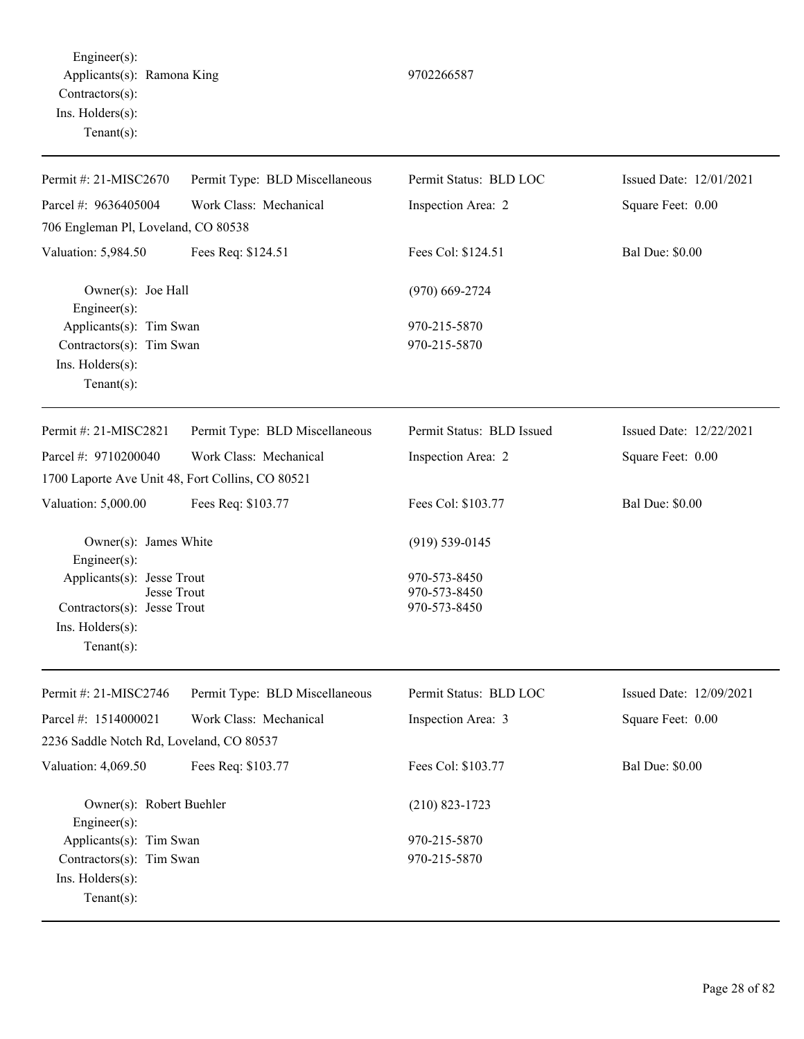Engineer(s):
Applicants(s): Ramona King 9702266587
Contractors(s):
Ins. Holders(s):
Tenant(s):

---

| Permit #: 21-MISC2670 | Permit Type: BLD Miscellaneous | Permit Status: BLD LOC | Issued Date: 12/01/2021 |
|---|---|---|---|
| Parcel #: 9636405004 | Work Class: Mechanical | Inspection Area: 2 | Square Feet: 0.00 |
| 706 Engleman Pl, Loveland, CO 80538 | | | |
| Valuation: 5,984.50 | Fees Req: $124.51 | Fees Col: $124.51 | Bal Due: $0.00 |

Owner(s): Joe Hall (970) 669-2724
Engineer(s):
Applicants(s): Tim Swan 970-215-5870
Contractors(s): Tim Swan 970-215-5870
Ins. Holders(s):
Tenant(s):

---

| Permit #: 21-MISC2821 | Permit Type: BLD Miscellaneous | Permit Status: BLD Issued | Issued Date: 12/22/2021 |
|---|---|---|---|
| Parcel #: 9710200040 | Work Class: Mechanical | Inspection Area: 2 | Square Feet: 0.00 |
| 1700 Laporte Ave Unit 48, Fort Collins, CO 80521 | | | |
| Valuation: 5,000.00 | Fees Req: $103.77 | Fees Col: $103.77 | Bal Due: $0.00 |

Owner(s): James White (919) 539-0145
Engineer(s):
Applicants(s): Jesse Trout 970-573-8450
Jesse Trout 970-573-8450
Contractors(s): Jesse Trout 970-573-8450
Ins. Holders(s):
Tenant(s):

---

| Permit #: 21-MISC2746 | Permit Type: BLD Miscellaneous | Permit Status: BLD LOC | Issued Date: 12/09/2021 |
|---|---|---|---|
| Parcel #: 1514000021 | Work Class: Mechanical | Inspection Area: 3 | Square Feet: 0.00 |
| 2236 Saddle Notch Rd, Loveland, CO 80537 | | | |
| Valuation: 4,069.50 | Fees Req: $103.77 | Fees Col: $103.77 | Bal Due: $0.00 |

Owner(s): Robert Buehler (210) 823-1723
Engineer(s):
Applicants(s): Tim Swan 970-215-5870
Contractors(s): Tim Swan 970-215-5870
Ins. Holders(s):
Tenant(s):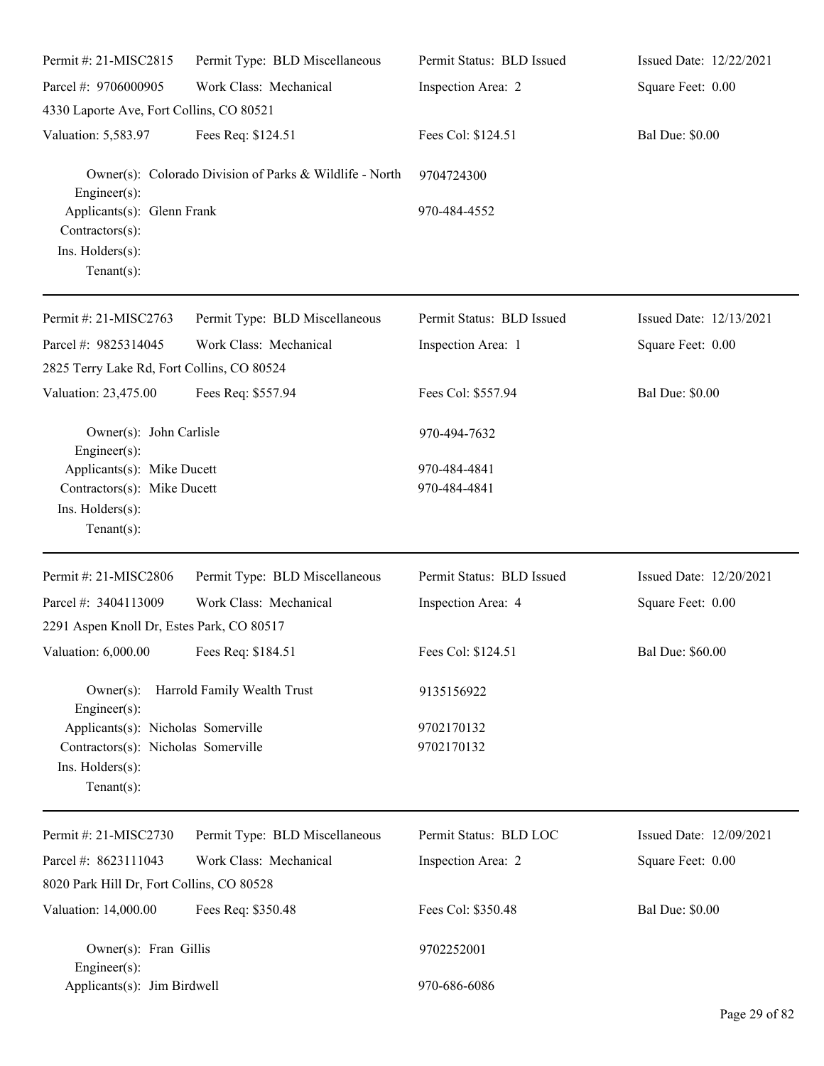| | | | |
|---|---|---|---|
| Permit #: 21-MISC2815 | Permit Type: BLD Miscellaneous | Permit Status: BLD Issued | Issued Date: 12/22/2021 |
| Parcel #: 9706000905 | Work Class: Mechanical | Inspection Area: 2 | Square Feet: 0.00 |
| 4330 Laporte Ave, Fort Collins, CO 80521 | | | |
| Valuation: 5,583.97 | Fees Req: $124.51 | Fees Col: $124.51 | Bal Due: $0.00 |

Owner(s): Colorado Division of Parks & Wildlife - North 9704724300
Engineer(s):
Applicants(s): Glenn Frank 970-484-4552
Contractors(s):
Ins. Holders(s):
Tenant(s):

---

| | | | |
|---|---|---|---|
| Permit #: 21-MISC2763 | Permit Type: BLD Miscellaneous | Permit Status: BLD Issued | Issued Date: 12/13/2021 |
| Parcel #: 9825314045 | Work Class: Mechanical | Inspection Area: 1 | Square Feet: 0.00 |
| 2825 Terry Lake Rd, Fort Collins, CO 80524 | | | |
| Valuation: 23,475.00 | Fees Req: $557.94 | Fees Col: $557.94 | Bal Due: $0.00 |

Owner(s): John Carlisle 970-494-7632
Engineer(s):
Applicants(s): Mike Ducett 970-484-4841
Contractors(s): Mike Ducett 970-484-4841
Ins. Holders(s):
Tenant(s):

---

| | | | |
|---|---|---|---|
| Permit #: 21-MISC2806 | Permit Type: BLD Miscellaneous | Permit Status: BLD Issued | Issued Date: 12/20/2021 |
| Parcel #: 3404113009 | Work Class: Mechanical | Inspection Area: 4 | Square Feet: 0.00 |
| 2291 Aspen Knoll Dr, Estes Park, CO 80517 | | | |
| Valuation: 6,000.00 | Fees Req: $184.51 | Fees Col: $124.51 | Bal Due: $60.00 |

Owner(s): Harrold Family Wealth Trust 9135156922
Engineer(s):
Applicants(s): Nicholas Somerville 9702170132
Contractors(s): Nicholas Somerville 9702170132
Ins. Holders(s):
Tenant(s):

---

| | | | |
|---|---|---|---|
| Permit #: 21-MISC2730 | Permit Type: BLD Miscellaneous | Permit Status: BLD LOC | Issued Date: 12/09/2021 |
| Parcel #: 8623111043 | Work Class: Mechanical | Inspection Area: 2 | Square Feet: 0.00 |
| 8020 Park Hill Dr, Fort Collins, CO 80528 | | | |
| Valuation: 14,000.00 | Fees Req: $350.48 | Fees Col: $350.48 | Bal Due: $0.00 |

Owner(s): Fran Gillis 9702252001
Engineer(s):
Applicants(s): Jim Birdwell 970-686-6086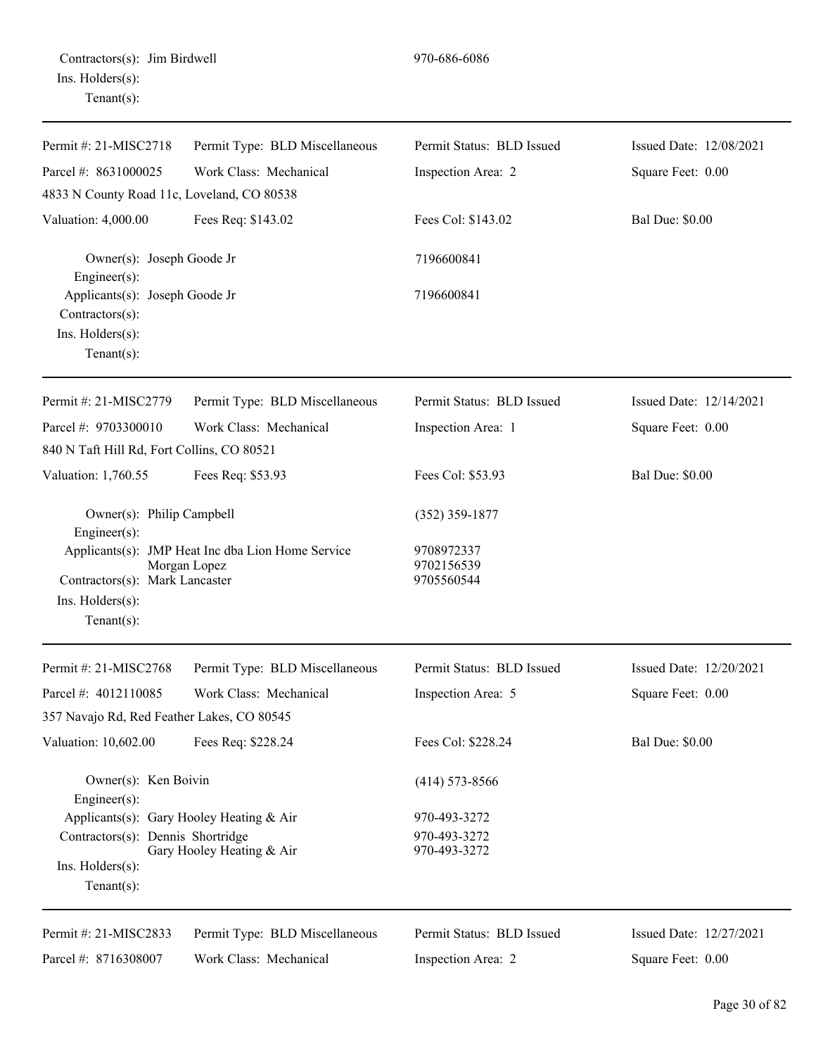Contractors(s): Jim Birdwell 970-686-6086
Ins. Holders(s):
Tenant(s):

---

| Permit #: 21-MISC2718 | Permit Type: BLD Miscellaneous | Permit Status: BLD Issued | Issued Date: 12/08/2021 |
|---|---|---|---|
| Parcel #: 8631000025 | Work Class: Mechanical | Inspection Area: 2 | Square Feet: 0.00 |
| 4833 N County Road 11c, Loveland, CO 80538 | | | |
| Valuation: 4,000.00 | Fees Req: $143.02 | Fees Col: $143.02 | Bal Due: $0.00 |

Owner(s): Joseph Goode Jr 7196600841
Engineer(s):
Applicants(s): Joseph Goode Jr 7196600841
Contractors(s):
Ins. Holders(s):
Tenant(s):

---

| Permit #: 21-MISC2779 | Permit Type: BLD Miscellaneous | Permit Status: BLD Issued | Issued Date: 12/14/2021 |
|---|---|---|---|
| Parcel #: 9703300010 | Work Class: Mechanical | Inspection Area: 1 | Square Feet: 0.00 |
| 840 N Taft Hill Rd, Fort Collins, CO 80521 | | | |
| Valuation: 1,760.55 | Fees Req: $53.93 | Fees Col: $53.93 | Bal Due: $0.00 |

Owner(s): Philip Campbell (352) 359-1877
Engineer(s):
Applicants(s): JMP Heat Inc dba Lion Home Service 9708972337
Morgan Lopez 9702156539
Contractors(s): Mark Lancaster 9705560544
Ins. Holders(s):
Tenant(s):

---

| Permit #: 21-MISC2768 | Permit Type: BLD Miscellaneous | Permit Status: BLD Issued | Issued Date: 12/20/2021 |
|---|---|---|---|
| Parcel #: 4012110085 | Work Class: Mechanical | Inspection Area: 5 | Square Feet: 0.00 |
| 357 Navajo Rd, Red Feather Lakes, CO 80545 | | | |
| Valuation: 10,602.00 | Fees Req: $228.24 | Fees Col: $228.24 | Bal Due: $0.00 |

Owner(s): Ken Boivin (414) 573-8566
Engineer(s):
Applicants(s): Gary Hooley Heating & Air 970-493-3272
Contractors(s): Dennis Shortridge 970-493-3272
Gary Hooley Heating & Air 970-493-3272
Ins. Holders(s):
Tenant(s):

---

| Permit #: 21-MISC2833 | Permit Type: BLD Miscellaneous | Permit Status: BLD Issued | Issued Date: 12/27/2021 |
|---|---|---|---|
| Parcel #: 8716308007 | Work Class: Mechanical | Inspection Area: 2 | Square Feet: 0.00 |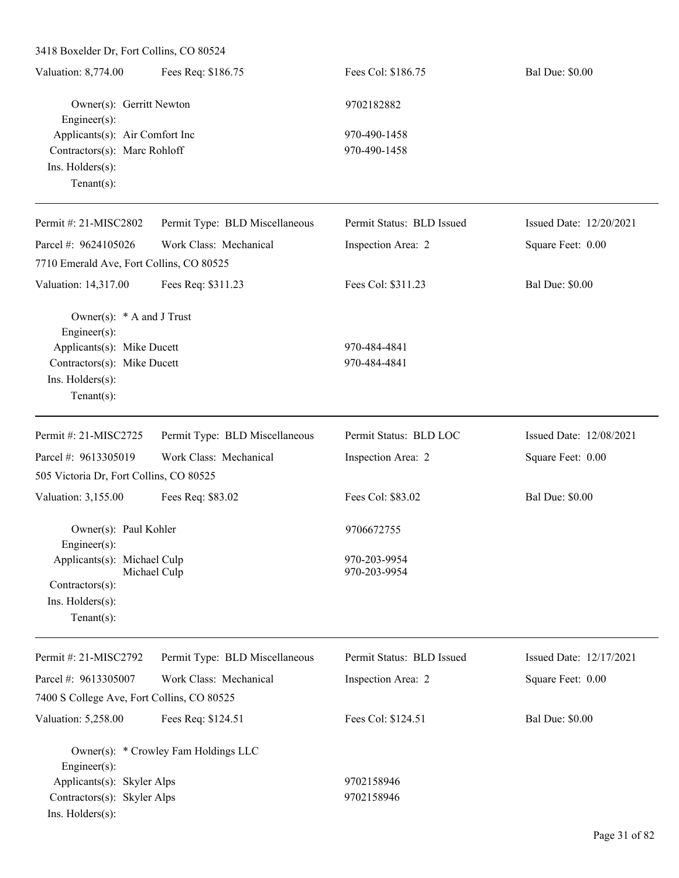3418 Boxelder Dr, Fort Collins, CO 80524

| Valuation: 8,774.00 | Fees Req: $186.75 | Fees Col: $186.75 | Bal Due: $0.00 |
|---|---|---|---|

Owner(s): Gerritt Newton — 9702182882
Engineer(s):
Applicants(s): Air Comfort Inc — 970-490-1458
Contractors(s): Marc Rohloff — 970-490-1458
Ins. Holders(s):
Tenant(s):

---

| Permit #: 21-MISC2802 | Permit Type: BLD Miscellaneous | Permit Status: BLD Issued | Issued Date: 12/20/2021 |
|---|---|---|---|
| Parcel #: 9624105026 | Work Class: Mechanical | Inspection Area: 2 | Square Feet: 0.00 |

7710 Emerald Ave, Fort Collins, CO 80525

| Valuation: 14,317.00 | Fees Req: $311.23 | Fees Col: $311.23 | Bal Due: $0.00 |
|---|---|---|---|

Owner(s): * A and J Trust
Engineer(s):
Applicants(s): Mike Ducett — 970-484-4841
Contractors(s): Mike Ducett — 970-484-4841
Ins. Holders(s):
Tenant(s):

---

| Permit #: 21-MISC2725 | Permit Type: BLD Miscellaneous | Permit Status: BLD LOC | Issued Date: 12/08/2021 |
|---|---|---|---|
| Parcel #: 9613305019 | Work Class: Mechanical | Inspection Area: 2 | Square Feet: 0.00 |

505 Victoria Dr, Fort Collins, CO 80525

| Valuation: 3,155.00 | Fees Req: $83.02 | Fees Col: $83.02 | Bal Due: $0.00 |
|---|---|---|---|

Owner(s): Paul Kohler — 9706672755
Engineer(s):
Applicants(s): Michael Culp — 970-203-9954
Michael Culp — 970-203-9954
Contractors(s):
Ins. Holders(s):
Tenant(s):

---

| Permit #: 21-MISC2792 | Permit Type: BLD Miscellaneous | Permit Status: BLD Issued | Issued Date: 12/17/2021 |
|---|---|---|---|
| Parcel #: 9613305007 | Work Class: Mechanical | Inspection Area: 2 | Square Feet: 0.00 |

7400 S College Ave, Fort Collins, CO 80525

| Valuation: 5,258.00 | Fees Req: $124.51 | Fees Col: $124.51 | Bal Due: $0.00 |
|---|---|---|---|

Owner(s): * Crowley Fam Holdings LLC
Engineer(s):
Applicants(s): Skyler Alps — 9702158946
Contractors(s): Skyler Alps — 9702158946
Ins. Holders(s):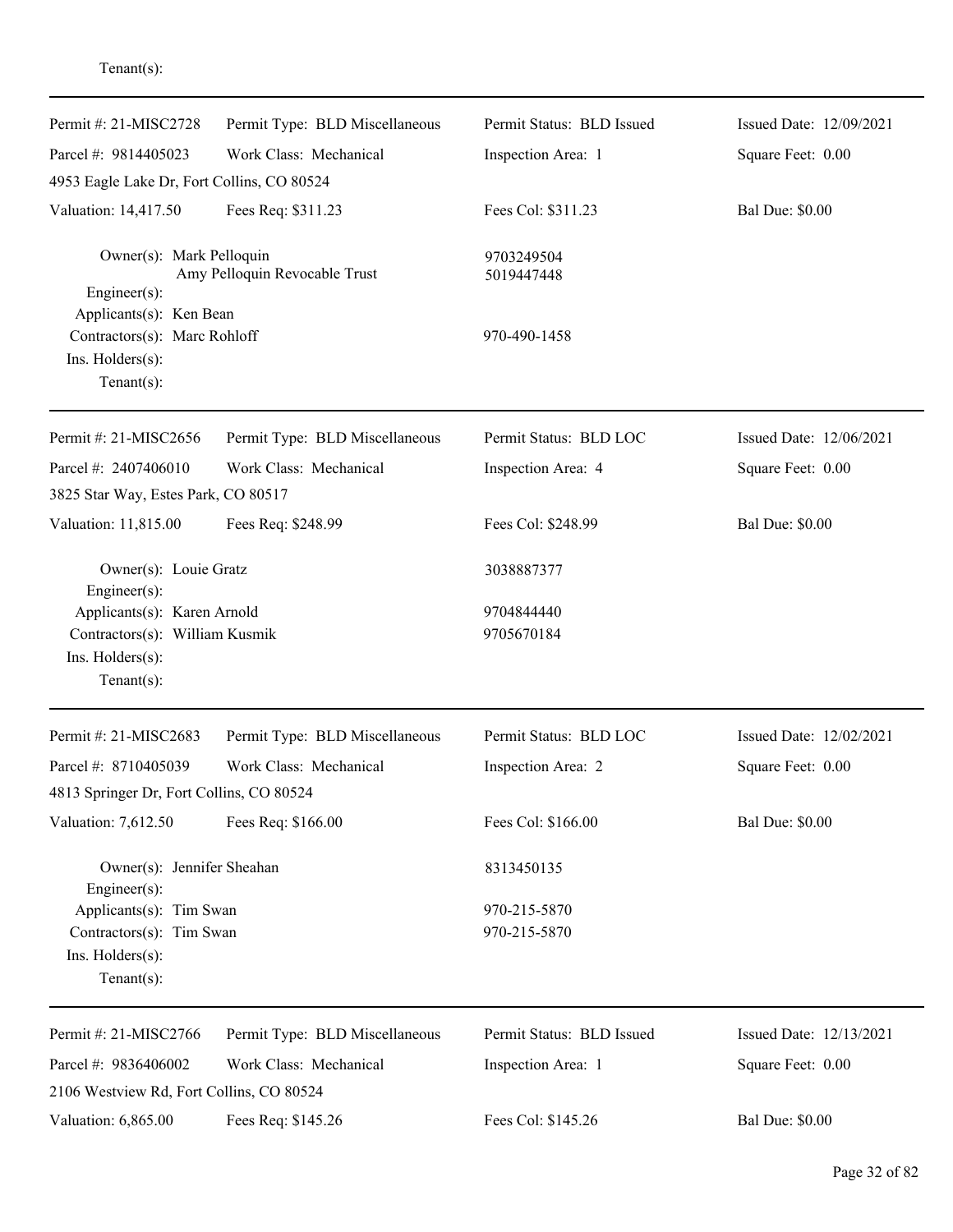Tenant(s):

---

| Permit #: 21-MISC2728 | Permit Type: BLD Miscellaneous | Permit Status: BLD Issued | Issued Date: 12/09/2021 |
|---|---|---|---|
| Parcel #: 9814405023 | Work Class: Mechanical | Inspection Area: 1 | Square Feet: 0.00 |
| 4953 Eagle Lake Dr, Fort Collins, CO 80524 | | | |
| Valuation: 14,417.50 | Fees Req: $311.23 | Fees Col: $311.23 | Bal Due: $0.00 |

Owner(s): Mark Pelloquin — 9703249504
Amy Pelloquin Revocable Trust — 5019447448
Engineer(s):
Applicants(s): Ken Bean
Contractors(s): Marc Rohloff — 970-490-1458
Ins. Holders(s):
Tenant(s):

---

| Permit #: 21-MISC2656 | Permit Type: BLD Miscellaneous | Permit Status: BLD LOC | Issued Date: 12/06/2021 |
|---|---|---|---|
| Parcel #: 2407406010 | Work Class: Mechanical | Inspection Area: 4 | Square Feet: 0.00 |
| 3825 Star Way, Estes Park, CO 80517 | | | |
| Valuation: 11,815.00 | Fees Req: $248.99 | Fees Col: $248.99 | Bal Due: $0.00 |

Owner(s): Louie Gratz — 3038887377
Engineer(s):
Applicants(s): Karen Arnold — 9704844440
Contractors(s): William Kusmik — 9705670184
Ins. Holders(s):
Tenant(s):

---

| Permit #: 21-MISC2683 | Permit Type: BLD Miscellaneous | Permit Status: BLD LOC | Issued Date: 12/02/2021 |
|---|---|---|---|
| Parcel #: 8710405039 | Work Class: Mechanical | Inspection Area: 2 | Square Feet: 0.00 |
| 4813 Springer Dr, Fort Collins, CO 80524 | | | |
| Valuation: 7,612.50 | Fees Req: $166.00 | Fees Col: $166.00 | Bal Due: $0.00 |

Owner(s): Jennifer Sheahan — 8313450135
Engineer(s):
Applicants(s): Tim Swan — 970-215-5870
Contractors(s): Tim Swan — 970-215-5870
Ins. Holders(s):
Tenant(s):

---

| Permit #: 21-MISC2766 | Permit Type: BLD Miscellaneous | Permit Status: BLD Issued | Issued Date: 12/13/2021 |
|---|---|---|---|
| Parcel #: 9836406002 | Work Class: Mechanical | Inspection Area: 1 | Square Feet: 0.00 |
| 2106 Westview Rd, Fort Collins, CO 80524 | | | |
| Valuation: 6,865.00 | Fees Req: $145.26 | Fees Col: $145.26 | Bal Due: $0.00 |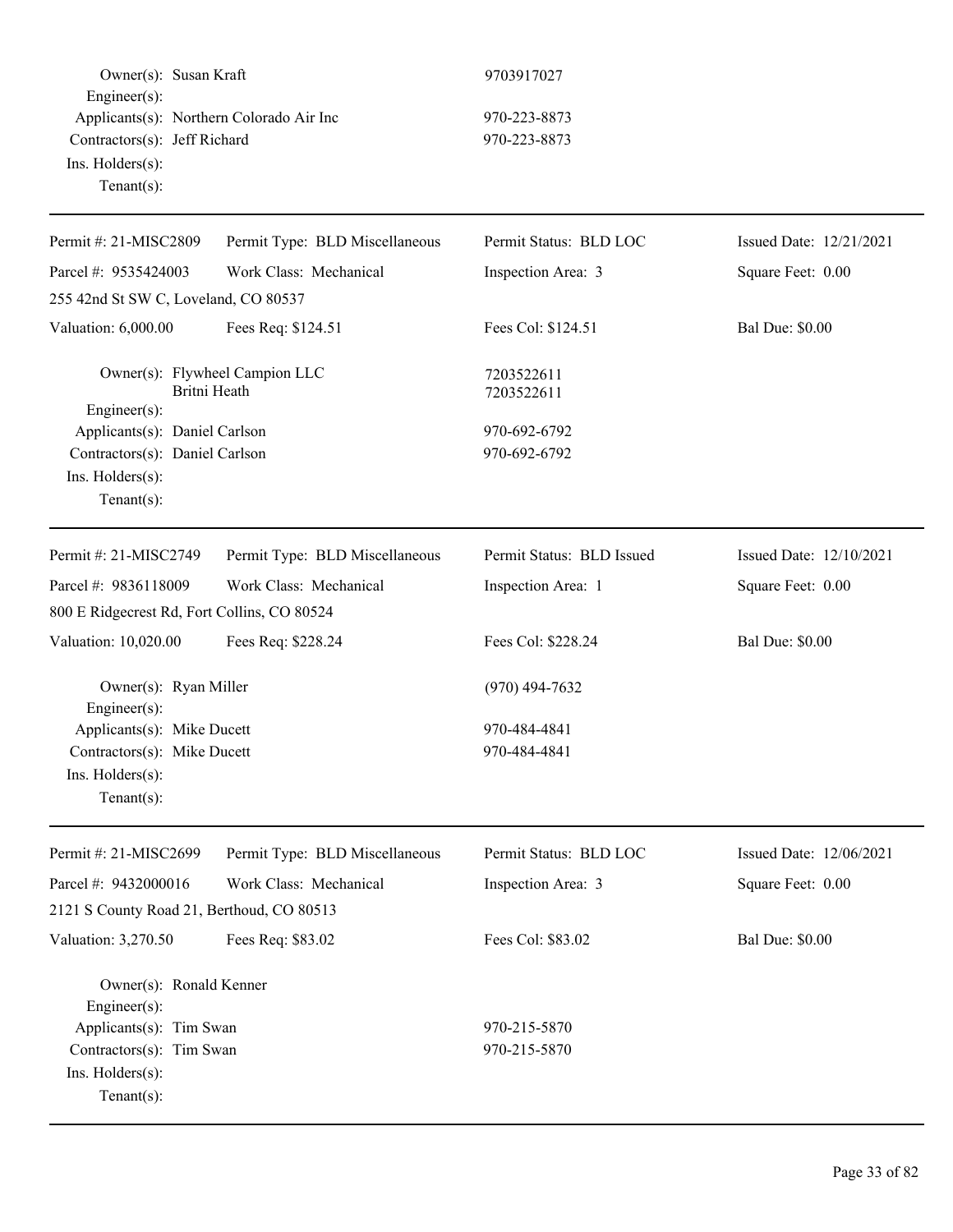Owner(s): Susan Kraft 9703917027
Engineer(s):
Applicants(s): Northern Colorado Air Inc 970-223-8873
Contractors(s): Jeff Richard 970-223-8873
Ins. Holders(s):
Tenant(s):

---

| Permit #: 21-MISC2809 | Permit Type: BLD Miscellaneous | Permit Status: BLD LOC | Issued Date: 12/21/2021 |
|---|---|---|---|
| Parcel #: 9535424003 | Work Class: Mechanical | Inspection Area: 3 | Square Feet: 0.00 |
| 255 42nd St SW C, Loveland, CO 80537 | | | |
| Valuation: 6,000.00 | Fees Req: $124.51 | Fees Col: $124.51 | Bal Due: $0.00 |

Owner(s): Flywheel Campion LLC 7203522611
Britni Heath 7203522611
Engineer(s):
Applicants(s): Daniel Carlson 970-692-6792
Contractors(s): Daniel Carlson 970-692-6792
Ins. Holders(s):
Tenant(s):

---

| Permit #: 21-MISC2749 | Permit Type: BLD Miscellaneous | Permit Status: BLD Issued | Issued Date: 12/10/2021 |
|---|---|---|---|
| Parcel #: 9836118009 | Work Class: Mechanical | Inspection Area: 1 | Square Feet: 0.00 |
| 800 E Ridgecrest Rd, Fort Collins, CO 80524 | | | |
| Valuation: 10,020.00 | Fees Req: $228.24 | Fees Col: $228.24 | Bal Due: $0.00 |

Owner(s): Ryan Miller (970) 494-7632
Engineer(s):
Applicants(s): Mike Ducett 970-484-4841
Contractors(s): Mike Ducett 970-484-4841
Ins. Holders(s):
Tenant(s):

---

| Permit #: 21-MISC2699 | Permit Type: BLD Miscellaneous | Permit Status: BLD LOC | Issued Date: 12/06/2021 |
|---|---|---|---|
| Parcel #: 9432000016 | Work Class: Mechanical | Inspection Area: 3 | Square Feet: 0.00 |
| 2121 S County Road 21, Berthoud, CO 80513 | | | |
| Valuation: 3,270.50 | Fees Req: $83.02 | Fees Col: $83.02 | Bal Due: $0.00 |

Owner(s): Ronald Kenner
Engineer(s):
Applicants(s): Tim Swan 970-215-5870
Contractors(s): Tim Swan 970-215-5870
Ins. Holders(s):
Tenant(s):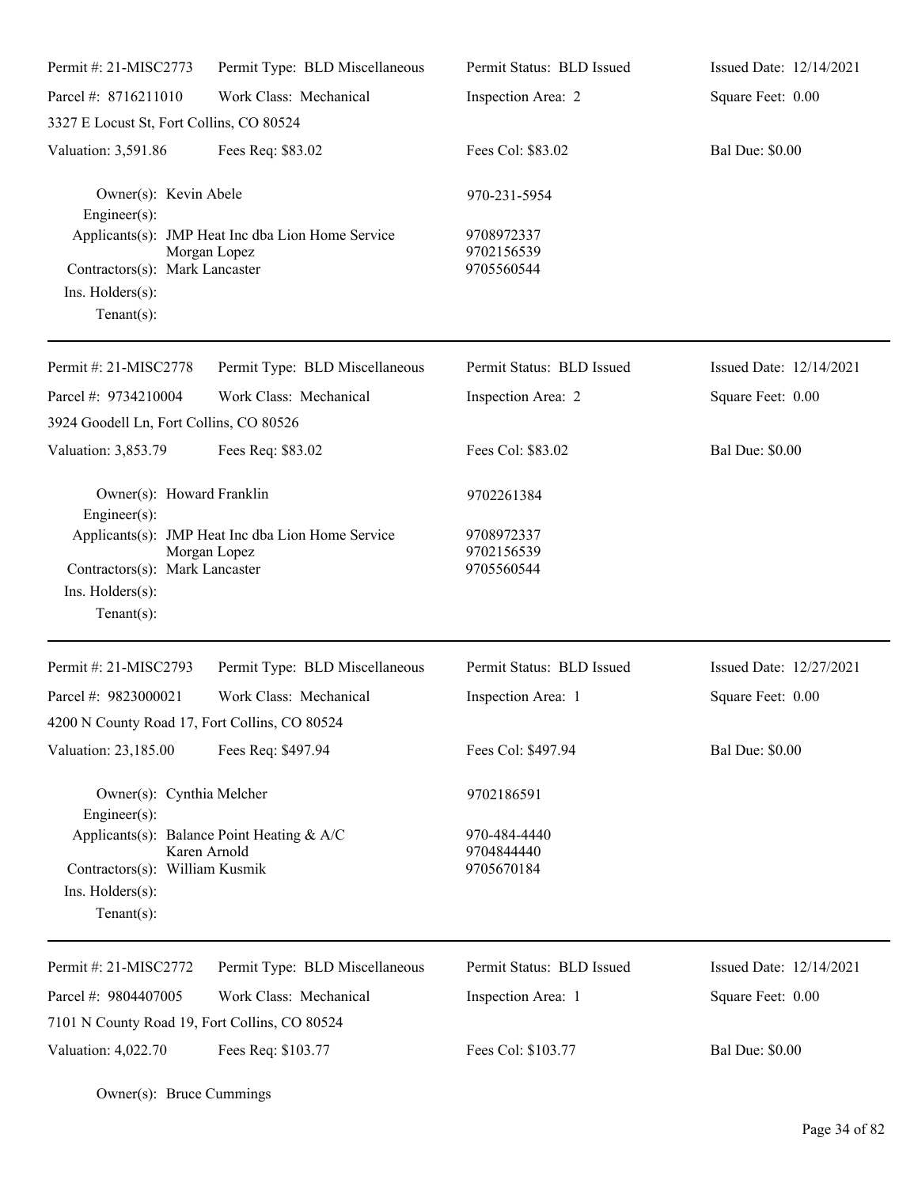| Permit #: 21-MISC2773 | Permit Type: BLD Miscellaneous | Permit Status: BLD Issued | Issued Date: 12/14/2021 |
|---|---|---|---|
| Parcel #: 8716211010 | Work Class: Mechanical | Inspection Area: 2 | Square Feet: 0.00 |
| 3327 E Locust St, Fort Collins, CO 80524 | | | |
| Valuation: 3,591.86 | Fees Req: $83.02 | Fees Col: $83.02 | Bal Due: $0.00 |

Owner(s): Kevin Abele — 970-231-5954
Engineer(s):
Applicants(s): JMP Heat Inc dba Lion Home Service — 9708972337
Morgan Lopez — 9702156539
Contractors(s): Mark Lancaster — 9705560544
Ins. Holders(s):
Tenant(s):

---

| Permit #: 21-MISC2778 | Permit Type: BLD Miscellaneous | Permit Status: BLD Issued | Issued Date: 12/14/2021 |
|---|---|---|---|
| Parcel #: 9734210004 | Work Class: Mechanical | Inspection Area: 2 | Square Feet: 0.00 |
| 3924 Goodell Ln, Fort Collins, CO 80526 | | | |
| Valuation: 3,853.79 | Fees Req: $83.02 | Fees Col: $83.02 | Bal Due: $0.00 |

Owner(s): Howard Franklin — 9702261384
Engineer(s):
Applicants(s): JMP Heat Inc dba Lion Home Service — 9708972337
Morgan Lopez — 9702156539
Contractors(s): Mark Lancaster — 9705560544
Ins. Holders(s):
Tenant(s):

---

| Permit #: 21-MISC2793 | Permit Type: BLD Miscellaneous | Permit Status: BLD Issued | Issued Date: 12/27/2021 |
|---|---|---|---|
| Parcel #: 9823000021 | Work Class: Mechanical | Inspection Area: 1 | Square Feet: 0.00 |
| 4200 N County Road 17, Fort Collins, CO 80524 | | | |
| Valuation: 23,185.00 | Fees Req: $497.94 | Fees Col: $497.94 | Bal Due: $0.00 |

Owner(s): Cynthia Melcher — 9702186591
Engineer(s):
Applicants(s): Balance Point Heating & A/C — 970-484-4440
Karen Arnold — 9704844440
Contractors(s): William Kusmik — 9705670184
Ins. Holders(s):
Tenant(s):

---

| Permit #: 21-MISC2772 | Permit Type: BLD Miscellaneous | Permit Status: BLD Issued | Issued Date: 12/14/2021 |
|---|---|---|---|
| Parcel #: 9804407005 | Work Class: Mechanical | Inspection Area: 1 | Square Feet: 0.00 |
| 7101 N County Road 19, Fort Collins, CO 80524 | | | |
| Valuation: 4,022.70 | Fees Req: $103.77 | Fees Col: $103.77 | Bal Due: $0.00 |

Owner(s): Bruce Cummings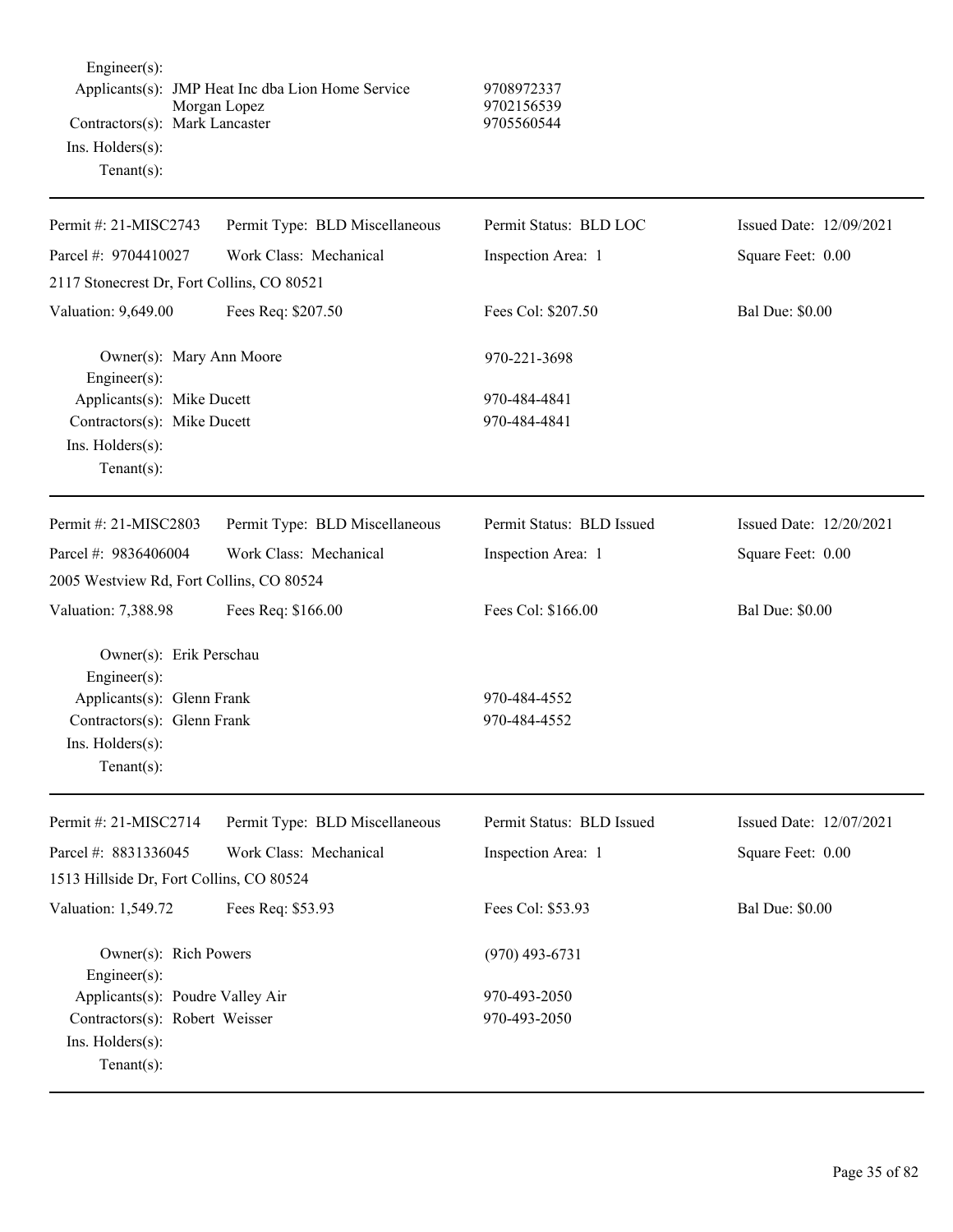Engineer(s):
Applicants(s): JMP Heat Inc dba Lion Home Service 9708972337
Morgan Lopez 9702156539
Contractors(s): Mark Lancaster 9705560544
Ins. Holders(s):
Tenant(s):

---

| Permit #: 21-MISC2743 | Permit Type: BLD Miscellaneous | Permit Status: BLD LOC | Issued Date: 12/09/2021 |
|---|---|---|---|
| Parcel #: 9704410027 | Work Class: Mechanical | Inspection Area: 1 | Square Feet: 0.00 |
| 2117 Stonecrest Dr, Fort Collins, CO 80521 | | | |
| Valuation: 9,649.00 | Fees Req: $207.50 | Fees Col: $207.50 | Bal Due: $0.00 |

Owner(s): Mary Ann Moore 970-221-3698
Engineer(s):
Applicants(s): Mike Ducett 970-484-4841
Contractors(s): Mike Ducett 970-484-4841
Ins. Holders(s):
Tenant(s):

---

| Permit #: 21-MISC2803 | Permit Type: BLD Miscellaneous | Permit Status: BLD Issued | Issued Date: 12/20/2021 |
|---|---|---|---|
| Parcel #: 9836406004 | Work Class: Mechanical | Inspection Area: 1 | Square Feet: 0.00 |
| 2005 Westview Rd, Fort Collins, CO 80524 | | | |
| Valuation: 7,388.98 | Fees Req: $166.00 | Fees Col: $166.00 | Bal Due: $0.00 |

Owner(s): Erik Perschau
Engineer(s):
Applicants(s): Glenn Frank 970-484-4552
Contractors(s): Glenn Frank 970-484-4552
Ins. Holders(s):
Tenant(s):

---

| Permit #: 21-MISC2714 | Permit Type: BLD Miscellaneous | Permit Status: BLD Issued | Issued Date: 12/07/2021 |
|---|---|---|---|
| Parcel #: 8831336045 | Work Class: Mechanical | Inspection Area: 1 | Square Feet: 0.00 |
| 1513 Hillside Dr, Fort Collins, CO 80524 | | | |
| Valuation: 1,549.72 | Fees Req: $53.93 | Fees Col: $53.93 | Bal Due: $0.00 |

Owner(s): Rich Powers (970) 493-6731
Engineer(s):
Applicants(s): Poudre Valley Air 970-493-2050
Contractors(s): Robert Weisser 970-493-2050
Ins. Holders(s):
Tenant(s):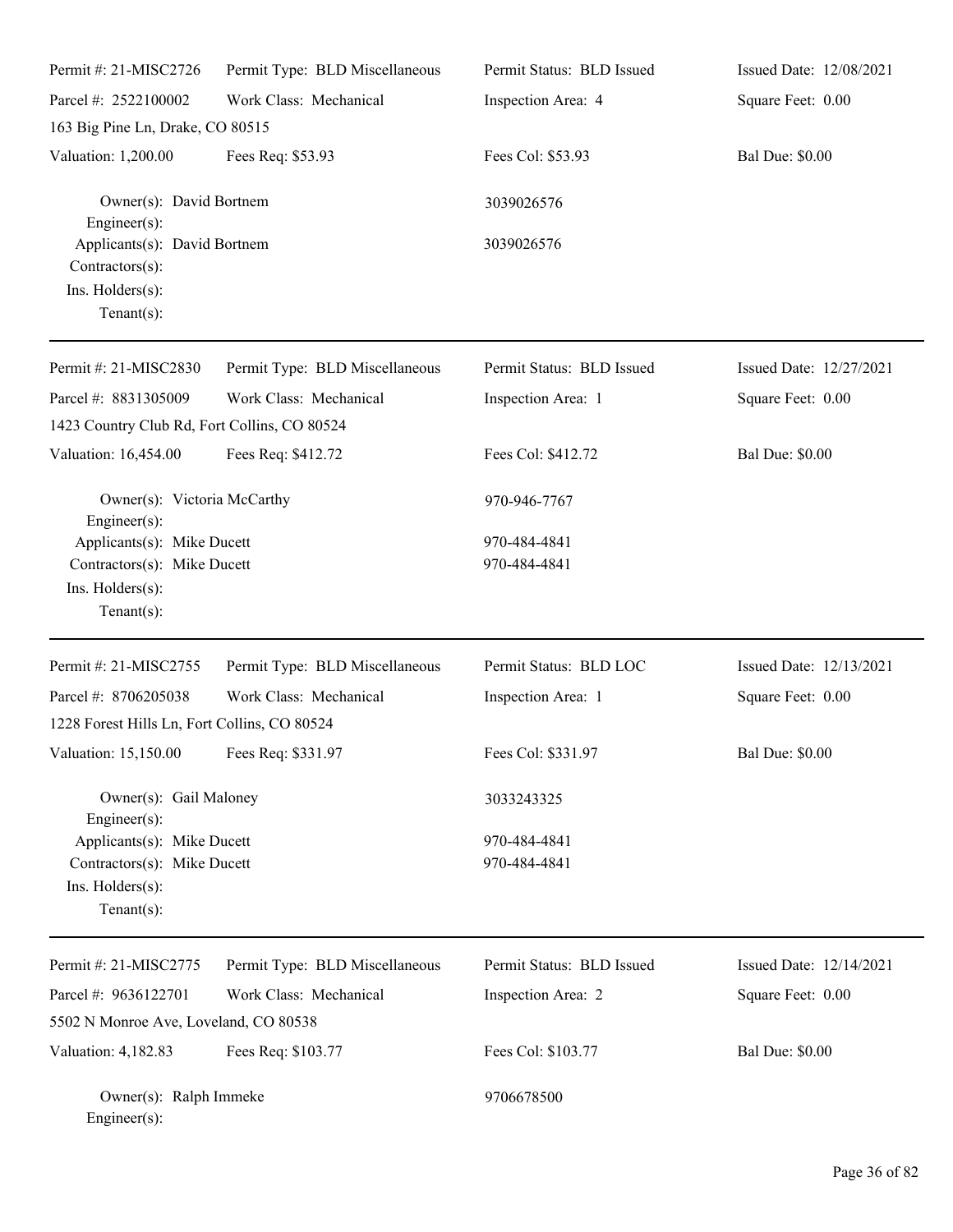Permit #: 21-MISC2726 | Permit Type: BLD Miscellaneous | Permit Status: BLD Issued | Issued Date: 12/08/2021
Parcel #: 2522100002 | Work Class: Mechanical | Inspection Area: 4 | Square Feet: 0.00
163 Big Pine Ln, Drake, CO 80515
Valuation: 1,200.00 | Fees Req: $53.93 | Fees Col: $53.93 | Bal Due: $0.00

Owner(s): David Bortnem 3039026576
Engineer(s):
Applicants(s): David Bortnem 3039026576
Contractors(s):
Ins. Holders(s):
Tenant(s):

---

Permit #: 21-MISC2830 | Permit Type: BLD Miscellaneous | Permit Status: BLD Issued | Issued Date: 12/27/2021
Parcel #: 8831305009 | Work Class: Mechanical | Inspection Area: 1 | Square Feet: 0.00
1423 Country Club Rd, Fort Collins, CO 80524
Valuation: 16,454.00 | Fees Req: $412.72 | Fees Col: $412.72 | Bal Due: $0.00

Owner(s): Victoria McCarthy 970-946-7767
Engineer(s):
Applicants(s): Mike Ducett 970-484-4841
Contractors(s): Mike Ducett 970-484-4841
Ins. Holders(s):
Tenant(s):

---

Permit #: 21-MISC2755 | Permit Type: BLD Miscellaneous | Permit Status: BLD LOC | Issued Date: 12/13/2021
Parcel #: 8706205038 | Work Class: Mechanical | Inspection Area: 1 | Square Feet: 0.00
1228 Forest Hills Ln, Fort Collins, CO 80524
Valuation: 15,150.00 | Fees Req: $331.97 | Fees Col: $331.97 | Bal Due: $0.00

Owner(s): Gail Maloney 3033243325
Engineer(s):
Applicants(s): Mike Ducett 970-484-4841
Contractors(s): Mike Ducett 970-484-4841
Ins. Holders(s):
Tenant(s):

---

Permit #: 21-MISC2775 | Permit Type: BLD Miscellaneous | Permit Status: BLD Issued | Issued Date: 12/14/2021
Parcel #: 9636122701 | Work Class: Mechanical | Inspection Area: 2 | Square Feet: 0.00
5502 N Monroe Ave, Loveland, CO 80538
Valuation: 4,182.83 | Fees Req: $103.77 | Fees Col: $103.77 | Bal Due: $0.00

Owner(s): Ralph Immeke 9706678500
Engineer(s):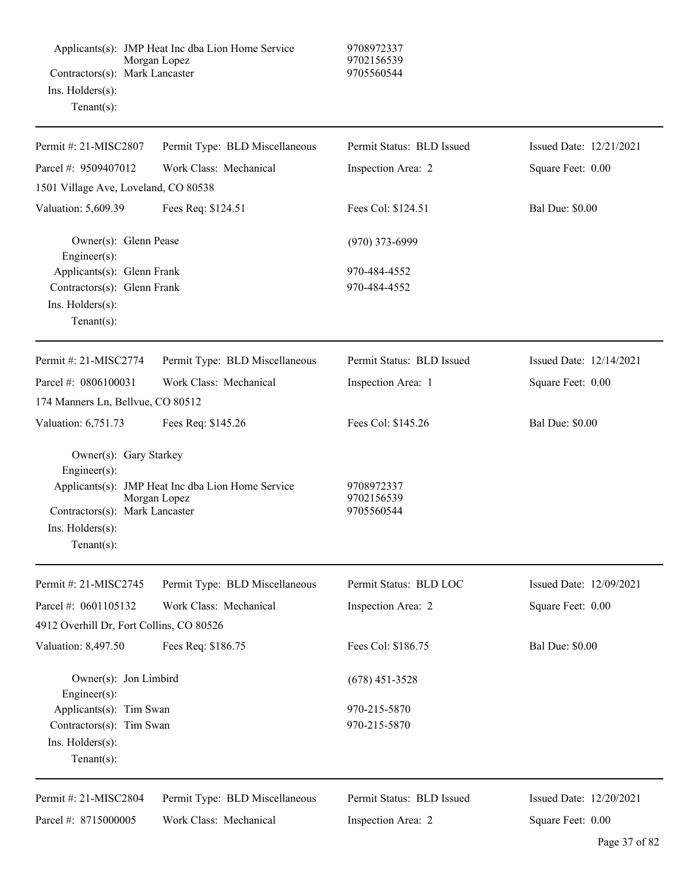Applicants(s): JMP Heat Inc dba Lion Home Service 9708972337
Morgan Lopez 9702156539
Contractors(s): Mark Lancaster 9705560544
Ins. Holders(s):
Tenant(s):

---

| Permit #: 21-MISC2807 | Permit Type: BLD Miscellaneous | Permit Status: BLD Issued | Issued Date: 12/21/2021 |
|---|---|---|---|
| Parcel #: 9509407012 | Work Class: Mechanical | Inspection Area: 2 | Square Feet: 0.00 |
| 1501 Village Ave, Loveland, CO 80538 | | | |
| Valuation: 5,609.39 | Fees Req: $124.51 | Fees Col: $124.51 | Bal Due: $0.00 |

Owner(s): Glenn Pease (970) 373-6999
Engineer(s):
Applicants(s): Glenn Frank 970-484-4552
Contractors(s): Glenn Frank 970-484-4552
Ins. Holders(s):
Tenant(s):

---

| Permit #: 21-MISC2774 | Permit Type: BLD Miscellaneous | Permit Status: BLD Issued | Issued Date: 12/14/2021 |
|---|---|---|---|
| Parcel #: 0806100031 | Work Class: Mechanical | Inspection Area: 1 | Square Feet: 0.00 |
| 174 Manners Ln, Bellvue, CO 80512 | | | |
| Valuation: 6,751.73 | Fees Req: $145.26 | Fees Col: $145.26 | Bal Due: $0.00 |

Owner(s): Gary Starkey
Engineer(s):
Applicants(s): JMP Heat Inc dba Lion Home Service 9708972337
Morgan Lopez 9702156539
Contractors(s): Mark Lancaster 9705560544
Ins. Holders(s):
Tenant(s):

---

| Permit #: 21-MISC2745 | Permit Type: BLD Miscellaneous | Permit Status: BLD LOC | Issued Date: 12/09/2021 |
|---|---|---|---|
| Parcel #: 0601105132 | Work Class: Mechanical | Inspection Area: 2 | Square Feet: 0.00 |
| 4912 Overhill Dr, Fort Collins, CO 80526 | | | |
| Valuation: 8,497.50 | Fees Req: $186.75 | Fees Col: $186.75 | Bal Due: $0.00 |

Owner(s): Jon Limbird (678) 451-3528
Engineer(s):
Applicants(s): Tim Swan 970-215-5870
Contractors(s): Tim Swan 970-215-5870
Ins. Holders(s):
Tenant(s):

---

| Permit #: 21-MISC2804 | Permit Type: BLD Miscellaneous | Permit Status: BLD Issued | Issued Date: 12/20/2021 |
|---|---|---|---|
| Parcel #: 8715000005 | Work Class: Mechanical | Inspection Area: 2 | Square Feet: 0.00 |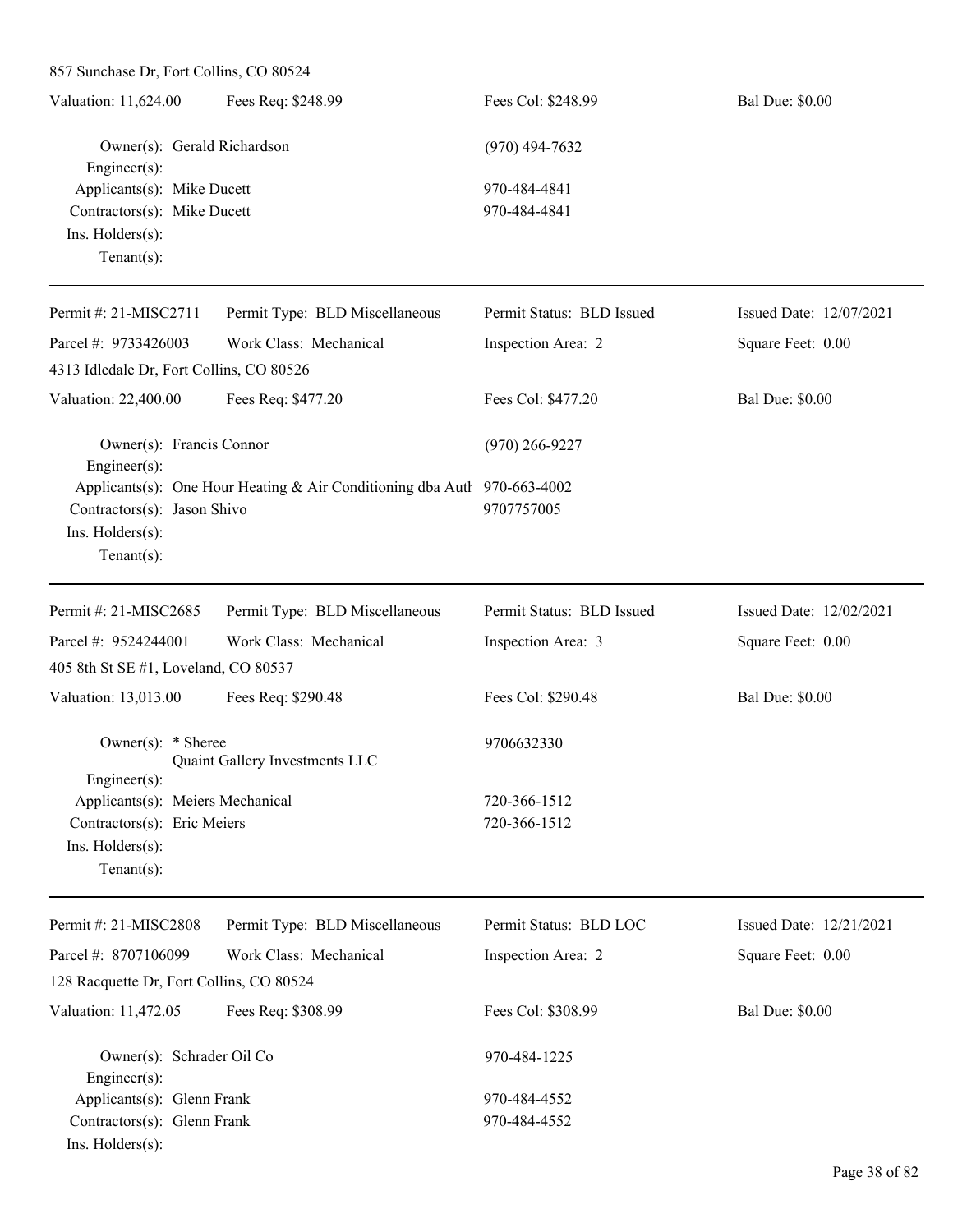857 Sunchase Dr, Fort Collins, CO 80524

| Valuation: 11,624.00 | Fees Req: $248.99 | Fees Col: $248.99 | Bal Due: $0.00 |
|---|---|---|---|

Owner(s): Gerald Richardson — (970) 494-7632
Engineer(s):
Applicants(s): Mike Ducett — 970-484-4841
Contractors(s): Mike Ducett — 970-484-4841
Ins. Holders(s):
Tenant(s):

---

| Permit #: 21-MISC2711 | Permit Type: BLD Miscellaneous | Permit Status: BLD Issued | Issued Date: 12/07/2021 |
|---|---|---|---|
| Parcel #: 9733426003 | Work Class: Mechanical | Inspection Area: 2 | Square Feet: 0.00 |

4313 Idledale Dr, Fort Collins, CO 80526

| Valuation: 22,400.00 | Fees Req: $477.20 | Fees Col: $477.20 | Bal Due: $0.00 |
|---|---|---|---|

Owner(s): Francis Connor — (970) 266-9227
Engineer(s):
Applicants(s): One Hour Heating & Air Conditioning dba Auth — 970-663-4002
Contractors(s): Jason Shivo — 9707757005
Ins. Holders(s):
Tenant(s):

---

| Permit #: 21-MISC2685 | Permit Type: BLD Miscellaneous | Permit Status: BLD Issued | Issued Date: 12/02/2021 |
|---|---|---|---|
| Parcel #: 9524244001 | Work Class: Mechanical | Inspection Area: 3 | Square Feet: 0.00 |

405 8th St SE #1, Loveland, CO 80537

| Valuation: 13,013.00 | Fees Req: $290.48 | Fees Col: $290.48 | Bal Due: $0.00 |
|---|---|---|---|

Owner(s): * Sheree Quaint Gallery Investments LLC — 9706632330
Engineer(s):
Applicants(s): Meiers Mechanical — 720-366-1512
Contractors(s): Eric Meiers — 720-366-1512
Ins. Holders(s):
Tenant(s):

---

| Permit #: 21-MISC2808 | Permit Type: BLD Miscellaneous | Permit Status: BLD LOC | Issued Date: 12/21/2021 |
|---|---|---|---|
| Parcel #: 8707106099 | Work Class: Mechanical | Inspection Area: 2 | Square Feet: 0.00 |

128 Racquette Dr, Fort Collins, CO 80524

| Valuation: 11,472.05 | Fees Req: $308.99 | Fees Col: $308.99 | Bal Due: $0.00 |
|---|---|---|---|

Owner(s): Schrader Oil Co — 970-484-1225
Engineer(s):
Applicants(s): Glenn Frank — 970-484-4552
Contractors(s): Glenn Frank — 970-484-4552
Ins. Holders(s):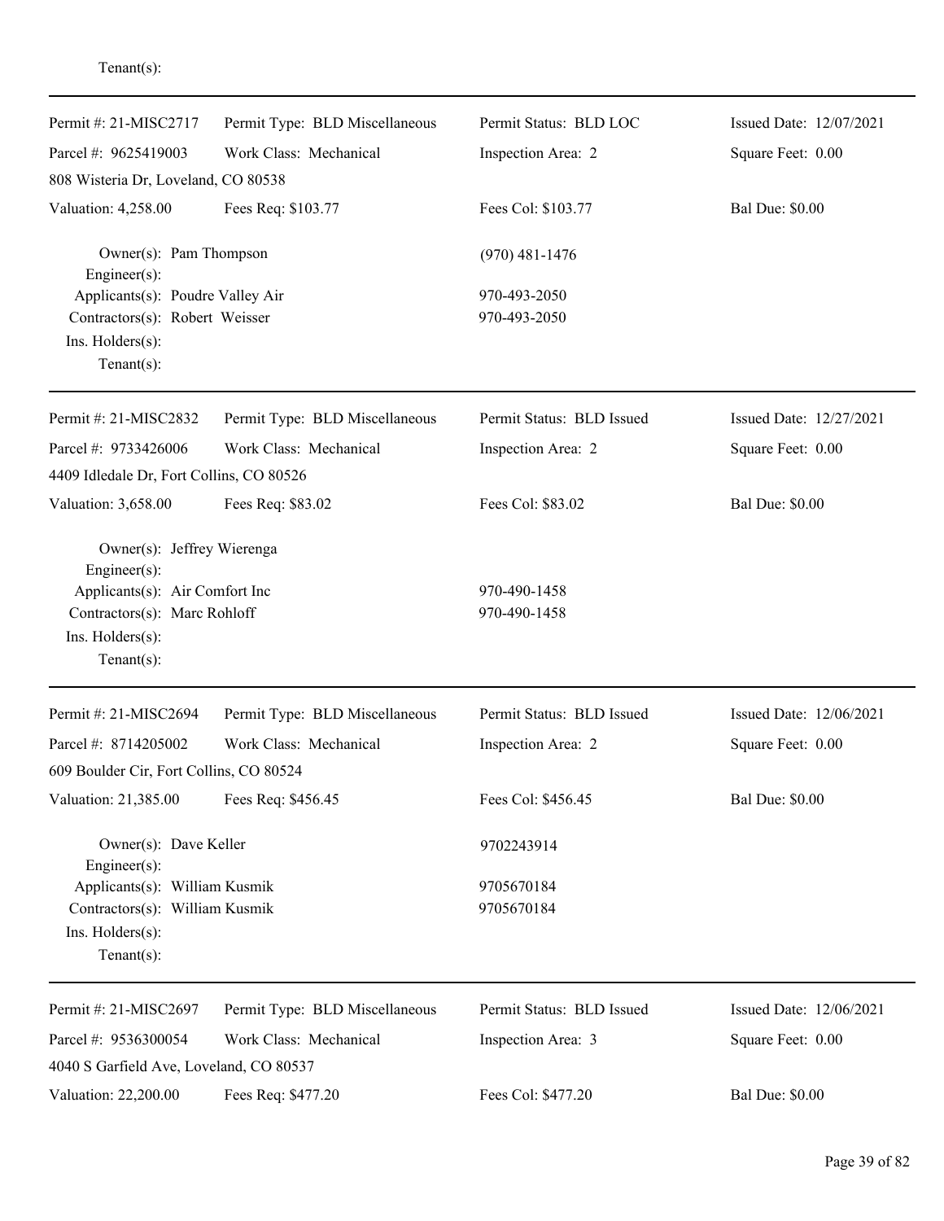Tenant(s):

---

| Permit #: 21-MISC2717 | Permit Type: BLD Miscellaneous | Permit Status: BLD LOC | Issued Date: 12/07/2021 |
|---|---|---|---|
| Parcel #: 9625419003 | Work Class: Mechanical | Inspection Area: 2 | Square Feet: 0.00 |
| 808 Wisteria Dr, Loveland, CO 80538 | | | |
| Valuation: 4,258.00 | Fees Req: $103.77 | Fees Col: $103.77 | Bal Due: $0.00 |

Owner(s): Pam Thompson — (970) 481-1476
Engineer(s):
Applicants(s): Poudre Valley Air — 970-493-2050
Contractors(s): Robert Weisser — 970-493-2050
Ins. Holders(s):
Tenant(s):

---

| Permit #: 21-MISC2832 | Permit Type: BLD Miscellaneous | Permit Status: BLD Issued | Issued Date: 12/27/2021 |
|---|---|---|---|
| Parcel #: 9733426006 | Work Class: Mechanical | Inspection Area: 2 | Square Feet: 0.00 |
| 4409 Idledale Dr, Fort Collins, CO 80526 | | | |
| Valuation: 3,658.00 | Fees Req: $83.02 | Fees Col: $83.02 | Bal Due: $0.00 |

Owner(s): Jeffrey Wierenga
Engineer(s):
Applicants(s): Air Comfort Inc — 970-490-1458
Contractors(s): Marc Rohloff — 970-490-1458
Ins. Holders(s):
Tenant(s):

---

| Permit #: 21-MISC2694 | Permit Type: BLD Miscellaneous | Permit Status: BLD Issued | Issued Date: 12/06/2021 |
|---|---|---|---|
| Parcel #: 8714205002 | Work Class: Mechanical | Inspection Area: 2 | Square Feet: 0.00 |
| 609 Boulder Cir, Fort Collins, CO 80524 | | | |
| Valuation: 21,385.00 | Fees Req: $456.45 | Fees Col: $456.45 | Bal Due: $0.00 |

Owner(s): Dave Keller — 9702243914
Engineer(s):
Applicants(s): William Kusmik — 9705670184
Contractors(s): William Kusmik — 9705670184
Ins. Holders(s):
Tenant(s):

---

| Permit #: 21-MISC2697 | Permit Type: BLD Miscellaneous | Permit Status: BLD Issued | Issued Date: 12/06/2021 |
|---|---|---|---|
| Parcel #: 9536300054 | Work Class: Mechanical | Inspection Area: 3 | Square Feet: 0.00 |
| 4040 S Garfield Ave, Loveland, CO 80537 | | | |
| Valuation: 22,200.00 | Fees Req: $477.20 | Fees Col: $477.20 | Bal Due: $0.00 |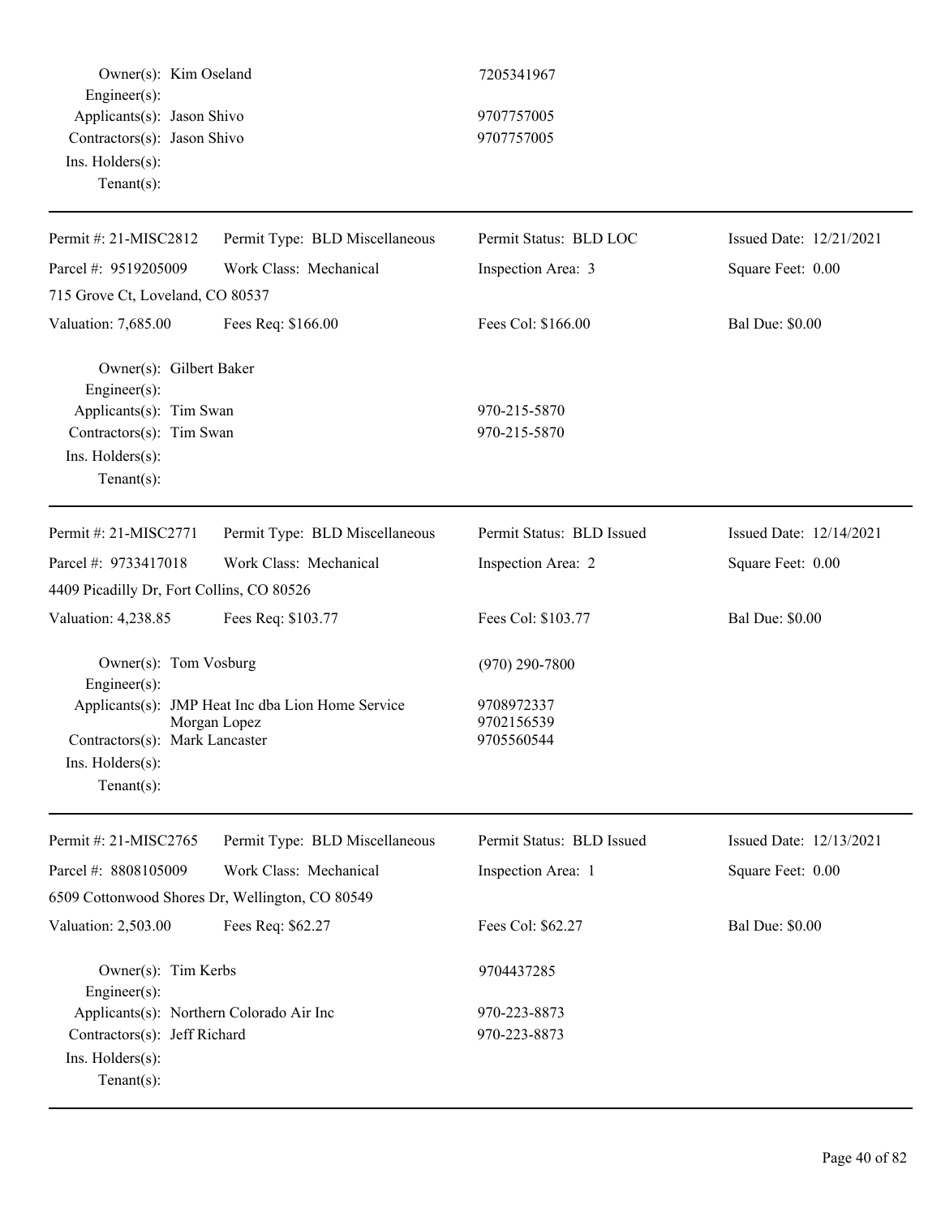Owner(s): Kim Oseland 7205341967
Engineer(s):
Applicants(s): Jason Shivo 9707757005
Contractors(s): Jason Shivo 9707757005
Ins. Holders(s):
Tenant(s):

---

| Permit #: 21-MISC2812 | Permit Type: BLD Miscellaneous | Permit Status: BLD LOC | Issued Date: 12/21/2021 |
|---|---|---|---|
| Parcel #: 9519205009 | Work Class: Mechanical | Inspection Area: 3 | Square Feet: 0.00 |
| 715 Grove Ct, Loveland, CO 80537 | | | |
| Valuation: 7,685.00 | Fees Req: $166.00 | Fees Col: $166.00 | Bal Due: $0.00 |

Owner(s): Gilbert Baker
Engineer(s):
Applicants(s): Tim Swan 970-215-5870
Contractors(s): Tim Swan 970-215-5870
Ins. Holders(s):
Tenant(s):

---

| Permit #: 21-MISC2771 | Permit Type: BLD Miscellaneous | Permit Status: BLD Issued | Issued Date: 12/14/2021 |
|---|---|---|---|
| Parcel #: 9733417018 | Work Class: Mechanical | Inspection Area: 2 | Square Feet: 0.00 |
| 4409 Picadilly Dr, Fort Collins, CO 80526 | | | |
| Valuation: 4,238.85 | Fees Req: $103.77 | Fees Col: $103.77 | Bal Due: $0.00 |

Owner(s): Tom Vosburg (970) 290-7800
Engineer(s):
Applicants(s): JMP Heat Inc dba Lion Home Service 9708972337
Morgan Lopez 9702156539
Contractors(s): Mark Lancaster 9705560544
Ins. Holders(s):
Tenant(s):

---

| Permit #: 21-MISC2765 | Permit Type: BLD Miscellaneous | Permit Status: BLD Issued | Issued Date: 12/13/2021 |
|---|---|---|---|
| Parcel #: 8808105009 | Work Class: Mechanical | Inspection Area: 1 | Square Feet: 0.00 |
| 6509 Cottonwood Shores Dr, Wellington, CO 80549 | | | |
| Valuation: 2,503.00 | Fees Req: $62.27 | Fees Col: $62.27 | Bal Due: $0.00 |

Owner(s): Tim Kerbs 9704437285
Engineer(s):
Applicants(s): Northern Colorado Air Inc 970-223-8873
Contractors(s): Jeff Richard 970-223-8873
Ins. Holders(s):
Tenant(s):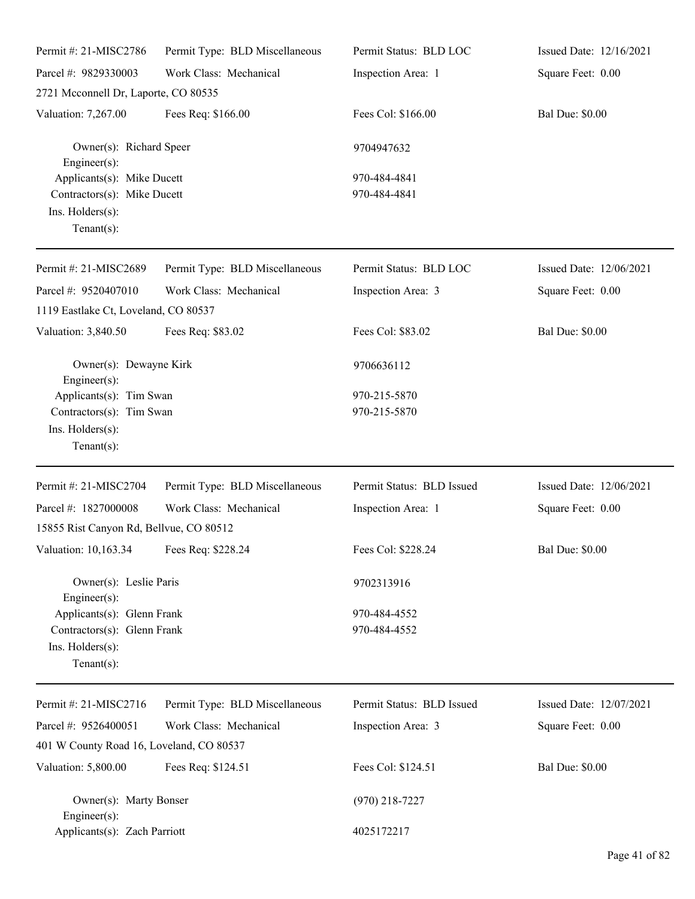| Permit #: 21-MISC2786 | Permit Type: BLD Miscellaneous | Permit Status: BLD LOC | Issued Date: 12/16/2021 |
| --- | --- | --- | --- |
| Parcel #: 9829330003 | Work Class: Mechanical | Inspection Area: 1 | Square Feet: 0.00 |
| 2721 Mcconnell Dr, Laporte, CO 80535 | | | |
| Valuation: 7,267.00 | Fees Req: $166.00 | Fees Col: $166.00 | Bal Due: $0.00 |

Owner(s): Richard Speer — 9704947632
Engineer(s):
Applicants(s): Mike Ducett — 970-484-4841
Contractors(s): Mike Ducett — 970-484-4841
Ins. Holders(s):
Tenant(s):

---

| Permit #: 21-MISC2689 | Permit Type: BLD Miscellaneous | Permit Status: BLD LOC | Issued Date: 12/06/2021 |
| --- | --- | --- | --- |
| Parcel #: 9520407010 | Work Class: Mechanical | Inspection Area: 3 | Square Feet: 0.00 |
| 1119 Eastlake Ct, Loveland, CO 80537 | | | |
| Valuation: 3,840.50 | Fees Req: $83.02 | Fees Col: $83.02 | Bal Due: $0.00 |

Owner(s): Dewayne Kirk — 9706636112
Engineer(s):
Applicants(s): Tim Swan — 970-215-5870
Contractors(s): Tim Swan — 970-215-5870
Ins. Holders(s):
Tenant(s):

---

| Permit #: 21-MISC2704 | Permit Type: BLD Miscellaneous | Permit Status: BLD Issued | Issued Date: 12/06/2021 |
| --- | --- | --- | --- |
| Parcel #: 1827000008 | Work Class: Mechanical | Inspection Area: 1 | Square Feet: 0.00 |
| 15855 Rist Canyon Rd, Bellvue, CO 80512 | | | |
| Valuation: 10,163.34 | Fees Req: $228.24 | Fees Col: $228.24 | Bal Due: $0.00 |

Owner(s): Leslie Paris — 9702313916
Engineer(s):
Applicants(s): Glenn Frank — 970-484-4552
Contractors(s): Glenn Frank — 970-484-4552
Ins. Holders(s):
Tenant(s):

---

| Permit #: 21-MISC2716 | Permit Type: BLD Miscellaneous | Permit Status: BLD Issued | Issued Date: 12/07/2021 |
| --- | --- | --- | --- |
| Parcel #: 9526400051 | Work Class: Mechanical | Inspection Area: 3 | Square Feet: 0.00 |
| 401 W County Road 16, Loveland, CO 80537 | | | |
| Valuation: 5,800.00 | Fees Req: $124.51 | Fees Col: $124.51 | Bal Due: $0.00 |

Owner(s): Marty Bonser — (970) 218-7227
Engineer(s):
Applicants(s): Zach Parriott — 4025172217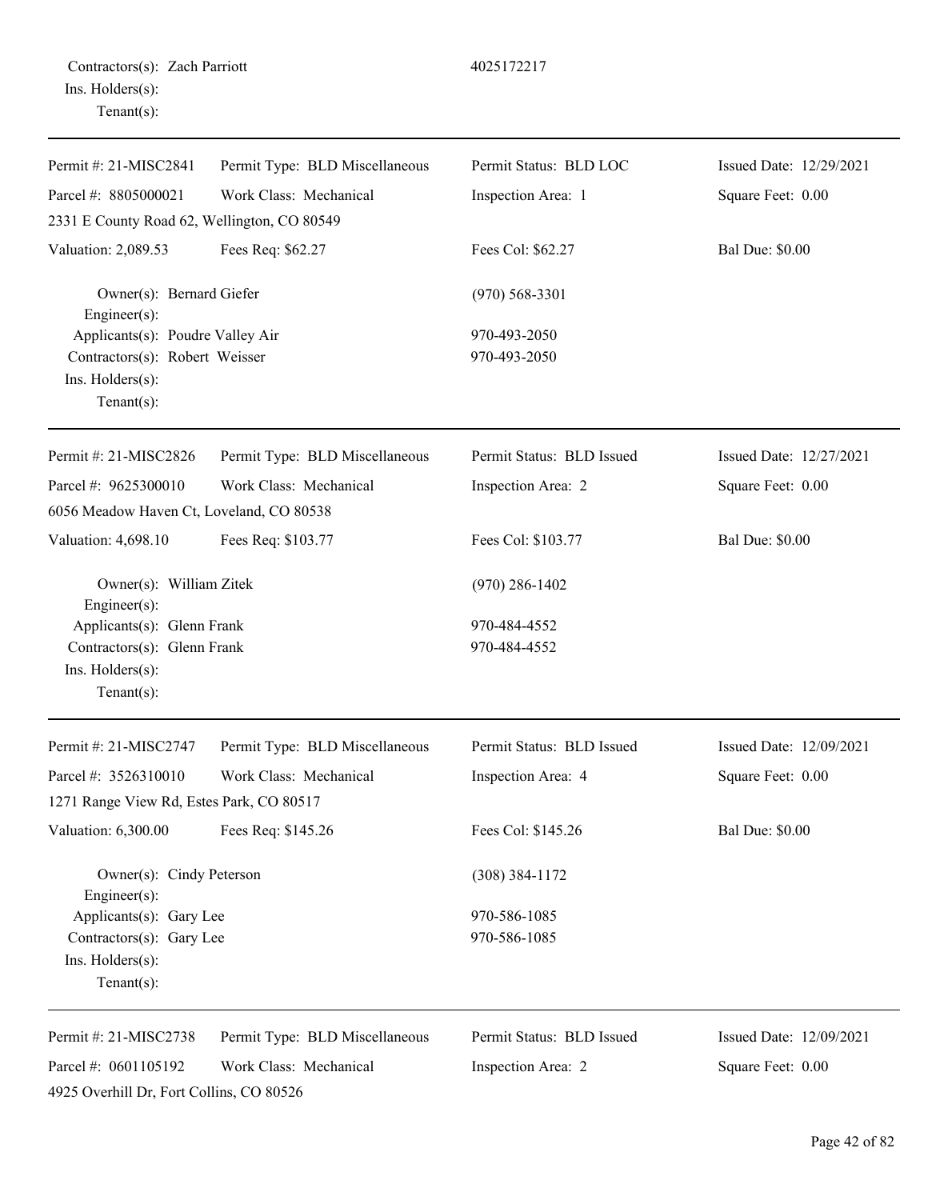Contractors(s): Zach Parriott 4025172217
Ins. Holders(s):
Tenant(s):

---

| Permit #: 21-MISC2841 | Permit Type: BLD Miscellaneous | Permit Status: BLD LOC | Issued Date: 12/29/2021 |
|---|---|---|---|
| Parcel #: 8805000021 | Work Class: Mechanical | Inspection Area: 1 | Square Feet: 0.00 |
| 2331 E County Road 62, Wellington, CO 80549 | | | |
| Valuation: 2,089.53 | Fees Req: $62.27 | Fees Col: $62.27 | Bal Due: $0.00 |

Owner(s): Bernard Giefer (970) 568-3301
Engineer(s):
Applicants(s): Poudre Valley Air 970-493-2050
Contractors(s): Robert Weisser 970-493-2050
Ins. Holders(s):
Tenant(s):

---

| Permit #: 21-MISC2826 | Permit Type: BLD Miscellaneous | Permit Status: BLD Issued | Issued Date: 12/27/2021 |
|---|---|---|---|
| Parcel #: 9625300010 | Work Class: Mechanical | Inspection Area: 2 | Square Feet: 0.00 |
| 6056 Meadow Haven Ct, Loveland, CO 80538 | | | |
| Valuation: 4,698.10 | Fees Req: $103.77 | Fees Col: $103.77 | Bal Due: $0.00 |

Owner(s): William Zitek (970) 286-1402
Engineer(s):
Applicants(s): Glenn Frank 970-484-4552
Contractors(s): Glenn Frank 970-484-4552
Ins. Holders(s):
Tenant(s):

---

| Permit #: 21-MISC2747 | Permit Type: BLD Miscellaneous | Permit Status: BLD Issued | Issued Date: 12/09/2021 |
|---|---|---|---|
| Parcel #: 3526310010 | Work Class: Mechanical | Inspection Area: 4 | Square Feet: 0.00 |
| 1271 Range View Rd, Estes Park, CO 80517 | | | |
| Valuation: 6,300.00 | Fees Req: $145.26 | Fees Col: $145.26 | Bal Due: $0.00 |

Owner(s): Cindy Peterson (308) 384-1172
Engineer(s):
Applicants(s): Gary Lee 970-586-1085
Contractors(s): Gary Lee 970-586-1085
Ins. Holders(s):
Tenant(s):

---

| Permit #: 21-MISC2738 | Permit Type: BLD Miscellaneous | Permit Status: BLD Issued | Issued Date: 12/09/2021 |
|---|---|---|---|
| Parcel #: 0601105192 | Work Class: Mechanical | Inspection Area: 2 | Square Feet: 0.00 |
| 4925 Overhill Dr, Fort Collins, CO 80526 | | | |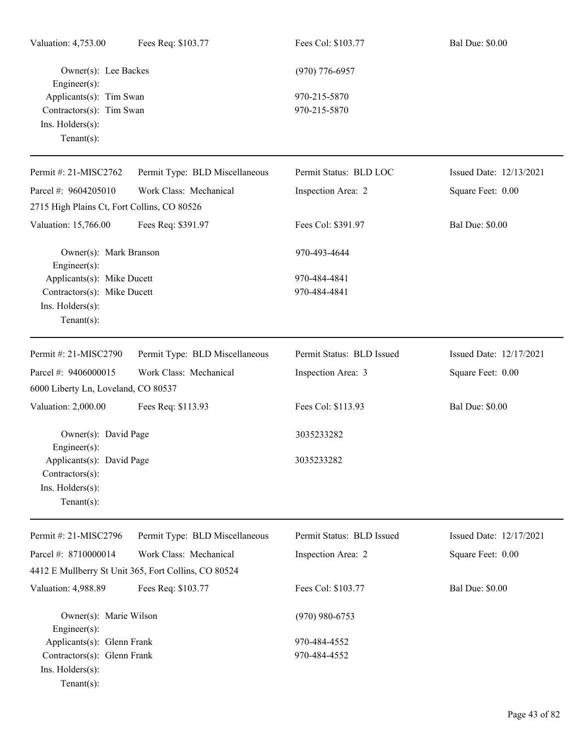| | | | |
|---|---|---|---|
| Valuation: 4,753.00 | Fees Req: $103.77 | Fees Col: $103.77 | Bal Due: $0.00 |

Owner(s): Lee Backes — (970) 776-6957
Engineer(s):
Applicants(s): Tim Swan — 970-215-5870
Contractors(s): Tim Swan — 970-215-5870
Ins. Holders(s):
Tenant(s):

---

| | | | |
|---|---|---|---|
| Permit #: 21-MISC2762 | Permit Type: BLD Miscellaneous | Permit Status: BLD LOC | Issued Date: 12/13/2021 |
| Parcel #: 9604205010 | Work Class: Mechanical | Inspection Area: 2 | Square Feet: 0.00 |
| 2715 High Plains Ct, Fort Collins, CO 80526 | | | |
| Valuation: 15,766.00 | Fees Req: $391.97 | Fees Col: $391.97 | Bal Due: $0.00 |

Owner(s): Mark Branson — 970-493-4644
Engineer(s):
Applicants(s): Mike Ducett — 970-484-4841
Contractors(s): Mike Ducett — 970-484-4841
Ins. Holders(s):
Tenant(s):

---

| | | | |
|---|---|---|---|
| Permit #: 21-MISC2790 | Permit Type: BLD Miscellaneous | Permit Status: BLD Issued | Issued Date: 12/17/2021 |
| Parcel #: 9406000015 | Work Class: Mechanical | Inspection Area: 3 | Square Feet: 0.00 |
| 6000 Liberty Ln, Loveland, CO 80537 | | | |
| Valuation: 2,000.00 | Fees Req: $113.93 | Fees Col: $113.93 | Bal Due: $0.00 |

Owner(s): David Page — 3035233282
Engineer(s):
Applicants(s): David Page — 3035233282
Contractors(s):
Ins. Holders(s):
Tenant(s):

---

| | | | |
|---|---|---|---|
| Permit #: 21-MISC2796 | Permit Type: BLD Miscellaneous | Permit Status: BLD Issued | Issued Date: 12/17/2021 |
| Parcel #: 8710000014 | Work Class: Mechanical | Inspection Area: 2 | Square Feet: 0.00 |
| 4412 E Mullberry St Unit 365, Fort Collins, CO 80524 | | | |
| Valuation: 4,988.89 | Fees Req: $103.77 | Fees Col: $103.77 | Bal Due: $0.00 |

Owner(s): Marie Wilson — (970) 980-6753
Engineer(s):
Applicants(s): Glenn Frank — 970-484-4552
Contractors(s): Glenn Frank — 970-484-4552
Ins. Holders(s):
Tenant(s):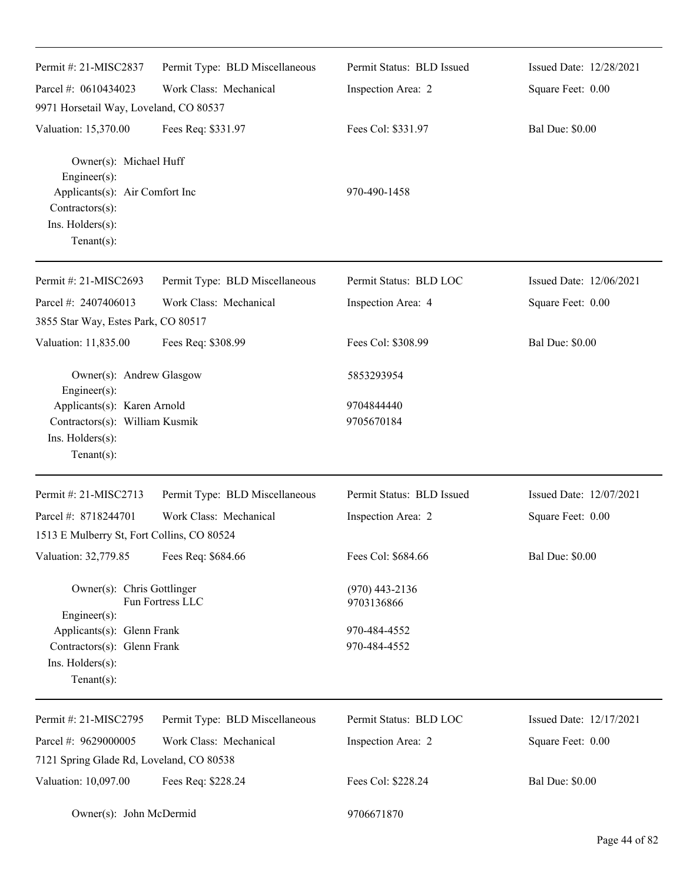| | | | |
|---|---|---|---|
| Permit #: 21-MISC2837 | Permit Type: BLD Miscellaneous | Permit Status: BLD Issued | Issued Date: 12/28/2021 |
| Parcel #: 0610434023 | Work Class: Mechanical | Inspection Area: 2 | Square Feet: 0.00 |
| 9971 Horsetail Way, Loveland, CO 80537 | | | |
| Valuation: 15,370.00 | Fees Req: $331.97 | Fees Col: $331.97 | Bal Due: $0.00 |

Owner(s): Michael Huff
Engineer(s):
Applicants(s): Air Comfort Inc — 970-490-1458
Contractors(s):
Ins. Holders(s):
Tenant(s):

---

| | | | |
|---|---|---|---|
| Permit #: 21-MISC2693 | Permit Type: BLD Miscellaneous | Permit Status: BLD LOC | Issued Date: 12/06/2021 |
| Parcel #: 2407406013 | Work Class: Mechanical | Inspection Area: 4 | Square Feet: 0.00 |
| 3855 Star Way, Estes Park, CO 80517 | | | |
| Valuation: 11,835.00 | Fees Req: $308.99 | Fees Col: $308.99 | Bal Due: $0.00 |

Owner(s): Andrew Glasgow — 5853293954
Engineer(s):
Applicants(s): Karen Arnold — 9704844440
Contractors(s): William Kusmik — 9705670184
Ins. Holders(s):
Tenant(s):

---

| | | | |
|---|---|---|---|
| Permit #: 21-MISC2713 | Permit Type: BLD Miscellaneous | Permit Status: BLD Issued | Issued Date: 12/07/2021 |
| Parcel #: 8718244701 | Work Class: Mechanical | Inspection Area: 2 | Square Feet: 0.00 |
| 1513 E Mulberry St, Fort Collins, CO 80524 | | | |
| Valuation: 32,779.85 | Fees Req: $684.66 | Fees Col: $684.66 | Bal Due: $0.00 |

Owner(s): Chris Gottlinger — (970) 443-2136
Fun Fortress LLC — 9703136866
Engineer(s):
Applicants(s): Glenn Frank — 970-484-4552
Contractors(s): Glenn Frank — 970-484-4552
Ins. Holders(s):
Tenant(s):

---

| | | | |
|---|---|---|---|
| Permit #: 21-MISC2795 | Permit Type: BLD Miscellaneous | Permit Status: BLD LOC | Issued Date: 12/17/2021 |
| Parcel #: 9629000005 | Work Class: Mechanical | Inspection Area: 2 | Square Feet: 0.00 |
| 7121 Spring Glade Rd, Loveland, CO 80538 | | | |
| Valuation: 10,097.00 | Fees Req: $228.24 | Fees Col: $228.24 | Bal Due: $0.00 |

Owner(s): John McDermid — 9706671870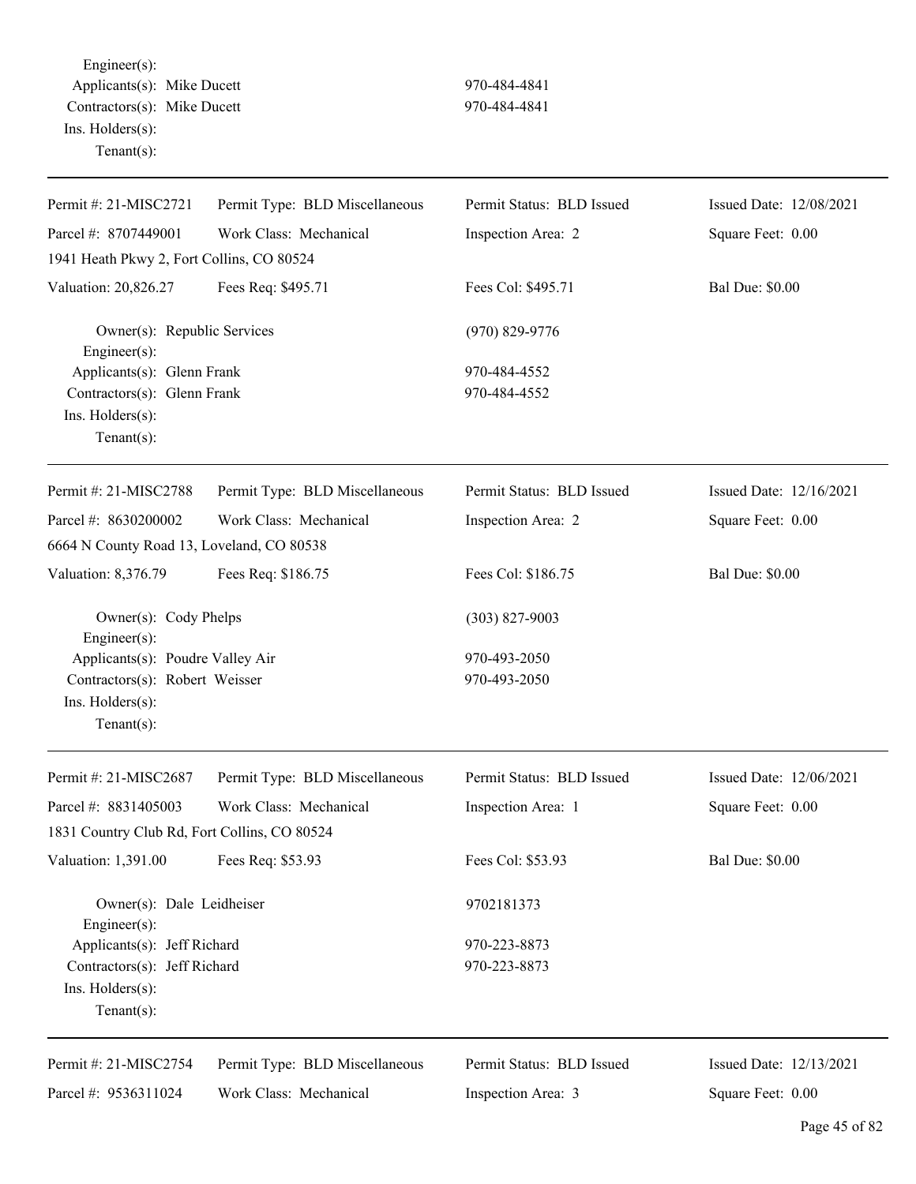Engineer(s):
Applicants(s): Mike Ducett 970-484-4841
Contractors(s): Mike Ducett 970-484-4841
Ins. Holders(s):
Tenant(s):

---

| Permit #: 21-MISC2721 | Permit Type: BLD Miscellaneous | Permit Status: BLD Issued | Issued Date: 12/08/2021 |
|---|---|---|---|
| Parcel #: 8707449001 | Work Class: Mechanical | Inspection Area: 2 | Square Feet: 0.00 |
| 1941 Heath Pkwy 2, Fort Collins, CO 80524 | | | |
| Valuation: 20,826.27 | Fees Req: $495.71 | Fees Col: $495.71 | Bal Due: $0.00 |

Owner(s): Republic Services (970) 829-9776
Engineer(s):
Applicants(s): Glenn Frank 970-484-4552
Contractors(s): Glenn Frank 970-484-4552
Ins. Holders(s):
Tenant(s):

---

| Permit #: 21-MISC2788 | Permit Type: BLD Miscellaneous | Permit Status: BLD Issued | Issued Date: 12/16/2021 |
|---|---|---|---|
| Parcel #: 8630200002 | Work Class: Mechanical | Inspection Area: 2 | Square Feet: 0.00 |
| 6664 N County Road 13, Loveland, CO 80538 | | | |
| Valuation: 8,376.79 | Fees Req: $186.75 | Fees Col: $186.75 | Bal Due: $0.00 |

Owner(s): Cody Phelps (303) 827-9003
Engineer(s):
Applicants(s): Poudre Valley Air 970-493-2050
Contractors(s): Robert Weisser 970-493-2050
Ins. Holders(s):
Tenant(s):

---

| Permit #: 21-MISC2687 | Permit Type: BLD Miscellaneous | Permit Status: BLD Issued | Issued Date: 12/06/2021 |
|---|---|---|---|
| Parcel #: 8831405003 | Work Class: Mechanical | Inspection Area: 1 | Square Feet: 0.00 |
| 1831 Country Club Rd, Fort Collins, CO 80524 | | | |
| Valuation: 1,391.00 | Fees Req: $53.93 | Fees Col: $53.93 | Bal Due: $0.00 |

Owner(s): Dale Leidheiser 9702181373
Engineer(s):
Applicants(s): Jeff Richard 970-223-8873
Contractors(s): Jeff Richard 970-223-8873
Ins. Holders(s):
Tenant(s):

---

| Permit #: 21-MISC2754 | Permit Type: BLD Miscellaneous | Permit Status: BLD Issued | Issued Date: 12/13/2021 |
|---|---|---|---|
| Parcel #: 9536311024 | Work Class: Mechanical | Inspection Area: 3 | Square Feet: 0.00 |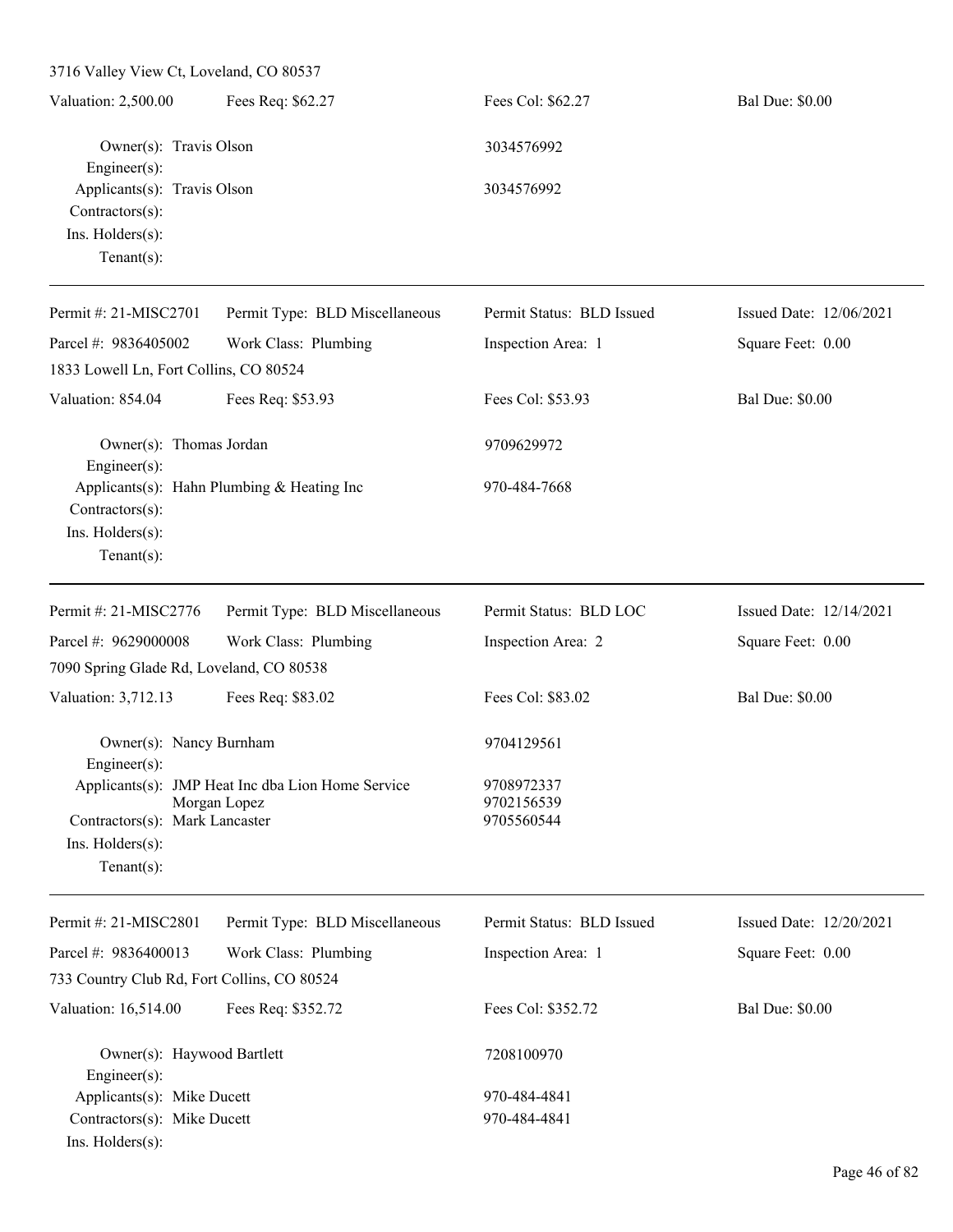3716 Valley View Ct, Loveland, CO 80537

| Valuation: 2,500.00 | Fees Req: $62.27 | Fees Col: $62.27 | Bal Due: $0.00 |
|---|---|---|---|

Owner(s): Travis Olson 3034576992
Engineer(s):
Applicants(s): Travis Olson 3034576992
Contractors(s):
Ins. Holders(s):
Tenant(s):

---

| Permit #: 21-MISC2701 | Permit Type: BLD Miscellaneous | Permit Status: BLD Issued | Issued Date: 12/06/2021 |
|---|---|---|---|
| Parcel #: 9836405002 | Work Class: Plumbing | Inspection Area: 1 | Square Feet: 0.00 |

1833 Lowell Ln, Fort Collins, CO 80524

| Valuation: 854.04 | Fees Req: $53.93 | Fees Col: $53.93 | Bal Due: $0.00 |
|---|---|---|---|

Owner(s): Thomas Jordan 9709629972
Engineer(s):
Applicants(s): Hahn Plumbing & Heating Inc 970-484-7668
Contractors(s):
Ins. Holders(s):
Tenant(s):

---

| Permit #: 21-MISC2776 | Permit Type: BLD Miscellaneous | Permit Status: BLD LOC | Issued Date: 12/14/2021 |
|---|---|---|---|
| Parcel #: 9629000008 | Work Class: Plumbing | Inspection Area: 2 | Square Feet: 0.00 |

7090 Spring Glade Rd, Loveland, CO 80538

| Valuation: 3,712.13 | Fees Req: $83.02 | Fees Col: $83.02 | Bal Due: $0.00 |
|---|---|---|---|

Owner(s): Nancy Burnham 9704129561
Engineer(s):
Applicants(s): JMP Heat Inc dba Lion Home Service 9708972337
Morgan Lopez 9702156539
Contractors(s): Mark Lancaster 9705560544
Ins. Holders(s):
Tenant(s):

---

| Permit #: 21-MISC2801 | Permit Type: BLD Miscellaneous | Permit Status: BLD Issued | Issued Date: 12/20/2021 |
|---|---|---|---|
| Parcel #: 9836400013 | Work Class: Plumbing | Inspection Area: 1 | Square Feet: 0.00 |

733 Country Club Rd, Fort Collins, CO 80524

| Valuation: 16,514.00 | Fees Req: $352.72 | Fees Col: $352.72 | Bal Due: $0.00 |
|---|---|---|---|

Owner(s): Haywood Bartlett 7208100970
Engineer(s):
Applicants(s): Mike Ducett 970-484-4841
Contractors(s): Mike Ducett 970-484-4841
Ins. Holders(s):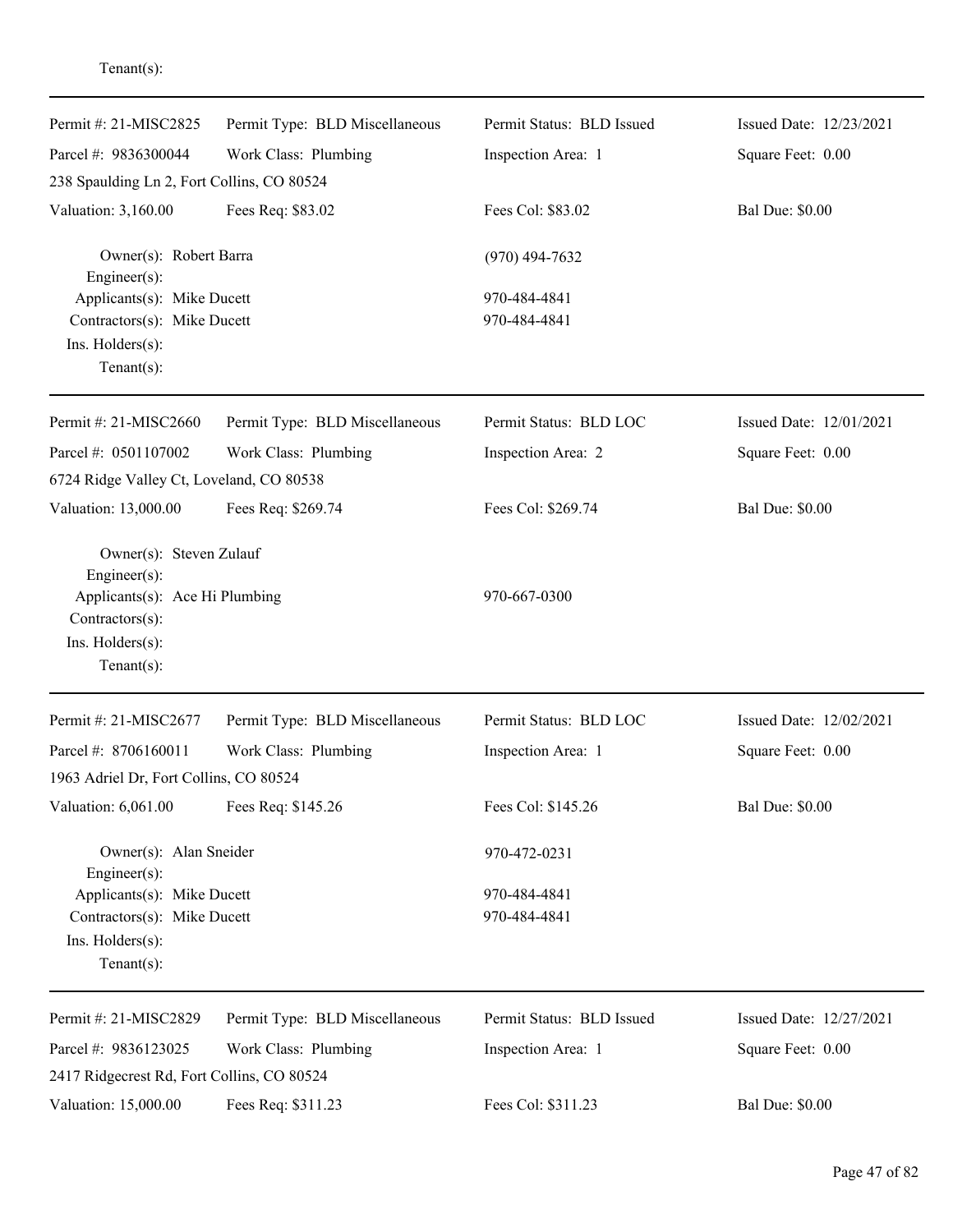Tenant(s):

---

| Permit #: 21-MISC2825 | Permit Type: BLD Miscellaneous | Permit Status: BLD Issued | Issued Date: 12/23/2021 |
|---|---|---|---|
| Parcel #: 9836300044 | Work Class: Plumbing | Inspection Area: 1 | Square Feet: 0.00 |
| 238 Spaulding Ln 2, Fort Collins, CO 80524 | | | |
| Valuation: 3,160.00 | Fees Req: $83.02 | Fees Col: $83.02 | Bal Due: $0.00 |

Owner(s): Robert Barra (970) 494-7632
Engineer(s):
Applicants(s): Mike Ducett 970-484-4841
Contractors(s): Mike Ducett 970-484-4841
Ins. Holders(s):
Tenant(s):

---

| Permit #: 21-MISC2660 | Permit Type: BLD Miscellaneous | Permit Status: BLD LOC | Issued Date: 12/01/2021 |
|---|---|---|---|
| Parcel #: 0501107002 | Work Class: Plumbing | Inspection Area: 2 | Square Feet: 0.00 |
| 6724 Ridge Valley Ct, Loveland, CO 80538 | | | |
| Valuation: 13,000.00 | Fees Req: $269.74 | Fees Col: $269.74 | Bal Due: $0.00 |

Owner(s): Steven Zulauf
Engineer(s):
Applicants(s): Ace Hi Plumbing 970-667-0300
Contractors(s):
Ins. Holders(s):
Tenant(s):

---

| Permit #: 21-MISC2677 | Permit Type: BLD Miscellaneous | Permit Status: BLD LOC | Issued Date: 12/02/2021 |
|---|---|---|---|
| Parcel #: 8706160011 | Work Class: Plumbing | Inspection Area: 1 | Square Feet: 0.00 |
| 1963 Adriel Dr, Fort Collins, CO 80524 | | | |
| Valuation: 6,061.00 | Fees Req: $145.26 | Fees Col: $145.26 | Bal Due: $0.00 |

Owner(s): Alan Sneider 970-472-0231
Engineer(s):
Applicants(s): Mike Ducett 970-484-4841
Contractors(s): Mike Ducett 970-484-4841
Ins. Holders(s):
Tenant(s):

---

| Permit #: 21-MISC2829 | Permit Type: BLD Miscellaneous | Permit Status: BLD Issued | Issued Date: 12/27/2021 |
|---|---|---|---|
| Parcel #: 9836123025 | Work Class: Plumbing | Inspection Area: 1 | Square Feet: 0.00 |
| 2417 Ridgecrest Rd, Fort Collins, CO 80524 | | | |
| Valuation: 15,000.00 | Fees Req: $311.23 | Fees Col: $311.23 | Bal Due: $0.00 |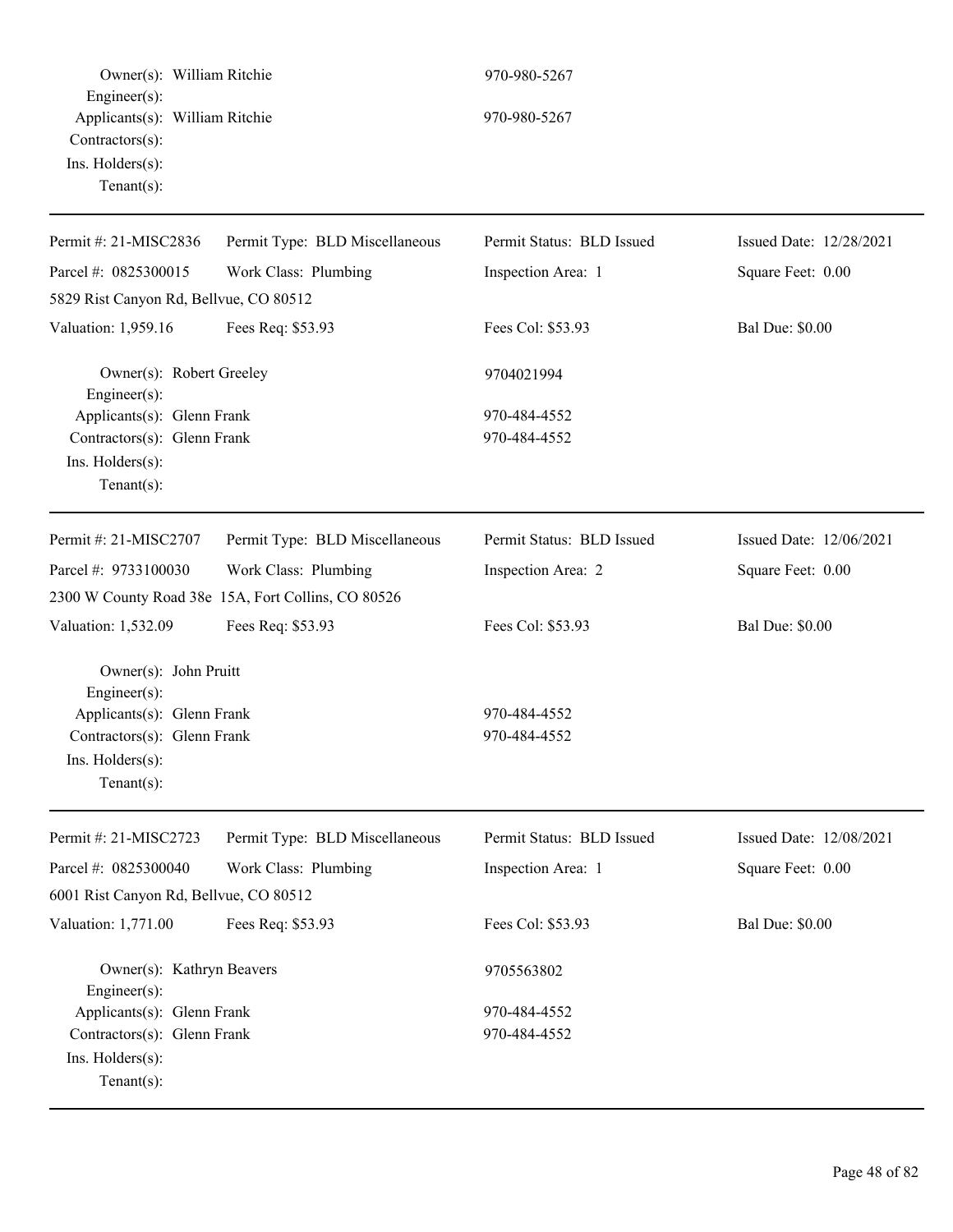Owner(s): William Ritchie 970-980-5267
Engineer(s):
Applicants(s): William Ritchie 970-980-5267
Contractors(s):
Ins. Holders(s):
Tenant(s):

---

| Permit #: 21-MISC2836 | Permit Type: BLD Miscellaneous | Permit Status: BLD Issued | Issued Date: 12/28/2021 |
|---|---|---|---|
| Parcel #: 0825300015 | Work Class: Plumbing | Inspection Area: 1 | Square Feet: 0.00 |
| 5829 Rist Canyon Rd, Bellvue, CO 80512 | | | |
| Valuation: 1,959.16 | Fees Req: $53.93 | Fees Col: $53.93 | Bal Due: $0.00 |

Owner(s): Robert Greeley 9704021994
Engineer(s):
Applicants(s): Glenn Frank 970-484-4552
Contractors(s): Glenn Frank 970-484-4552
Ins. Holders(s):
Tenant(s):

---

| Permit #: 21-MISC2707 | Permit Type: BLD Miscellaneous | Permit Status: BLD Issued | Issued Date: 12/06/2021 |
|---|---|---|---|
| Parcel #: 9733100030 | Work Class: Plumbing | Inspection Area: 2 | Square Feet: 0.00 |
| 2300 W County Road 38e 15A, Fort Collins, CO 80526 | | | |
| Valuation: 1,532.09 | Fees Req: $53.93 | Fees Col: $53.93 | Bal Due: $0.00 |

Owner(s): John Pruitt
Engineer(s):
Applicants(s): Glenn Frank 970-484-4552
Contractors(s): Glenn Frank 970-484-4552
Ins. Holders(s):
Tenant(s):

---

| Permit #: 21-MISC2723 | Permit Type: BLD Miscellaneous | Permit Status: BLD Issued | Issued Date: 12/08/2021 |
|---|---|---|---|
| Parcel #: 0825300040 | Work Class: Plumbing | Inspection Area: 1 | Square Feet: 0.00 |
| 6001 Rist Canyon Rd, Bellvue, CO 80512 | | | |
| Valuation: 1,771.00 | Fees Req: $53.93 | Fees Col: $53.93 | Bal Due: $0.00 |

Owner(s): Kathryn Beavers 9705563802
Engineer(s):
Applicants(s): Glenn Frank 970-484-4552
Contractors(s): Glenn Frank 970-484-4552
Ins. Holders(s):
Tenant(s):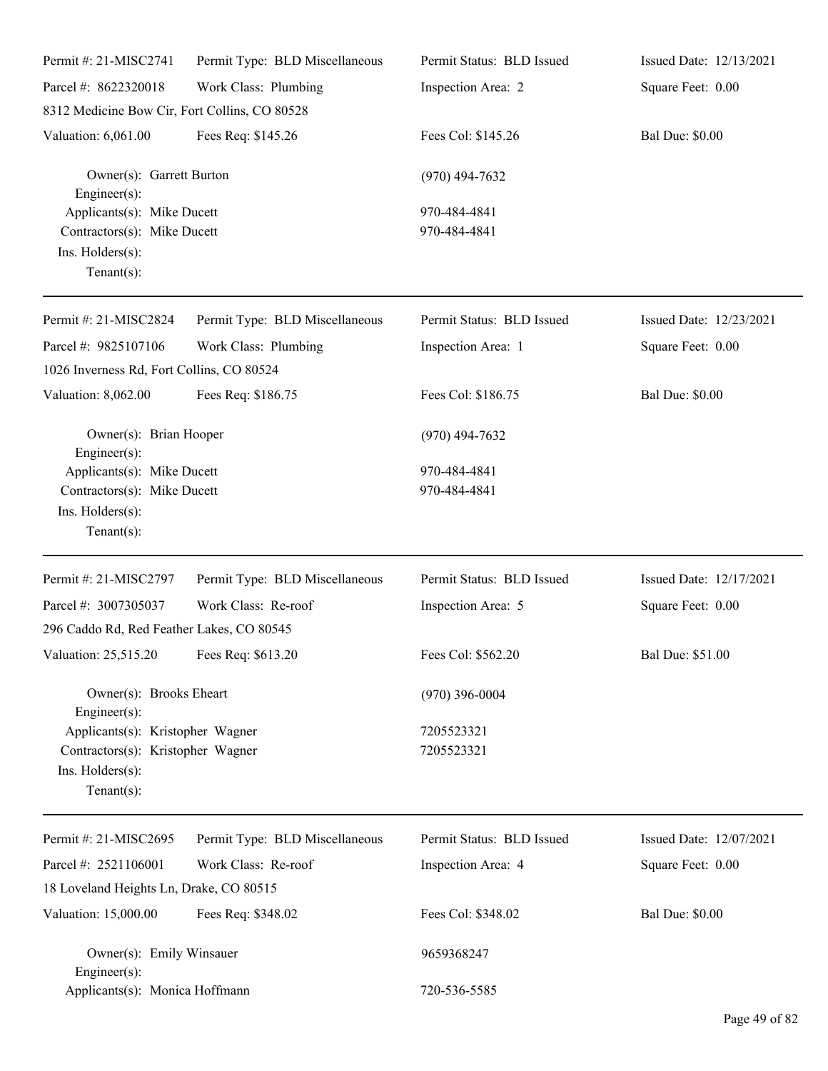| Permit #: 21-MISC2741 | Permit Type: BLD Miscellaneous | Permit Status: BLD Issued | Issued Date: 12/13/2021 |
|---|---|---|---|
| Parcel #: 8622320018 | Work Class: Plumbing | Inspection Area: 2 | Square Feet: 0.00 |
| 8312 Medicine Bow Cir, Fort Collins, CO 80528 | | | |
| Valuation: 6,061.00 | Fees Req: $145.26 | Fees Col: $145.26 | Bal Due: $0.00 |

Owner(s): Garrett Burton (970) 494-7632
Engineer(s):
Applicants(s): Mike Ducett 970-484-4841
Contractors(s): Mike Ducett 970-484-4841
Ins. Holders(s):
Tenant(s):

---

| Permit #: 21-MISC2824 | Permit Type: BLD Miscellaneous | Permit Status: BLD Issued | Issued Date: 12/23/2021 |
|---|---|---|---|
| Parcel #: 9825107106 | Work Class: Plumbing | Inspection Area: 1 | Square Feet: 0.00 |
| 1026 Inverness Rd, Fort Collins, CO 80524 | | | |
| Valuation: 8,062.00 | Fees Req: $186.75 | Fees Col: $186.75 | Bal Due: $0.00 |

Owner(s): Brian Hooper (970) 494-7632
Engineer(s):
Applicants(s): Mike Ducett 970-484-4841
Contractors(s): Mike Ducett 970-484-4841
Ins. Holders(s):
Tenant(s):

---

| Permit #: 21-MISC2797 | Permit Type: BLD Miscellaneous | Permit Status: BLD Issued | Issued Date: 12/17/2021 |
|---|---|---|---|
| Parcel #: 3007305037 | Work Class: Re-roof | Inspection Area: 5 | Square Feet: 0.00 |
| 296 Caddo Rd, Red Feather Lakes, CO 80545 | | | |
| Valuation: 25,515.20 | Fees Req: $613.20 | Fees Col: $562.20 | Bal Due: $51.00 |

Owner(s): Brooks Eheart (970) 396-0004
Engineer(s):
Applicants(s): Kristopher Wagner 7205523321
Contractors(s): Kristopher Wagner 7205523321
Ins. Holders(s):
Tenant(s):

---

| Permit #: 21-MISC2695 | Permit Type: BLD Miscellaneous | Permit Status: BLD Issued | Issued Date: 12/07/2021 |
|---|---|---|---|
| Parcel #: 2521106001 | Work Class: Re-roof | Inspection Area: 4 | Square Feet: 0.00 |
| 18 Loveland Heights Ln, Drake, CO 80515 | | | |
| Valuation: 15,000.00 | Fees Req: $348.02 | Fees Col: $348.02 | Bal Due: $0.00 |

Owner(s): Emily Winsauer 9659368247
Engineer(s):
Applicants(s): Monica Hoffmann 720-536-5585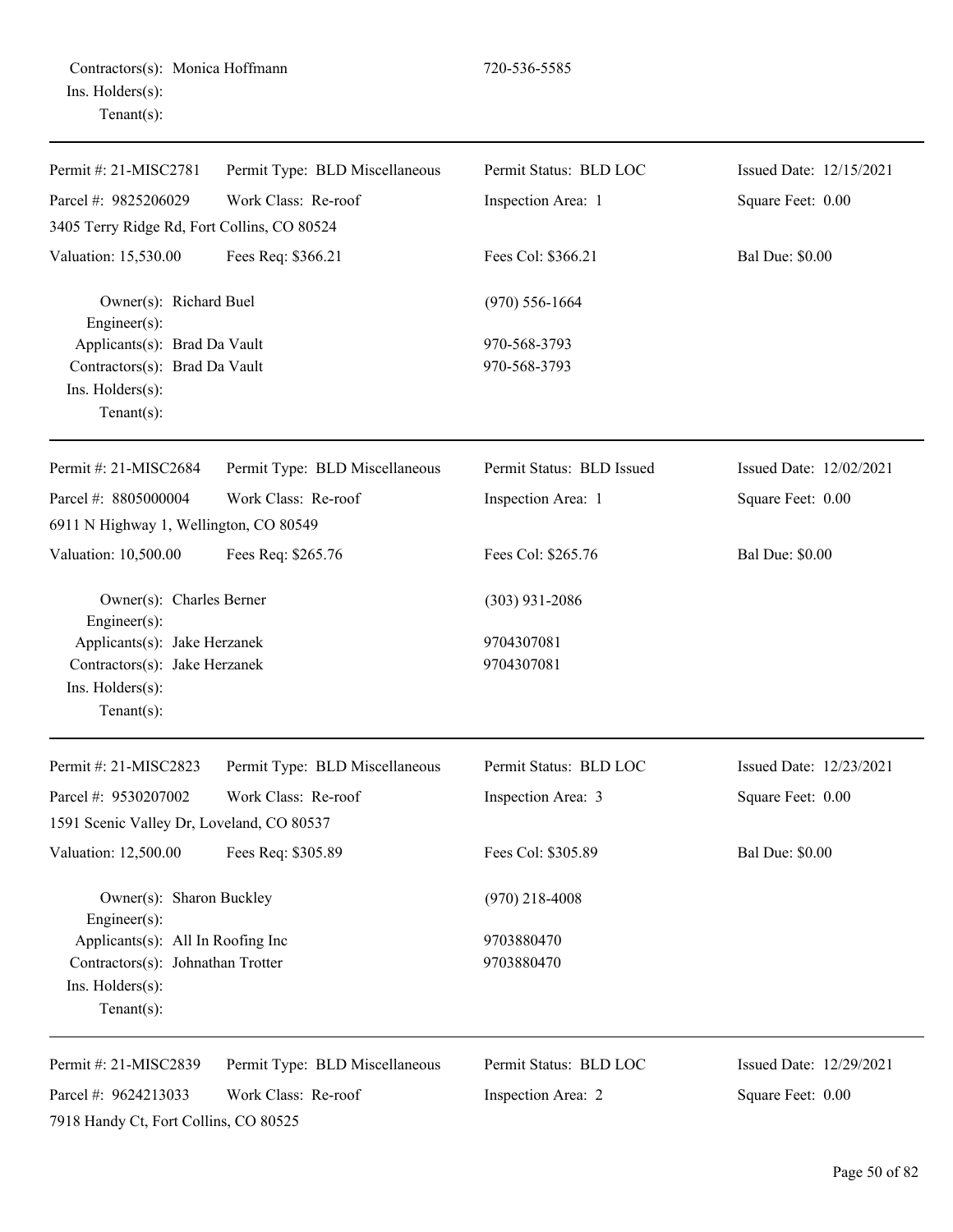Contractors(s): Monica Hoffmann 720-536-5585
Ins. Holders(s):
Tenant(s):

---

| | | | |
|---|---|---|---|
| Permit #: 21-MISC2781 | Permit Type: BLD Miscellaneous | Permit Status: BLD LOC | Issued Date: 12/15/2021 |
| Parcel #: 9825206029 | Work Class: Re-roof | Inspection Area: 1 | Square Feet: 0.00 |
| 3405 Terry Ridge Rd, Fort Collins, CO 80524 | | | |
| Valuation: 15,530.00 | Fees Req: $366.21 | Fees Col: $366.21 | Bal Due: $0.00 |

Owner(s): Richard Buel (970) 556-1664
Engineer(s):
Applicants(s): Brad Da Vault 970-568-3793
Contractors(s): Brad Da Vault 970-568-3793
Ins. Holders(s):
Tenant(s):

---

| | | | |
|---|---|---|---|
| Permit #: 21-MISC2684 | Permit Type: BLD Miscellaneous | Permit Status: BLD Issued | Issued Date: 12/02/2021 |
| Parcel #: 8805000004 | Work Class: Re-roof | Inspection Area: 1 | Square Feet: 0.00 |
| 6911 N Highway 1, Wellington, CO 80549 | | | |
| Valuation: 10,500.00 | Fees Req: $265.76 | Fees Col: $265.76 | Bal Due: $0.00 |

Owner(s): Charles Berner (303) 931-2086
Engineer(s):
Applicants(s): Jake Herzanek 9704307081
Contractors(s): Jake Herzanek 9704307081
Ins. Holders(s):
Tenant(s):

---

| | | | |
|---|---|---|---|
| Permit #: 21-MISC2823 | Permit Type: BLD Miscellaneous | Permit Status: BLD LOC | Issued Date: 12/23/2021 |
| Parcel #: 9530207002 | Work Class: Re-roof | Inspection Area: 3 | Square Feet: 0.00 |
| 1591 Scenic Valley Dr, Loveland, CO 80537 | | | |
| Valuation: 12,500.00 | Fees Req: $305.89 | Fees Col: $305.89 | Bal Due: $0.00 |

Owner(s): Sharon Buckley (970) 218-4008
Engineer(s):
Applicants(s): All In Roofing Inc 9703880470
Contractors(s): Johnathan Trotter 9703880470
Ins. Holders(s):
Tenant(s):

---

| | | | |
|---|---|---|---|
| Permit #: 21-MISC2839 | Permit Type: BLD Miscellaneous | Permit Status: BLD LOC | Issued Date: 12/29/2021 |
| Parcel #: 9624213033 | Work Class: Re-roof | Inspection Area: 2 | Square Feet: 0.00 |
| 7918 Handy Ct, Fort Collins, CO 80525 | | | |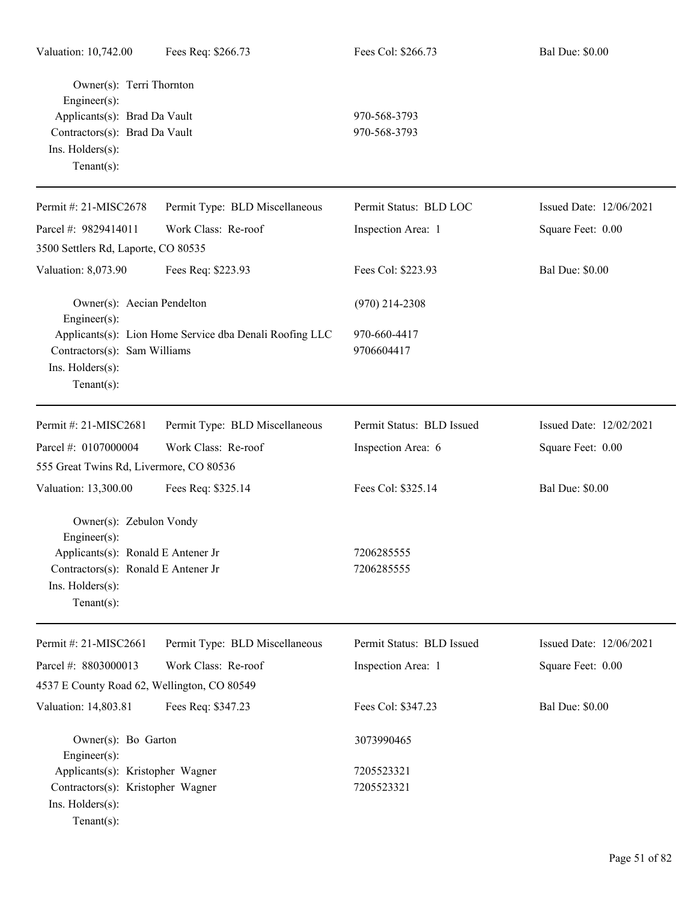| Valuation: 10,742.00 | Fees Req: $266.73 | Fees Col: $266.73 | Bal Due: $0.00 |
|---|---|---|---|

Owner(s): Terri Thornton
Engineer(s):
Applicants(s): Brad Da Vault 970-568-3793
Contractors(s): Brad Da Vault 970-568-3793
Ins. Holders(s):
Tenant(s):

---

| Permit #: 21-MISC2678 | Permit Type: BLD Miscellaneous | Permit Status: BLD LOC | Issued Date: 12/06/2021 |
|---|---|---|---|
| Parcel #: 9829414011 | Work Class: Re-roof | Inspection Area: 1 | Square Feet: 0.00 |
| 3500 Settlers Rd, Laporte, CO 80535 | | | |
| Valuation: 8,073.90 | Fees Req: $223.93 | Fees Col: $223.93 | Bal Due: $0.00 |

Owner(s): Aecian Pendelton (970) 214-2308
Engineer(s):
Applicants(s): Lion Home Service dba Denali Roofing LLC 970-660-4417
Contractors(s): Sam Williams 9706604417
Ins. Holders(s):
Tenant(s):

---

| Permit #: 21-MISC2681 | Permit Type: BLD Miscellaneous | Permit Status: BLD Issued | Issued Date: 12/02/2021 |
|---|---|---|---|
| Parcel #: 0107000004 | Work Class: Re-roof | Inspection Area: 6 | Square Feet: 0.00 |
| 555 Great Twins Rd, Livermore, CO 80536 | | | |
| Valuation: 13,300.00 | Fees Req: $325.14 | Fees Col: $325.14 | Bal Due: $0.00 |

Owner(s): Zebulon Vondy
Engineer(s):
Applicants(s): Ronald E Antener Jr 7206285555
Contractors(s): Ronald E Antener Jr 7206285555
Ins. Holders(s):
Tenant(s):

---

| Permit #: 21-MISC2661 | Permit Type: BLD Miscellaneous | Permit Status: BLD Issued | Issued Date: 12/06/2021 |
|---|---|---|---|
| Parcel #: 8803000013 | Work Class: Re-roof | Inspection Area: 1 | Square Feet: 0.00 |
| 4537 E County Road 62, Wellington, CO 80549 | | | |
| Valuation: 14,803.81 | Fees Req: $347.23 | Fees Col: $347.23 | Bal Due: $0.00 |

Owner(s): Bo Garton 3073990465
Engineer(s):
Applicants(s): Kristopher Wagner 7205523321
Contractors(s): Kristopher Wagner 7205523321
Ins. Holders(s):
Tenant(s):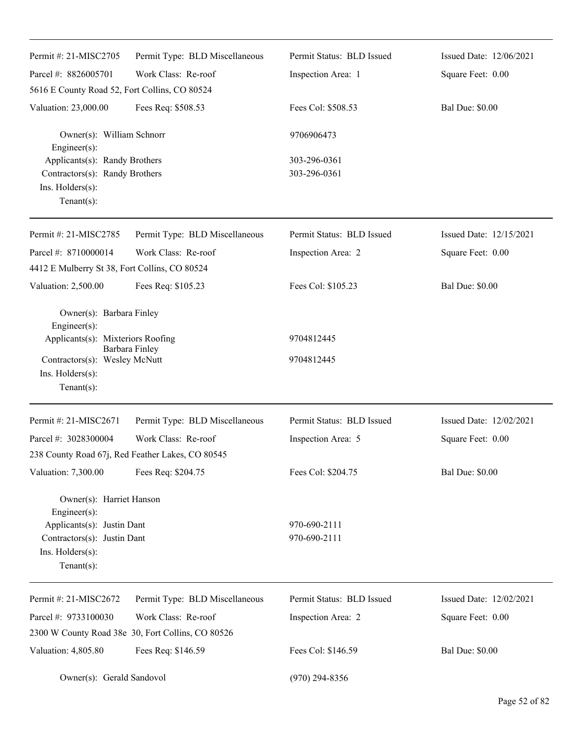| Permit #: 21-MISC2705 | Permit Type: BLD Miscellaneous | Permit Status: BLD Issued | Issued Date: 12/06/2021 |
|---|---|---|---|
| Parcel #: 8826005701 | Work Class: Re-roof | Inspection Area: 1 | Square Feet: 0.00 |
| 5616 E County Road 52, Fort Collins, CO 80524 | | | |
| Valuation: 23,000.00 | Fees Req: $508.53 | Fees Col: $508.53 | Bal Due: $0.00 |

Owner(s): William Schnorr — 9706906473
Engineer(s):
Applicants(s): Randy Brothers — 303-296-0361
Contractors(s): Randy Brothers — 303-296-0361
Ins. Holders(s):
Tenant(s):

---

| Permit #: 21-MISC2785 | Permit Type: BLD Miscellaneous | Permit Status: BLD Issued | Issued Date: 12/15/2021 |
|---|---|---|---|
| Parcel #: 8710000014 | Work Class: Re-roof | Inspection Area: 2 | Square Feet: 0.00 |
| 4412 E Mulberry St 38, Fort Collins, CO 80524 | | | |
| Valuation: 2,500.00 | Fees Req: $105.23 | Fees Col: $105.23 | Bal Due: $0.00 |

Owner(s): Barbara Finley
Engineer(s):
Applicants(s): Mixteriors Roofing — 9704812445
Barbara Finley
Contractors(s): Wesley McNutt — 9704812445
Ins. Holders(s):
Tenant(s):

---

| Permit #: 21-MISC2671 | Permit Type: BLD Miscellaneous | Permit Status: BLD Issued | Issued Date: 12/02/2021 |
|---|---|---|---|
| Parcel #: 3028300004 | Work Class: Re-roof | Inspection Area: 5 | Square Feet: 0.00 |
| 238 County Road 67j, Red Feather Lakes, CO 80545 | | | |
| Valuation: 7,300.00 | Fees Req: $204.75 | Fees Col: $204.75 | Bal Due: $0.00 |

Owner(s): Harriet Hanson
Engineer(s):
Applicants(s): Justin Dant — 970-690-2111
Contractors(s): Justin Dant — 970-690-2111
Ins. Holders(s):
Tenant(s):

---

| Permit #: 21-MISC2672 | Permit Type: BLD Miscellaneous | Permit Status: BLD Issued | Issued Date: 12/02/2021 |
|---|---|---|---|
| Parcel #: 9733100030 | Work Class: Re-roof | Inspection Area: 2 | Square Feet: 0.00 |
| 2300 W County Road 38e 30, Fort Collins, CO 80526 | | | |
| Valuation: 4,805.80 | Fees Req: $146.59 | Fees Col: $146.59 | Bal Due: $0.00 |

Owner(s): Gerald Sandovol — (970) 294-8356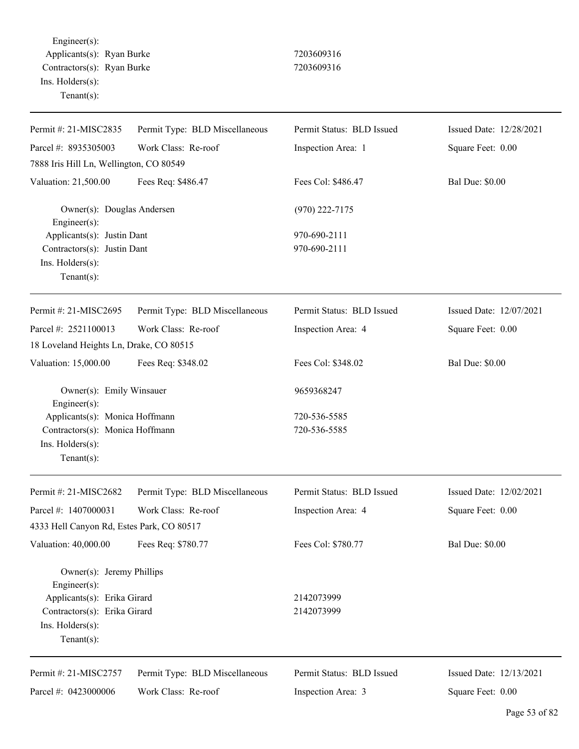Engineer(s):
Applicants(s): Ryan Burke 7203609316
Contractors(s): Ryan Burke 7203609316
Ins. Holders(s):
Tenant(s):

---

| Permit #: 21-MISC2835 | Permit Type: BLD Miscellaneous | Permit Status: BLD Issued | Issued Date: 12/28/2021 |
|---|---|---|---|
| Parcel #: 8935305003 | Work Class: Re-roof | Inspection Area: 1 | Square Feet: 0.00 |
| 7888 Iris Hill Ln, Wellington, CO 80549 | | | |
| Valuation: 21,500.00 | Fees Req: $486.47 | Fees Col: $486.47 | Bal Due: $0.00 |

Owner(s): Douglas Andersen (970) 222-7175
Engineer(s):
Applicants(s): Justin Dant 970-690-2111
Contractors(s): Justin Dant 970-690-2111
Ins. Holders(s):
Tenant(s):

---

| Permit #: 21-MISC2695 | Permit Type: BLD Miscellaneous | Permit Status: BLD Issued | Issued Date: 12/07/2021 |
|---|---|---|---|
| Parcel #: 2521100013 | Work Class: Re-roof | Inspection Area: 4 | Square Feet: 0.00 |
| 18 Loveland Heights Ln, Drake, CO 80515 | | | |
| Valuation: 15,000.00 | Fees Req: $348.02 | Fees Col: $348.02 | Bal Due: $0.00 |

Owner(s): Emily Winsauer 9659368247
Engineer(s):
Applicants(s): Monica Hoffmann 720-536-5585
Contractors(s): Monica Hoffmann 720-536-5585
Ins. Holders(s):
Tenant(s):

---

| Permit #: 21-MISC2682 | Permit Type: BLD Miscellaneous | Permit Status: BLD Issued | Issued Date: 12/02/2021 |
|---|---|---|---|
| Parcel #: 1407000031 | Work Class: Re-roof | Inspection Area: 4 | Square Feet: 0.00 |
| 4333 Hell Canyon Rd, Estes Park, CO 80517 | | | |
| Valuation: 40,000.00 | Fees Req: $780.77 | Fees Col: $780.77 | Bal Due: $0.00 |

Owner(s): Jeremy Phillips
Engineer(s):
Applicants(s): Erika Girard 2142073999
Contractors(s): Erika Girard 2142073999
Ins. Holders(s):
Tenant(s):

---

| Permit #: 21-MISC2757 | Permit Type: BLD Miscellaneous | Permit Status: BLD Issued | Issued Date: 12/13/2021 |
|---|---|---|---|
| Parcel #: 0423000006 | Work Class: Re-roof | Inspection Area: 3 | Square Feet: 0.00 |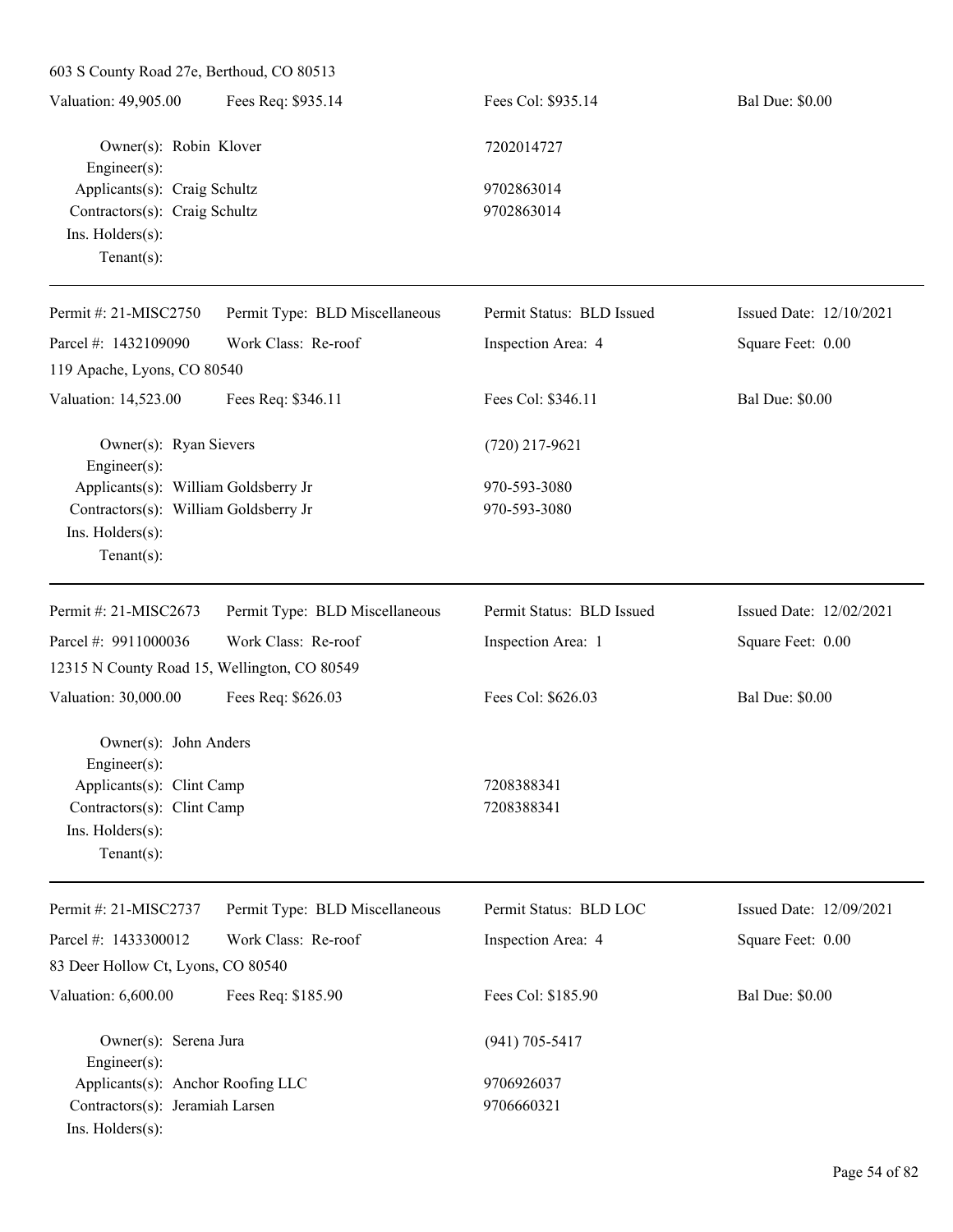603 S County Road 27e, Berthoud, CO 80513

| Valuation: 49,905.00 | Fees Req: $935.14 | Fees Col: $935.14 | Bal Due: $0.00 |
|---|---|---|---|

Owner(s): Robin Klover — 7202014727
Engineer(s):
Applicants(s): Craig Schultz — 9702863014
Contractors(s): Craig Schultz — 9702863014
Ins. Holders(s):
Tenant(s):

---

| Permit #: 21-MISC2750 | Permit Type: BLD Miscellaneous | Permit Status: BLD Issued | Issued Date: 12/10/2021 |
|---|---|---|---|
| Parcel #: 1432109090 | Work Class: Re-roof | Inspection Area: 4 | Square Feet: 0.00 |
| 119 Apache, Lyons, CO 80540 | | | |
| Valuation: 14,523.00 | Fees Req: $346.11 | Fees Col: $346.11 | Bal Due: $0.00 |

Owner(s): Ryan Sievers — (720) 217-9621
Engineer(s):
Applicants(s): William Goldsberry Jr — 970-593-3080
Contractors(s): William Goldsberry Jr — 970-593-3080
Ins. Holders(s):
Tenant(s):

---

| Permit #: 21-MISC2673 | Permit Type: BLD Miscellaneous | Permit Status: BLD Issued | Issued Date: 12/02/2021 |
|---|---|---|---|
| Parcel #: 9911000036 | Work Class: Re-roof | Inspection Area: 1 | Square Feet: 0.00 |
| 12315 N County Road 15, Wellington, CO 80549 | | | |
| Valuation: 30,000.00 | Fees Req: $626.03 | Fees Col: $626.03 | Bal Due: $0.00 |

Owner(s): John Anders
Engineer(s):
Applicants(s): Clint Camp — 7208388341
Contractors(s): Clint Camp — 7208388341
Ins. Holders(s):
Tenant(s):

---

| Permit #: 21-MISC2737 | Permit Type: BLD Miscellaneous | Permit Status: BLD LOC | Issued Date: 12/09/2021 |
|---|---|---|---|
| Parcel #: 1433300012 | Work Class: Re-roof | Inspection Area: 4 | Square Feet: 0.00 |
| 83 Deer Hollow Ct, Lyons, CO 80540 | | | |
| Valuation: 6,600.00 | Fees Req: $185.90 | Fees Col: $185.90 | Bal Due: $0.00 |

Owner(s): Serena Jura — (941) 705-5417
Engineer(s):
Applicants(s): Anchor Roofing LLC — 9706926037
Contractors(s): Jeramiah Larsen — 9706660321
Ins. Holders(s):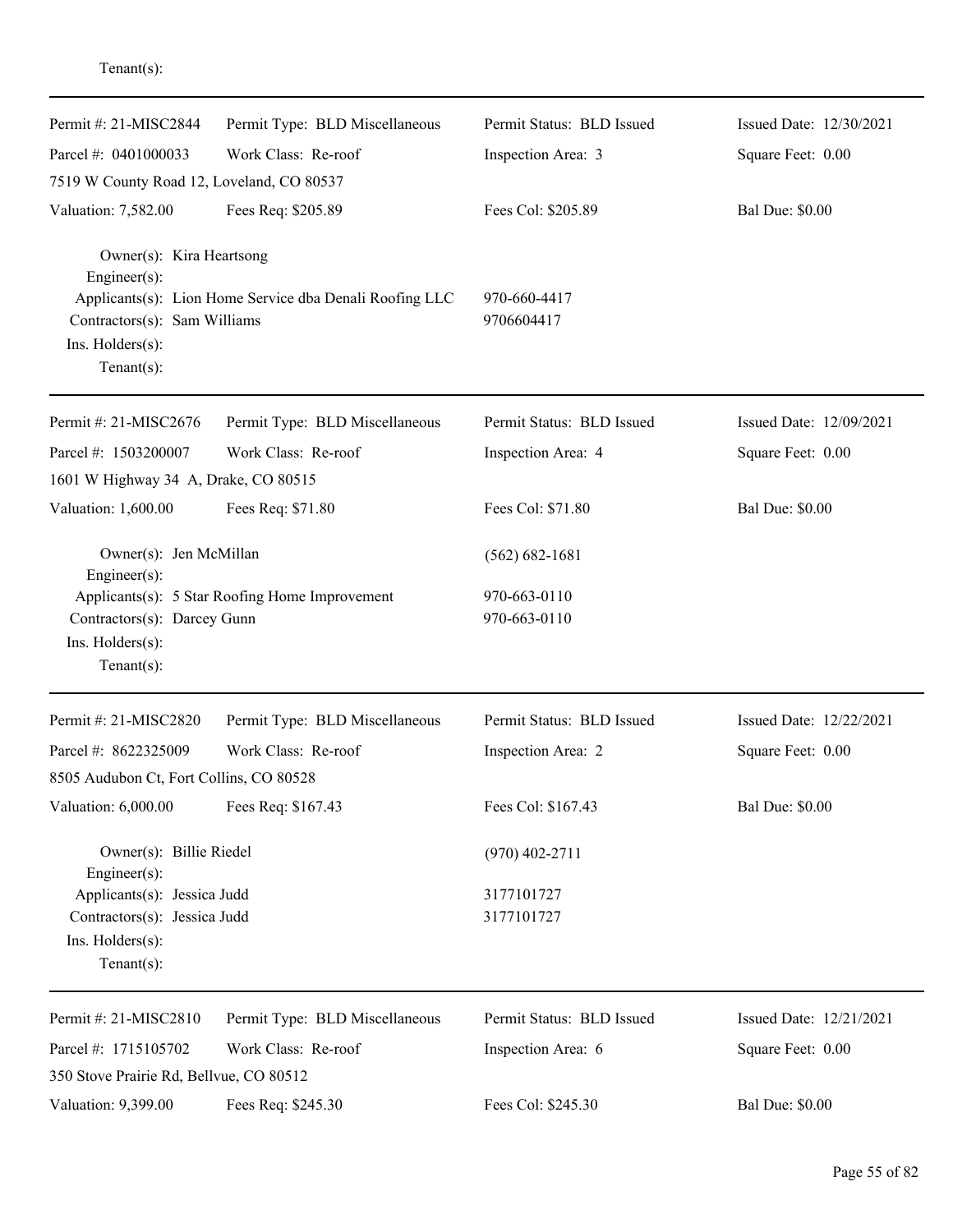Tenant(s):

---

| | | | |
|---|---|---|---|
| Permit #: 21-MISC2844 | Permit Type: BLD Miscellaneous | Permit Status: BLD Issued | Issued Date: 12/30/2021 |
| Parcel #: 0401000033 | Work Class: Re-roof | Inspection Area: 3 | Square Feet: 0.00 |
| 7519 W County Road 12, Loveland, CO 80537 | | | |
| Valuation: 7,582.00 | Fees Req: $205.89 | Fees Col: $205.89 | Bal Due: $0.00 |

Owner(s): Kira Heartsong
Engineer(s):
Applicants(s): Lion Home Service dba Denali Roofing LLC 970-660-4417
Contractors(s): Sam Williams 9706604417
Ins. Holders(s):
Tenant(s):

---

| | | | |
|---|---|---|---|
| Permit #: 21-MISC2676 | Permit Type: BLD Miscellaneous | Permit Status: BLD Issued | Issued Date: 12/09/2021 |
| Parcel #: 1503200007 | Work Class: Re-roof | Inspection Area: 4 | Square Feet: 0.00 |
| 1601 W Highway 34 A, Drake, CO 80515 | | | |
| Valuation: 1,600.00 | Fees Req: $71.80 | Fees Col: $71.80 | Bal Due: $0.00 |

Owner(s): Jen McMillan (562) 682-1681
Engineer(s):
Applicants(s): 5 Star Roofing Home Improvement 970-663-0110
Contractors(s): Darcey Gunn 970-663-0110
Ins. Holders(s):
Tenant(s):

---

| | | | |
|---|---|---|---|
| Permit #: 21-MISC2820 | Permit Type: BLD Miscellaneous | Permit Status: BLD Issued | Issued Date: 12/22/2021 |
| Parcel #: 8622325009 | Work Class: Re-roof | Inspection Area: 2 | Square Feet: 0.00 |
| 8505 Audubon Ct, Fort Collins, CO 80528 | | | |
| Valuation: 6,000.00 | Fees Req: $167.43 | Fees Col: $167.43 | Bal Due: $0.00 |

Owner(s): Billie Riedel (970) 402-2711
Engineer(s):
Applicants(s): Jessica Judd 3177101727
Contractors(s): Jessica Judd 3177101727
Ins. Holders(s):
Tenant(s):

---

| | | | |
|---|---|---|---|
| Permit #: 21-MISC2810 | Permit Type: BLD Miscellaneous | Permit Status: BLD Issued | Issued Date: 12/21/2021 |
| Parcel #: 1715105702 | Work Class: Re-roof | Inspection Area: 6 | Square Feet: 0.00 |
| 350 Stove Prairie Rd, Bellvue, CO 80512 | | | |
| Valuation: 9,399.00 | Fees Req: $245.30 | Fees Col: $245.30 | Bal Due: $0.00 |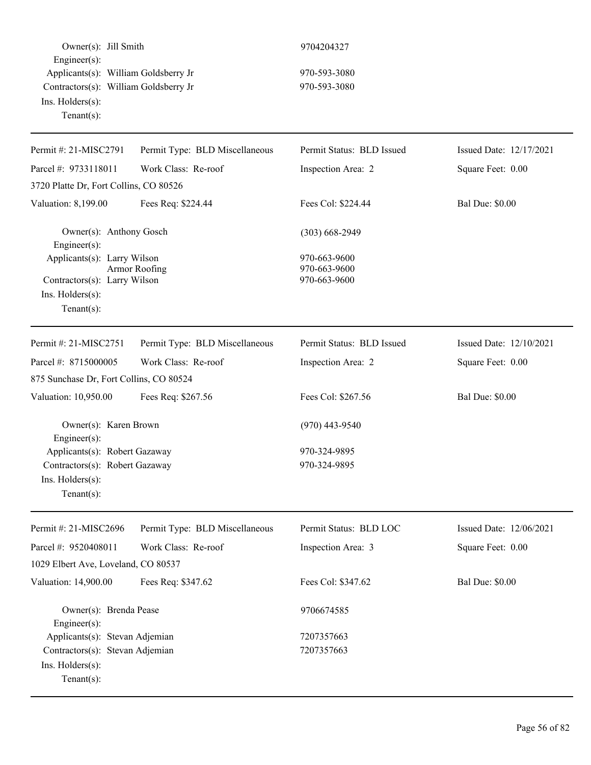Owner(s): Jill Smith 9704204327
Engineer(s):
Applicants(s): William Goldsberry Jr 970-593-3080
Contractors(s): William Goldsberry Jr 970-593-3080
Ins. Holders(s):
Tenant(s):

---

| Permit #: 21-MISC2791 | Permit Type: BLD Miscellaneous | Permit Status: BLD Issued | Issued Date: 12/17/2021 |
|---|---|---|---|
| Parcel #: 9733118011 | Work Class: Re-roof | Inspection Area: 2 | Square Feet: 0.00 |
| 3720 Platte Dr, Fort Collins, CO 80526 | | | |
| Valuation: 8,199.00 | Fees Req: $224.44 | Fees Col: $224.44 | Bal Due: $0.00 |

Owner(s): Anthony Gosch (303) 668-2949
Engineer(s):
Applicants(s): Larry Wilson 970-663-9600
Armor Roofing 970-663-9600
Contractors(s): Larry Wilson 970-663-9600
Ins. Holders(s):
Tenant(s):

---

| Permit #: 21-MISC2751 | Permit Type: BLD Miscellaneous | Permit Status: BLD Issued | Issued Date: 12/10/2021 |
|---|---|---|---|
| Parcel #: 8715000005 | Work Class: Re-roof | Inspection Area: 2 | Square Feet: 0.00 |
| 875 Sunchase Dr, Fort Collins, CO 80524 | | | |
| Valuation: 10,950.00 | Fees Req: $267.56 | Fees Col: $267.56 | Bal Due: $0.00 |

Owner(s): Karen Brown (970) 443-9540
Engineer(s):
Applicants(s): Robert Gazaway 970-324-9895
Contractors(s): Robert Gazaway 970-324-9895
Ins. Holders(s):
Tenant(s):

---

| Permit #: 21-MISC2696 | Permit Type: BLD Miscellaneous | Permit Status: BLD LOC | Issued Date: 12/06/2021 |
|---|---|---|---|
| Parcel #: 9520408011 | Work Class: Re-roof | Inspection Area: 3 | Square Feet: 0.00 |
| 1029 Elbert Ave, Loveland, CO 80537 | | | |
| Valuation: 14,900.00 | Fees Req: $347.62 | Fees Col: $347.62 | Bal Due: $0.00 |

Owner(s): Brenda Pease 9706674585
Engineer(s):
Applicants(s): Stevan Adjemian 7207357663
Contractors(s): Stevan Adjemian 7207357663
Ins. Holders(s):
Tenant(s):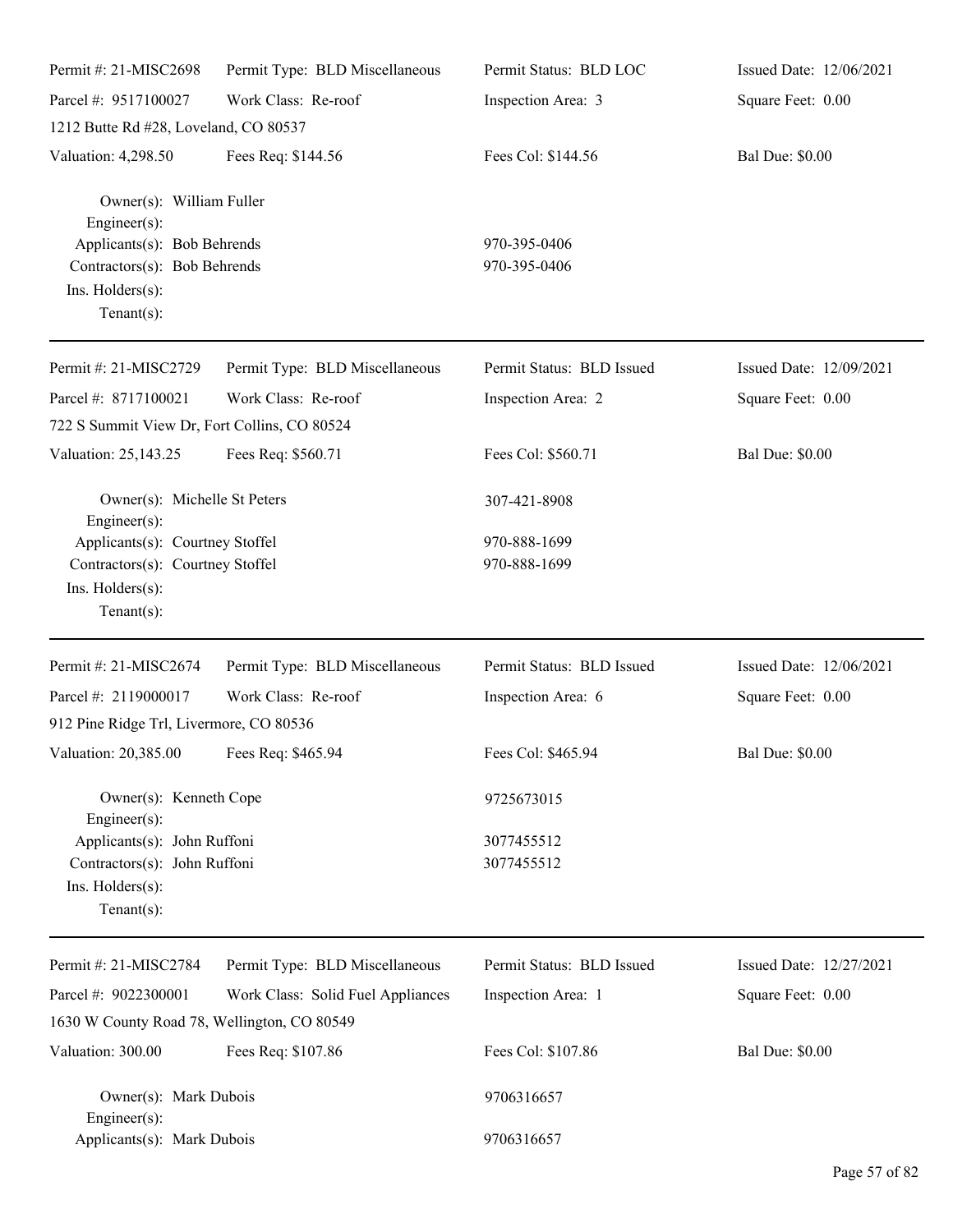| Permit #: 21-MISC2698 | Permit Type: BLD Miscellaneous | Permit Status: BLD LOC | Issued Date: 12/06/2021 |
|---|---|---|---|
| Parcel #: 9517100027 | Work Class: Re-roof | Inspection Area: 3 | Square Feet: 0.00 |
| 1212 Butte Rd #28, Loveland, CO 80537 | | | |
| Valuation: 4,298.50 | Fees Req: $144.56 | Fees Col: $144.56 | Bal Due: $0.00 |

Owner(s): William Fuller
Engineer(s):
Applicants(s): Bob Behrends 970-395-0406
Contractors(s): Bob Behrends 970-395-0406
Ins. Holders(s):
Tenant(s):

---

| Permit #: 21-MISC2729 | Permit Type: BLD Miscellaneous | Permit Status: BLD Issued | Issued Date: 12/09/2021 |
|---|---|---|---|
| Parcel #: 8717100021 | Work Class: Re-roof | Inspection Area: 2 | Square Feet: 0.00 |
| 722 S Summit View Dr, Fort Collins, CO 80524 | | | |
| Valuation: 25,143.25 | Fees Req: $560.71 | Fees Col: $560.71 | Bal Due: $0.00 |

Owner(s): Michelle St Peters 307-421-8908
Engineer(s):
Applicants(s): Courtney Stoffel 970-888-1699
Contractors(s): Courtney Stoffel 970-888-1699
Ins. Holders(s):
Tenant(s):

---

| Permit #: 21-MISC2674 | Permit Type: BLD Miscellaneous | Permit Status: BLD Issued | Issued Date: 12/06/2021 |
|---|---|---|---|
| Parcel #: 2119000017 | Work Class: Re-roof | Inspection Area: 6 | Square Feet: 0.00 |
| 912 Pine Ridge Trl, Livermore, CO 80536 | | | |
| Valuation: 20,385.00 | Fees Req: $465.94 | Fees Col: $465.94 | Bal Due: $0.00 |

Owner(s): Kenneth Cope 9725673015
Engineer(s):
Applicants(s): John Ruffoni 3077455512
Contractors(s): John Ruffoni 3077455512
Ins. Holders(s):
Tenant(s):

---

| Permit #: 21-MISC2784 | Permit Type: BLD Miscellaneous | Permit Status: BLD Issued | Issued Date: 12/27/2021 |
|---|---|---|---|
| Parcel #: 9022300001 | Work Class: Solid Fuel Appliances | Inspection Area: 1 | Square Feet: 0.00 |
| 1630 W County Road 78, Wellington, CO 80549 | | | |
| Valuation: 300.00 | Fees Req: $107.86 | Fees Col: $107.86 | Bal Due: $0.00 |

Owner(s): Mark Dubois 9706316657
Engineer(s):
Applicants(s): Mark Dubois 9706316657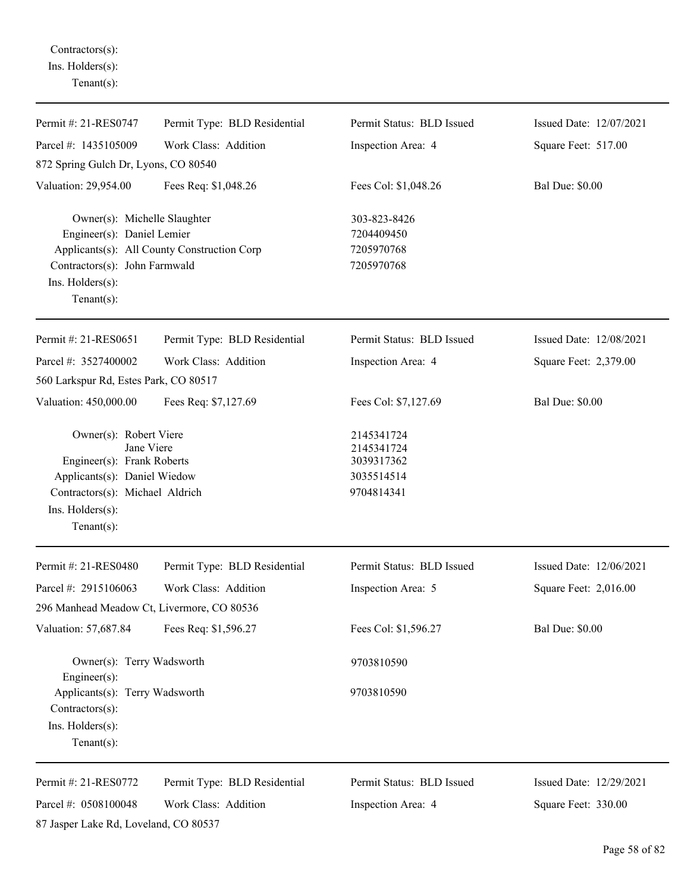Contractors(s):
Ins. Holders(s):
Tenant(s):

---

| Permit #: 21-RES0747 | Permit Type: BLD Residential | Permit Status: BLD Issued | Issued Date: 12/07/2021 |
|---|---|---|---|
| Parcel #: 1435105009 | Work Class: Addition | Inspection Area: 4 | Square Feet: 517.00 |
| 872 Spring Gulch Dr, Lyons, CO 80540 | | | |
| Valuation: 29,954.00 | Fees Req: $1,048.26 | Fees Col: $1,048.26 | Bal Due: $0.00 |

Owner(s): Michelle Slaughter — 303-823-8426
Engineer(s): Daniel Lemier — 7204409450
Applicants(s): All County Construction Corp — 7205970768
Contractors(s): John Farmwald — 7205970768
Ins. Holders(s):
Tenant(s):

---

| Permit #: 21-RES0651 | Permit Type: BLD Residential | Permit Status: BLD Issued | Issued Date: 12/08/2021 |
|---|---|---|---|
| Parcel #: 3527400002 | Work Class: Addition | Inspection Area: 4 | Square Feet: 2,379.00 |
| 560 Larkspur Rd, Estes Park, CO 80517 | | | |
| Valuation: 450,000.00 | Fees Req: $7,127.69 | Fees Col: $7,127.69 | Bal Due: $0.00 |

Owner(s): Robert Viere — 2145341724
Jane Viere — 2145341724
Engineer(s): Frank Roberts — 3039317362
Applicants(s): Daniel Wiedow — 3035514514
Contractors(s): Michael Aldrich — 9704814341
Ins. Holders(s):
Tenant(s):

---

| Permit #: 21-RES0480 | Permit Type: BLD Residential | Permit Status: BLD Issued | Issued Date: 12/06/2021 |
|---|---|---|---|
| Parcel #: 2915106063 | Work Class: Addition | Inspection Area: 5 | Square Feet: 2,016.00 |
| 296 Manhead Meadow Ct, Livermore, CO 80536 | | | |
| Valuation: 57,687.84 | Fees Req: $1,596.27 | Fees Col: $1,596.27 | Bal Due: $0.00 |

Owner(s): Terry Wadsworth — 9703810590
Engineer(s):
Applicants(s): Terry Wadsworth — 9703810590
Contractors(s):
Ins. Holders(s):
Tenant(s):

---

| Permit #: 21-RES0772 | Permit Type: BLD Residential | Permit Status: BLD Issued | Issued Date: 12/29/2021 |
|---|---|---|---|
| Parcel #: 0508100048 | Work Class: Addition | Inspection Area: 4 | Square Feet: 330.00 |
| 87 Jasper Lake Rd, Loveland, CO 80537 | | | |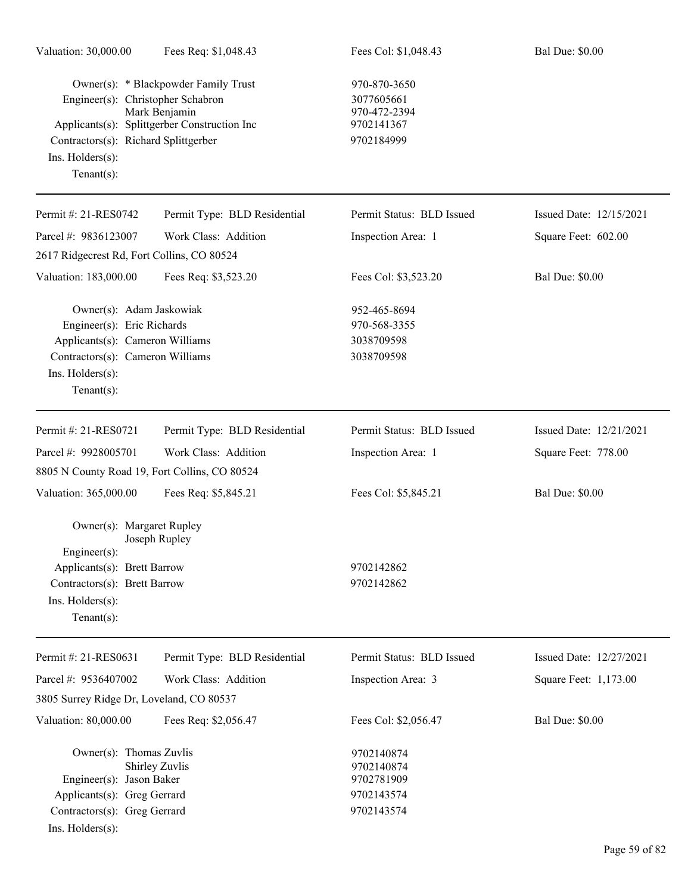| | | | |
|---|---|---|---|
| Valuation: 30,000.00 | Fees Req: $1,048.43 | Fees Col: $1,048.43 | Bal Due: $0.00 |

Owner(s): * Blackpowder Family Trust — 970-870-3650
Engineer(s): Christopher Schabron — 3077605661
Mark Benjamin — 970-472-2394
Applicants(s): Splittgerber Construction Inc — 9702141367
Contractors(s): Richard Splittgerber — 9702184999
Ins. Holders(s):
Tenant(s):

---

| | | | |
|---|---|---|---|
| Permit #: 21-RES0742 | Permit Type: BLD Residential | Permit Status: BLD Issued | Issued Date: 12/15/2021 |
| Parcel #: 9836123007 | Work Class: Addition | Inspection Area: 1 | Square Feet: 602.00 |
| 2617 Ridgecrest Rd, Fort Collins, CO 80524 | | | |
| Valuation: 183,000.00 | Fees Req: $3,523.20 | Fees Col: $3,523.20 | Bal Due: $0.00 |

Owner(s): Adam Jaskowiak — 952-465-8694
Engineer(s): Eric Richards — 970-568-3355
Applicants(s): Cameron Williams — 3038709598
Contractors(s): Cameron Williams — 3038709598
Ins. Holders(s):
Tenant(s):

---

| | | | |
|---|---|---|---|
| Permit #: 21-RES0721 | Permit Type: BLD Residential | Permit Status: BLD Issued | Issued Date: 12/21/2021 |
| Parcel #: 9928005701 | Work Class: Addition | Inspection Area: 1 | Square Feet: 778.00 |
| 8805 N County Road 19, Fort Collins, CO 80524 | | | |
| Valuation: 365,000.00 | Fees Req: $5,845.21 | Fees Col: $5,845.21 | Bal Due: $0.00 |

Owner(s): Margaret Rupley
Joseph Rupley
Engineer(s):
Applicants(s): Brett Barrow — 9702142862
Contractors(s): Brett Barrow — 9702142862
Ins. Holders(s):
Tenant(s):

---

| | | | |
|---|---|---|---|
| Permit #: 21-RES0631 | Permit Type: BLD Residential | Permit Status: BLD Issued | Issued Date: 12/27/2021 |
| Parcel #: 9536407002 | Work Class: Addition | Inspection Area: 3 | Square Feet: 1,173.00 |
| 3805 Surrey Ridge Dr, Loveland, CO 80537 | | | |
| Valuation: 80,000.00 | Fees Req: $2,056.47 | Fees Col: $2,056.47 | Bal Due: $0.00 |

Owner(s): Thomas Zuvlis — 9702140874
Shirley Zuvlis — 9702140874
Engineer(s): Jason Baker — 9702781909
Applicants(s): Greg Gerrard — 9702143574
Contractors(s): Greg Gerrard — 9702143574
Ins. Holders(s):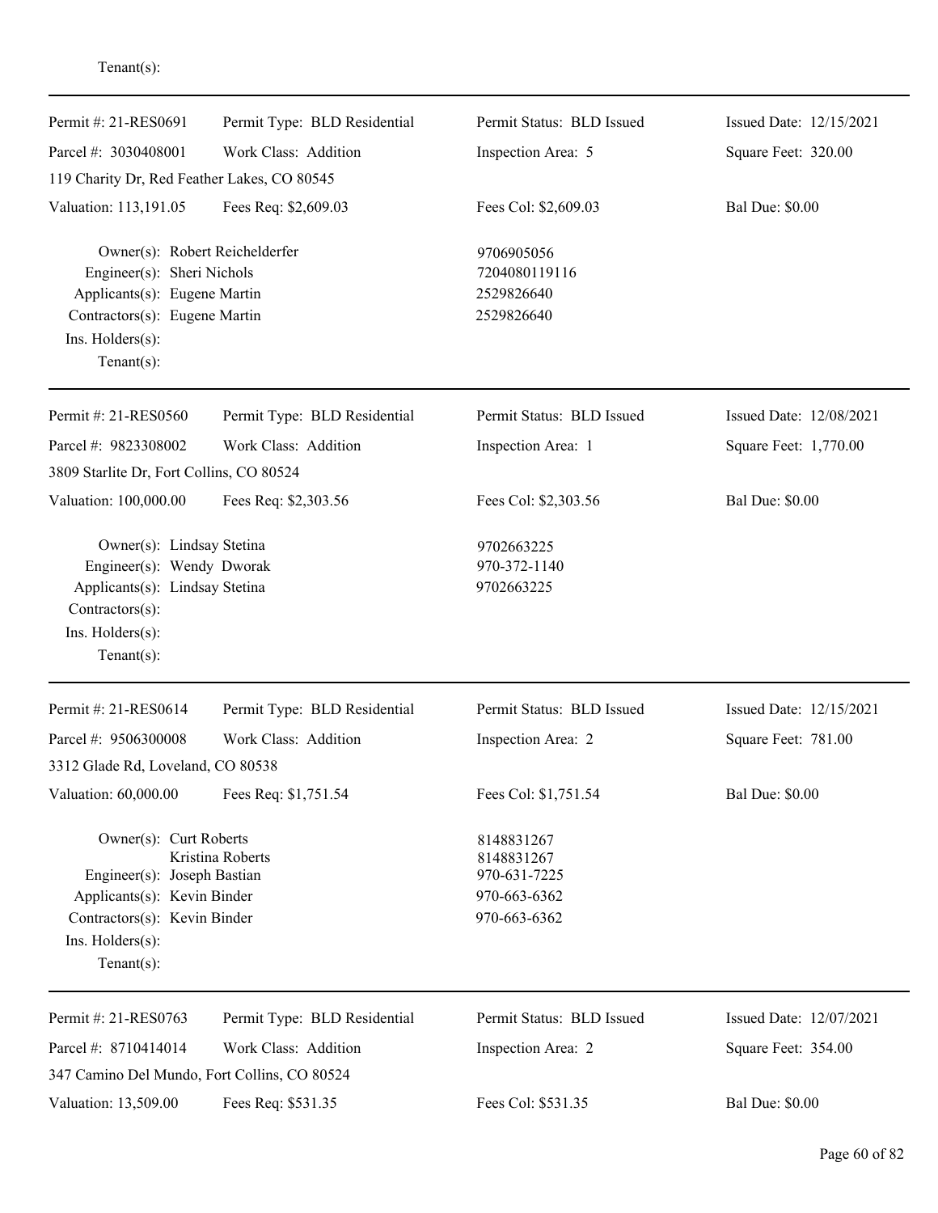Tenant(s):

---

| Permit #: 21-RES0691 | Permit Type: BLD Residential | Permit Status: BLD Issued | Issued Date: 12/15/2021 |
|---|---|---|---|
| Parcel #: 3030408001 | Work Class: Addition | Inspection Area: 5 | Square Feet: 320.00 |
| 119 Charity Dr, Red Feather Lakes, CO 80545 | | | |
| Valuation: 113,191.05 | Fees Req: $2,609.03 | Fees Col: $2,609.03 | Bal Due: $0.00 |

Owner(s): Robert Reichelderfer — 9706905056
Engineer(s): Sheri Nichols — 7204080119116
Applicants(s): Eugene Martin — 2529826640
Contractors(s): Eugene Martin — 2529826640
Ins. Holders(s):
Tenant(s):

---

| Permit #: 21-RES0560 | Permit Type: BLD Residential | Permit Status: BLD Issued | Issued Date: 12/08/2021 |
|---|---|---|---|
| Parcel #: 9823308002 | Work Class: Addition | Inspection Area: 1 | Square Feet: 1,770.00 |
| 3809 Starlite Dr, Fort Collins, CO 80524 | | | |
| Valuation: 100,000.00 | Fees Req: $2,303.56 | Fees Col: $2,303.56 | Bal Due: $0.00 |

Owner(s): Lindsay Stetina — 9702663225
Engineer(s): Wendy Dworak — 970-372-1140
Applicants(s): Lindsay Stetina — 9702663225
Contractors(s):
Ins. Holders(s):
Tenant(s):

---

| Permit #: 21-RES0614 | Permit Type: BLD Residential | Permit Status: BLD Issued | Issued Date: 12/15/2021 |
|---|---|---|---|
| Parcel #: 9506300008 | Work Class: Addition | Inspection Area: 2 | Square Feet: 781.00 |
| 3312 Glade Rd, Loveland, CO 80538 | | | |
| Valuation: 60,000.00 | Fees Req: $1,751.54 | Fees Col: $1,751.54 | Bal Due: $0.00 |

Owner(s): Curt Roberts — 8148831267
Kristina Roberts — 8148831267
Engineer(s): Joseph Bastian — 970-631-7225
Applicants(s): Kevin Binder — 970-663-6362
Contractors(s): Kevin Binder — 970-663-6362
Ins. Holders(s):
Tenant(s):

---

| Permit #: 21-RES0763 | Permit Type: BLD Residential | Permit Status: BLD Issued | Issued Date: 12/07/2021 |
|---|---|---|---|
| Parcel #: 8710414014 | Work Class: Addition | Inspection Area: 2 | Square Feet: 354.00 |
| 347 Camino Del Mundo, Fort Collins, CO 80524 | | | |
| Valuation: 13,509.00 | Fees Req: $531.35 | Fees Col: $531.35 | Bal Due: $0.00 |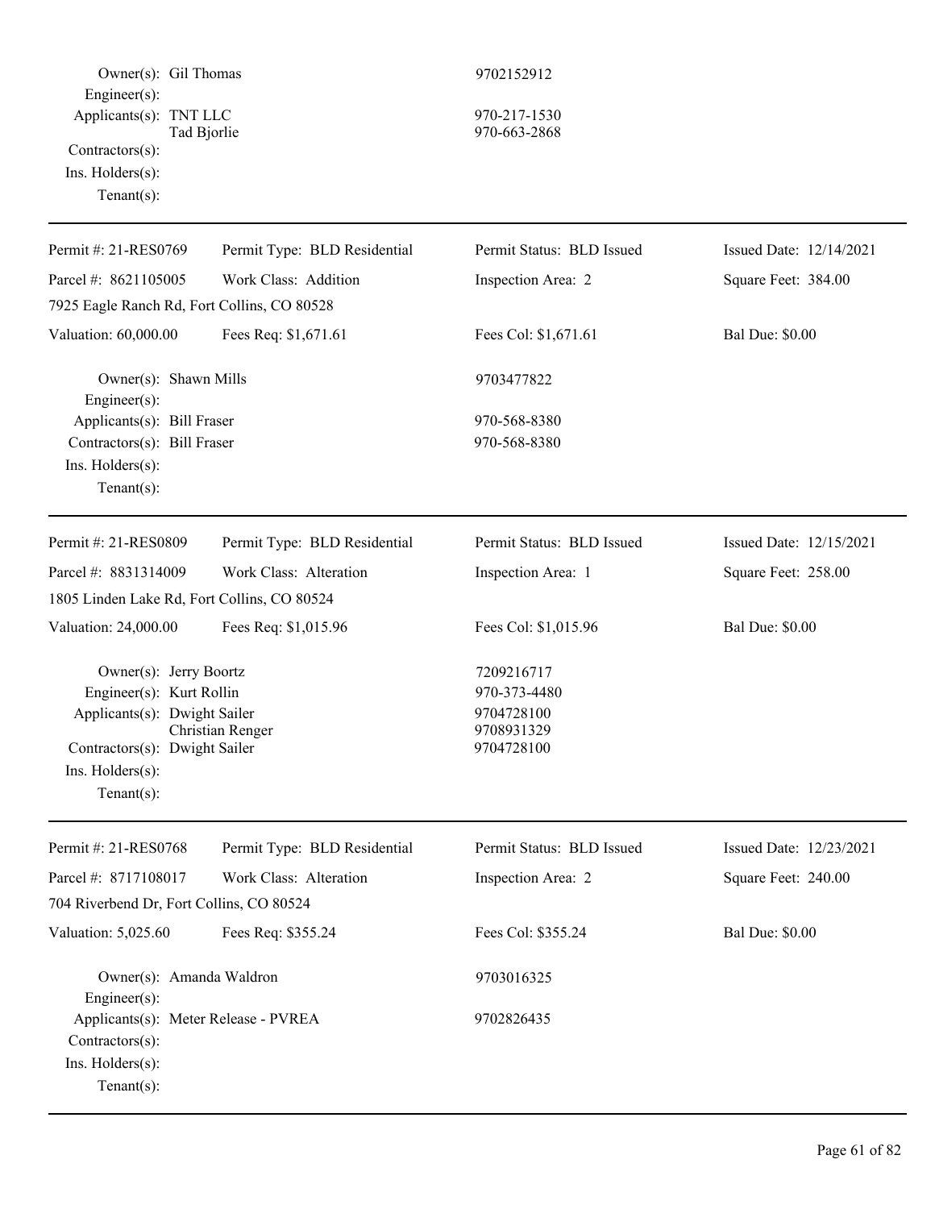Owner(s): Gil Thomas 9702152912
Engineer(s):
Applicants(s): TNT LLC 970-217-1530
Tad Bjorlie 970-663-2868
Contractors(s):
Ins. Holders(s):
Tenant(s):

---

| Permit #: 21-RES0769 | Permit Type: BLD Residential | Permit Status: BLD Issued | Issued Date: 12/14/2021 |
|---|---|---|---|
| Parcel #: 8621105005 | Work Class: Addition | Inspection Area: 2 | Square Feet: 384.00 |
| 7925 Eagle Ranch Rd, Fort Collins, CO 80528 | | | |
| Valuation: 60,000.00 | Fees Req: $1,671.61 | Fees Col: $1,671.61 | Bal Due: $0.00 |

Owner(s): Shawn Mills 9703477822
Engineer(s):
Applicants(s): Bill Fraser 970-568-8380
Contractors(s): Bill Fraser 970-568-8380
Ins. Holders(s):
Tenant(s):

---

| Permit #: 21-RES0809 | Permit Type: BLD Residential | Permit Status: BLD Issued | Issued Date: 12/15/2021 |
|---|---|---|---|
| Parcel #: 8831314009 | Work Class: Alteration | Inspection Area: 1 | Square Feet: 258.00 |
| 1805 Linden Lake Rd, Fort Collins, CO 80524 | | | |
| Valuation: 24,000.00 | Fees Req: $1,015.96 | Fees Col: $1,015.96 | Bal Due: $0.00 |

Owner(s): Jerry Boortz 7209216717
Engineer(s): Kurt Rollin 970-373-4480
Applicants(s): Dwight Sailer 9704728100
Christian Renger 9708931329
Contractors(s): Dwight Sailer 9704728100
Ins. Holders(s):
Tenant(s):

---

| Permit #: 21-RES0768 | Permit Type: BLD Residential | Permit Status: BLD Issued | Issued Date: 12/23/2021 |
|---|---|---|---|
| Parcel #: 8717108017 | Work Class: Alteration | Inspection Area: 2 | Square Feet: 240.00 |
| 704 Riverbend Dr, Fort Collins, CO 80524 | | | |
| Valuation: 5,025.60 | Fees Req: $355.24 | Fees Col: $355.24 | Bal Due: $0.00 |

Owner(s): Amanda Waldron 9703016325
Engineer(s):
Applicants(s): Meter Release - PVREA 9702826435
Contractors(s):
Ins. Holders(s):
Tenant(s):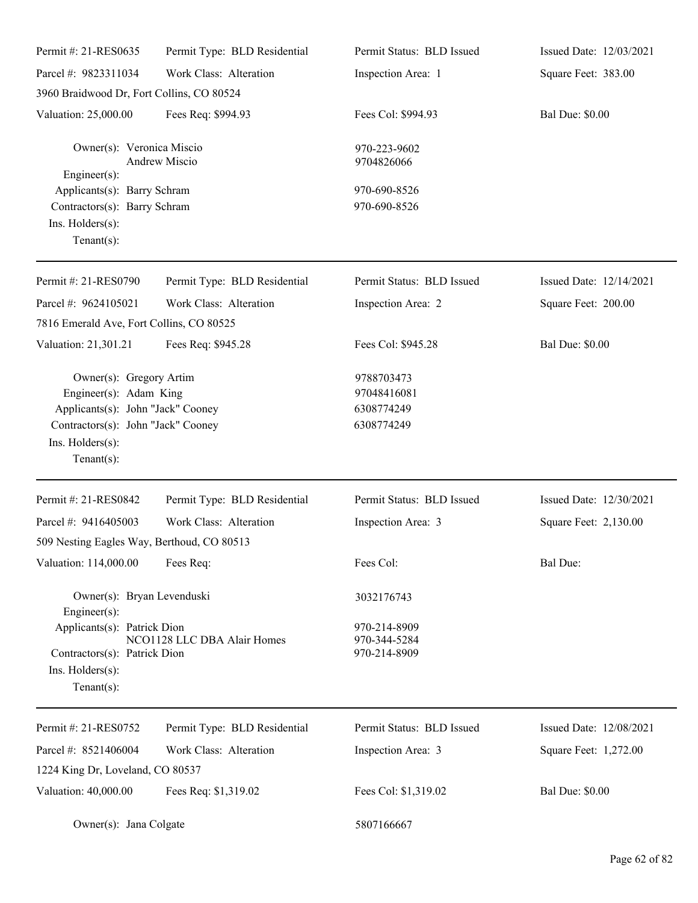| Permit #: 21-RES0635 | Permit Type: BLD Residential | Permit Status: BLD Issued | Issued Date: 12/03/2021 |
|---|---|---|---|
| Parcel #: 9823311034 | Work Class: Alteration | Inspection Area: 1 | Square Feet: 383.00 |
| 3960 Braidwood Dr, Fort Collins, CO 80524 | | | |
| Valuation: 25,000.00 | Fees Req: $994.93 | Fees Col: $994.93 | Bal Due: $0.00 |

Owner(s): Veronica Miscio — 970-223-9602
Andrew Miscio — 9704826066
Engineer(s):
Applicants(s): Barry Schram — 970-690-8526
Contractors(s): Barry Schram — 970-690-8526
Ins. Holders(s):
Tenant(s):

---

| Permit #: 21-RES0790 | Permit Type: BLD Residential | Permit Status: BLD Issued | Issued Date: 12/14/2021 |
|---|---|---|---|
| Parcel #: 9624105021 | Work Class: Alteration | Inspection Area: 2 | Square Feet: 200.00 |
| 7816 Emerald Ave, Fort Collins, CO 80525 | | | |
| Valuation: 21,301.21 | Fees Req: $945.28 | Fees Col: $945.28 | Bal Due: $0.00 |

Owner(s): Gregory Artim — 9788703473
Engineer(s): Adam King — 97048416081
Applicants(s): John "Jack" Cooney — 6308774249
Contractors(s): John "Jack" Cooney — 6308774249
Ins. Holders(s):
Tenant(s):

---

| Permit #: 21-RES0842 | Permit Type: BLD Residential | Permit Status: BLD Issued | Issued Date: 12/30/2021 |
|---|---|---|---|
| Parcel #: 9416405003 | Work Class: Alteration | Inspection Area: 3 | Square Feet: 2,130.00 |
| 509 Nesting Eagles Way, Berthoud, CO 80513 | | | |
| Valuation: 114,000.00 | Fees Req: | Fees Col: | Bal Due: |

Owner(s): Bryan Levenduski — 3032176743
Engineer(s):
Applicants(s): Patrick Dion — 970-214-8909
NCO1128 LLC DBA Alair Homes — 970-344-5284
Contractors(s): Patrick Dion — 970-214-8909
Ins. Holders(s):
Tenant(s):

---

| Permit #: 21-RES0752 | Permit Type: BLD Residential | Permit Status: BLD Issued | Issued Date: 12/08/2021 |
|---|---|---|---|
| Parcel #: 8521406004 | Work Class: Alteration | Inspection Area: 3 | Square Feet: 1,272.00 |
| 1224 King Dr, Loveland, CO 80537 | | | |
| Valuation: 40,000.00 | Fees Req: $1,319.02 | Fees Col: $1,319.02 | Bal Due: $0.00 |

Owner(s): Jana Colgate — 5807166667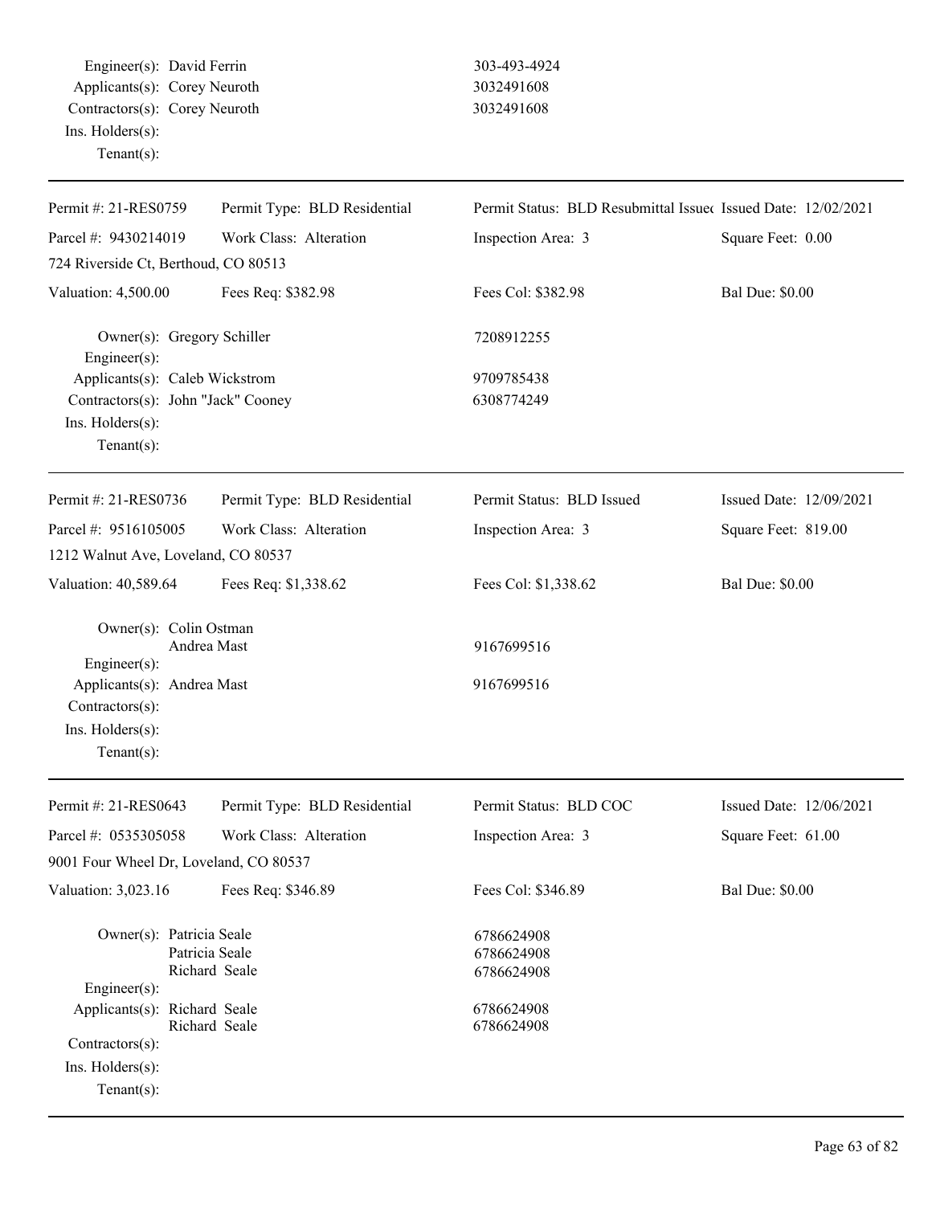Engineer(s): David Ferrin 303-493-4924
Applicants(s): Corey Neuroth 3032491608
Contractors(s): Corey Neuroth 3032491608
Ins. Holders(s):
Tenant(s):

---

| Permit #: 21-RES0759 | Permit Type: BLD Residential | Permit Status: BLD Resubmittal Issued | Issued Date: 12/02/2021 |
|---|---|---|---|
| Parcel #: 9430214019 | Work Class: Alteration | Inspection Area: 3 | Square Feet: 0.00 |
| 724 Riverside Ct, Berthoud, CO 80513 | | | |
| Valuation: 4,500.00 | Fees Req: $382.98 | Fees Col: $382.98 | Bal Due: $0.00 |

Owner(s): Gregory Schiller 7208912255
Engineer(s):
Applicants(s): Caleb Wickstrom 9709785438
Contractors(s): John "Jack" Cooney 6308774249
Ins. Holders(s):
Tenant(s):

---

| Permit #: 21-RES0736 | Permit Type: BLD Residential | Permit Status: BLD Issued | Issued Date: 12/09/2021 |
|---|---|---|---|
| Parcel #: 9516105005 | Work Class: Alteration | Inspection Area: 3 | Square Feet: 819.00 |
| 1212 Walnut Ave, Loveland, CO 80537 | | | |
| Valuation: 40,589.64 | Fees Req: $1,338.62 | Fees Col: $1,338.62 | Bal Due: $0.00 |

Owner(s): Colin Ostman
Andrea Mast 9167699516
Engineer(s):
Applicants(s): Andrea Mast 9167699516
Contractors(s):
Ins. Holders(s):
Tenant(s):

---

| Permit #: 21-RES0643 | Permit Type: BLD Residential | Permit Status: BLD COC | Issued Date: 12/06/2021 |
|---|---|---|---|
| Parcel #: 0535305058 | Work Class: Alteration | Inspection Area: 3 | Square Feet: 61.00 |
| 9001 Four Wheel Dr, Loveland, CO 80537 | | | |
| Valuation: 3,023.16 | Fees Req: $346.89 | Fees Col: $346.89 | Bal Due: $0.00 |

Owner(s): Patricia Seale 6786624908
Patricia Seale 6786624908
Richard Seale 6786624908
Engineer(s):
Applicants(s): Richard Seale 6786624908
Richard Seale 6786624908
Contractors(s):
Ins. Holders(s):
Tenant(s):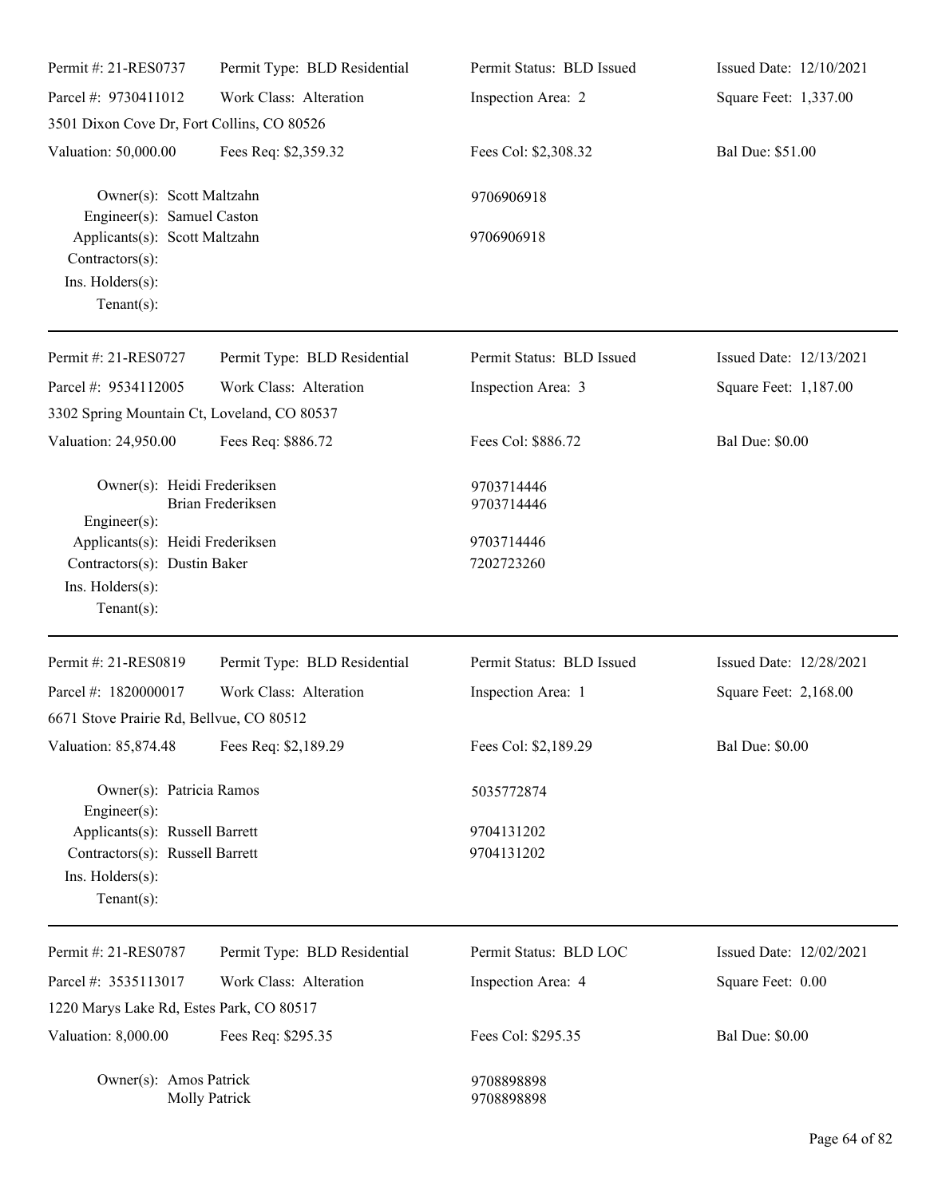| Permit #: 21-RES0737 | Permit Type: BLD Residential | Permit Status: BLD Issued | Issued Date: 12/10/2021 |
|---|---|---|---|
| Parcel #: 9730411012 | Work Class: Alteration | Inspection Area: 2 | Square Feet: 1,337.00 |
| 3501 Dixon Cove Dr, Fort Collins, CO 80526 | | | |
| Valuation: 50,000.00 | Fees Req: $2,359.32 | Fees Col: $2,308.32 | Bal Due: $51.00 |

Owner(s): Scott Maltzahn — 9706906918
Engineer(s): Samuel Caston
Applicants(s): Scott Maltzahn — 9706906918
Contractors(s):
Ins. Holders(s):
Tenant(s):

---

| Permit #: 21-RES0727 | Permit Type: BLD Residential | Permit Status: BLD Issued | Issued Date: 12/13/2021 |
|---|---|---|---|
| Parcel #: 9534112005 | Work Class: Alteration | Inspection Area: 3 | Square Feet: 1,187.00 |
| 3302 Spring Mountain Ct, Loveland, CO 80537 | | | |
| Valuation: 24,950.00 | Fees Req: $886.72 | Fees Col: $886.72 | Bal Due: $0.00 |

Owner(s): Heidi Frederiksen — 9703714446
Brian Frederiksen — 9703714446
Engineer(s):
Applicants(s): Heidi Frederiksen — 9703714446
Contractors(s): Dustin Baker — 7202723260
Ins. Holders(s):
Tenant(s):

---

| Permit #: 21-RES0819 | Permit Type: BLD Residential | Permit Status: BLD Issued | Issued Date: 12/28/2021 |
|---|---|---|---|
| Parcel #: 1820000017 | Work Class: Alteration | Inspection Area: 1 | Square Feet: 2,168.00 |
| 6671 Stove Prairie Rd, Bellvue, CO 80512 | | | |
| Valuation: 85,874.48 | Fees Req: $2,189.29 | Fees Col: $2,189.29 | Bal Due: $0.00 |

Owner(s): Patricia Ramos — 5035772874
Engineer(s):
Applicants(s): Russell Barrett — 9704131202
Contractors(s): Russell Barrett — 9704131202
Ins. Holders(s):
Tenant(s):

---

| Permit #: 21-RES0787 | Permit Type: BLD Residential | Permit Status: BLD LOC | Issued Date: 12/02/2021 |
|---|---|---|---|
| Parcel #: 3535113017 | Work Class: Alteration | Inspection Area: 4 | Square Feet: 0.00 |
| 1220 Marys Lake Rd, Estes Park, CO 80517 | | | |
| Valuation: 8,000.00 | Fees Req: $295.35 | Fees Col: $295.35 | Bal Due: $0.00 |

Owner(s): Amos Patrick — 9708898898
Molly Patrick — 9708898898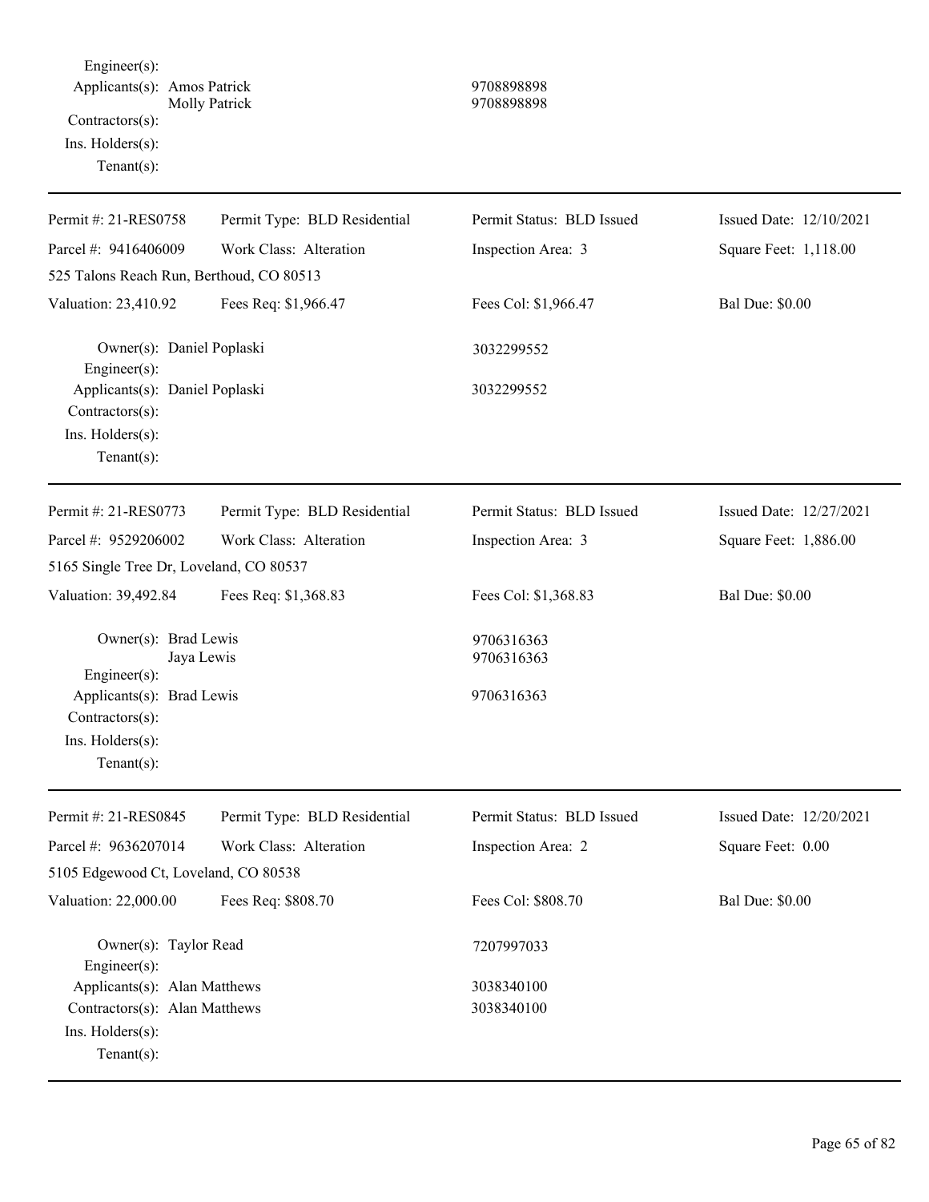Engineer(s):
Applicants(s): Amos Patrick 9708898898
Molly Patrick 9708898898
Contractors(s):
Ins. Holders(s):
Tenant(s):

---

| | | | |
|---|---|---|---|
| Permit #: 21-RES0758 | Permit Type: BLD Residential | Permit Status: BLD Issued | Issued Date: 12/10/2021 |
| Parcel #: 9416406009 | Work Class: Alteration | Inspection Area: 3 | Square Feet: 1,118.00 |
| 525 Talons Reach Run, Berthoud, CO 80513 | | | |
| Valuation: 23,410.92 | Fees Req: $1,966.47 | Fees Col: $1,966.47 | Bal Due: $0.00 |

Owner(s): Daniel Poplaski 3032299552
Engineer(s):
Applicants(s): Daniel Poplaski 3032299552
Contractors(s):
Ins. Holders(s):
Tenant(s):

---

| | | | |
|---|---|---|---|
| Permit #: 21-RES0773 | Permit Type: BLD Residential | Permit Status: BLD Issued | Issued Date: 12/27/2021 |
| Parcel #: 9529206002 | Work Class: Alteration | Inspection Area: 3 | Square Feet: 1,886.00 |
| 5165 Single Tree Dr, Loveland, CO 80537 | | | |
| Valuation: 39,492.84 | Fees Req: $1,368.83 | Fees Col: $1,368.83 | Bal Due: $0.00 |

Owner(s): Brad Lewis 9706316363
Jaya Lewis 9706316363
Engineer(s):
Applicants(s): Brad Lewis 9706316363
Contractors(s):
Ins. Holders(s):
Tenant(s):

---

| | | | |
|---|---|---|---|
| Permit #: 21-RES0845 | Permit Type: BLD Residential | Permit Status: BLD Issued | Issued Date: 12/20/2021 |
| Parcel #: 9636207014 | Work Class: Alteration | Inspection Area: 2 | Square Feet: 0.00 |
| 5105 Edgewood Ct, Loveland, CO 80538 | | | |
| Valuation: 22,000.00 | Fees Req: $808.70 | Fees Col: $808.70 | Bal Due: $0.00 |

Owner(s): Taylor Read 7207997033
Engineer(s):
Applicants(s): Alan Matthews 3038340100
Contractors(s): Alan Matthews 3038340100
Ins. Holders(s):
Tenant(s):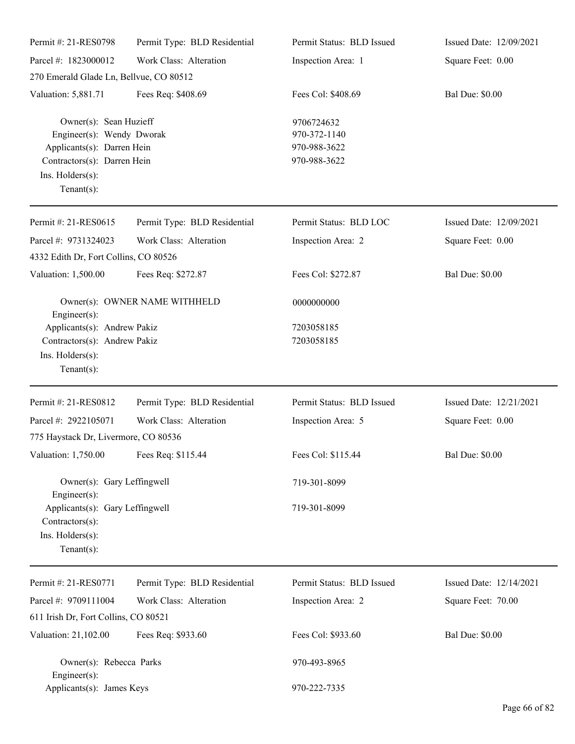| Permit #: 21-RES0798 | Permit Type: BLD Residential | Permit Status: BLD Issued | Issued Date: 12/09/2021 |
|---|---|---|---|
| Parcel #: 1823000012 | Work Class: Alteration | Inspection Area: 1 | Square Feet: 0.00 |
| 270 Emerald Glade Ln, Bellvue, CO 80512 | | | |
| Valuation: 5,881.71 | Fees Req: $408.69 | Fees Col: $408.69 | Bal Due: $0.00 |

Owner(s): Sean Huzieff — 9706724632
Engineer(s): Wendy Dworak — 970-372-1140
Applicants(s): Darren Hein — 970-988-3622
Contractors(s): Darren Hein — 970-988-3622
Ins. Holders(s):
Tenant(s):

---

| Permit #: 21-RES0615 | Permit Type: BLD Residential | Permit Status: BLD LOC | Issued Date: 12/09/2021 |
|---|---|---|---|
| Parcel #: 9731324023 | Work Class: Alteration | Inspection Area: 2 | Square Feet: 0.00 |
| 4332 Edith Dr, Fort Collins, CO 80526 | | | |
| Valuation: 1,500.00 | Fees Req: $272.87 | Fees Col: $272.87 | Bal Due: $0.00 |

Owner(s): OWNER NAME WITHHELD — 0000000000
Engineer(s):
Applicants(s): Andrew Pakiz — 7203058185
Contractors(s): Andrew Pakiz — 7203058185
Ins. Holders(s):
Tenant(s):

---

| Permit #: 21-RES0812 | Permit Type: BLD Residential | Permit Status: BLD Issued | Issued Date: 12/21/2021 |
|---|---|---|---|
| Parcel #: 2922105071 | Work Class: Alteration | Inspection Area: 5 | Square Feet: 0.00 |
| 775 Haystack Dr, Livermore, CO 80536 | | | |
| Valuation: 1,750.00 | Fees Req: $115.44 | Fees Col: $115.44 | Bal Due: $0.00 |

Owner(s): Gary Leffingwell — 719-301-8099
Engineer(s):
Applicants(s): Gary Leffingwell — 719-301-8099
Contractors(s):
Ins. Holders(s):
Tenant(s):

---

| Permit #: 21-RES0771 | Permit Type: BLD Residential | Permit Status: BLD Issued | Issued Date: 12/14/2021 |
|---|---|---|---|
| Parcel #: 9709111004 | Work Class: Alteration | Inspection Area: 2 | Square Feet: 70.00 |
| 611 Irish Dr, Fort Collins, CO 80521 | | | |
| Valuation: 21,102.00 | Fees Req: $933.60 | Fees Col: $933.60 | Bal Due: $0.00 |

Owner(s): Rebecca Parks — 970-493-8965
Engineer(s):
Applicants(s): James Keys — 970-222-7335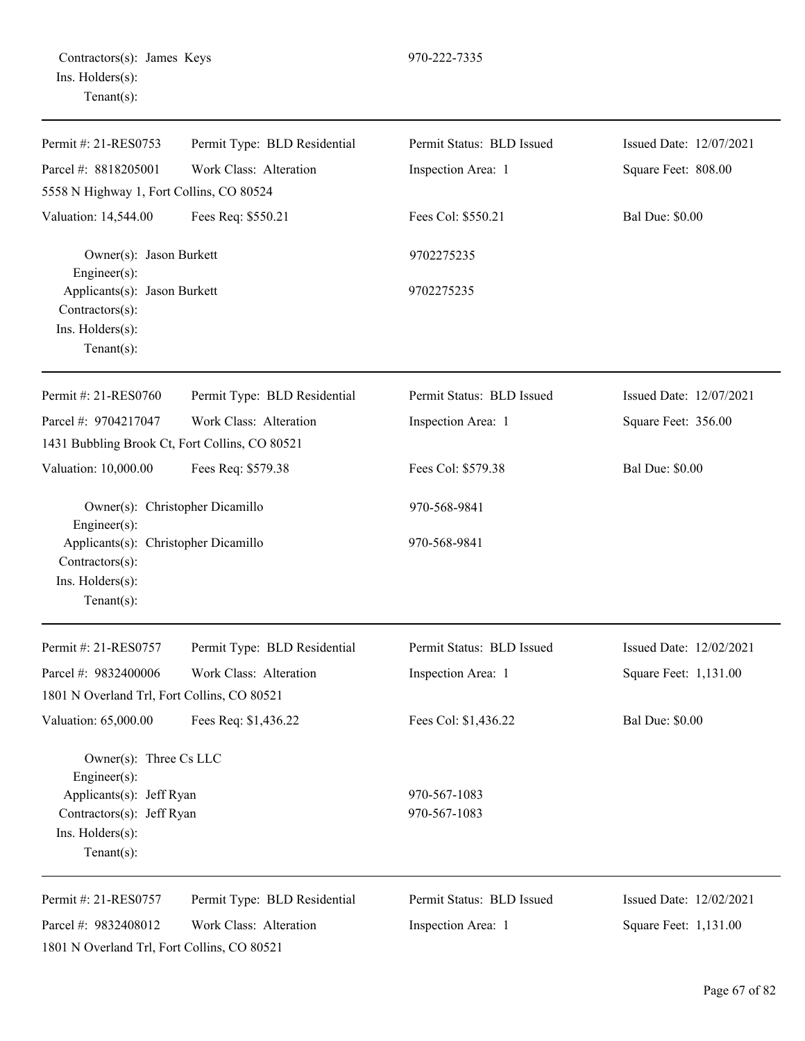Contractors(s): James Keys 970-222-7335
Ins. Holders(s):
Tenant(s):

---

| Permit #: 21-RES0753 | Permit Type: BLD Residential | Permit Status: BLD Issued | Issued Date: 12/07/2021 |
|---|---|---|---|
| Parcel #: 8818205001 | Work Class: Alteration | Inspection Area: 1 | Square Feet: 808.00 |
| 5558 N Highway 1, Fort Collins, CO 80524 | | | |
| Valuation: 14,544.00 | Fees Req: $550.21 | Fees Col: $550.21 | Bal Due: $0.00 |

Owner(s): Jason Burkett 9702275235
Engineer(s):
Applicants(s): Jason Burkett 9702275235
Contractors(s):
Ins. Holders(s):
Tenant(s):

---

| Permit #: 21-RES0760 | Permit Type: BLD Residential | Permit Status: BLD Issued | Issued Date: 12/07/2021 |
|---|---|---|---|
| Parcel #: 9704217047 | Work Class: Alteration | Inspection Area: 1 | Square Feet: 356.00 |
| 1431 Bubbling Brook Ct, Fort Collins, CO 80521 | | | |
| Valuation: 10,000.00 | Fees Req: $579.38 | Fees Col: $579.38 | Bal Due: $0.00 |

Owner(s): Christopher Dicamillo 970-568-9841
Engineer(s):
Applicants(s): Christopher Dicamillo 970-568-9841
Contractors(s):
Ins. Holders(s):
Tenant(s):

---

| Permit #: 21-RES0757 | Permit Type: BLD Residential | Permit Status: BLD Issued | Issued Date: 12/02/2021 |
|---|---|---|---|
| Parcel #: 9832400006 | Work Class: Alteration | Inspection Area: 1 | Square Feet: 1,131.00 |
| 1801 N Overland Trl, Fort Collins, CO 80521 | | | |
| Valuation: 65,000.00 | Fees Req: $1,436.22 | Fees Col: $1,436.22 | Bal Due: $0.00 |

Owner(s): Three Cs LLC
Engineer(s):
Applicants(s): Jeff Ryan 970-567-1083
Contractors(s): Jeff Ryan 970-567-1083
Ins. Holders(s):
Tenant(s):

---

| Permit #: 21-RES0757 | Permit Type: BLD Residential | Permit Status: BLD Issued | Issued Date: 12/02/2021 |
|---|---|---|---|
| Parcel #: 9832408012 | Work Class: Alteration | Inspection Area: 1 | Square Feet: 1,131.00 |
| 1801 N Overland Trl, Fort Collins, CO 80521 | | | |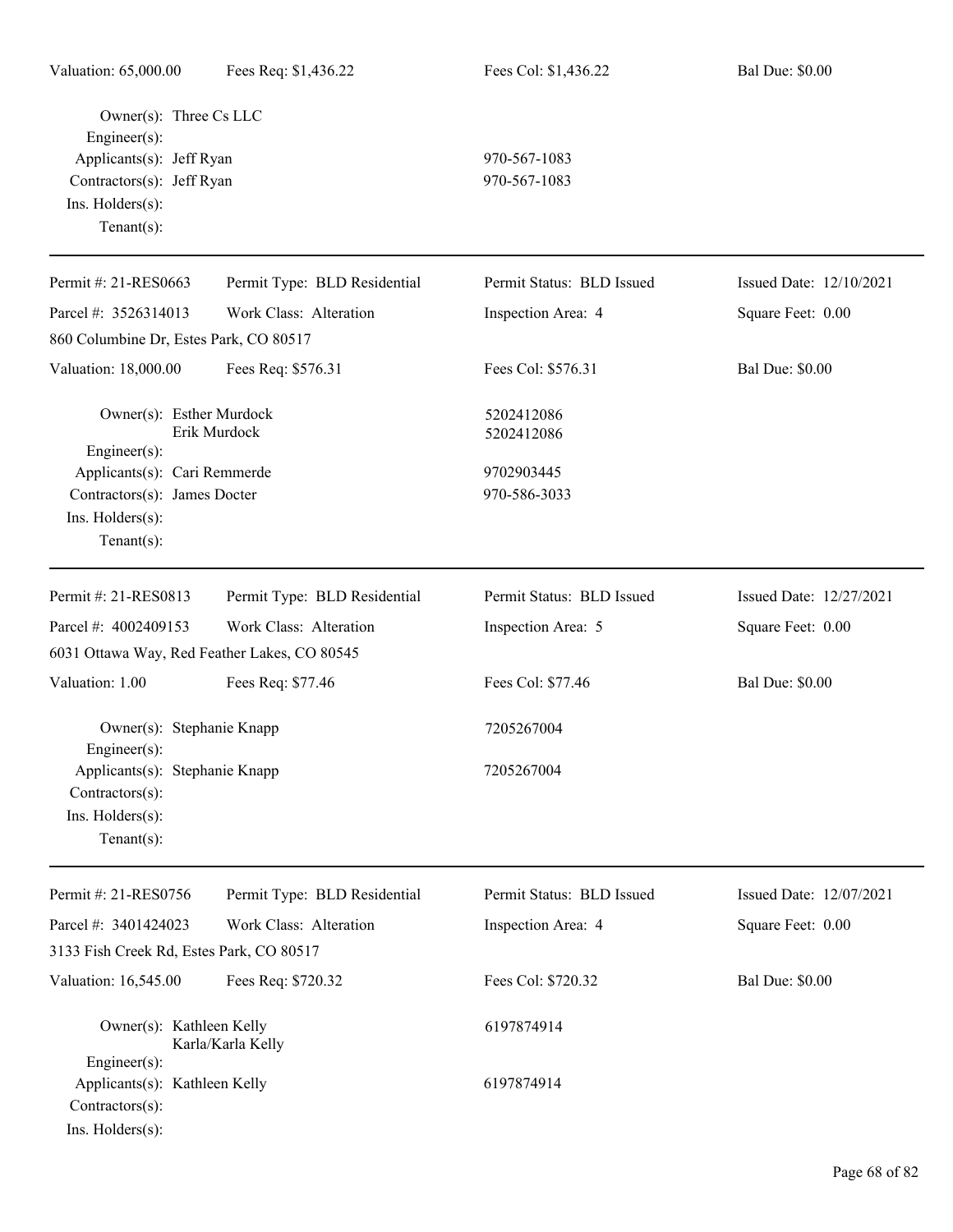Valuation: 65,000.00 Fees Req: $1,436.22 Fees Col: $1,436.22 Bal Due: $0.00

Owner(s): Three Cs LLC
Engineer(s):
Applicants(s): Jeff Ryan 970-567-1083
Contractors(s): Jeff Ryan 970-567-1083
Ins. Holders(s):
Tenant(s):

---

Permit #: 21-RES0663 Permit Type: BLD Residential Permit Status: BLD Issued Issued Date: 12/10/2021
Parcel #: 3526314013 Work Class: Alteration Inspection Area: 4 Square Feet: 0.00
860 Columbine Dr, Estes Park, CO 80517
Valuation: 18,000.00 Fees Req: $576.31 Fees Col: $576.31 Bal Due: $0.00

Owner(s): Esther Murdock 5202412086
Erik Murdock 5202412086
Engineer(s):
Applicants(s): Cari Remmerde 9702903445
Contractors(s): James Docter 970-586-3033
Ins. Holders(s):
Tenant(s):

---

Permit #: 21-RES0813 Permit Type: BLD Residential Permit Status: BLD Issued Issued Date: 12/27/2021
Parcel #: 4002409153 Work Class: Alteration Inspection Area: 5 Square Feet: 0.00
6031 Ottawa Way, Red Feather Lakes, CO 80545
Valuation: 1.00 Fees Req: $77.46 Fees Col: $77.46 Bal Due: $0.00

Owner(s): Stephanie Knapp 7205267004
Engineer(s):
Applicants(s): Stephanie Knapp 7205267004
Contractors(s):
Ins. Holders(s):
Tenant(s):

---

Permit #: 21-RES0756 Permit Type: BLD Residential Permit Status: BLD Issued Issued Date: 12/07/2021
Parcel #: 3401424023 Work Class: Alteration Inspection Area: 4 Square Feet: 0.00
3133 Fish Creek Rd, Estes Park, CO 80517
Valuation: 16,545.00 Fees Req: $720.32 Fees Col: $720.32 Bal Due: $0.00

Owner(s): Kathleen Kelly 6197874914
Karla/Karla Kelly
Engineer(s):
Applicants(s): Kathleen Kelly 6197874914
Contractors(s):
Ins. Holders(s):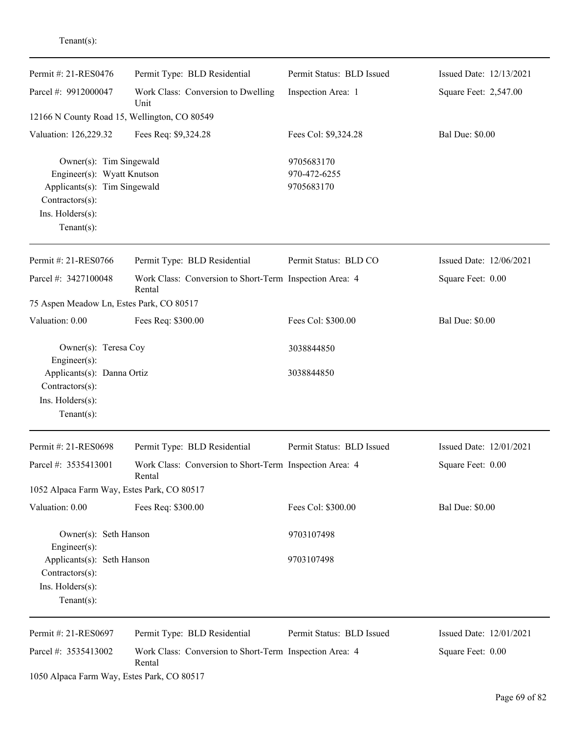Tenant(s):

---

| Permit #: 21-RES0476 | Permit Type: BLD Residential | Permit Status: BLD Issued | Issued Date: 12/13/2021 |
|---|---|---|---|
| Parcel #: 9912000047 | Work Class: Conversion to Dwelling Unit | Inspection Area: 1 | Square Feet: 2,547.00 |
| 12166 N County Road 15, Wellington, CO 80549 | | | |
| Valuation: 126,229.32 | Fees Req: $9,324.28 | Fees Col: $9,324.28 | Bal Due: $0.00 |

Owner(s): Tim Singewald — 9705683170
Engineer(s): Wyatt Knutson — 970-472-6255
Applicants(s): Tim Singewald — 9705683170
Contractors(s):
Ins. Holders(s):
Tenant(s):

---

| Permit #: 21-RES0766 | Permit Type: BLD Residential | Permit Status: BLD CO | Issued Date: 12/06/2021 |
|---|---|---|---|
| Parcel #: 3427100048 | Work Class: Conversion to Short-Term Rental | Inspection Area: 4 | Square Feet: 0.00 |
| 75 Aspen Meadow Ln, Estes Park, CO 80517 | | | |
| Valuation: 0.00 | Fees Req: $300.00 | Fees Col: $300.00 | Bal Due: $0.00 |

Owner(s): Teresa Coy — 3038844850
Engineer(s):
Applicants(s): Danna Ortiz — 3038844850
Contractors(s):
Ins. Holders(s):
Tenant(s):

---

| Permit #: 21-RES0698 | Permit Type: BLD Residential | Permit Status: BLD Issued | Issued Date: 12/01/2021 |
|---|---|---|---|
| Parcel #: 3535413001 | Work Class: Conversion to Short-Term Rental | Inspection Area: 4 | Square Feet: 0.00 |
| 1052 Alpaca Farm Way, Estes Park, CO 80517 | | | |
| Valuation: 0.00 | Fees Req: $300.00 | Fees Col: $300.00 | Bal Due: $0.00 |

Owner(s): Seth Hanson — 9703107498
Engineer(s):
Applicants(s): Seth Hanson — 9703107498
Contractors(s):
Ins. Holders(s):
Tenant(s):

---

| Permit #: 21-RES0697 | Permit Type: BLD Residential | Permit Status: BLD Issued | Issued Date: 12/01/2021 |
|---|---|---|---|
| Parcel #: 3535413002 | Work Class: Conversion to Short-Term Rental | Inspection Area: 4 | Square Feet: 0.00 |
| 1050 Alpaca Farm Way, Estes Park, CO 80517 | | | |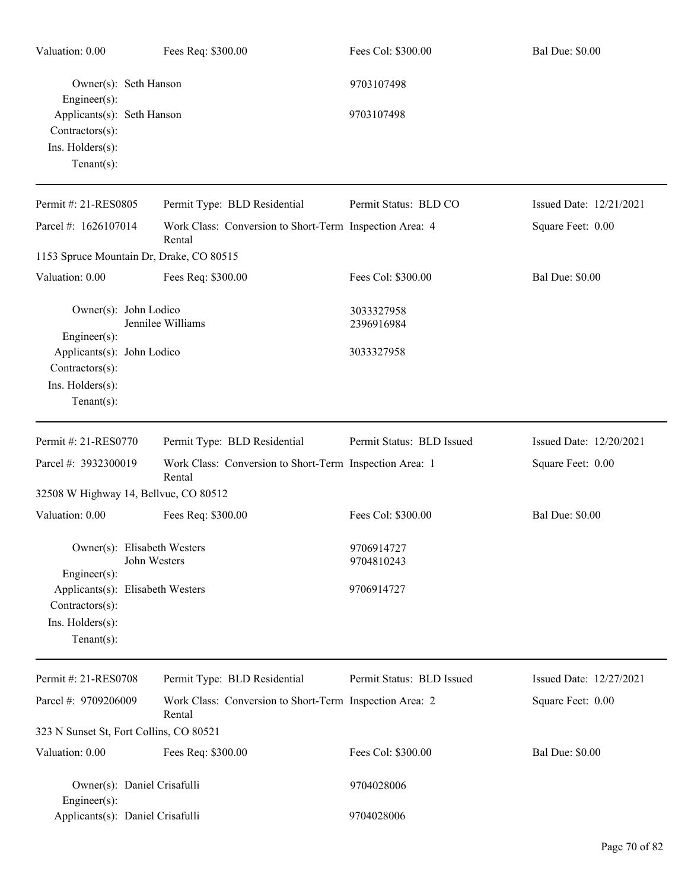| Valuation: 0.00 | Fees Req: $300.00 | Fees Col: $300.00 | Bal Due: $0.00 |
|---|---|---|---|

Owner(s): Seth Hanson — 9703107498
Engineer(s):
Applicants(s): Seth Hanson — 9703107498
Contractors(s):
Ins. Holders(s):
Tenant(s):

---

| Permit #: 21-RES0805 | Permit Type: BLD Residential | Permit Status: BLD CO | Issued Date: 12/21/2021 |
|---|---|---|---|
| Parcel #: 1626107014 | Work Class: Conversion to Short-Term Rental | Inspection Area: 4 | Square Feet: 0.00 |

1153 Spruce Mountain Dr, Drake, CO 80515

| Valuation: 0.00 | Fees Req: $300.00 | Fees Col: $300.00 | Bal Due: $0.00 |
|---|---|---|---|

Owner(s): John Lodico — 3033327958
Jennilee Williams — 2396916984
Engineer(s):
Applicants(s): John Lodico — 3033327958
Contractors(s):
Ins. Holders(s):
Tenant(s):

---

| Permit #: 21-RES0770 | Permit Type: BLD Residential | Permit Status: BLD Issued | Issued Date: 12/20/2021 |
|---|---|---|---|
| Parcel #: 3932300019 | Work Class: Conversion to Short-Term Rental | Inspection Area: 1 | Square Feet: 0.00 |

32508 W Highway 14, Bellvue, CO 80512

| Valuation: 0.00 | Fees Req: $300.00 | Fees Col: $300.00 | Bal Due: $0.00 |
|---|---|---|---|

Owner(s): Elisabeth Westers — 9706914727
John Westers — 9704810243
Engineer(s):
Applicants(s): Elisabeth Westers — 9706914727
Contractors(s):
Ins. Holders(s):
Tenant(s):

---

| Permit #: 21-RES0708 | Permit Type: BLD Residential | Permit Status: BLD Issued | Issued Date: 12/27/2021 |
|---|---|---|---|
| Parcel #: 9709206009 | Work Class: Conversion to Short-Term Rental | Inspection Area: 2 | Square Feet: 0.00 |

323 N Sunset St, Fort Collins, CO 80521

| Valuation: 0.00 | Fees Req: $300.00 | Fees Col: $300.00 | Bal Due: $0.00 |
|---|---|---|---|

Owner(s): Daniel Crisafulli — 9704028006
Engineer(s):
Applicants(s): Daniel Crisafulli — 9704028006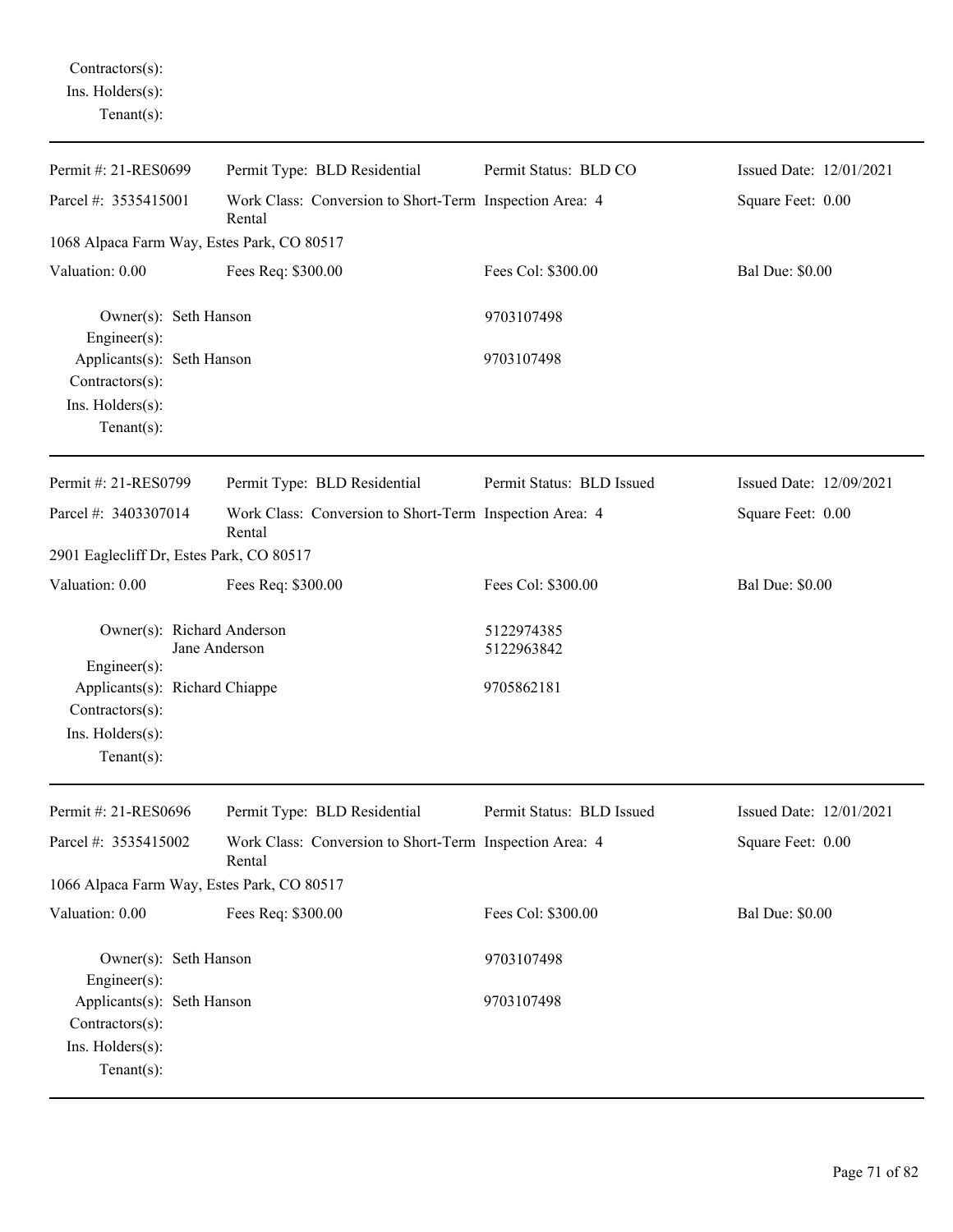Contractors(s):
Ins. Holders(s):
Tenant(s):

---

| Permit #: 21-RES0699 | Permit Type: BLD Residential | Permit Status: BLD CO | Issued Date: 12/01/2021 |
|---|---|---|---|
| Parcel #: 3535415001 | Work Class: Conversion to Short-Term Rental | Inspection Area: 4 | Square Feet: 0.00 |
| 1068 Alpaca Farm Way, Estes Park, CO 80517 | | | |
| Valuation: 0.00 | Fees Req: $300.00 | Fees Col: $300.00 | Bal Due: $0.00 |

Owner(s): Seth Hanson 9703107498
Engineer(s):
Applicants(s): Seth Hanson 9703107498
Contractors(s):
Ins. Holders(s):
Tenant(s):

---

| Permit #: 21-RES0799 | Permit Type: BLD Residential | Permit Status: BLD Issued | Issued Date: 12/09/2021 |
|---|---|---|---|
| Parcel #: 3403307014 | Work Class: Conversion to Short-Term Rental | Inspection Area: 4 | Square Feet: 0.00 |
| 2901 Eaglecliff Dr, Estes Park, CO 80517 | | | |
| Valuation: 0.00 | Fees Req: $300.00 | Fees Col: $300.00 | Bal Due: $0.00 |

Owner(s): Richard Anderson 5122974385
Jane Anderson 5122963842
Engineer(s):
Applicants(s): Richard Chiappe 9705862181
Contractors(s):
Ins. Holders(s):
Tenant(s):

---

| Permit #: 21-RES0696 | Permit Type: BLD Residential | Permit Status: BLD Issued | Issued Date: 12/01/2021 |
|---|---|---|---|
| Parcel #: 3535415002 | Work Class: Conversion to Short-Term Rental | Inspection Area: 4 | Square Feet: 0.00 |
| 1066 Alpaca Farm Way, Estes Park, CO 80517 | | | |
| Valuation: 0.00 | Fees Req: $300.00 | Fees Col: $300.00 | Bal Due: $0.00 |

Owner(s): Seth Hanson 9703107498
Engineer(s):
Applicants(s): Seth Hanson 9703107498
Contractors(s):
Ins. Holders(s):
Tenant(s):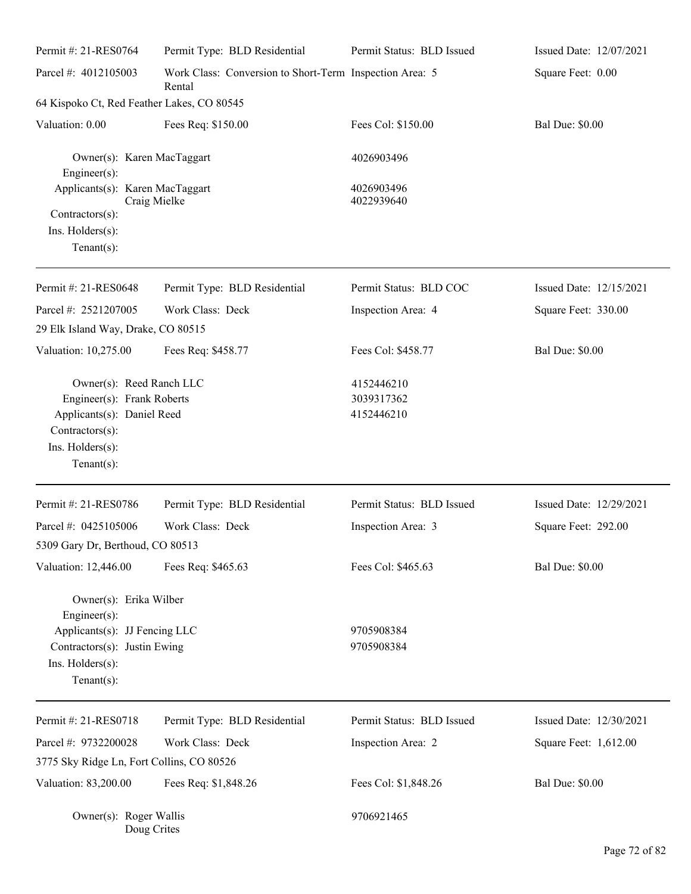| Permit #: 21-RES0764 | Permit Type: BLD Residential | Permit Status: BLD Issued | Issued Date: 12/07/2021 |
|---|---|---|---|
| Parcel #: 4012105003 | Work Class: Conversion to Short-Term Rental | Inspection Area: 5 | Square Feet: 0.00 |
| 64 Kispoko Ct, Red Feather Lakes, CO 80545 | | | |
| Valuation: 0.00 | Fees Req: $150.00 | Fees Col: $150.00 | Bal Due: $0.00 |

Owner(s): Karen MacTaggart — 4026903496
Engineer(s):
Applicants(s): Karen MacTaggart — 4026903496
Craig Mielke — 4022939640
Contractors(s):
Ins. Holders(s):
Tenant(s):

---

| Permit #: 21-RES0648 | Permit Type: BLD Residential | Permit Status: BLD COC | Issued Date: 12/15/2021 |
|---|---|---|---|
| Parcel #: 2521207005 | Work Class: Deck | Inspection Area: 4 | Square Feet: 330.00 |
| 29 Elk Island Way, Drake, CO 80515 | | | |
| Valuation: 10,275.00 | Fees Req: $458.77 | Fees Col: $458.77 | Bal Due: $0.00 |

Owner(s): Reed Ranch LLC — 4152446210
Engineer(s): Frank Roberts — 3039317362
Applicants(s): Daniel Reed — 4152446210
Contractors(s):
Ins. Holders(s):
Tenant(s):

---

| Permit #: 21-RES0786 | Permit Type: BLD Residential | Permit Status: BLD Issued | Issued Date: 12/29/2021 |
|---|---|---|---|
| Parcel #: 0425105006 | Work Class: Deck | Inspection Area: 3 | Square Feet: 292.00 |
| 5309 Gary Dr, Berthoud, CO 80513 | | | |
| Valuation: 12,446.00 | Fees Req: $465.63 | Fees Col: $465.63 | Bal Due: $0.00 |

Owner(s): Erika Wilber
Engineer(s):
Applicants(s): JJ Fencing LLC — 9705908384
Contractors(s): Justin Ewing — 9705908384
Ins. Holders(s):
Tenant(s):

---

| Permit #: 21-RES0718 | Permit Type: BLD Residential | Permit Status: BLD Issued | Issued Date: 12/30/2021 |
|---|---|---|---|
| Parcel #: 9732200028 | Work Class: Deck | Inspection Area: 2 | Square Feet: 1,612.00 |
| 3775 Sky Ridge Ln, Fort Collins, CO 80526 | | | |
| Valuation: 83,200.00 | Fees Req: $1,848.26 | Fees Col: $1,848.26 | Bal Due: $0.00 |

Owner(s): Roger Wallis — 9706921465
Doug Crites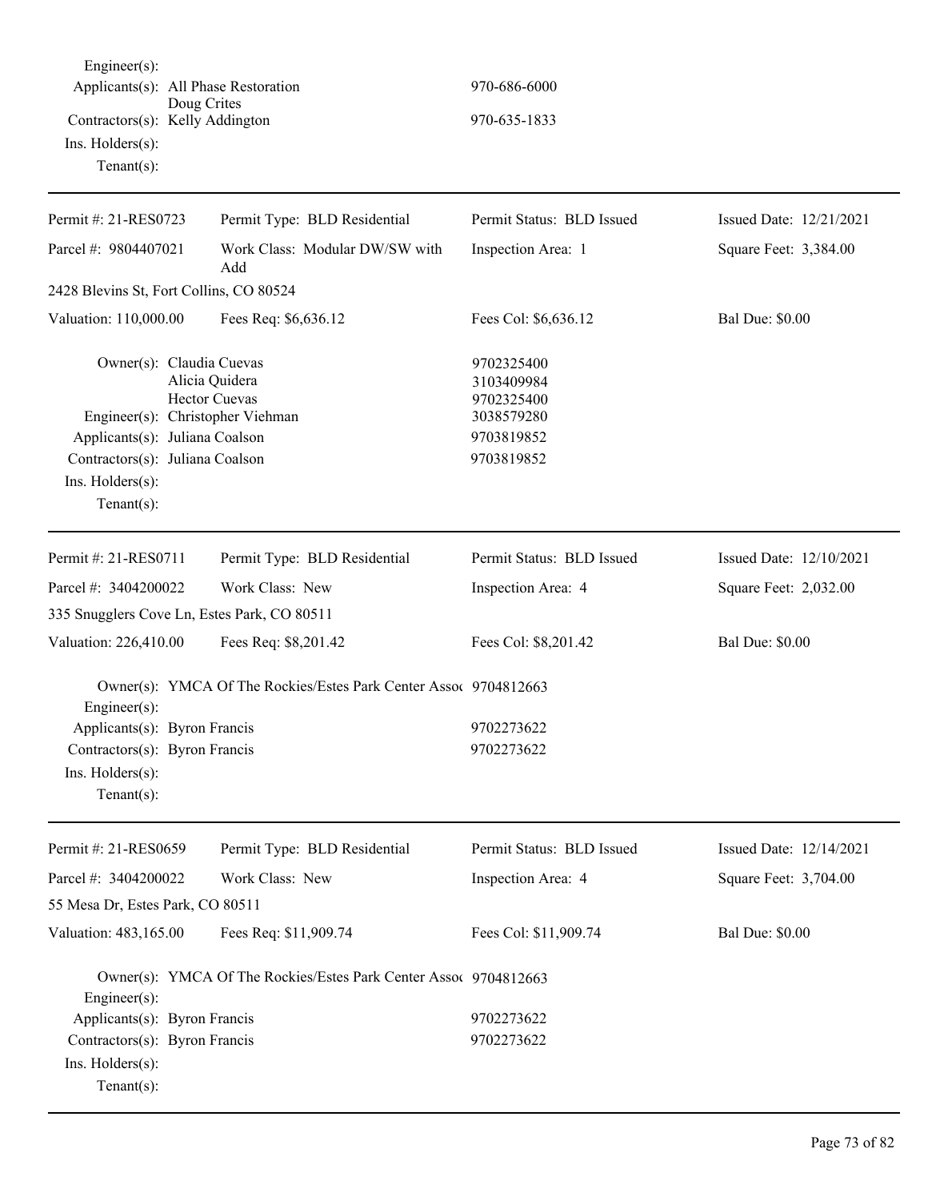Engineer(s):
Applicants(s): All Phase Restoration 970-686-6000
Doug Crites
Contractors(s): Kelly Addington 970-635-1833
Ins. Holders(s):
Tenant(s):

---

| Permit #: 21-RES0723 | Permit Type: BLD Residential | Permit Status: BLD Issued | Issued Date: 12/21/2021 |
|---|---|---|---|
| Parcel #: 9804407021 | Work Class: Modular DW/SW with Add | Inspection Area: 1 | Square Feet: 3,384.00 |
| 2428 Blevins St, Fort Collins, CO 80524 | | | |
| Valuation: 110,000.00 | Fees Req: $6,636.12 | Fees Col: $6,636.12 | Bal Due: $0.00 |

Owner(s): Claudia Cuevas 9702325400
Alicia Quidera 3103409984
Hector Cuevas 9702325400
Engineer(s): Christopher Viehman 3038579280
Applicants(s): Juliana Coalson 9703819852
Contractors(s): Juliana Coalson 9703819852
Ins. Holders(s):
Tenant(s):

---

| Permit #: 21-RES0711 | Permit Type: BLD Residential | Permit Status: BLD Issued | Issued Date: 12/10/2021 |
|---|---|---|---|
| Parcel #: 3404200022 | Work Class: New | Inspection Area: 4 | Square Feet: 2,032.00 |
| 335 Snugglers Cove Ln, Estes Park, CO 80511 | | | |
| Valuation: 226,410.00 | Fees Req: $8,201.42 | Fees Col: $8,201.42 | Bal Due: $0.00 |

Owner(s): YMCA Of The Rockies/Estes Park Center Assoc 9704812663
Engineer(s):
Applicants(s): Byron Francis 9702273622
Contractors(s): Byron Francis 9702273622
Ins. Holders(s):
Tenant(s):

---

| Permit #: 21-RES0659 | Permit Type: BLD Residential | Permit Status: BLD Issued | Issued Date: 12/14/2021 |
|---|---|---|---|
| Parcel #: 3404200022 | Work Class: New | Inspection Area: 4 | Square Feet: 3,704.00 |
| 55 Mesa Dr, Estes Park, CO 80511 | | | |
| Valuation: 483,165.00 | Fees Req: $11,909.74 | Fees Col: $11,909.74 | Bal Due: $0.00 |

Owner(s): YMCA Of The Rockies/Estes Park Center Assoc 9704812663
Engineer(s):
Applicants(s): Byron Francis 9702273622
Contractors(s): Byron Francis 9702273622
Ins. Holders(s):
Tenant(s):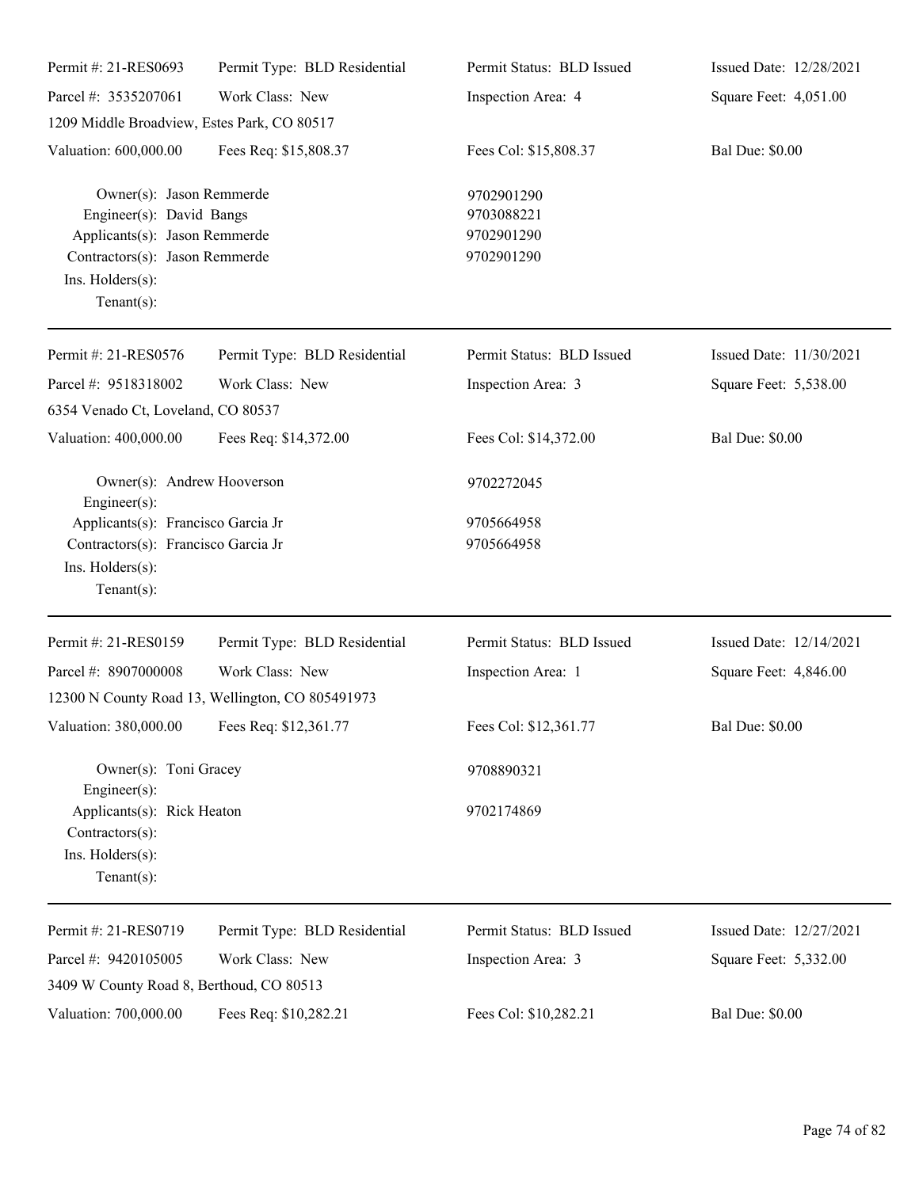| Permit #: 21-RES0693 | Permit Type: BLD Residential | Permit Status: BLD Issued | Issued Date: 12/28/2021 |
|---|---|---|---|
| Parcel #: 3535207061 | Work Class: New | Inspection Area: 4 | Square Feet: 4,051.00 |
| 1209 Middle Broadview, Estes Park, CO 80517 | | | |
| Valuation: 600,000.00 | Fees Req: $15,808.37 | Fees Col: $15,808.37 | Bal Due: $0.00 |

Owner(s): Jason Remmerde 9702901290
Engineer(s): David Bangs 9703088221
Applicants(s): Jason Remmerde 9702901290
Contractors(s): Jason Remmerde 9702901290
Ins. Holders(s):
Tenant(s):

---

| Permit #: 21-RES0576 | Permit Type: BLD Residential | Permit Status: BLD Issued | Issued Date: 11/30/2021 |
|---|---|---|---|
| Parcel #: 9518318002 | Work Class: New | Inspection Area: 3 | Square Feet: 5,538.00 |
| 6354 Venado Ct, Loveland, CO 80537 | | | |
| Valuation: 400,000.00 | Fees Req: $14,372.00 | Fees Col: $14,372.00 | Bal Due: $0.00 |

Owner(s): Andrew Hooverson 9702272045
Engineer(s):
Applicants(s): Francisco Garcia Jr 9705664958
Contractors(s): Francisco Garcia Jr 9705664958
Ins. Holders(s):
Tenant(s):

---

| Permit #: 21-RES0159 | Permit Type: BLD Residential | Permit Status: BLD Issued | Issued Date: 12/14/2021 |
|---|---|---|---|
| Parcel #: 8907000008 | Work Class: New | Inspection Area: 1 | Square Feet: 4,846.00 |
| 12300 N County Road 13, Wellington, CO 805491973 | | | |
| Valuation: 380,000.00 | Fees Req: $12,361.77 | Fees Col: $12,361.77 | Bal Due: $0.00 |

Owner(s): Toni Gracey 9708890321
Engineer(s):
Applicants(s): Rick Heaton 9702174869
Contractors(s):
Ins. Holders(s):
Tenant(s):

---

| Permit #: 21-RES0719 | Permit Type: BLD Residential | Permit Status: BLD Issued | Issued Date: 12/27/2021 |
|---|---|---|---|
| Parcel #: 9420105005 | Work Class: New | Inspection Area: 3 | Square Feet: 5,332.00 |
| 3409 W County Road 8, Berthoud, CO 80513 | | | |
| Valuation: 700,000.00 | Fees Req: $10,282.21 | Fees Col: $10,282.21 | Bal Due: $0.00 |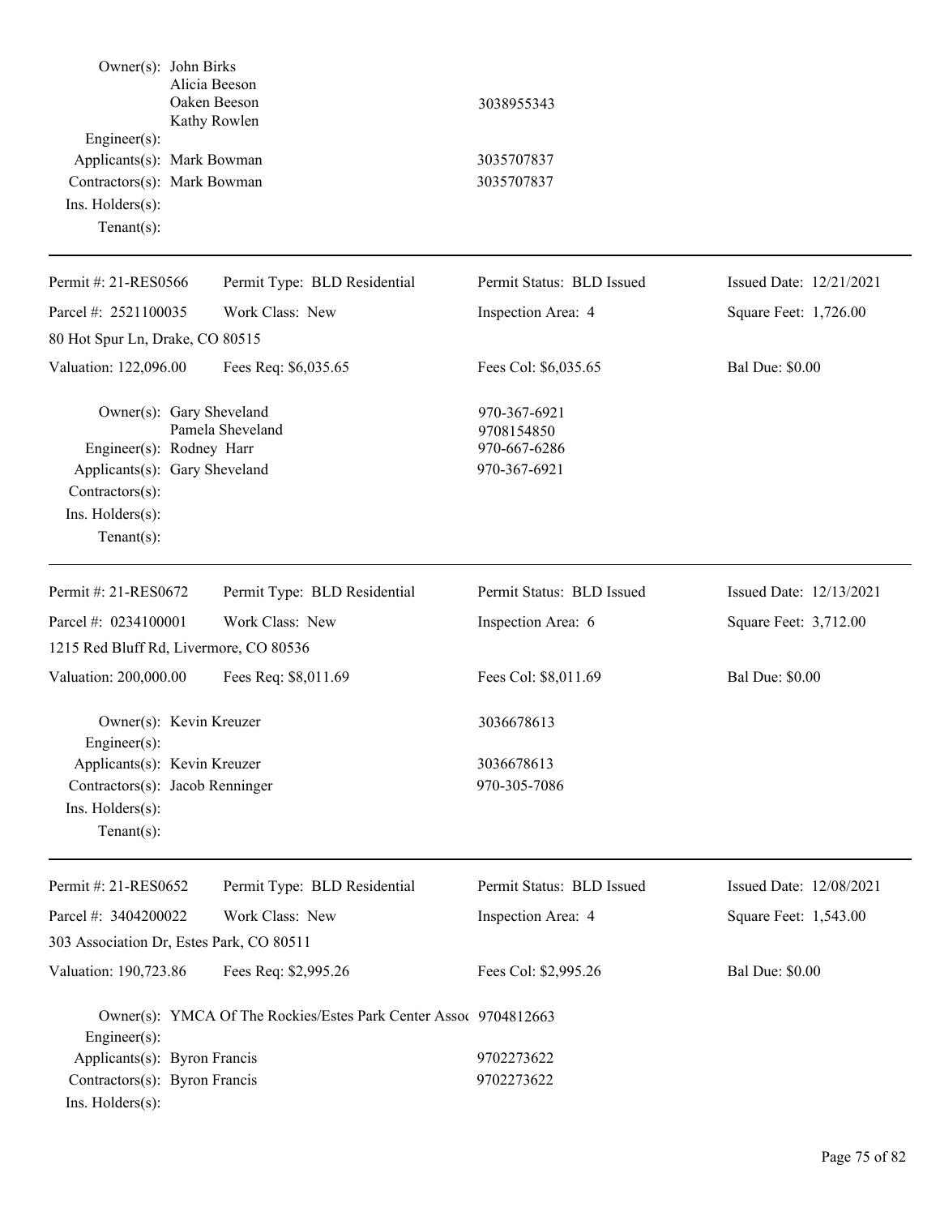| | | |
|---|---|---|
| Owner(s): | John Birks<br>Alicia Beeson<br>Oaken Beeson<br>Kathy Rowlen | 3038955343 |
| Engineer(s): | | |
| Applicants(s): | Mark Bowman | 3035707837 |
| Contractors(s): | Mark Bowman | 3035707837 |
| Ins. Holders(s): | | |
| Tenant(s): | | |

---

| | | | |
|---|---|---|---|
| Permit #: 21-RES0566 | Permit Type: BLD Residential | Permit Status: BLD Issued | Issued Date: 12/21/2021 |
| Parcel #: 2521100035 | Work Class: New | Inspection Area: 4 | Square Feet: 1,726.00 |
| 80 Hot Spur Ln, Drake, CO 80515 | | | |
| Valuation: 122,096.00 | Fees Req: $6,035.65 | Fees Col: $6,035.65 | Bal Due: $0.00 |

| | | |
|---|---|---|
| Owner(s): | Gary Sheveland<br>Pamela Sheveland | 970-367-6921<br>9708154850 |
| Engineer(s): | Rodney Harr | 970-667-6286 |
| Applicants(s): | Gary Sheveland | 970-367-6921 |
| Contractors(s): | | |
| Ins. Holders(s): | | |
| Tenant(s): | | |

---

| | | | |
|---|---|---|---|
| Permit #: 21-RES0672 | Permit Type: BLD Residential | Permit Status: BLD Issued | Issued Date: 12/13/2021 |
| Parcel #: 0234100001 | Work Class: New | Inspection Area: 6 | Square Feet: 3,712.00 |
| 1215 Red Bluff Rd, Livermore, CO 80536 | | | |
| Valuation: 200,000.00 | Fees Req: $8,011.69 | Fees Col: $8,011.69 | Bal Due: $0.00 |

| | | |
|---|---|---|
| Owner(s): | Kevin Kreuzer | 3036678613 |
| Engineer(s): | | |
| Applicants(s): | Kevin Kreuzer | 3036678613 |
| Contractors(s): | Jacob Renninger | 970-305-7086 |
| Ins. Holders(s): | | |
| Tenant(s): | | |

---

| | | | |
|---|---|---|---|
| Permit #: 21-RES0652 | Permit Type: BLD Residential | Permit Status: BLD Issued | Issued Date: 12/08/2021 |
| Parcel #: 3404200022 | Work Class: New | Inspection Area: 4 | Square Feet: 1,543.00 |
| 303 Association Dr, Estes Park, CO 80511 | | | |
| Valuation: 190,723.86 | Fees Req: $2,995.26 | Fees Col: $2,995.26 | Bal Due: $0.00 |

| | | |
|---|---|---|
| Owner(s): | YMCA Of The Rockies/Estes Park Center Assoc | 9704812663 |
| Engineer(s): | | |
| Applicants(s): | Byron Francis | 9702273622 |
| Contractors(s): | Byron Francis | 9702273622 |
| Ins. Holders(s): | | |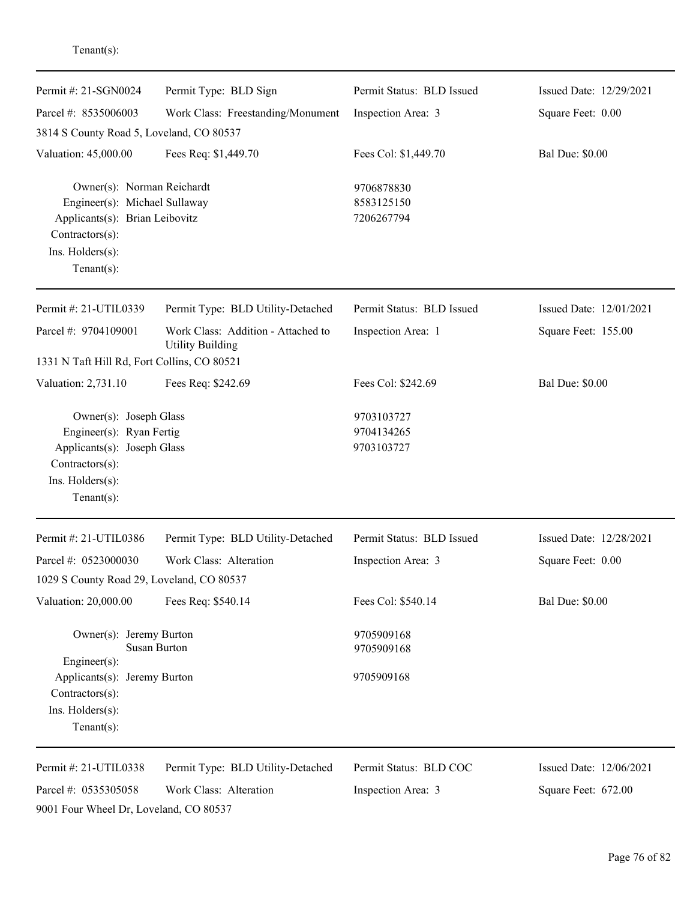Tenant(s):

---

| Permit #: 21-SGN0024 | Permit Type: BLD Sign | Permit Status: BLD Issued | Issued Date: 12/29/2021 |
|---|---|---|---|
| Parcel #: 8535006003 | Work Class: Freestanding/Monument | Inspection Area: 3 | Square Feet: 0.00 |
| 3814 S County Road 5, Loveland, CO 80537 | | | |
| Valuation: 45,000.00 | Fees Req: $1,449.70 | Fees Col: $1,449.70 | Bal Due: $0.00 |

Owner(s): Norman Reichardt — 9706878830
Engineer(s): Michael Sullaway — 8583125150
Applicants(s): Brian Leibovitz — 7206267794
Contractors(s):
Ins. Holders(s):
Tenant(s):

---

| Permit #: 21-UTIL0339 | Permit Type: BLD Utility-Detached | Permit Status: BLD Issued | Issued Date: 12/01/2021 |
|---|---|---|---|
| Parcel #: 9704109001 | Work Class: Addition - Attached to Utility Building | Inspection Area: 1 | Square Feet: 155.00 |
| 1331 N Taft Hill Rd, Fort Collins, CO 80521 | | | |
| Valuation: 2,731.10 | Fees Req: $242.69 | Fees Col: $242.69 | Bal Due: $0.00 |

Owner(s): Joseph Glass — 9703103727
Engineer(s): Ryan Fertig — 9704134265
Applicants(s): Joseph Glass — 9703103727
Contractors(s):
Ins. Holders(s):
Tenant(s):

---

| Permit #: 21-UTIL0386 | Permit Type: BLD Utility-Detached | Permit Status: BLD Issued | Issued Date: 12/28/2021 |
|---|---|---|---|
| Parcel #: 0523000030 | Work Class: Alteration | Inspection Area: 3 | Square Feet: 0.00 |
| 1029 S County Road 29, Loveland, CO 80537 | | | |
| Valuation: 20,000.00 | Fees Req: $540.14 | Fees Col: $540.14 | Bal Due: $0.00 |

Owner(s): Jeremy Burton — 9705909168
Susan Burton — 9705909168
Engineer(s):
Applicants(s): Jeremy Burton — 9705909168
Contractors(s):
Ins. Holders(s):
Tenant(s):

---

| Permit #: 21-UTIL0338 | Permit Type: BLD Utility-Detached | Permit Status: BLD COC | Issued Date: 12/06/2021 |
|---|---|---|---|
| Parcel #: 0535305058 | Work Class: Alteration | Inspection Area: 3 | Square Feet: 672.00 |
| 9001 Four Wheel Dr, Loveland, CO 80537 | | | |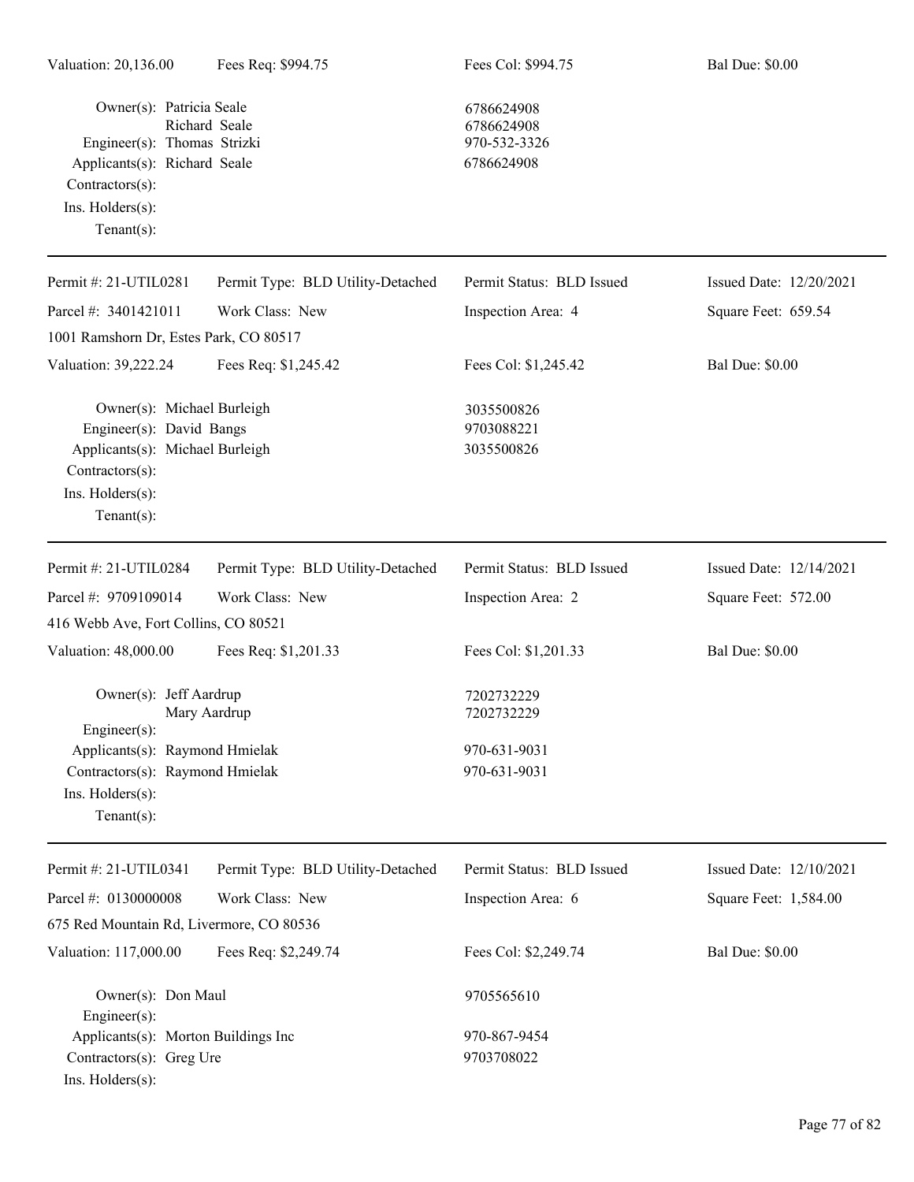| Valuation: 20,136.00 | Fees Req: $994.75 | Fees Col: $994.75 | Bal Due: $0.00 |
|---|---|---|---|

Owner(s): Patricia Seale — 6786624908
Richard Seale — 6786624908
Engineer(s): Thomas Strizki — 970-532-3326
Applicants(s): Richard Seale — 6786624908
Contractors(s):
Ins. Holders(s):
Tenant(s):

---

| Permit #: 21-UTIL0281 | Permit Type: BLD Utility-Detached | Permit Status: BLD Issued | Issued Date: 12/20/2021 |
|---|---|---|---|
| Parcel #: 3401421011 | Work Class: New | Inspection Area: 4 | Square Feet: 659.54 |
| 1001 Ramshorn Dr, Estes Park, CO 80517 | | | |
| Valuation: 39,222.24 | Fees Req: $1,245.42 | Fees Col: $1,245.42 | Bal Due: $0.00 |

Owner(s): Michael Burleigh — 3035500826
Engineer(s): David Bangs — 9703088221
Applicants(s): Michael Burleigh — 3035500826
Contractors(s):
Ins. Holders(s):
Tenant(s):

---

| Permit #: 21-UTIL0284 | Permit Type: BLD Utility-Detached | Permit Status: BLD Issued | Issued Date: 12/14/2021 |
|---|---|---|---|
| Parcel #: 9709109014 | Work Class: New | Inspection Area: 2 | Square Feet: 572.00 |
| 416 Webb Ave, Fort Collins, CO 80521 | | | |
| Valuation: 48,000.00 | Fees Req: $1,201.33 | Fees Col: $1,201.33 | Bal Due: $0.00 |

Owner(s): Jeff Aardrup — 7202732229
Mary Aardrup — 7202732229
Engineer(s):
Applicants(s): Raymond Hmielak — 970-631-9031
Contractors(s): Raymond Hmielak — 970-631-9031
Ins. Holders(s):
Tenant(s):

---

| Permit #: 21-UTIL0341 | Permit Type: BLD Utility-Detached | Permit Status: BLD Issued | Issued Date: 12/10/2021 |
|---|---|---|---|
| Parcel #: 0130000008 | Work Class: New | Inspection Area: 6 | Square Feet: 1,584.00 |
| 675 Red Mountain Rd, Livermore, CO 80536 | | | |
| Valuation: 117,000.00 | Fees Req: $2,249.74 | Fees Col: $2,249.74 | Bal Due: $0.00 |

Owner(s): Don Maul — 9705565610
Engineer(s):
Applicants(s): Morton Buildings Inc — 970-867-9454
Contractors(s): Greg Ure — 9703708022
Ins. Holders(s):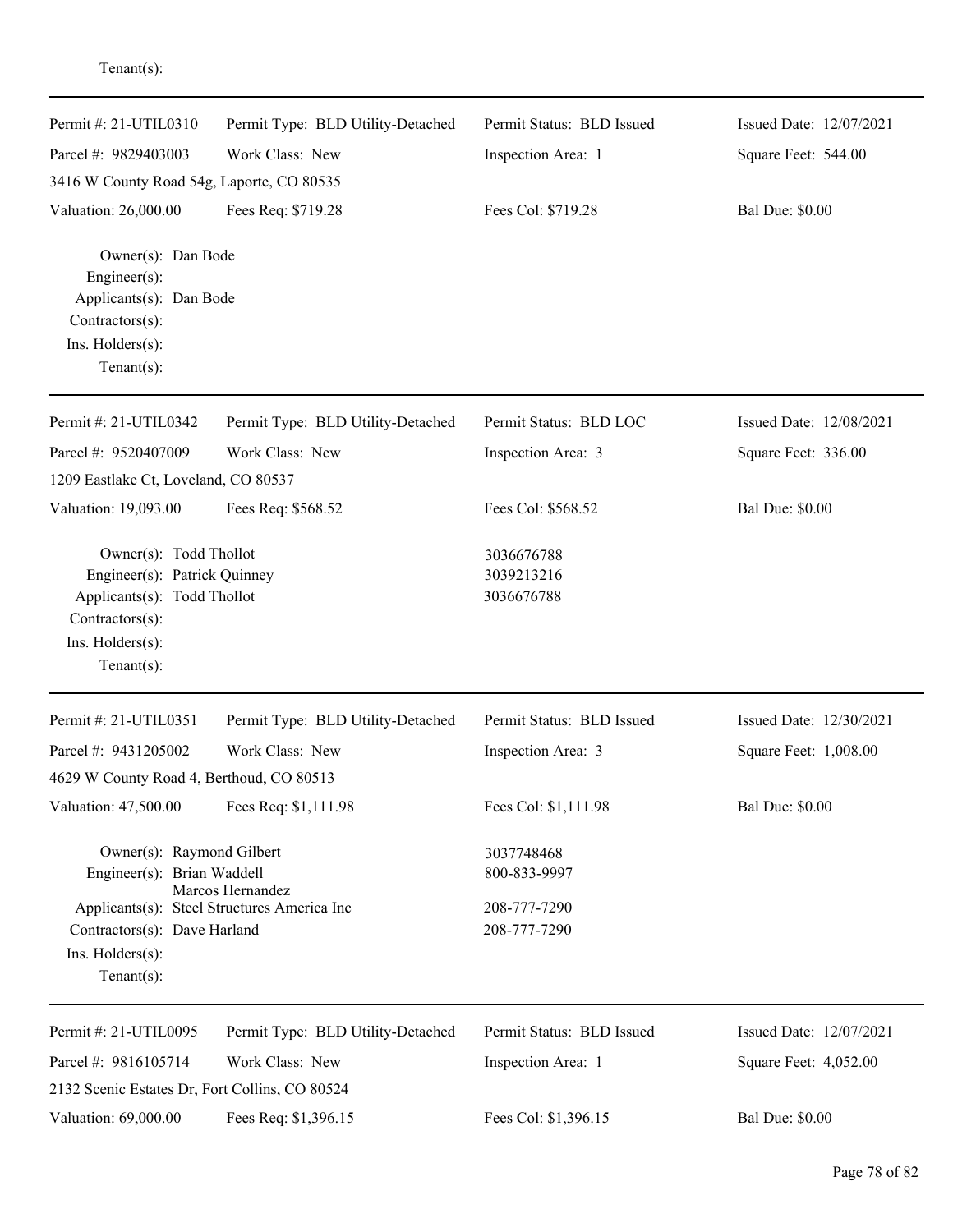Tenant(s):

---

| Permit #: 21-UTIL0310 | Permit Type: BLD Utility-Detached | Permit Status: BLD Issued | Issued Date: 12/07/2021 |
|---|---|---|---|
| Parcel #: 9829403003 | Work Class: New | Inspection Area: 1 | Square Feet: 544.00 |
| 3416 W County Road 54g, Laporte, CO 80535 | | | |
| Valuation: 26,000.00 | Fees Req: $719.28 | Fees Col: $719.28 | Bal Due: $0.00 |

Owner(s): Dan Bode
Engineer(s):
Applicants(s): Dan Bode
Contractors(s):
Ins. Holders(s):
Tenant(s):

---

| Permit #: 21-UTIL0342 | Permit Type: BLD Utility-Detached | Permit Status: BLD LOC | Issued Date: 12/08/2021 |
|---|---|---|---|
| Parcel #: 9520407009 | Work Class: New | Inspection Area: 3 | Square Feet: 336.00 |
| 1209 Eastlake Ct, Loveland, CO 80537 | | | |
| Valuation: 19,093.00 | Fees Req: $568.52 | Fees Col: $568.52 | Bal Due: $0.00 |

Owner(s): Todd Thollot 3036676788
Engineer(s): Patrick Quinney 3039213216
Applicants(s): Todd Thollot 3036676788
Contractors(s):
Ins. Holders(s):
Tenant(s):

---

| Permit #: 21-UTIL0351 | Permit Type: BLD Utility-Detached | Permit Status: BLD Issued | Issued Date: 12/30/2021 |
|---|---|---|---|
| Parcel #: 9431205002 | Work Class: New | Inspection Area: 3 | Square Feet: 1,008.00 |
| 4629 W County Road 4, Berthoud, CO 80513 | | | |
| Valuation: 47,500.00 | Fees Req: $1,111.98 | Fees Col: $1,111.98 | Bal Due: $0.00 |

Owner(s): Raymond Gilbert 3037748468
Engineer(s): Brian Waddell 800-833-9997
Marcos Hernandez
Applicants(s): Steel Structures America Inc 208-777-7290
Contractors(s): Dave Harland 208-777-7290
Ins. Holders(s):
Tenant(s):

---

| Permit #: 21-UTIL0095 | Permit Type: BLD Utility-Detached | Permit Status: BLD Issued | Issued Date: 12/07/2021 |
|---|---|---|---|
| Parcel #: 9816105714 | Work Class: New | Inspection Area: 1 | Square Feet: 4,052.00 |
| 2132 Scenic Estates Dr, Fort Collins, CO 80524 | | | |
| Valuation: 69,000.00 | Fees Req: $1,396.15 | Fees Col: $1,396.15 | Bal Due: $0.00 |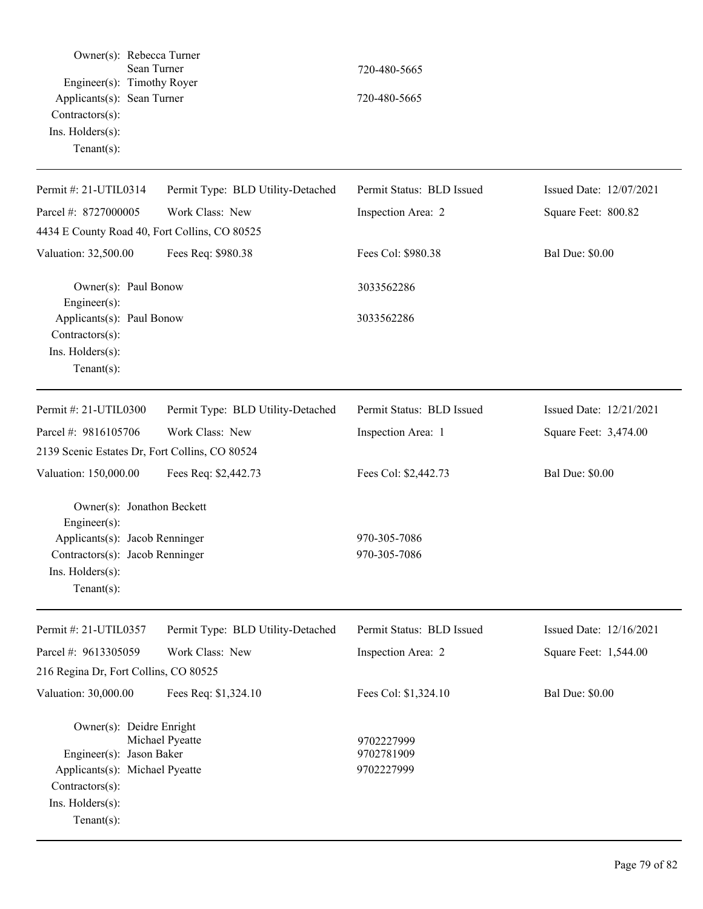Owner(s): Rebecca Turner
Sean Turner 720-480-5665
Engineer(s): Timothy Royer
Applicants(s): Sean Turner 720-480-5665
Contractors(s):
Ins. Holders(s):
Tenant(s):

---

| Permit #: 21-UTIL0314 | Permit Type: BLD Utility-Detached | Permit Status: BLD Issued | Issued Date: 12/07/2021 |
|---|---|---|---|
| Parcel #: 8727000005 | Work Class: New | Inspection Area: 2 | Square Feet: 800.82 |
| 4434 E County Road 40, Fort Collins, CO 80525 | | | |
| Valuation: 32,500.00 | Fees Req: $980.38 | Fees Col: $980.38 | Bal Due: $0.00 |

Owner(s): Paul Bonow 3033562286
Engineer(s):
Applicants(s): Paul Bonow 3033562286
Contractors(s):
Ins. Holders(s):
Tenant(s):

---

| Permit #: 21-UTIL0300 | Permit Type: BLD Utility-Detached | Permit Status: BLD Issued | Issued Date: 12/21/2021 |
|---|---|---|---|
| Parcel #: 9816105706 | Work Class: New | Inspection Area: 1 | Square Feet: 3,474.00 |
| 2139 Scenic Estates Dr, Fort Collins, CO 80524 | | | |
| Valuation: 150,000.00 | Fees Req: $2,442.73 | Fees Col: $2,442.73 | Bal Due: $0.00 |

Owner(s): Jonathon Beckett
Engineer(s):
Applicants(s): Jacob Renninger 970-305-7086
Contractors(s): Jacob Renninger 970-305-7086
Ins. Holders(s):
Tenant(s):

---

| Permit #: 21-UTIL0357 | Permit Type: BLD Utility-Detached | Permit Status: BLD Issued | Issued Date: 12/16/2021 |
|---|---|---|---|
| Parcel #: 9613305059 | Work Class: New | Inspection Area: 2 | Square Feet: 1,544.00 |
| 216 Regina Dr, Fort Collins, CO 80525 | | | |
| Valuation: 30,000.00 | Fees Req: $1,324.10 | Fees Col: $1,324.10 | Bal Due: $0.00 |

Owner(s): Deidre Enright
Michael Pyeatte 9702227999
Engineer(s): Jason Baker 9702781909
Applicants(s): Michael Pyeatte 9702227999
Contractors(s):
Ins. Holders(s):
Tenant(s):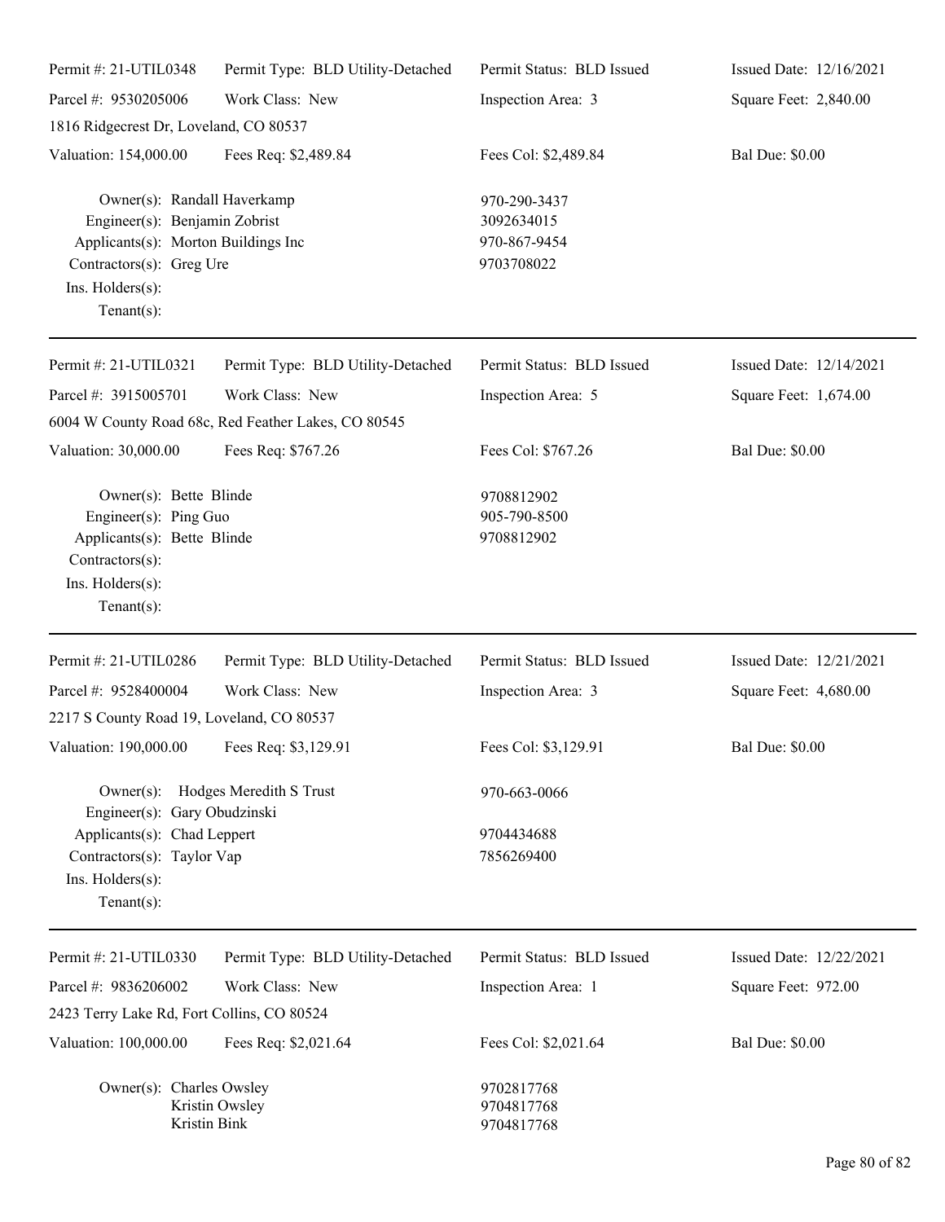| Permit #: 21-UTIL0348 | Permit Type: BLD Utility-Detached | Permit Status: BLD Issued | Issued Date: 12/16/2021 |
|---|---|---|---|
| Parcel #: 9530205006 | Work Class: New | Inspection Area: 3 | Square Feet: 2,840.00 |
| 1816 Ridgecrest Dr, Loveland, CO 80537 | | | |
| Valuation: 154,000.00 | Fees Req: $2,489.84 | Fees Col: $2,489.84 | Bal Due: $0.00 |

Owner(s): Randall Haverkamp — 970-290-3437
Engineer(s): Benjamin Zobrist — 3092634015
Applicants(s): Morton Buildings Inc — 970-867-9454
Contractors(s): Greg Ure — 9703708022
Ins. Holders(s):
Tenant(s):

---

| Permit #: 21-UTIL0321 | Permit Type: BLD Utility-Detached | Permit Status: BLD Issued | Issued Date: 12/14/2021 |
|---|---|---|---|
| Parcel #: 3915005701 | Work Class: New | Inspection Area: 5 | Square Feet: 1,674.00 |
| 6004 W County Road 68c, Red Feather Lakes, CO 80545 | | | |
| Valuation: 30,000.00 | Fees Req: $767.26 | Fees Col: $767.26 | Bal Due: $0.00 |

Owner(s): Bette Blinde — 9708812902
Engineer(s): Ping Guo — 905-790-8500
Applicants(s): Bette Blinde — 9708812902
Contractors(s):
Ins. Holders(s):
Tenant(s):

---

| Permit #: 21-UTIL0286 | Permit Type: BLD Utility-Detached | Permit Status: BLD Issued | Issued Date: 12/21/2021 |
|---|---|---|---|
| Parcel #: 9528400004 | Work Class: New | Inspection Area: 3 | Square Feet: 4,680.00 |
| 2217 S County Road 19, Loveland, CO 80537 | | | |
| Valuation: 190,000.00 | Fees Req: $3,129.91 | Fees Col: $3,129.91 | Bal Due: $0.00 |

Owner(s): Hodges Meredith S Trust — 970-663-0066
Engineer(s): Gary Obudzinski
Applicants(s): Chad Leppert — 9704434688
Contractors(s): Taylor Vap — 7856269400
Ins. Holders(s):
Tenant(s):

---

| Permit #: 21-UTIL0330 | Permit Type: BLD Utility-Detached | Permit Status: BLD Issued | Issued Date: 12/22/2021 |
|---|---|---|---|
| Parcel #: 9836206002 | Work Class: New | Inspection Area: 1 | Square Feet: 972.00 |
| 2423 Terry Lake Rd, Fort Collins, CO 80524 | | | |
| Valuation: 100,000.00 | Fees Req: $2,021.64 | Fees Col: $2,021.64 | Bal Due: $0.00 |

Owner(s): Charles Owsley — 9702817768
Kristin Owsley — 9704817768
Kristin Bink — 9704817768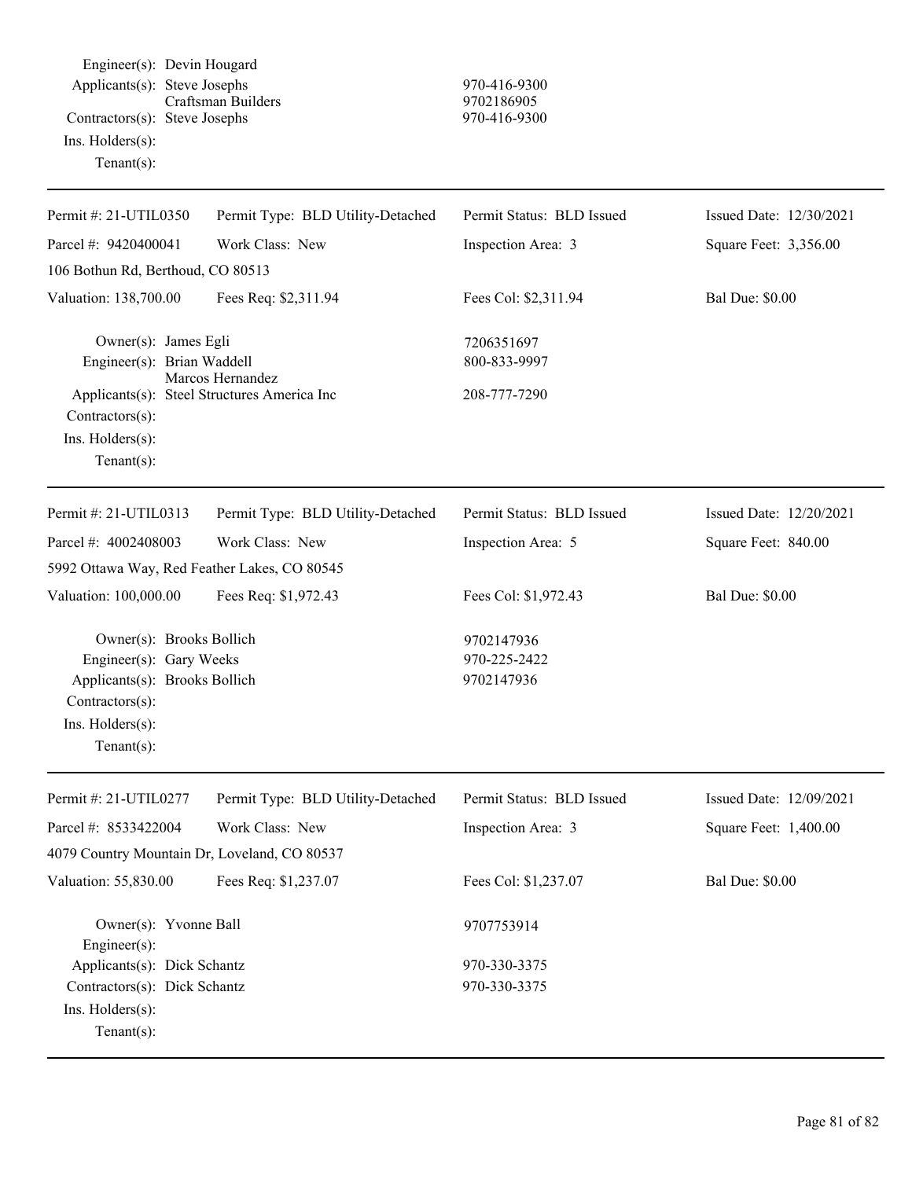Engineer(s): Devin Hougard
Applicants(s): Steve Josephs 970-416-9300
Craftsman Builders 9702186905
Contractors(s): Steve Josephs 970-416-9300
Ins. Holders(s):
Tenant(s):

---

| Permit #: 21-UTIL0350 | Permit Type: BLD Utility-Detached | Permit Status: BLD Issued | Issued Date: 12/30/2021 |
|---|---|---|---|
| Parcel #: 9420400041 | Work Class: New | Inspection Area: 3 | Square Feet: 3,356.00 |
| 106 Bothun Rd, Berthoud, CO 80513 | | | |
| Valuation: 138,700.00 | Fees Req: $2,311.94 | Fees Col: $2,311.94 | Bal Due: $0.00 |

Owner(s): James Egli 7206351697
Engineer(s): Brian Waddell 800-833-9997
Marcos Hernandez
Applicants(s): Steel Structures America Inc 208-777-7290
Contractors(s):
Ins. Holders(s):
Tenant(s):

---

| Permit #: 21-UTIL0313 | Permit Type: BLD Utility-Detached | Permit Status: BLD Issued | Issued Date: 12/20/2021 |
|---|---|---|---|
| Parcel #: 4002408003 | Work Class: New | Inspection Area: 5 | Square Feet: 840.00 |
| 5992 Ottawa Way, Red Feather Lakes, CO 80545 | | | |
| Valuation: 100,000.00 | Fees Req: $1,972.43 | Fees Col: $1,972.43 | Bal Due: $0.00 |

Owner(s): Brooks Bollich 9702147936
Engineer(s): Gary Weeks 970-225-2422
Applicants(s): Brooks Bollich 9702147936
Contractors(s):
Ins. Holders(s):
Tenant(s):

---

| Permit #: 21-UTIL0277 | Permit Type: BLD Utility-Detached | Permit Status: BLD Issued | Issued Date: 12/09/2021 |
|---|---|---|---|
| Parcel #: 8533422004 | Work Class: New | Inspection Area: 3 | Square Feet: 1,400.00 |
| 4079 Country Mountain Dr, Loveland, CO 80537 | | | |
| Valuation: 55,830.00 | Fees Req: $1,237.07 | Fees Col: $1,237.07 | Bal Due: $0.00 |

Owner(s): Yvonne Ball 9707753914
Engineer(s):
Applicants(s): Dick Schantz 970-330-3375
Contractors(s): Dick Schantz 970-330-3375
Ins. Holders(s):
Tenant(s):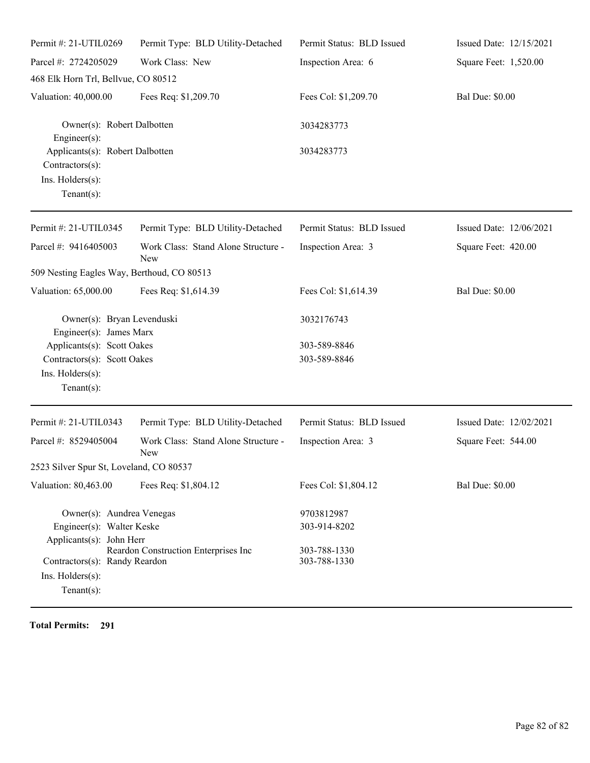| | | | |
|---|---|---|---|
| Permit #: 21-UTIL0269 | Permit Type: BLD Utility-Detached | Permit Status: BLD Issued | Issued Date: 12/15/2021 |
| Parcel #: 2724205029 | Work Class: New | Inspection Area: 6 | Square Feet: 1,520.00 |
| 468 Elk Horn Trl, Bellvue, CO 80512 | | | |
| Valuation: 40,000.00 | Fees Req: $1,209.70 | Fees Col: $1,209.70 | Bal Due: $0.00 |

Owner(s): Robert Dalbotten 3034283773
Engineer(s):
Applicants(s): Robert Dalbotten 3034283773
Contractors(s):
Ins. Holders(s):
Tenant(s):

| | | | |
|---|---|---|---|
| Permit #: 21-UTIL0345 | Permit Type: BLD Utility-Detached | Permit Status: BLD Issued | Issued Date: 12/06/2021 |
| Parcel #: 9416405003 | Work Class: Stand Alone Structure - New | Inspection Area: 3 | Square Feet: 420.00 |
| 509 Nesting Eagles Way, Berthoud, CO 80513 | | | |
| Valuation: 65,000.00 | Fees Req: $1,614.39 | Fees Col: $1,614.39 | Bal Due: $0.00 |

Owner(s): Bryan Levenduski 3032176743
Engineer(s): James Marx
Applicants(s): Scott Oakes 303-589-8846
Contractors(s): Scott Oakes 303-589-8846
Ins. Holders(s):
Tenant(s):

| | | | |
|---|---|---|---|
| Permit #: 21-UTIL0343 | Permit Type: BLD Utility-Detached | Permit Status: BLD Issued | Issued Date: 12/02/2021 |
| Parcel #: 8529405004 | Work Class: Stand Alone Structure - New | Inspection Area: 3 | Square Feet: 544.00 |
| 2523 Silver Spur St, Loveland, CO 80537 | | | |
| Valuation: 80,463.00 | Fees Req: $1,804.12 | Fees Col: $1,804.12 | Bal Due: $0.00 |

Owner(s): Aundrea Venegas 9703812987
Engineer(s): Walter Keske 303-914-8202
Applicants(s): John Herr
Reardon Construction Enterprises Inc 303-788-1330
Contractors(s): Randy Reardon 303-788-1330
Ins. Holders(s):
Tenant(s):

**Total Permits: 291**